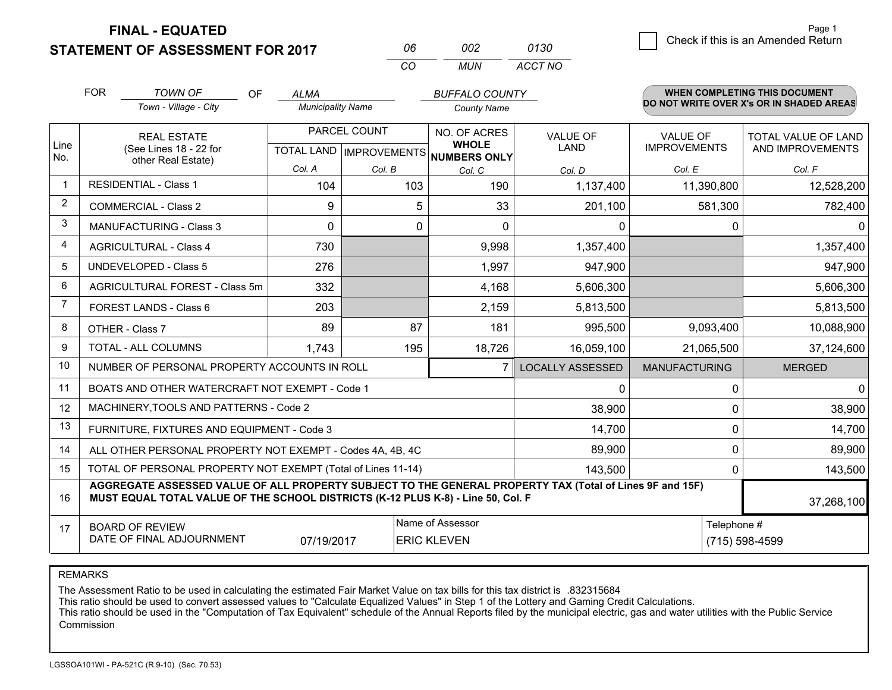# FINAL - EQUATED
# STATEMENT OF ASSESSMENT FOR 2017

| 06 | 002 | 0130 |
|---|---|---|
| CO | MUN | ACCT NO |

Page 1

☐ Check if this is an Amended Return

FOR *TOWN OF* (Town - Village - City) OF *ALMA* (Municipality Name) *BUFFALO COUNTY* (County Name)

**WHEN COMPLETING THIS DOCUMENT DO NOT WRITE OVER X's OR IN SHADED AREAS**

| Line No. | REAL ESTATE (See Lines 18 - 22 for other Real Estate) | PARCEL COUNT TOTAL LAND Col. A | PARCEL COUNT IMPROVEMENTS Col. B | NO. OF ACRES WHOLE NUMBERS ONLY Col. C | VALUE OF LAND Col. D | VALUE OF IMPROVEMENTS Col. E | TOTAL VALUE OF LAND AND IMPROVEMENTS Col. F |
|---|---|---|---|---|---|---|---|
| 1 | RESIDENTIAL - Class 1 | 104 | 103 | 190 | 1,137,400 | 11,390,800 | 12,528,200 |
| 2 | COMMERCIAL - Class 2 | 9 | 5 | 33 | 201,100 | 581,300 | 782,400 |
| 3 | MANUFACTURING - Class 3 | 0 | 0 | 0 | 0 | 0 | 0 |
| 4 | AGRICULTURAL - Class 4 | 730 | | 9,998 | 1,357,400 | | 1,357,400 |
| 5 | UNDEVELOPED - Class 5 | 276 | | 1,997 | 947,900 | | 947,900 |
| 6 | AGRICULTURAL FOREST - Class 5m | 332 | | 4,168 | 5,606,300 | | 5,606,300 |
| 7 | FOREST LANDS - Class 6 | 203 | | 2,159 | 5,813,500 | | 5,813,500 |
| 8 | OTHER - Class 7 | 89 | 87 | 181 | 995,500 | 9,093,400 | 10,088,900 |
| 9 | TOTAL - ALL COLUMNS | 1,743 | 195 | 18,726 | 16,059,100 | 21,065,500 | 37,124,600 |
| 10 | NUMBER OF PERSONAL PROPERTY ACCOUNTS IN ROLL | | | 7 | LOCALLY ASSESSED | MANUFACTURING | MERGED |
| 11 | BOATS AND OTHER WATERCRAFT NOT EXEMPT - Code 1 | | | | 0 | 0 | 0 |
| 12 | MACHINERY,TOOLS AND PATTERNS - Code 2 | | | | 38,900 | 0 | 38,900 |
| 13 | FURNITURE, FIXTURES AND EQUIPMENT - Code 3 | | | | 14,700 | 0 | 14,700 |
| 14 | ALL OTHER PERSONAL PROPERTY NOT EXEMPT - Codes 4A, 4B, 4C | | | | 89,900 | 0 | 89,900 |
| 15 | TOTAL OF PERSONAL PROPERTY NOT EXEMPT (Total of Lines 11-14) | | | | 143,500 | 0 | 143,500 |
| 16 | **AGGREGATE ASSESSED VALUE OF ALL PROPERTY SUBJECT TO THE GENERAL PROPERTY TAX (Total of Lines 9F and 15F) MUST EQUAL TOTAL VALUE OF THE SCHOOL DISTRICTS (K-12 PLUS K-8) - Line 50, Col. F** | | | | | | 37,268,100 |
| 17 | BOARD OF REVIEW DATE OF FINAL ADJOURNMENT | 07/19/2017 | Name of Assessor: ERIC KLEVEN | | | Telephone #: (715) 598-4599 | |

REMARKS

The Assessment Ratio to be used in calculating the estimated Fair Market Value on tax bills for this tax district is .832315684
This ratio should be used to convert assessed values to "Calculate Equalized Values" in Step 1 of the Lottery and Gaming Credit Calculations.
This ratio should be used in the "Computation of Tax Equivalent" schedule of the Annual Reports filed by the municipal electric, gas and water utilities with the Public Service Commission

LGSSOA101WI - PA-521C (R.9-10) (Sec. 70.53)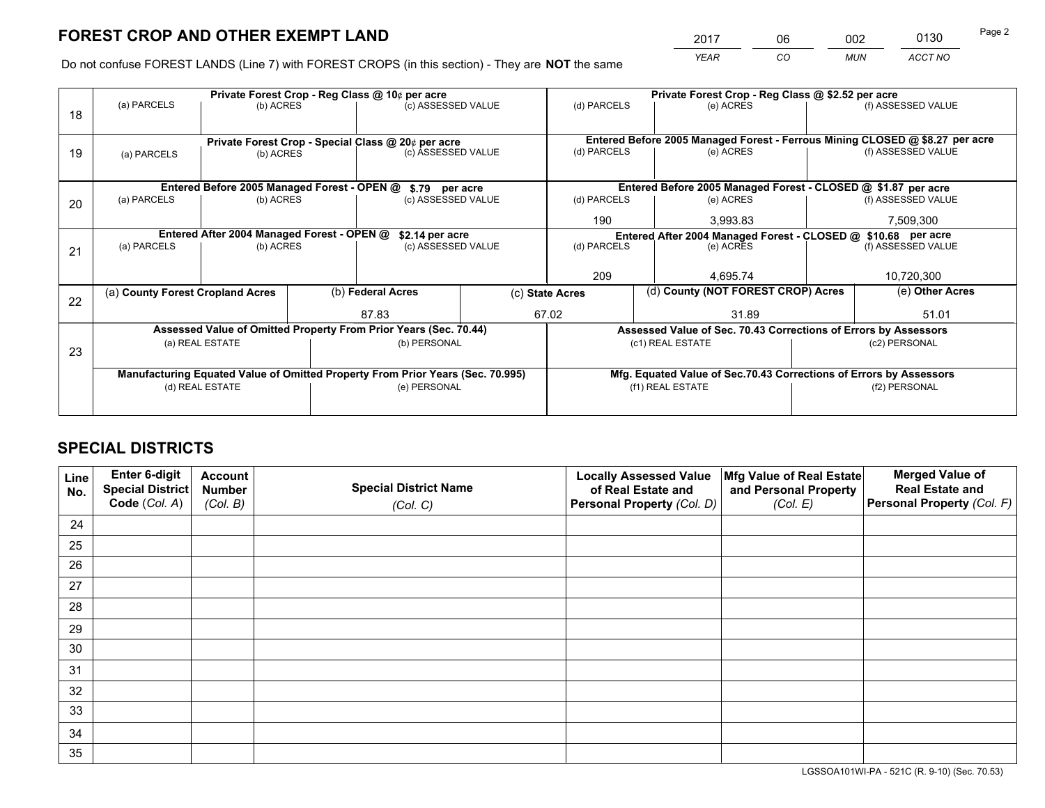# FOREST CROP AND OTHER EXEMPT LAND

| YEAR | CO | MUN | ACCT NO |
|---|---|---|---|
| 2017 | 06 | 002 | 0130 |

Do not confuse FOREST LANDS (Line 7) with FOREST CROPS (in this section) - They are **NOT** the same

| | Private Forest Crop - Reg Class @ 10¢ per acre | | | Private Forest Crop - Reg Class @ $2.52 per acre | | |
|---|---|---|---|---|---|---|
| 18 | (a) PARCELS | (b) ACRES | (c) ASSESSED VALUE | (d) PARCELS | (e) ACRES | (f) ASSESSED VALUE |
| | | | | | | |
| | **Private Forest Crop - Special Class @ 20¢ per acre** | | | **Entered Before 2005 Managed Forest - Ferrous Mining CLOSED @ $8.27 per acre** | | |
| 19 | (a) PARCELS | (b) ACRES | (c) ASSESSED VALUE | (d) PARCELS | (e) ACRES | (f) ASSESSED VALUE |
| | | | | | | |
| | **Entered Before 2005 Managed Forest - OPEN @ $.79 per acre** | | | **Entered Before 2005 Managed Forest - CLOSED @ $1.87 per acre** | | |
| 20 | (a) PARCELS | (b) ACRES | (c) ASSESSED VALUE | (d) PARCELS | (e) ACRES | (f) ASSESSED VALUE |
| | | | | 190 | 3,993.83 | 7,509,300 |
| | **Entered After 2004 Managed Forest - OPEN @ $2.14 per acre** | | | **Entered After 2004 Managed Forest - CLOSED @ $10.68 per acre** | | |
| 21 | (a) PARCELS | (b) ACRES | (c) ASSESSED VALUE | (d) PARCELS | (e) ACRES | (f) ASSESSED VALUE |
| | | | | 209 | 4,695.74 | 10,720,300 |

| | (a) County Forest Cropland Acres | (b) Federal Acres | (c) State Acres | (d) County (NOT FOREST CROP) Acres | (e) Other Acres |
|---|---|---|---|---|---|
| 22 | | 87.83 | 67.02 | 31.89 | 51.01 |

| | Assessed Value of Omitted Property From Prior Years (Sec. 70.44) | | Assessed Value of Sec. 70.43 Corrections of Errors by Assessors | |
|---|---|---|---|---|
| 23 | (a) REAL ESTATE | (b) PERSONAL | (c1) REAL ESTATE | (c2) PERSONAL |
| | | | | |
| | **Manufacturing Equated Value of Omitted Property From Prior Years (Sec. 70.995)** | | **Mfg. Equated Value of Sec.70.43 Corrections of Errors by Assessors** | |
| | (d) REAL ESTATE | (e) PERSONAL | (f1) REAL ESTATE | (f2) PERSONAL |
| | | | | |

# SPECIAL DISTRICTS

| Line No. | Enter 6-digit Special District Code (Col. A) | Account Number (Col. B) | Special District Name (Col. C) | Locally Assessed Value of Real Estate and Personal Property (Col. D) | Mfg Value of Real Estate and Personal Property (Col. E) | Merged Value of Real Estate and Personal Property (Col. F) |
|---|---|---|---|---|---|---|
| 24 | | | | | | |
| 25 | | | | | | |
| 26 | | | | | | |
| 27 | | | | | | |
| 28 | | | | | | |
| 29 | | | | | | |
| 30 | | | | | | |
| 31 | | | | | | |
| 32 | | | | | | |
| 33 | | | | | | |
| 34 | | | | | | |
| 35 | | | | | | |

LGSSOA101WI-PA - 521C (R. 9-10) (Sec. 70.53)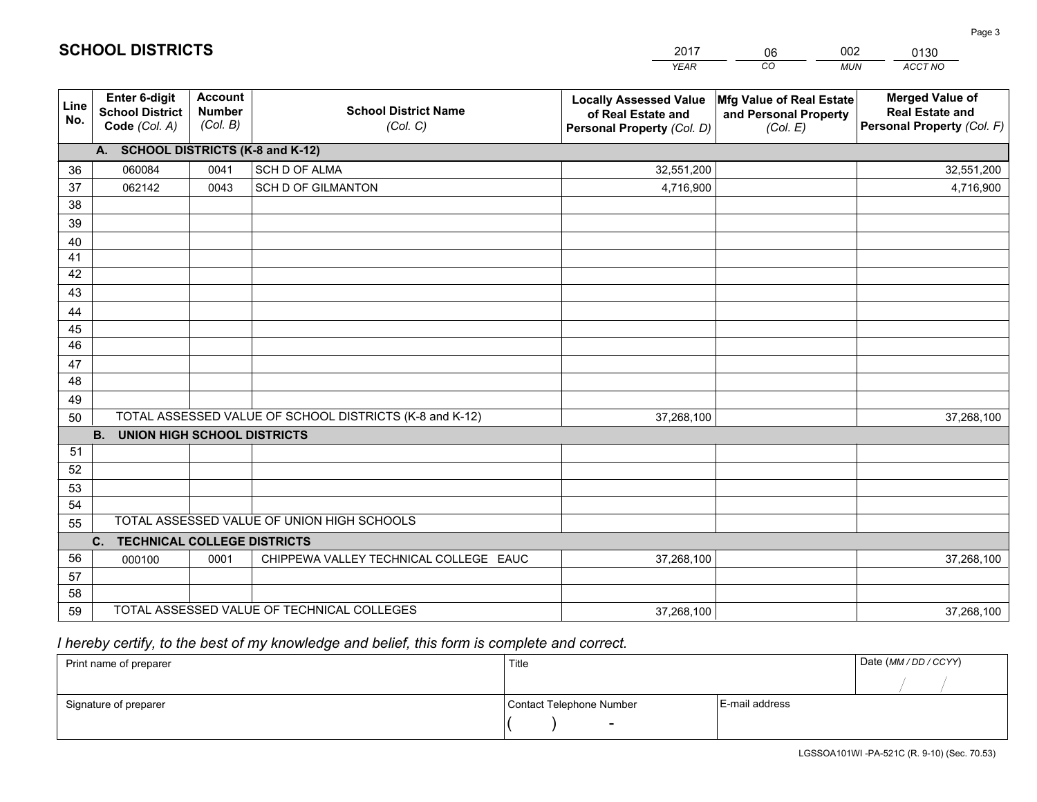# SCHOOL DISTRICTS

| 2017 | 06 | 002 | 0130 |
|---|---|---|---|
| *YEAR* | *CO* | *MUN* | *ACCT NO* |

| Line No. | Enter 6-digit School District Code *(Col. A)* | Account Number *(Col. B)* | School District Name *(Col. C)* | Locally Assessed Value of Real Estate and Personal Property *(Col. D)* | Mfg Value of Real Estate and Personal Property *(Col. E)* | Merged Value of Real Estate and Personal Property *(Col. F)* |
|---|---|---|---|---|---|---|
| | **A. SCHOOL DISTRICTS (K-8 and K-12)** | | | | | |
| 36 | 060084 | 0041 | SCH D OF ALMA | 32,551,200 | | 32,551,200 |
| 37 | 062142 | 0043 | SCH D OF GILMANTON | 4,716,900 | | 4,716,900 |
| 38 | | | | | | |
| 39 | | | | | | |
| 40 | | | | | | |
| 41 | | | | | | |
| 42 | | | | | | |
| 43 | | | | | | |
| 44 | | | | | | |
| 45 | | | | | | |
| 46 | | | | | | |
| 47 | | | | | | |
| 48 | | | | | | |
| 49 | | | | | | |
| 50 | TOTAL ASSESSED VALUE OF SCHOOL DISTRICTS (K-8 and K-12) | | | 37,268,100 | | 37,268,100 |
| | **B. UNION HIGH SCHOOL DISTRICTS** | | | | | |
| 51 | | | | | | |
| 52 | | | | | | |
| 53 | | | | | | |
| 54 | | | | | | |
| 55 | TOTAL ASSESSED VALUE OF UNION HIGH SCHOOLS | | | | | |
| | **C. TECHNICAL COLLEGE DISTRICTS** | | | | | |
| 56 | 000100 | 0001 | CHIPPEWA VALLEY TECHNICAL COLLEGE EAUC | 37,268,100 | | 37,268,100 |
| 57 | | | | | | |
| 58 | | | | | | |
| 59 | TOTAL ASSESSED VALUE OF TECHNICAL COLLEGES | | | 37,268,100 | | 37,268,100 |

*I hereby certify, to the best of my knowledge and belief, this form is complete and correct.*

| Print name of preparer | Title | | Date *(MM / DD / CCYY)* |
|---|---|---|---|
| | | | / / |
| Signature of preparer | Contact Telephone Number | E-mail address | |
| | ( ) - | | |

LGSSOA101WI -PA-521C (R. 9-10) (Sec. 70.53)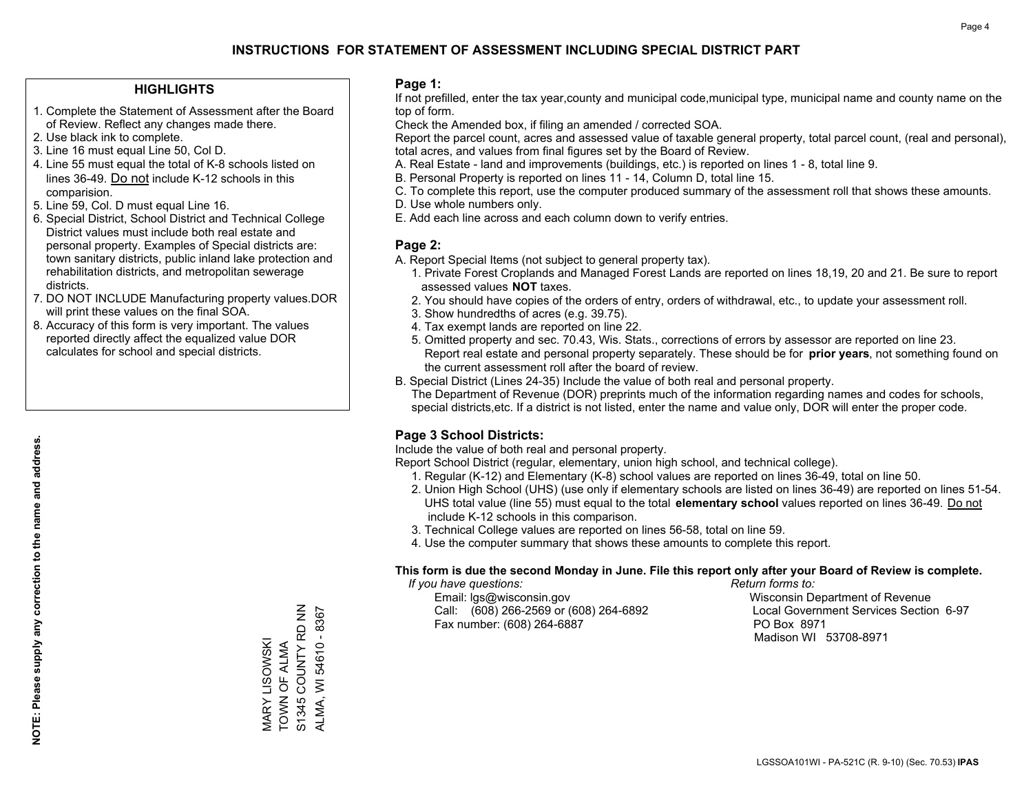# INSTRUCTIONS FOR STATEMENT OF ASSESSMENT INCLUDING SPECIAL DISTRICT PART

## HIGHLIGHTS

1. Complete the Statement of Assessment after the Board of Review. Reflect any changes made there.
2. Use black ink to complete.
3. Line 16 must equal Line 50, Col D.
4. Line 55 must equal the total of K-8 schools listed on lines 36-49. Do not include K-12 schools in this comparision.
5. Line 59, Col. D must equal Line 16.
6. Special District, School District and Technical College District values must include both real estate and personal property. Examples of Special districts are: town sanitary districts, public inland lake protection and rehabilitation districts, and metropolitan sewerage districts.
7. DO NOT INCLUDE Manufacturing property values.DOR will print these values on the final SOA.
8. Accuracy of this form is very important. The values reported directly affect the equalized value DOR calculates for school and special districts.

**NOTE: Please supply any correction to the name and address.**

MARY LISOWSKI
TOWN OF ALMA
S1345 COUNTY RD NN
ALMA, WI 54610 - 8367

## Page 1:

If not prefilled, enter the tax year,county and municipal code,municipal type, municipal name and county name on the top of form.

Check the Amended box, if filing an amended / corrected SOA.

Report the parcel count, acres and assessed value of taxable general property, total parcel count, (real and personal), total acres, and values from final figures set by the Board of Review.

A. Real Estate - land and improvements (buildings, etc.) is reported on lines 1 - 8, total line 9.
B. Personal Property is reported on lines 11 - 14, Column D, total line 15.
C. To complete this report, use the computer produced summary of the assessment roll that shows these amounts.
D. Use whole numbers only.
E. Add each line across and each column down to verify entries.

## Page 2:

A. Report Special Items (not subject to general property tax).
   1. Private Forest Croplands and Managed Forest Lands are reported on lines 18,19, 20 and 21. Be sure to report assessed values **NOT** taxes.
   2. You should have copies of the orders of entry, orders of withdrawal, etc., to update your assessment roll.
   3. Show hundredths of acres (e.g. 39.75).
   4. Tax exempt lands are reported on line 22.
   5. Omitted property and sec. 70.43, Wis. Stats., corrections of errors by assessor are reported on line 23. Report real estate and personal property separately. These should be for **prior years**, not something found on the current assessment roll after the board of review.
B. Special District (Lines 24-35) Include the value of both real and personal property.
   The Department of Revenue (DOR) preprints much of the information regarding names and codes for schools, special districts,etc. If a district is not listed, enter the name and value only, DOR will enter the proper code.

## Page 3 School Districts:

Include the value of both real and personal property.

Report School District (regular, elementary, union high school, and technical college).

1. Regular (K-12) and Elementary (K-8) school values are reported on lines 36-49, total on line 50.
2. Union High School (UHS) (use only if elementary schools are listed on lines 36-49) are reported on lines 51-54. UHS total value (line 55) must equal to the total **elementary school** values reported on lines 36-49. Do not include K-12 schools in this comparison.
3. Technical College values are reported on lines 56-58, total on line 59.
4. Use the computer summary that shows these amounts to complete this report.

**This form is due the second Monday in June. File this report only after your Board of Review is complete.**

*If you have questions:*
Email: lgs@wisconsin.gov
Call: (608) 266-2569 or (608) 264-6892
Fax number: (608) 264-6887

*Return forms to:*
Wisconsin Department of Revenue
Local Government Services Section 6-97
PO Box 8971
Madison WI 53708-8971

LGSSOA101WI - PA-521C (R. 9-10) (Sec. 70.53) **IPAS**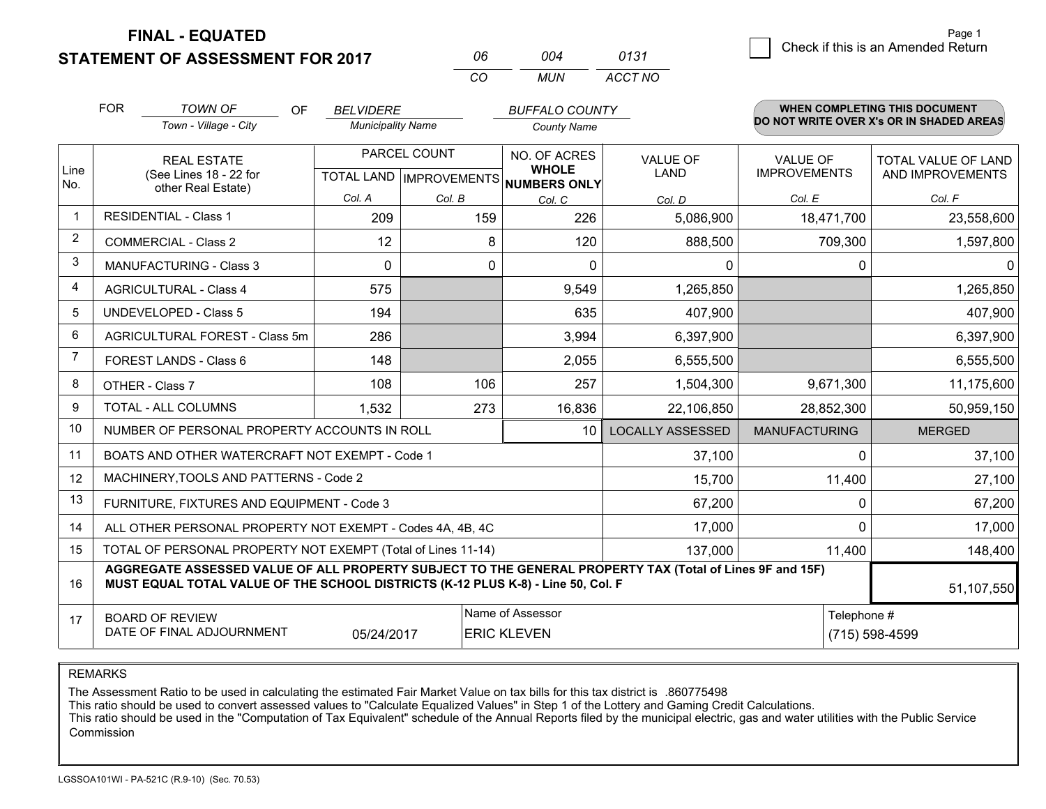# FINAL - EQUATED
## STATEMENT OF ASSESSMENT FOR 2017

| 06 | 004 | 0131 |
|---|---|---|
| CO | MUN | ACCT NO |

☐ Check if this is an Amended Return

FOR *TOWN OF* (Town - Village - City) OF *BELVIDERE* (Municipality Name) *BUFFALO COUNTY* (County Name)

**WHEN COMPLETING THIS DOCUMENT DO NOT WRITE OVER X's OR IN SHADED AREAS**

| Line No. | REAL ESTATE (See Lines 18 - 22 for other Real Estate) | PARCEL COUNT TOTAL LAND Col. A | PARCEL COUNT IMPROVEMENTS Col. B | NO. OF ACRES WHOLE NUMBERS ONLY Col. C | VALUE OF LAND Col. D | VALUE OF IMPROVEMENTS Col. E | TOTAL VALUE OF LAND AND IMPROVEMENTS Col. F |
|---|---|---|---|---|---|---|---|
| 1 | RESIDENTIAL - Class 1 | 209 | 159 | 226 | 5,086,900 | 18,471,700 | 23,558,600 |
| 2 | COMMERCIAL - Class 2 | 12 | 8 | 120 | 888,500 | 709,300 | 1,597,800 |
| 3 | MANUFACTURING - Class 3 | 0 | 0 | 0 | 0 | 0 | 0 |
| 4 | AGRICULTURAL - Class 4 | 575 | | 9,549 | 1,265,850 | | 1,265,850 |
| 5 | UNDEVELOPED - Class 5 | 194 | | 635 | 407,900 | | 407,900 |
| 6 | AGRICULTURAL FOREST - Class 5m | 286 | | 3,994 | 6,397,900 | | 6,397,900 |
| 7 | FOREST LANDS - Class 6 | 148 | | 2,055 | 6,555,500 | | 6,555,500 |
| 8 | OTHER - Class 7 | 108 | 106 | 257 | 1,504,300 | 9,671,300 | 11,175,600 |
| 9 | TOTAL - ALL COLUMNS | 1,532 | 273 | 16,836 | 22,106,850 | 28,852,300 | 50,959,150 |
| 10 | NUMBER OF PERSONAL PROPERTY ACCOUNTS IN ROLL | | | 10 | LOCALLY ASSESSED | MANUFACTURING | MERGED |
| 11 | BOATS AND OTHER WATERCRAFT NOT EXEMPT - Code 1 | | | | 37,100 | 0 | 37,100 |
| 12 | MACHINERY,TOOLS AND PATTERNS - Code 2 | | | | 15,700 | 11,400 | 27,100 |
| 13 | FURNITURE, FIXTURES AND EQUIPMENT - Code 3 | | | | 67,200 | 0 | 67,200 |
| 14 | ALL OTHER PERSONAL PROPERTY NOT EXEMPT - Codes 4A, 4B, 4C | | | | 17,000 | 0 | 17,000 |
| 15 | TOTAL OF PERSONAL PROPERTY NOT EXEMPT (Total of Lines 11-14) | | | | 137,000 | 11,400 | 148,400 |
| 16 | **AGGREGATE ASSESSED VALUE OF ALL PROPERTY SUBJECT TO THE GENERAL PROPERTY TAX (Total of Lines 9F and 15F) MUST EQUAL TOTAL VALUE OF THE SCHOOL DISTRICTS (K-12 PLUS K-8) - Line 50, Col. F** | | | | | | 51,107,550 |
| 17 | BOARD OF REVIEW DATE OF FINAL ADJOURNMENT | 05/24/2017 | Name of Assessor: ERIC KLEVEN | | | Telephone #: (715) 598-4599 | |

REMARKS

The Assessment Ratio to be used in calculating the estimated Fair Market Value on tax bills for this tax district is .860775498
This ratio should be used to convert assessed values to "Calculate Equalized Values" in Step 1 of the Lottery and Gaming Credit Calculations.
This ratio should be used in the "Computation of Tax Equivalent" schedule of the Annual Reports filed by the municipal electric, gas and water utilities with the Public Service Commission

LGSSOA101WI - PA-521C (R.9-10) (Sec. 70.53)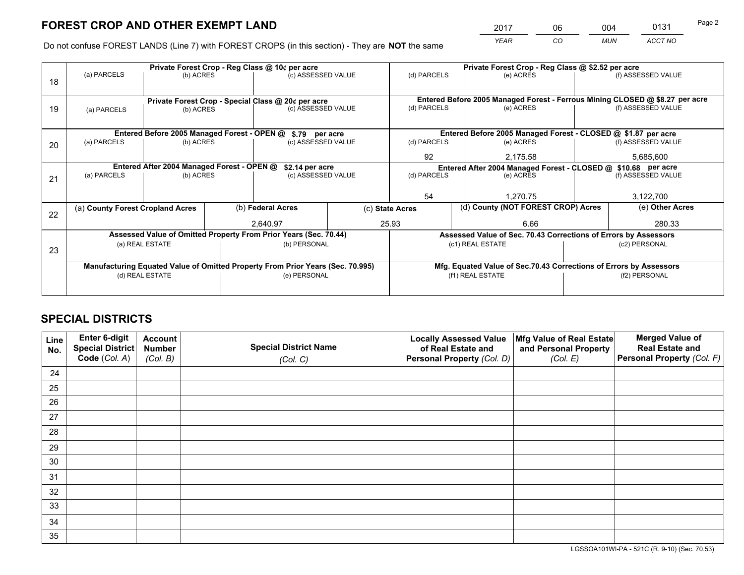# FOREST CROP AND OTHER EXEMPT LAND

| 2017 | 06 | 004 | 0131 |
|---|---|---|---|
| *YEAR* | *CO* | *MUN* | *ACCT NO* |

Do not confuse FOREST LANDS (Line 7) with FOREST CROPS (in this section) - They are **NOT** the same

| Line | | | | | | |
|---|---|---|---|---|---|---|
| 18 | **Private Forest Crop - Reg Class @ 10¢ per acre** | | | **Private Forest Crop - Reg Class @ $2.52 per acre** | | |
| | (a) PARCELS | (b) ACRES | (c) ASSESSED VALUE | (d) PARCELS | (e) ACRES | (f) ASSESSED VALUE |
| | | | | | | |
| 19 | **Private Forest Crop - Special Class @ 20¢ per acre** | | | **Entered Before 2005 Managed Forest - Ferrous Mining CLOSED @ $8.27 per acre** | | |
| | (a) PARCELS | (b) ACRES | (c) ASSESSED VALUE | (d) PARCELS | (e) ACRES | (f) ASSESSED VALUE |
| | | | | | | |
| 20 | **Entered Before 2005 Managed Forest - OPEN @ $.79 per acre** | | | **Entered Before 2005 Managed Forest - CLOSED @ $1.87 per acre** | | |
| | (a) PARCELS | (b) ACRES | (c) ASSESSED VALUE | (d) PARCELS | (e) ACRES | (f) ASSESSED VALUE |
| | | | | 92 | 2,175.58 | 5,685,600 |
| 21 | **Entered After 2004 Managed Forest - OPEN @ $2.14 per acre** | | | **Entered After 2004 Managed Forest - CLOSED @ $10.68 per acre** | | |
| | (a) PARCELS | (b) ACRES | (c) ASSESSED VALUE | (d) PARCELS | (e) ACRES | (f) ASSESSED VALUE |
| | | | | 54 | 1,270.75 | 3,122,700 |

| Line | (a) County Forest Cropland Acres | (b) Federal Acres | (c) State Acres | (d) County (NOT FOREST CROP) Acres | (e) Other Acres |
|---|---|---|---|---|---|
| 22 | | 2,640.97 | 25.93 | 6.66 | 280.33 |

| Line | | | | |
|---|---|---|---|---|
| 23 | **Assessed Value of Omitted Property From Prior Years (Sec. 70.44)** | | **Assessed Value of Sec. 70.43 Corrections of Errors by Assessors** | |
| | (a) REAL ESTATE | (b) PERSONAL | (c1) REAL ESTATE | (c2) PERSONAL |
| | | | | |
| | **Manufacturing Equated Value of Omitted Property From Prior Years (Sec. 70.995)** | | **Mfg. Equated Value of Sec.70.43 Corrections of Errors by Assessors** | |
| | (d) REAL ESTATE | (e) PERSONAL | (f1) REAL ESTATE | (f2) PERSONAL |
| | | | | |

# SPECIAL DISTRICTS

| Line No. | Enter 6-digit Special District Code (Col. A) | Account Number (Col. B) | Special District Name (Col. C) | Locally Assessed Value of Real Estate and Personal Property (Col. D) | Mfg Value of Real Estate and Personal Property (Col. E) | Merged Value of Real Estate and Personal Property (Col. F) |
|---|---|---|---|---|---|---|
| 24 | | | | | | |
| 25 | | | | | | |
| 26 | | | | | | |
| 27 | | | | | | |
| 28 | | | | | | |
| 29 | | | | | | |
| 30 | | | | | | |
| 31 | | | | | | |
| 32 | | | | | | |
| 33 | | | | | | |
| 34 | | | | | | |
| 35 | | | | | | |

LGSSOA101WI-PA - 521C (R. 9-10) (Sec. 70.53)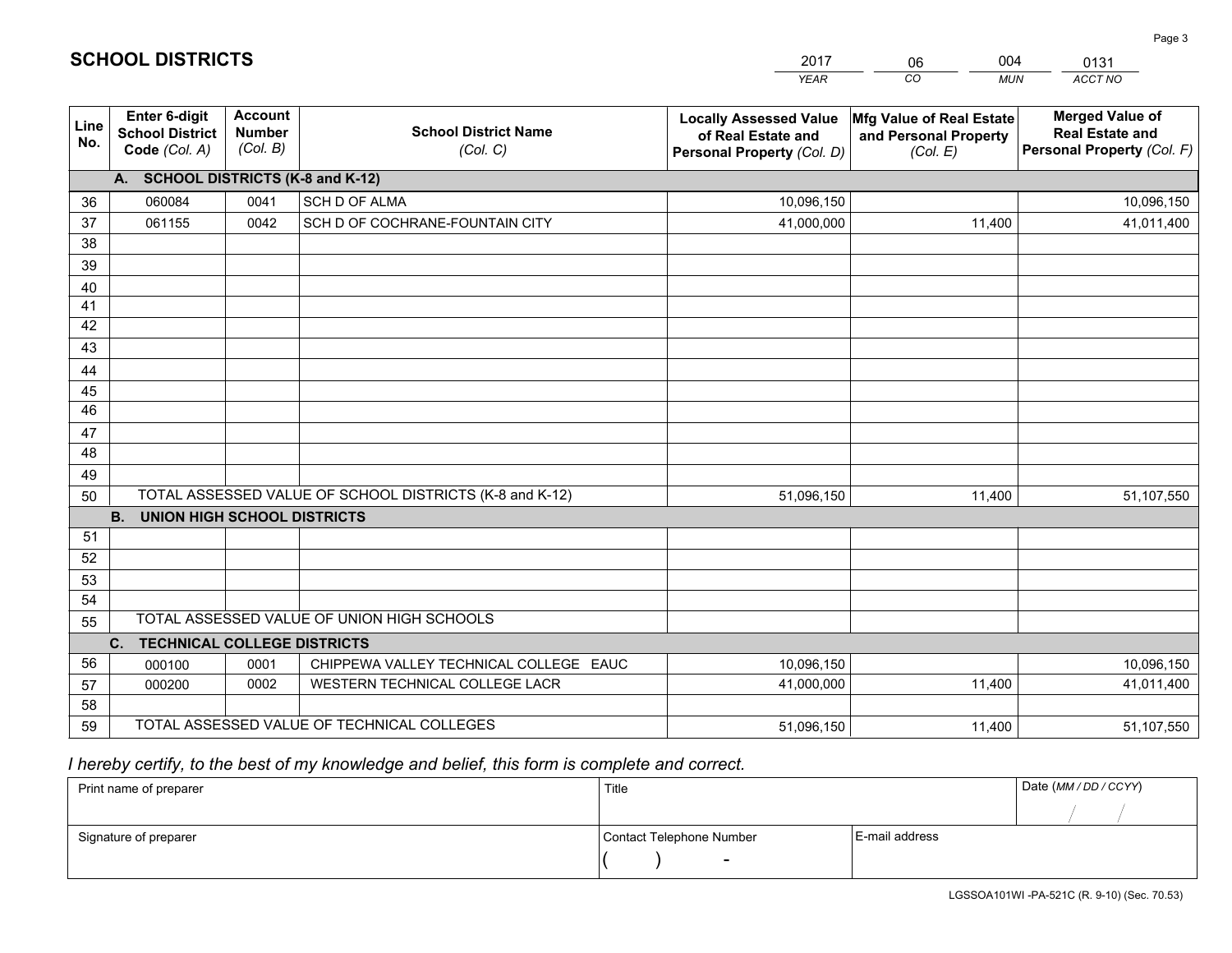# SCHOOL DISTRICTS

| 2017 | 06 | 004 | 0131 |
|---|---|---|---|
| *YEAR* | *CO* | *MUN* | *ACCT NO* |

| Line No. | Enter 6-digit School District Code *(Col. A)* | Account Number *(Col. B)* | School District Name *(Col. C)* | Locally Assessed Value of Real Estate and Personal Property *(Col. D)* | Mfg Value of Real Estate and Personal Property *(Col. E)* | Merged Value of Real Estate and Personal Property *(Col. F)* |
|---|---|---|---|---|---|---|
| **A. SCHOOL DISTRICTS (K-8 and K-12)** | | | | | | |
| 36 | 060084 | 0041 | SCH D OF ALMA | 10,096,150 | | 10,096,150 |
| 37 | 061155 | 0042 | SCH D OF COCHRANE-FOUNTAIN CITY | 41,000,000 | 11,400 | 41,011,400 |
| 38 | | | | | | |
| 39 | | | | | | |
| 40 | | | | | | |
| 41 | | | | | | |
| 42 | | | | | | |
| 43 | | | | | | |
| 44 | | | | | | |
| 45 | | | | | | |
| 46 | | | | | | |
| 47 | | | | | | |
| 48 | | | | | | |
| 49 | | | | | | |
| 50 | TOTAL ASSESSED VALUE OF SCHOOL DISTRICTS (K-8 and K-12) | | | 51,096,150 | 11,400 | 51,107,550 |
| **B. UNION HIGH SCHOOL DISTRICTS** | | | | | | |
| 51 | | | | | | |
| 52 | | | | | | |
| 53 | | | | | | |
| 54 | | | | | | |
| 55 | TOTAL ASSESSED VALUE OF UNION HIGH SCHOOLS | | | | | |
| **C. TECHNICAL COLLEGE DISTRICTS** | | | | | | |
| 56 | 000100 | 0001 | CHIPPEWA VALLEY TECHNICAL COLLEGE EAUC | 10,096,150 | | 10,096,150 |
| 57 | 000200 | 0002 | WESTERN TECHNICAL COLLEGE LACR | 41,000,000 | 11,400 | 41,011,400 |
| 58 | | | | | | |
| 59 | TOTAL ASSESSED VALUE OF TECHNICAL COLLEGES | | | 51,096,150 | 11,400 | 51,107,550 |

*I hereby certify, to the best of my knowledge and belief, this form is complete and correct.*

| Print name of preparer | Title | | Date *(MM / DD / CCYY)* |
|---|---|---|---|
| | | | / / |
| Signature of preparer | Contact Telephone Number | E-mail address | |
| | ( ) - | | |

LGSSOA101WI -PA-521C (R. 9-10) (Sec. 70.53)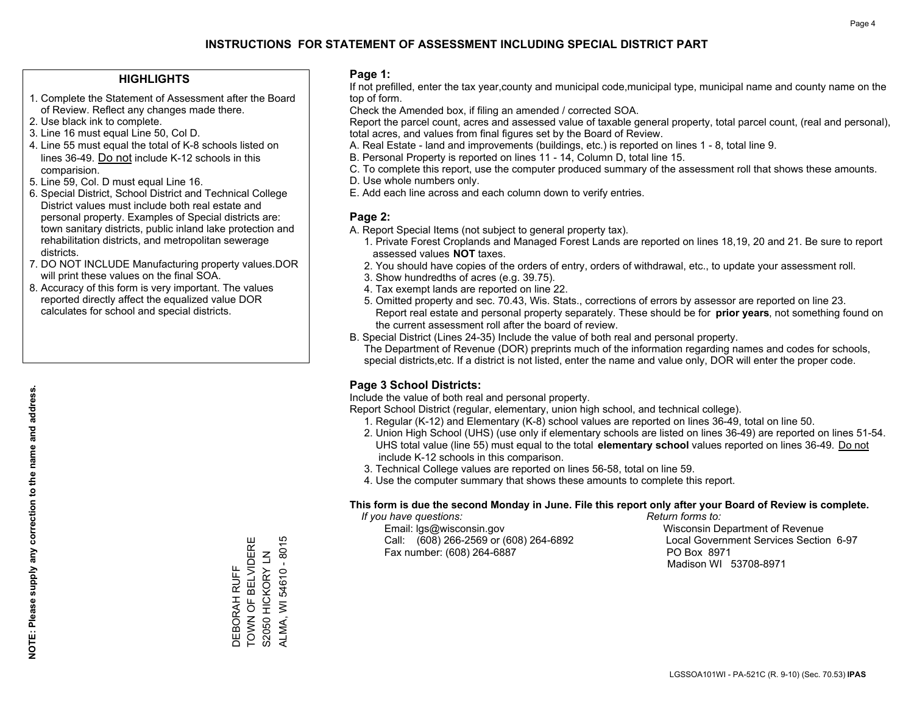# INSTRUCTIONS FOR STATEMENT OF ASSESSMENT INCLUDING SPECIAL DISTRICT PART

## HIGHLIGHTS

1. Complete the Statement of Assessment after the Board of Review. Reflect any changes made there.
2. Use black ink to complete.
3. Line 16 must equal Line 50, Col D.
4. Line 55 must equal the total of K-8 schools listed on lines 36-49. Do not include K-12 schools in this comparision.
5. Line 59, Col. D must equal Line 16.
6. Special District, School District and Technical College District values must include both real estate and personal property. Examples of Special districts are: town sanitary districts, public inland lake protection and rehabilitation districts, and metropolitan sewerage districts.
7. DO NOT INCLUDE Manufacturing property values.DOR will print these values on the final SOA.
8. Accuracy of this form is very important. The values reported directly affect the equalized value DOR calculates for school and special districts.

**NOTE: Please supply any correction to the name and address.**

DEBORAH RUFF
TOWN OF BELVIDERE
S2050 HICKORY LN
ALMA, WI 54610 - 8015

## Page 1:

If not prefilled, enter the tax year,county and municipal code,municipal type, municipal name and county name on the top of form.

Check the Amended box, if filing an amended / corrected SOA.

Report the parcel count, acres and assessed value of taxable general property, total parcel count, (real and personal), total acres, and values from final figures set by the Board of Review.

A. Real Estate - land and improvements (buildings, etc.) is reported on lines 1 - 8, total line 9.
B. Personal Property is reported on lines 11 - 14, Column D, total line 15.
C. To complete this report, use the computer produced summary of the assessment roll that shows these amounts.
D. Use whole numbers only.
E. Add each line across and each column down to verify entries.

## Page 2:

A. Report Special Items (not subject to general property tax).
   1. Private Forest Croplands and Managed Forest Lands are reported on lines 18,19, 20 and 21. Be sure to report assessed values **NOT** taxes.
   2. You should have copies of the orders of entry, orders of withdrawal, etc., to update your assessment roll.
   3. Show hundredths of acres (e.g. 39.75).
   4. Tax exempt lands are reported on line 22.
   5. Omitted property and sec. 70.43, Wis. Stats., corrections of errors by assessor are reported on line 23. Report real estate and personal property separately. These should be for **prior years**, not something found on the current assessment roll after the board of review.
B. Special District (Lines 24-35) Include the value of both real and personal property. The Department of Revenue (DOR) preprints much of the information regarding names and codes for schools, special districts,etc. If a district is not listed, enter the name and value only, DOR will enter the proper code.

## Page 3 School Districts:

Include the value of both real and personal property.

Report School District (regular, elementary, union high school, and technical college).

1. Regular (K-12) and Elementary (K-8) school values are reported on lines 36-49, total on line 50.
2. Union High School (UHS) (use only if elementary schools are listed on lines 36-49) are reported on lines 51-54. UHS total value (line 55) must equal to the total **elementary school** values reported on lines 36-49. Do not include K-12 schools in this comparison.
3. Technical College values are reported on lines 56-58, total on line 59.
4. Use the computer summary that shows these amounts to complete this report.

**This form is due the second Monday in June. File this report only after your Board of Review is complete.**

*If you have questions:*
Email: lgs@wisconsin.gov
Call: (608) 266-2569 or (608) 264-6892
Fax number: (608) 264-6887

*Return forms to:*
Wisconsin Department of Revenue
Local Government Services Section 6-97
PO Box 8971
Madison WI 53708-8971

LGSSOA101WI - PA-521C (R. 9-10) (Sec. 70.53) **IPAS**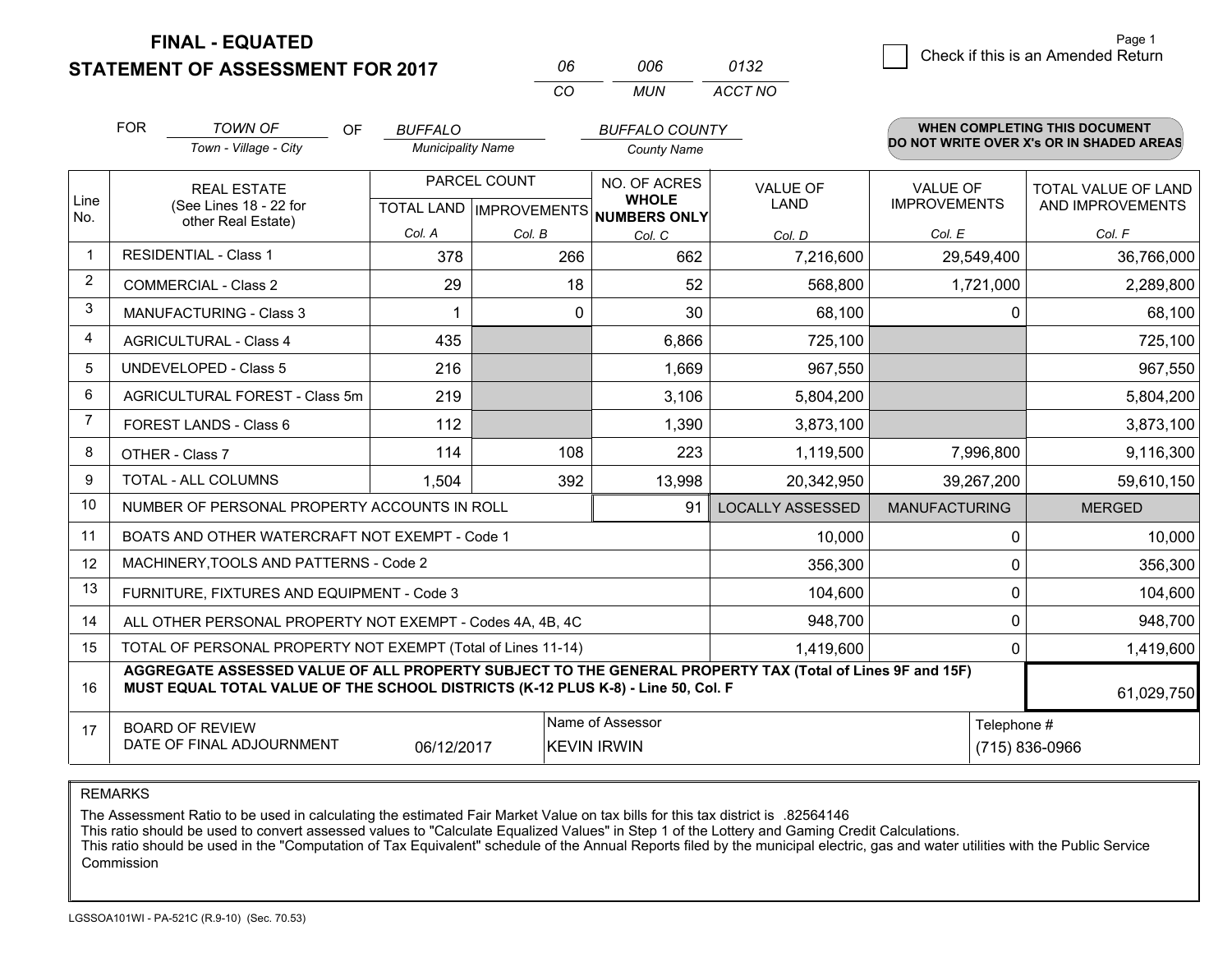# FINAL - EQUATED
## STATEMENT OF ASSESSMENT FOR 2017

| 06 | 006 | 0132 |
|---|---|---|
| CO | MUN | ACCT NO |

Check if this is an Amended Return

FOR *TOWN OF* (Town - Village - City) OF *BUFFALO* (Municipality Name) *BUFFALO COUNTY* (County Name)

**WHEN COMPLETING THIS DOCUMENT DO NOT WRITE OVER X's OR IN SHADED AREAS**

| Line No. | REAL ESTATE (See Lines 18 - 22 for other Real Estate) | PARCEL COUNT TOTAL LAND Col. A | PARCEL COUNT IMPROVEMENTS Col. B | NO. OF ACRES WHOLE NUMBERS ONLY Col. C | VALUE OF LAND Col. D | VALUE OF IMPROVEMENTS Col. E | TOTAL VALUE OF LAND AND IMPROVEMENTS Col. F |
|---|---|---|---|---|---|---|---|
| 1 | RESIDENTIAL - Class 1 | 378 | 266 | 662 | 7,216,600 | 29,549,400 | 36,766,000 |
| 2 | COMMERCIAL - Class 2 | 29 | 18 | 52 | 568,800 | 1,721,000 | 2,289,800 |
| 3 | MANUFACTURING - Class 3 | 1 | 0 | 30 | 68,100 | 0 | 68,100 |
| 4 | AGRICULTURAL - Class 4 | 435 | | 6,866 | 725,100 | | 725,100 |
| 5 | UNDEVELOPED - Class 5 | 216 | | 1,669 | 967,550 | | 967,550 |
| 6 | AGRICULTURAL FOREST - Class 5m | 219 | | 3,106 | 5,804,200 | | 5,804,200 |
| 7 | FOREST LANDS - Class 6 | 112 | | 1,390 | 3,873,100 | | 3,873,100 |
| 8 | OTHER - Class 7 | 114 | 108 | 223 | 1,119,500 | 7,996,800 | 9,116,300 |
| 9 | TOTAL - ALL COLUMNS | 1,504 | 392 | 13,998 | 20,342,950 | 39,267,200 | 59,610,150 |
| 10 | NUMBER OF PERSONAL PROPERTY ACCOUNTS IN ROLL | | | 91 | LOCALLY ASSESSED | MANUFACTURING | MERGED |
| 11 | BOATS AND OTHER WATERCRAFT NOT EXEMPT - Code 1 | | | | 10,000 | 0 | 10,000 |
| 12 | MACHINERY,TOOLS AND PATTERNS - Code 2 | | | | 356,300 | 0 | 356,300 |
| 13 | FURNITURE, FIXTURES AND EQUIPMENT - Code 3 | | | | 104,600 | 0 | 104,600 |
| 14 | ALL OTHER PERSONAL PROPERTY NOT EXEMPT - Codes 4A, 4B, 4C | | | | 948,700 | 0 | 948,700 |
| 15 | TOTAL OF PERSONAL PROPERTY NOT EXEMPT (Total of Lines 11-14) | | | | 1,419,600 | 0 | 1,419,600 |
| 16 | **AGGREGATE ASSESSED VALUE OF ALL PROPERTY SUBJECT TO THE GENERAL PROPERTY TAX (Total of Lines 9F and 15F) MUST EQUAL TOTAL VALUE OF THE SCHOOL DISTRICTS (K-12 PLUS K-8) - Line 50, Col. F** | | | | | | 61,029,750 |
| 17 | BOARD OF REVIEW DATE OF FINAL ADJOURNMENT | 06/12/2017 | Name of Assessor: KEVIN IRWIN | | | Telephone #: (715) 836-0966 | |

REMARKS

The Assessment Ratio to be used in calculating the estimated Fair Market Value on tax bills for this tax district is .82564146
This ratio should be used to convert assessed values to "Calculate Equalized Values" in Step 1 of the Lottery and Gaming Credit Calculations.
This ratio should be used in the "Computation of Tax Equivalent" schedule of the Annual Reports filed by the municipal electric, gas and water utilities with the Public Service Commission

LGSSOA101WI - PA-521C (R.9-10) (Sec. 70.53)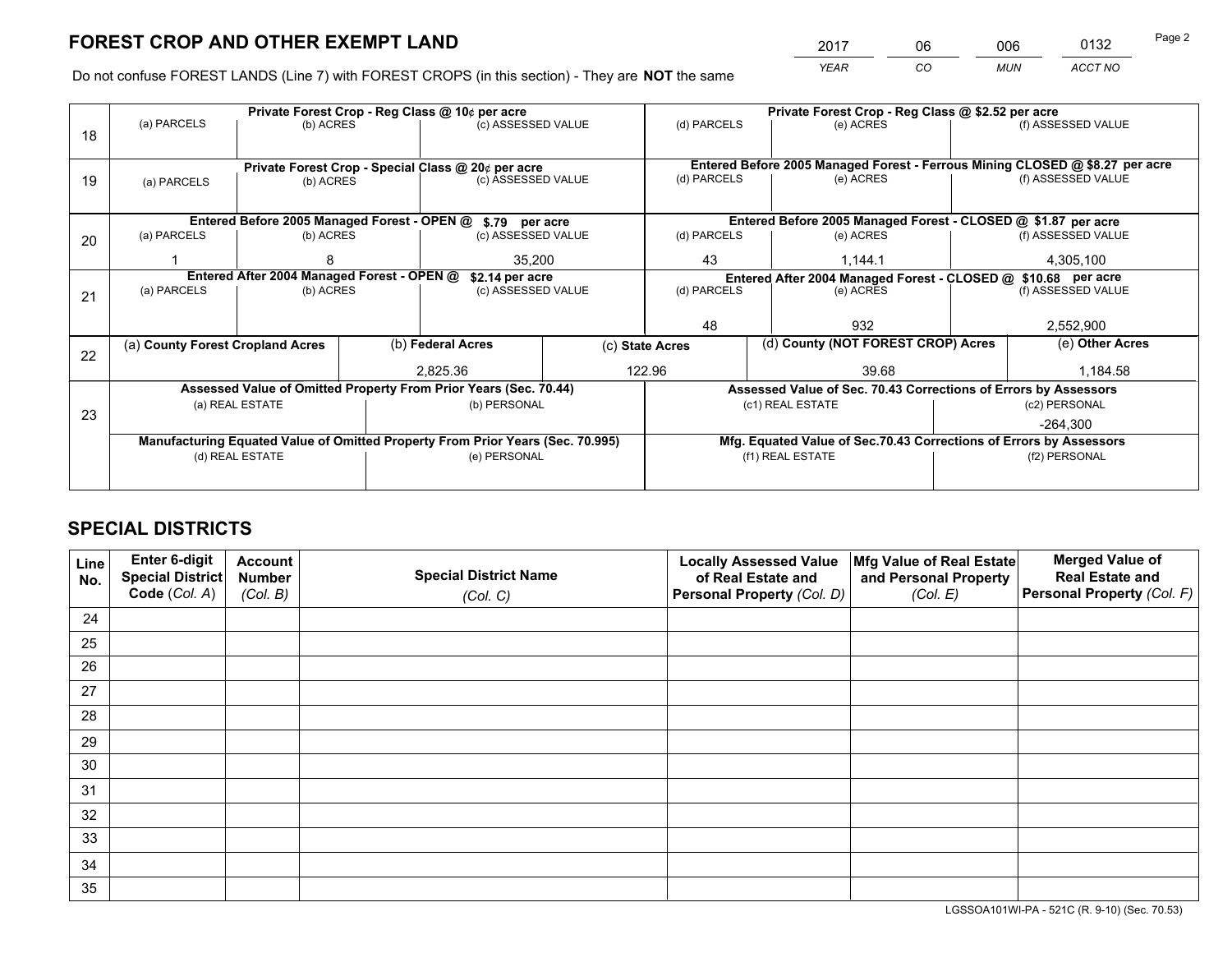# FOREST CROP AND OTHER EXEMPT LAND

| YEAR | CO | MUN | ACCT NO |
|---|---|---|---|
| 2017 | 06 | 006 | 0132 |

Do not confuse FOREST LANDS (Line 7) with FOREST CROPS (in this section) - They are **NOT** the same

| Line | Private Forest Crop - Reg Class @ 10¢ per acre | | | Private Forest Crop - Reg Class @ $2.52 per acre | | |
|---|---|---|---|---|---|---|
| 18 | (a) PARCELS | (b) ACRES | (c) ASSESSED VALUE | (d) PARCELS | (e) ACRES | (f) ASSESSED VALUE |
| | | | | | | |
| | **Private Forest Crop - Special Class @ 20¢ per acre** | | | **Entered Before 2005 Managed Forest - Ferrous Mining CLOSED @ $8.27 per acre** | | |
| 19 | (a) PARCELS | (b) ACRES | (c) ASSESSED VALUE | (d) PARCELS | (e) ACRES | (f) ASSESSED VALUE |
| | | | | | | |
| | **Entered Before 2005 Managed Forest - OPEN @ $.79 per acre** | | | **Entered Before 2005 Managed Forest - CLOSED @ $1.87 per acre** | | |
| 20 | (a) PARCELS | (b) ACRES | (c) ASSESSED VALUE | (d) PARCELS | (e) ACRES | (f) ASSESSED VALUE |
| | 1 | 8 | 35,200 | 43 | 1,144.1 | 4,305,100 |
| | **Entered After 2004 Managed Forest - OPEN @ $2.14 per acre** | | | **Entered After 2004 Managed Forest - CLOSED @ $10.68 per acre** | | |
| 21 | (a) PARCELS | (b) ACRES | (c) ASSESSED VALUE | (d) PARCELS | (e) ACRES | (f) ASSESSED VALUE |
| | | | | 48 | 932 | 2,552,900 |

| Line | (a) County Forest Cropland Acres | (b) Federal Acres | (c) State Acres | (d) County (NOT FOREST CROP) Acres | (e) Other Acres |
|---|---|---|---|---|---|
| 22 | | 2,825.36 | 122.96 | 39.68 | 1,184.58 |

| Line | Assessed Value of Omitted Property From Prior Years (Sec. 70.44) | | Assessed Value of Sec. 70.43 Corrections of Errors by Assessors | |
|---|---|---|---|---|
| 23 | (a) REAL ESTATE | (b) PERSONAL | (c1) REAL ESTATE | (c2) PERSONAL |
| | | | | -264,300 |
| | **Manufacturing Equated Value of Omitted Property From Prior Years (Sec. 70.995)** | | **Mfg. Equated Value of Sec.70.43 Corrections of Errors by Assessors** | |
| | (d) REAL ESTATE | (e) PERSONAL | (f1) REAL ESTATE | (f2) PERSONAL |
| | | | | |

# SPECIAL DISTRICTS

| Line No. | Enter 6-digit Special District Code (Col. A) | Account Number (Col. B) | Special District Name (Col. C) | Locally Assessed Value of Real Estate and Personal Property (Col. D) | Mfg Value of Real Estate and Personal Property (Col. E) | Merged Value of Real Estate and Personal Property (Col. F) |
|---|---|---|---|---|---|---|
| 24 | | | | | | |
| 25 | | | | | | |
| 26 | | | | | | |
| 27 | | | | | | |
| 28 | | | | | | |
| 29 | | | | | | |
| 30 | | | | | | |
| 31 | | | | | | |
| 32 | | | | | | |
| 33 | | | | | | |
| 34 | | | | | | |
| 35 | | | | | | |

LGSSOA101WI-PA - 521C (R. 9-10) (Sec. 70.53)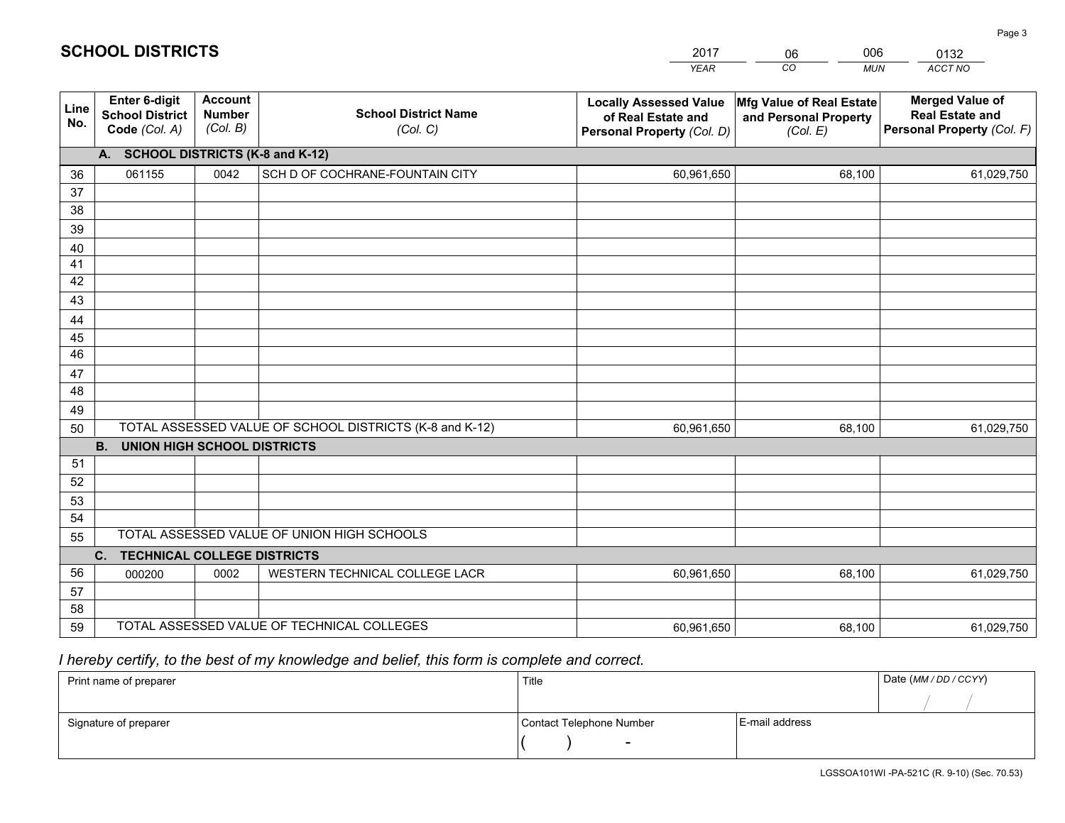# SCHOOL DISTRICTS

| 2017 | 06 | 006 | 0132 |
|---|---|---|---|
| *YEAR* | *CO* | *MUN* | *ACCT NO* |

| Line No. | Enter 6-digit School District Code *(Col. A)* | Account Number *(Col. B)* | School District Name *(Col. C)* | Locally Assessed Value of Real Estate and Personal Property *(Col. D)* | Mfg Value of Real Estate and Personal Property *(Col. E)* | Merged Value of Real Estate and Personal Property *(Col. F)* |
|---|---|---|---|---|---|---|
| | **A. SCHOOL DISTRICTS (K-8 and K-12)** | | | | | |
| 36 | 061155 | 0042 | SCH D OF COCHRANE-FOUNTAIN CITY | 60,961,650 | 68,100 | 61,029,750 |
| 37 | | | | | | |
| 38 | | | | | | |
| 39 | | | | | | |
| 40 | | | | | | |
| 41 | | | | | | |
| 42 | | | | | | |
| 43 | | | | | | |
| 44 | | | | | | |
| 45 | | | | | | |
| 46 | | | | | | |
| 47 | | | | | | |
| 48 | | | | | | |
| 49 | | | | | | |
| 50 | TOTAL ASSESSED VALUE OF SCHOOL DISTRICTS (K-8 and K-12) | | | 60,961,650 | 68,100 | 61,029,750 |
| | **B. UNION HIGH SCHOOL DISTRICTS** | | | | | |
| 51 | | | | | | |
| 52 | | | | | | |
| 53 | | | | | | |
| 54 | | | | | | |
| 55 | TOTAL ASSESSED VALUE OF UNION HIGH SCHOOLS | | | | | |
| | **C. TECHNICAL COLLEGE DISTRICTS** | | | | | |
| 56 | 000200 | 0002 | WESTERN TECHNICAL COLLEGE LACR | 60,961,650 | 68,100 | 61,029,750 |
| 57 | | | | | | |
| 58 | | | | | | |
| 59 | TOTAL ASSESSED VALUE OF TECHNICAL COLLEGES | | | 60,961,650 | 68,100 | 61,029,750 |

*I hereby certify, to the best of my knowledge and belief, this form is complete and correct.*

| Print name of preparer | Title | | Date *(MM / DD / CCYY)* |
|---|---|---|---|
| | | | / / |
| Signature of preparer | Contact Telephone Number | E-mail address | |
| | ( ) - | | |

LGSSOA101WI -PA-521C (R. 9-10) (Sec. 70.53)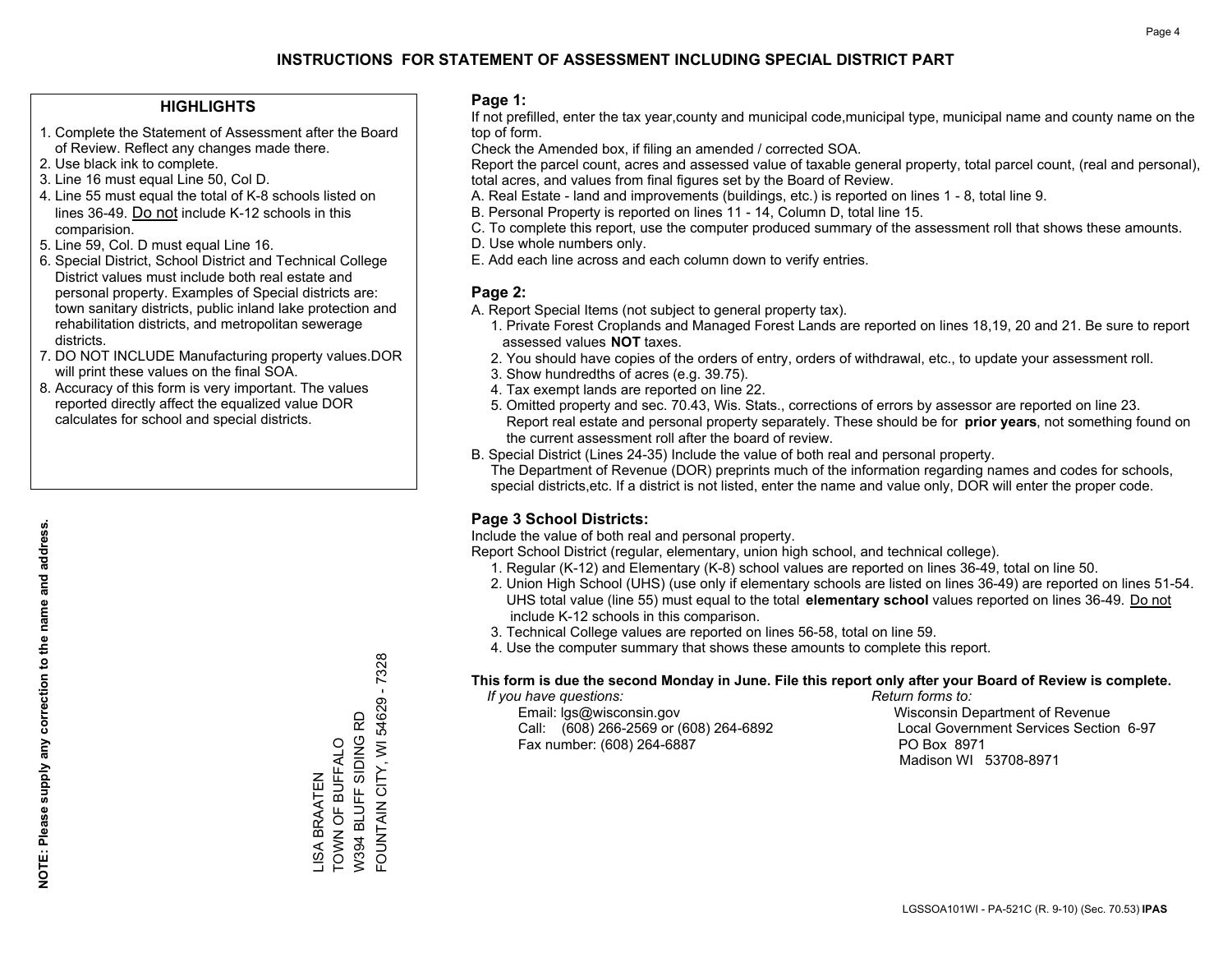# INSTRUCTIONS FOR STATEMENT OF ASSESSMENT INCLUDING SPECIAL DISTRICT PART

## HIGHLIGHTS

1. Complete the Statement of Assessment after the Board of Review. Reflect any changes made there.
2. Use black ink to complete.
3. Line 16 must equal Line 50, Col D.
4. Line 55 must equal the total of K-8 schools listed on lines 36-49. Do not include K-12 schools in this comparision.
5. Line 59, Col. D must equal Line 16.
6. Special District, School District and Technical College District values must include both real estate and personal property. Examples of Special districts are: town sanitary districts, public inland lake protection and rehabilitation districts, and metropolitan sewerage districts.
7. DO NOT INCLUDE Manufacturing property values.DOR will print these values on the final SOA.
8. Accuracy of this form is very important. The values reported directly affect the equalized value DOR calculates for school and special districts.

**NOTE: Please supply any correction to the name and address.**

LISA BRAATEN
TOWN OF BUFFALO
W394 BLUFF SIDING RD
FOUNTAIN CITY, WI 54629 - 7328

## Page 1:

If not prefilled, enter the tax year,county and municipal code,municipal type, municipal name and county name on the top of form.

Check the Amended box, if filing an amended / corrected SOA.

Report the parcel count, acres and assessed value of taxable general property, total parcel count, (real and personal), total acres, and values from final figures set by the Board of Review.

A. Real Estate - land and improvements (buildings, etc.) is reported on lines 1 - 8, total line 9.
B. Personal Property is reported on lines 11 - 14, Column D, total line 15.
C. To complete this report, use the computer produced summary of the assessment roll that shows these amounts.
D. Use whole numbers only.
E. Add each line across and each column down to verify entries.

## Page 2:

A. Report Special Items (not subject to general property tax).
   1. Private Forest Croplands and Managed Forest Lands are reported on lines 18,19, 20 and 21. Be sure to report assessed values **NOT** taxes.
   2. You should have copies of the orders of entry, orders of withdrawal, etc., to update your assessment roll.
   3. Show hundredths of acres (e.g. 39.75).
   4. Tax exempt lands are reported on line 22.
   5. Omitted property and sec. 70.43, Wis. Stats., corrections of errors by assessor are reported on line 23. Report real estate and personal property separately. These should be for **prior years**, not something found on the current assessment roll after the board of review.
B. Special District (Lines 24-35) Include the value of both real and personal property.
   The Department of Revenue (DOR) preprints much of the information regarding names and codes for schools, special districts,etc. If a district is not listed, enter the name and value only, DOR will enter the proper code.

## Page 3 School Districts:

Include the value of both real and personal property.

Report School District (regular, elementary, union high school, and technical college).

1. Regular (K-12) and Elementary (K-8) school values are reported on lines 36-49, total on line 50.
2. Union High School (UHS) (use only if elementary schools are listed on lines 36-49) are reported on lines 51-54. UHS total value (line 55) must equal to the total **elementary school** values reported on lines 36-49. Do not include K-12 schools in this comparison.
3. Technical College values are reported on lines 56-58, total on line 59.
4. Use the computer summary that shows these amounts to complete this report.

**This form is due the second Monday in June. File this report only after your Board of Review is complete.**

*If you have questions:*
Email: lgs@wisconsin.gov
Call: (608) 266-2569 or (608) 264-6892
Fax number: (608) 264-6887

*Return forms to:*
Wisconsin Department of Revenue
Local Government Services Section 6-97
PO Box 8971
Madison WI 53708-8971

LGSSOA101WI - PA-521C (R. 9-10) (Sec. 70.53) **IPAS**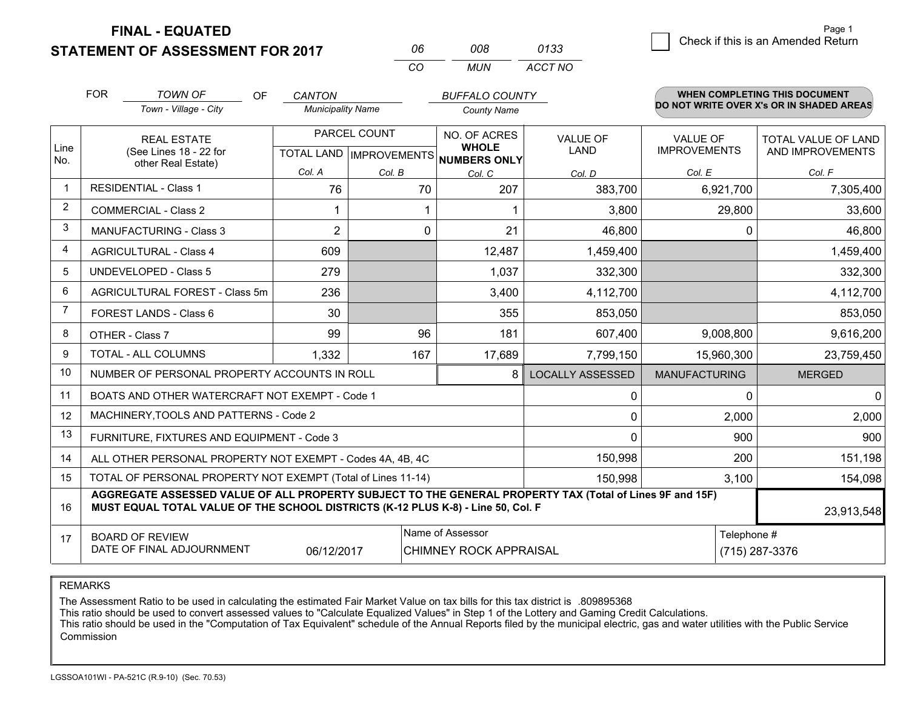# FINAL - EQUATED
## STATEMENT OF ASSESSMENT FOR 2017

| 06 | 008 | 0133 |
|---|---|---|
| CO | MUN | ACCT NO |

Check if this is an Amended Return

FOR *TOWN OF* (Town - Village - City) OF *CANTON* (Municipality Name) *BUFFALO COUNTY* (County Name)

**WHEN COMPLETING THIS DOCUMENT DO NOT WRITE OVER X's OR IN SHADED AREAS**

| Line No. | REAL ESTATE (See Lines 18 - 22 for other Real Estate) | PARCEL COUNT TOTAL LAND Col. A | PARCEL COUNT IMPROVEMENTS Col. B | NO. OF ACRES WHOLE NUMBERS ONLY Col. C | VALUE OF LAND Col. D | VALUE OF IMPROVEMENTS Col. E | TOTAL VALUE OF LAND AND IMPROVEMENTS Col. F |
|---|---|---|---|---|---|---|---|
| 1 | RESIDENTIAL - Class 1 | 76 | 70 | 207 | 383,700 | 6,921,700 | 7,305,400 |
| 2 | COMMERCIAL - Class 2 | 1 | 1 | 1 | 3,800 | 29,800 | 33,600 |
| 3 | MANUFACTURING - Class 3 | 2 | 0 | 21 | 46,800 | 0 | 46,800 |
| 4 | AGRICULTURAL - Class 4 | 609 | | 12,487 | 1,459,400 | | 1,459,400 |
| 5 | UNDEVELOPED - Class 5 | 279 | | 1,037 | 332,300 | | 332,300 |
| 6 | AGRICULTURAL FOREST - Class 5m | 236 | | 3,400 | 4,112,700 | | 4,112,700 |
| 7 | FOREST LANDS - Class 6 | 30 | | 355 | 853,050 | | 853,050 |
| 8 | OTHER - Class 7 | 99 | 96 | 181 | 607,400 | 9,008,800 | 9,616,200 |
| 9 | TOTAL - ALL COLUMNS | 1,332 | 167 | 17,689 | 7,799,150 | 15,960,300 | 23,759,450 |
| 10 | NUMBER OF PERSONAL PROPERTY ACCOUNTS IN ROLL | | | 8 | LOCALLY ASSESSED | MANUFACTURING | MERGED |
| 11 | BOATS AND OTHER WATERCRAFT NOT EXEMPT - Code 1 | | | | 0 | 0 | 0 |
| 12 | MACHINERY,TOOLS AND PATTERNS - Code 2 | | | | 0 | 2,000 | 2,000 |
| 13 | FURNITURE, FIXTURES AND EQUIPMENT - Code 3 | | | | 0 | 900 | 900 |
| 14 | ALL OTHER PERSONAL PROPERTY NOT EXEMPT - Codes 4A, 4B, 4C | | | | 150,998 | 200 | 151,198 |
| 15 | TOTAL OF PERSONAL PROPERTY NOT EXEMPT (Total of Lines 11-14) | | | | 150,998 | 3,100 | 154,098 |
| 16 | **AGGREGATE ASSESSED VALUE OF ALL PROPERTY SUBJECT TO THE GENERAL PROPERTY TAX (Total of Lines 9F and 15F) MUST EQUAL TOTAL VALUE OF THE SCHOOL DISTRICTS (K-12 PLUS K-8) - Line 50, Col. F** | | | | | | 23,913,548 |
| 17 | BOARD OF REVIEW DATE OF FINAL ADJOURNMENT | 06/12/2017 | Name of Assessor | CHIMNEY ROCK APPRAISAL | | Telephone # | (715) 287-3376 |

REMARKS

The Assessment Ratio to be used in calculating the estimated Fair Market Value on tax bills for this tax district is .809895368
This ratio should be used to convert assessed values to "Calculate Equalized Values" in Step 1 of the Lottery and Gaming Credit Calculations.
This ratio should be used in the "Computation of Tax Equivalent" schedule of the Annual Reports filed by the municipal electric, gas and water utilities with the Public Service Commission

LGSSOA101WI - PA-521C (R.9-10) (Sec. 70.53)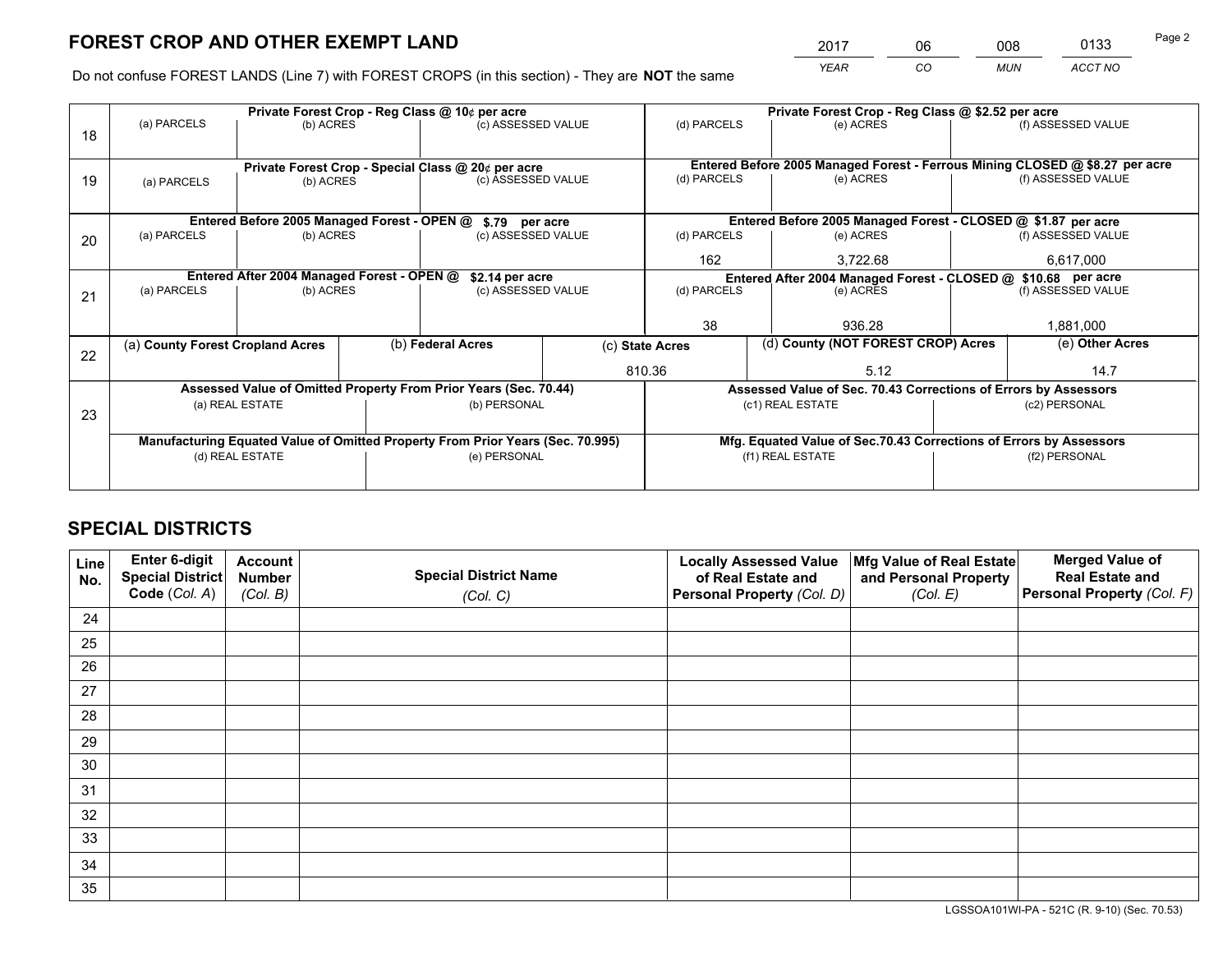# FOREST CROP AND OTHER EXEMPT LAND

| 2017 | 06 | 008 | 0133 |
|---|---|---|---|
| *YEAR* | *CO* | *MUN* | *ACCT NO* |

Do not confuse FOREST LANDS (Line 7) with FOREST CROPS (in this section) - They are **NOT** the same

| Line | (a) PARCELS | (b) ACRES | (c) ASSESSED VALUE | (d) PARCELS | (e) ACRES | (f) ASSESSED VALUE |
|---|---|---|---|---|---|---|
| 18 | Private Forest Crop - Reg Class @ 10¢ per acre | | | Private Forest Crop - Reg Class @ $2.52 per acre | | |
| | | | | | | |
| 19 | Private Forest Crop - Special Class @ 20¢ per acre | | | Entered Before 2005 Managed Forest - Ferrous Mining CLOSED @ $8.27 per acre | | |
| | | | | | | |
| 20 | Entered Before 2005 Managed Forest - OPEN @ $.79 per acre | | | Entered Before 2005 Managed Forest - CLOSED @ $1.87 per acre | | |
| | | | | 162 | 3,722.68 | 6,617,000 |
| 21 | Entered After 2004 Managed Forest - OPEN @ $2.14 per acre | | | Entered After 2004 Managed Forest - CLOSED @ $10.68 per acre | | |
| | | | | 38 | 936.28 | 1,881,000 |

| Line | (a) County Forest Cropland Acres | (b) Federal Acres | (c) State Acres | (d) County (NOT FOREST CROP) Acres | (e) Other Acres |
|---|---|---|---|---|---|
| 22 | | | 810.36 | 5.12 | 14.7 |

| Line | Assessed Value of Omitted Property From Prior Years (Sec. 70.44) (a) REAL ESTATE | (b) PERSONAL | Assessed Value of Sec. 70.43 Corrections of Errors by Assessors (c1) REAL ESTATE | (c2) PERSONAL |
|---|---|---|---|---|
| 23 | | | | |
| | **Manufacturing Equated Value of Omitted Property From Prior Years (Sec. 70.995)** (d) REAL ESTATE | (e) PERSONAL | **Mfg. Equated Value of Sec.70.43 Corrections of Errors by Assessors** (f1) REAL ESTATE | (f2) PERSONAL |
| | | | | |

# SPECIAL DISTRICTS

| Line No. | Enter 6-digit Special District Code (Col. A) | Account Number (Col. B) | Special District Name (Col. C) | Locally Assessed Value of Real Estate and Personal Property (Col. D) | Mfg Value of Real Estate and Personal Property (Col. E) | Merged Value of Real Estate and Personal Property (Col. F) |
|---|---|---|---|---|---|---|
| 24 | | | | | | |
| 25 | | | | | | |
| 26 | | | | | | |
| 27 | | | | | | |
| 28 | | | | | | |
| 29 | | | | | | |
| 30 | | | | | | |
| 31 | | | | | | |
| 32 | | | | | | |
| 33 | | | | | | |
| 34 | | | | | | |
| 35 | | | | | | |

LGSSOA101WI-PA - 521C (R. 9-10) (Sec. 70.53)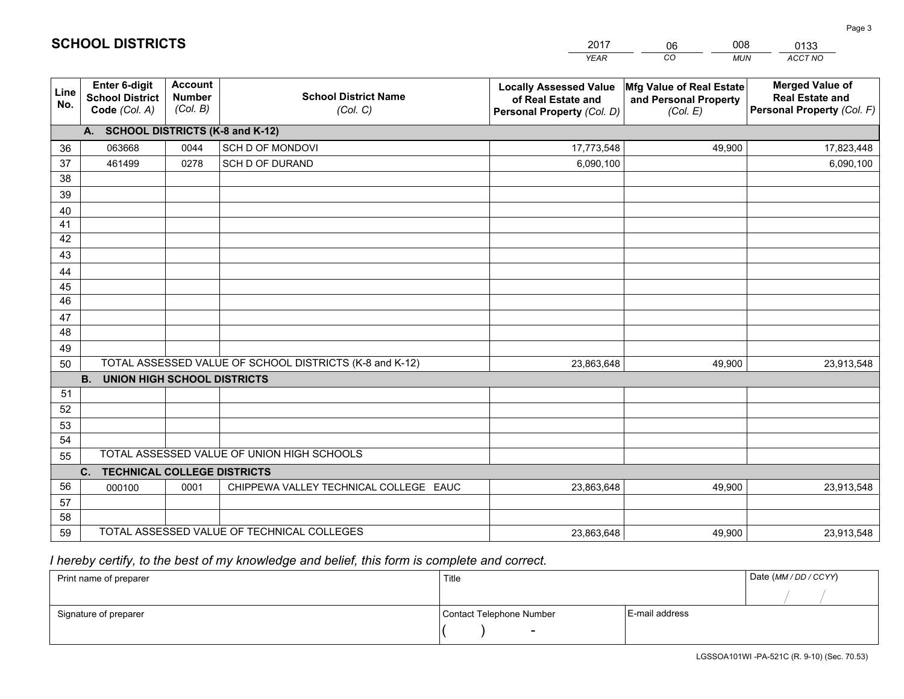# SCHOOL DISTRICTS

| 2017 | 06 | 008 | 0133 |
|---|---|---|---|
| *YEAR* | *CO* | *MUN* | *ACCT NO* |

| Line No. | Enter 6-digit School District Code *(Col. A)* | Account Number *(Col. B)* | School District Name *(Col. C)* | Locally Assessed Value of Real Estate and Personal Property *(Col. D)* | Mfg Value of Real Estate and Personal Property *(Col. E)* | Merged Value of Real Estate and Personal Property *(Col. F)* |
|---|---|---|---|---|---|---|
| **A.** | **SCHOOL DISTRICTS (K-8 and K-12)** | | | | | |
| 36 | 063668 | 0044 | SCH D OF MONDOVI | 17,773,548 | 49,900 | 17,823,448 |
| 37 | 461499 | 0278 | SCH D OF DURAND | 6,090,100 | | 6,090,100 |
| 38 | | | | | | |
| 39 | | | | | | |
| 40 | | | | | | |
| 41 | | | | | | |
| 42 | | | | | | |
| 43 | | | | | | |
| 44 | | | | | | |
| 45 | | | | | | |
| 46 | | | | | | |
| 47 | | | | | | |
| 48 | | | | | | |
| 49 | | | | | | |
| 50 | TOTAL ASSESSED VALUE OF SCHOOL DISTRICTS (K-8 and K-12) | | | 23,863,648 | 49,900 | 23,913,548 |
| **B.** | **UNION HIGH SCHOOL DISTRICTS** | | | | | |
| 51 | | | | | | |
| 52 | | | | | | |
| 53 | | | | | | |
| 54 | | | | | | |
| 55 | TOTAL ASSESSED VALUE OF UNION HIGH SCHOOLS | | | | | |
| **C.** | **TECHNICAL COLLEGE DISTRICTS** | | | | | |
| 56 | 000100 | 0001 | CHIPPEWA VALLEY TECHNICAL COLLEGE EAUC | 23,863,648 | 49,900 | 23,913,548 |
| 57 | | | | | | |
| 58 | | | | | | |
| 59 | TOTAL ASSESSED VALUE OF TECHNICAL COLLEGES | | | 23,863,648 | 49,900 | 23,913,548 |

*I hereby certify, to the best of my knowledge and belief, this form is complete and correct.*

| Print name of preparer | Title | | Date *(MM / DD / CCYY)* |
|---|---|---|---|
| | | | / / |
| Signature of preparer | Contact Telephone Number | E-mail address | |
| | ( ) - | | |

LGSSOA101WI -PA-521C (R. 9-10) (Sec. 70.53)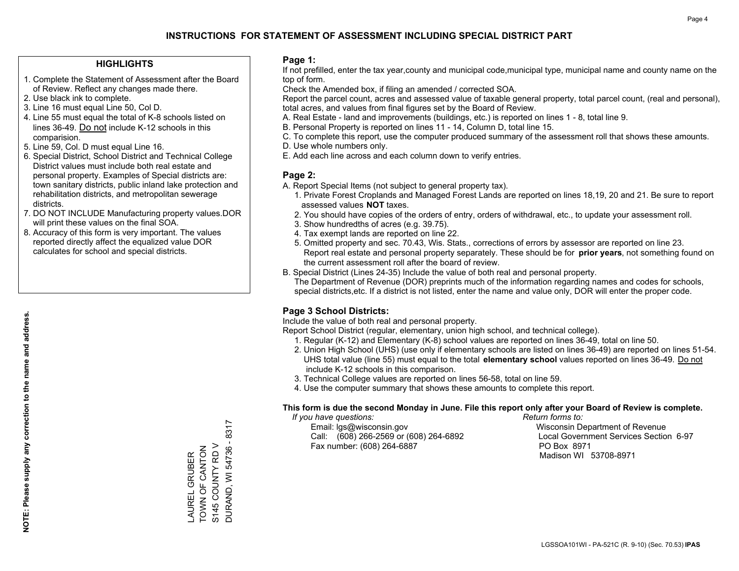# INSTRUCTIONS FOR STATEMENT OF ASSESSMENT INCLUDING SPECIAL DISTRICT PART

## HIGHLIGHTS

1. Complete the Statement of Assessment after the Board of Review. Reflect any changes made there.
2. Use black ink to complete.
3. Line 16 must equal Line 50, Col D.
4. Line 55 must equal the total of K-8 schools listed on lines 36-49. Do not include K-12 schools in this comparision.
5. Line 59, Col. D must equal Line 16.
6. Special District, School District and Technical College District values must include both real estate and personal property. Examples of Special districts are: town sanitary districts, public inland lake protection and rehabilitation districts, and metropolitan sewerage districts.
7. DO NOT INCLUDE Manufacturing property values.DOR will print these values on the final SOA.
8. Accuracy of this form is very important. The values reported directly affect the equalized value DOR calculates for school and special districts.

**NOTE: Please supply any correction to the name and address.**

LAUREL GRUBER
TOWN OF CANTON
S145 COUNTY RD V
DURAND, WI 54736 - 8317

## Page 1:

If not prefilled, enter the tax year,county and municipal code,municipal type, municipal name and county name on the top of form.

Check the Amended box, if filing an amended / corrected SOA.

Report the parcel count, acres and assessed value of taxable general property, total parcel count, (real and personal), total acres, and values from final figures set by the Board of Review.

A. Real Estate - land and improvements (buildings, etc.) is reported on lines 1 - 8, total line 9.
B. Personal Property is reported on lines 11 - 14, Column D, total line 15.
C. To complete this report, use the computer produced summary of the assessment roll that shows these amounts.
D. Use whole numbers only.
E. Add each line across and each column down to verify entries.

## Page 2:

A. Report Special Items (not subject to general property tax).
   1. Private Forest Croplands and Managed Forest Lands are reported on lines 18,19, 20 and 21. Be sure to report assessed values **NOT** taxes.
   2. You should have copies of the orders of entry, orders of withdrawal, etc., to update your assessment roll.
   3. Show hundredths of acres (e.g. 39.75).
   4. Tax exempt lands are reported on line 22.
   5. Omitted property and sec. 70.43, Wis. Stats., corrections of errors by assessor are reported on line 23. Report real estate and personal property separately. These should be for **prior years**, not something found on the current assessment roll after the board of review.
B. Special District (Lines 24-35) Include the value of both real and personal property.
   The Department of Revenue (DOR) preprints much of the information regarding names and codes for schools, special districts,etc. If a district is not listed, enter the name and value only, DOR will enter the proper code.

## Page 3 School Districts:

Include the value of both real and personal property.

Report School District (regular, elementary, union high school, and technical college).

1. Regular (K-12) and Elementary (K-8) school values are reported on lines 36-49, total on line 50.
2. Union High School (UHS) (use only if elementary schools are listed on lines 36-49) are reported on lines 51-54. UHS total value (line 55) must equal to the total **elementary school** values reported on lines 36-49. Do not include K-12 schools in this comparison.
3. Technical College values are reported on lines 56-58, total on line 59.
4. Use the computer summary that shows these amounts to complete this report.

**This form is due the second Monday in June. File this report only after your Board of Review is complete.**

*If you have questions:*
Email: lgs@wisconsin.gov
Call: (608) 266-2569 or (608) 264-6892
Fax number: (608) 264-6887

*Return forms to:*
Wisconsin Department of Revenue
Local Government Services Section 6-97
PO Box 8971
Madison WI 53708-8971

LGSSOA101WI - PA-521C (R. 9-10) (Sec. 70.53) **IPAS**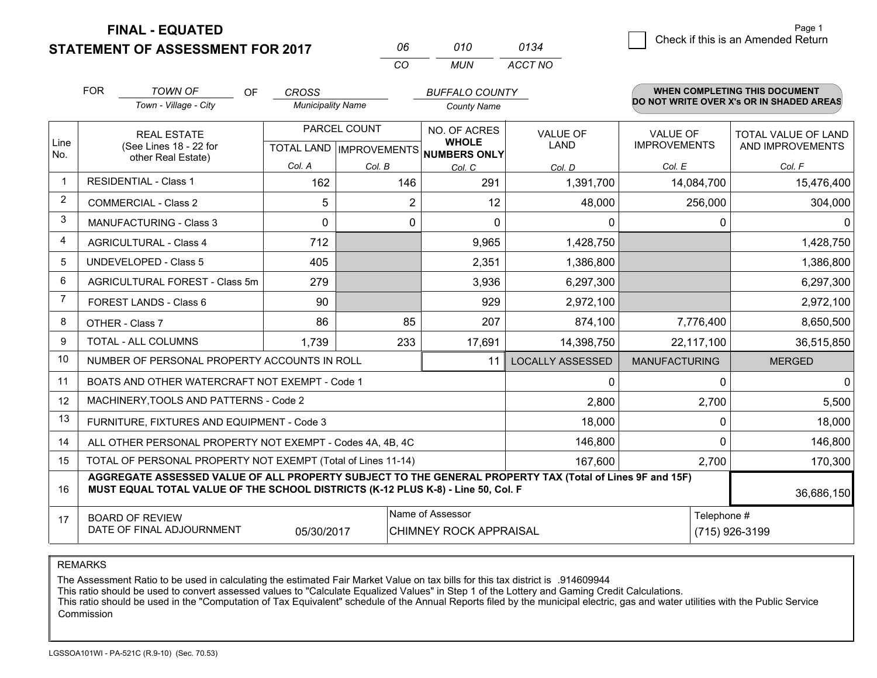# FINAL - EQUATED
# STATEMENT OF ASSESSMENT FOR 2017

| 06 | 010 | 0134 |
|---|---|---|
| CO | MUN | ACCT NO |

Page 1

☐ Check if this is an Amended Return

FOR *TOWN OF* (Town - Village - City) OF *CROSS* (Municipality Name) *BUFFALO COUNTY* (County Name)

**WHEN COMPLETING THIS DOCUMENT DO NOT WRITE OVER X's OR IN SHADED AREAS**

| Line No. | REAL ESTATE (See Lines 18 - 22 for other Real Estate) | PARCEL COUNT TOTAL LAND Col. A | PARCEL COUNT IMPROVEMENTS Col. B | NO. OF ACRES WHOLE NUMBERS ONLY Col. C | VALUE OF LAND Col. D | VALUE OF IMPROVEMENTS Col. E | TOTAL VALUE OF LAND AND IMPROVEMENTS Col. F |
|---|---|---|---|---|---|---|---|
| 1 | RESIDENTIAL - Class 1 | 162 | 146 | 291 | 1,391,700 | 14,084,700 | 15,476,400 |
| 2 | COMMERCIAL - Class 2 | 5 | 2 | 12 | 48,000 | 256,000 | 304,000 |
| 3 | MANUFACTURING - Class 3 | 0 | 0 | 0 | 0 | 0 | 0 |
| 4 | AGRICULTURAL - Class 4 | 712 | | 9,965 | 1,428,750 | | 1,428,750 |
| 5 | UNDEVELOPED - Class 5 | 405 | | 2,351 | 1,386,800 | | 1,386,800 |
| 6 | AGRICULTURAL FOREST - Class 5m | 279 | | 3,936 | 6,297,300 | | 6,297,300 |
| 7 | FOREST LANDS - Class 6 | 90 | | 929 | 2,972,100 | | 2,972,100 |
| 8 | OTHER - Class 7 | 86 | 85 | 207 | 874,100 | 7,776,400 | 8,650,500 |
| 9 | TOTAL - ALL COLUMNS | 1,739 | 233 | 17,691 | 14,398,750 | 22,117,100 | 36,515,850 |
| 10 | NUMBER OF PERSONAL PROPERTY ACCOUNTS IN ROLL | | | 11 | LOCALLY ASSESSED | MANUFACTURING | MERGED |
| 11 | BOATS AND OTHER WATERCRAFT NOT EXEMPT - Code 1 | | | | 0 | 0 | 0 |
| 12 | MACHINERY,TOOLS AND PATTERNS - Code 2 | | | | 2,800 | 2,700 | 5,500 |
| 13 | FURNITURE, FIXTURES AND EQUIPMENT - Code 3 | | | | 18,000 | 0 | 18,000 |
| 14 | ALL OTHER PERSONAL PROPERTY NOT EXEMPT - Codes 4A, 4B, 4C | | | | 146,800 | 0 | 146,800 |
| 15 | TOTAL OF PERSONAL PROPERTY NOT EXEMPT (Total of Lines 11-14) | | | | 167,600 | 2,700 | 170,300 |
| 16 | **AGGREGATE ASSESSED VALUE OF ALL PROPERTY SUBJECT TO THE GENERAL PROPERTY TAX (Total of Lines 9F and 15F) MUST EQUAL TOTAL VALUE OF THE SCHOOL DISTRICTS (K-12 PLUS K-8) - Line 50, Col. F** | | | | | | 36,686,150 |
| 17 | BOARD OF REVIEW DATE OF FINAL ADJOURNMENT | 05/30/2017 | Name of Assessor: CHIMNEY ROCK APPRAISAL | | | Telephone #: (715) 926-3199 | |

REMARKS

The Assessment Ratio to be used in calculating the estimated Fair Market Value on tax bills for this tax district is .914609944
This ratio should be used to convert assessed values to "Calculate Equalized Values" in Step 1 of the Lottery and Gaming Credit Calculations.
This ratio should be used in the "Computation of Tax Equivalent" schedule of the Annual Reports filed by the municipal electric, gas and water utilities with the Public Service Commission

LGSSOA101WI - PA-521C (R.9-10) (Sec. 70.53)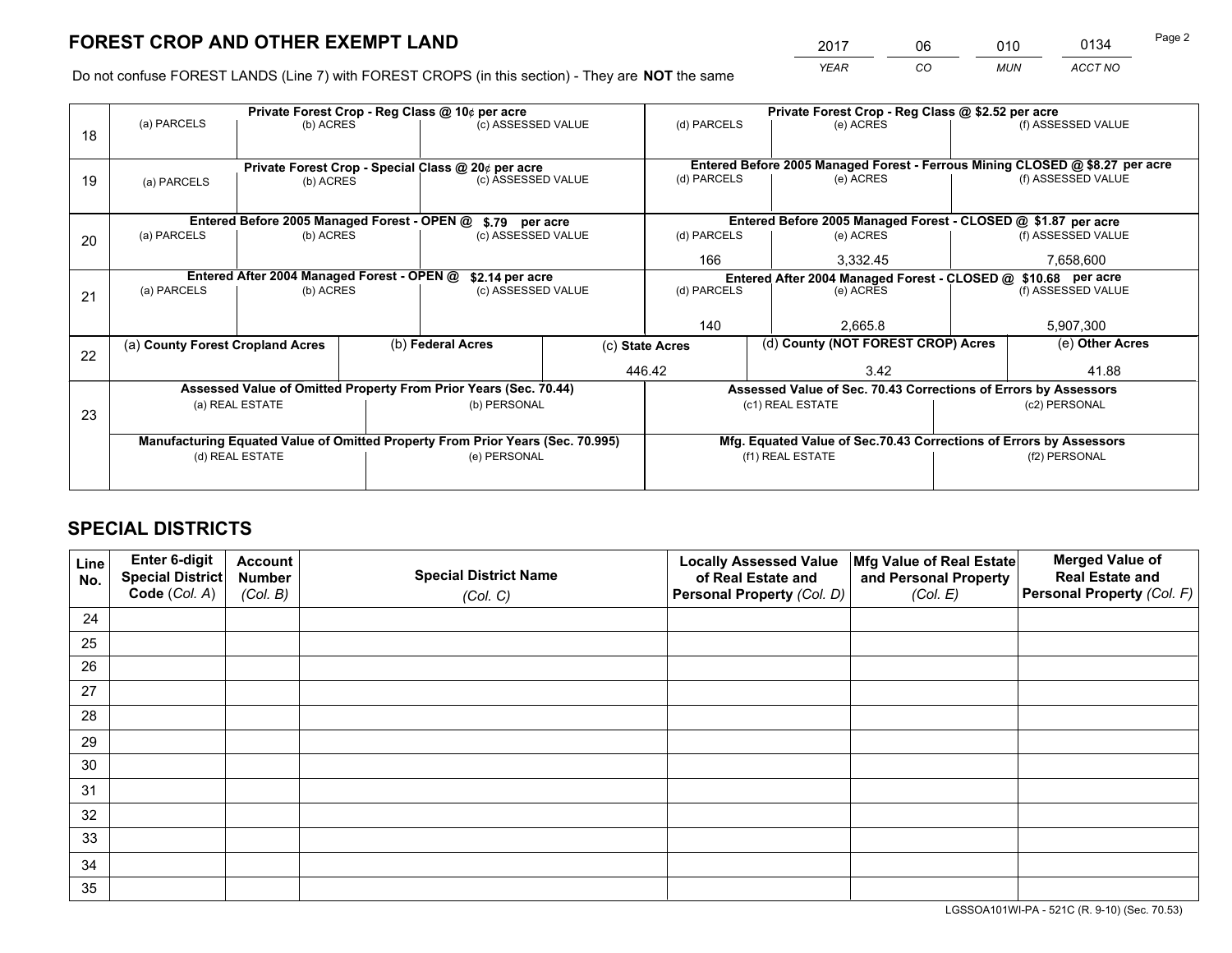# FOREST CROP AND OTHER EXEMPT LAND

| 2017 | 06 | 010 | 0134 |
|---|---|---|---|
| *YEAR* | *CO* | *MUN* | *ACCT NO* |

Do not confuse FOREST LANDS (Line 7) with FOREST CROPS (in this section) - They are **NOT** the same

| Line | Private Forest Crop - Reg Class @ 10¢ per acre | | | Private Forest Crop - Reg Class @ $2.52 per acre | | |
|---|---|---|---|---|---|---|
| 18 | (a) PARCELS | (b) ACRES | (c) ASSESSED VALUE | (d) PARCELS | (e) ACRES | (f) ASSESSED VALUE |
| | | | | | | |
| | **Private Forest Crop - Special Class @ 20¢ per acre** | | | **Entered Before 2005 Managed Forest - Ferrous Mining CLOSED @ $8.27 per acre** | | |
| 19 | (a) PARCELS | (b) ACRES | (c) ASSESSED VALUE | (d) PARCELS | (e) ACRES | (f) ASSESSED VALUE |
| | | | | | | |
| | **Entered Before 2005 Managed Forest - OPEN @ $.79 per acre** | | | **Entered Before 2005 Managed Forest - CLOSED @ $1.87 per acre** | | |
| 20 | (a) PARCELS | (b) ACRES | (c) ASSESSED VALUE | (d) PARCELS | (e) ACRES | (f) ASSESSED VALUE |
| | | | | 166 | 3,332.45 | 7,658,600 |
| | **Entered After 2004 Managed Forest - OPEN @ $2.14 per acre** | | | **Entered After 2004 Managed Forest - CLOSED @ $10.68 per acre** | | |
| 21 | (a) PARCELS | (b) ACRES | (c) ASSESSED VALUE | (d) PARCELS | (e) ACRES | (f) ASSESSED VALUE |
| | | | | 140 | 2,665.8 | 5,907,300 |

| Line | (a) County Forest Cropland Acres | (b) Federal Acres | (c) State Acres | (d) County (NOT FOREST CROP) Acres | (e) Other Acres |
|---|---|---|---|---|---|
| 22 | | | 446.42 | 3.42 | 41.88 |

| Line | Assessed Value of Omitted Property From Prior Years (Sec. 70.44) | | Assessed Value of Sec. 70.43 Corrections of Errors by Assessors | |
|---|---|---|---|---|
| 23 | (a) REAL ESTATE | (b) PERSONAL | (c1) REAL ESTATE | (c2) PERSONAL |
| | | | | |
| | **Manufacturing Equated Value of Omitted Property From Prior Years (Sec. 70.995)** | | **Mfg. Equated Value of Sec.70.43 Corrections of Errors by Assessors** | |
| | (d) REAL ESTATE | (e) PERSONAL | (f1) REAL ESTATE | (f2) PERSONAL |
| | | | | |

# SPECIAL DISTRICTS

| Line No. | Enter 6-digit Special District Code (Col. A) | Account Number (Col. B) | Special District Name (Col. C) | Locally Assessed Value of Real Estate and Personal Property (Col. D) | Mfg Value of Real Estate and Personal Property (Col. E) | Merged Value of Real Estate and Personal Property (Col. F) |
|---|---|---|---|---|---|---|
| 24 | | | | | | |
| 25 | | | | | | |
| 26 | | | | | | |
| 27 | | | | | | |
| 28 | | | | | | |
| 29 | | | | | | |
| 30 | | | | | | |
| 31 | | | | | | |
| 32 | | | | | | |
| 33 | | | | | | |
| 34 | | | | | | |
| 35 | | | | | | |

LGSSOA101WI-PA - 521C (R. 9-10) (Sec. 70.53)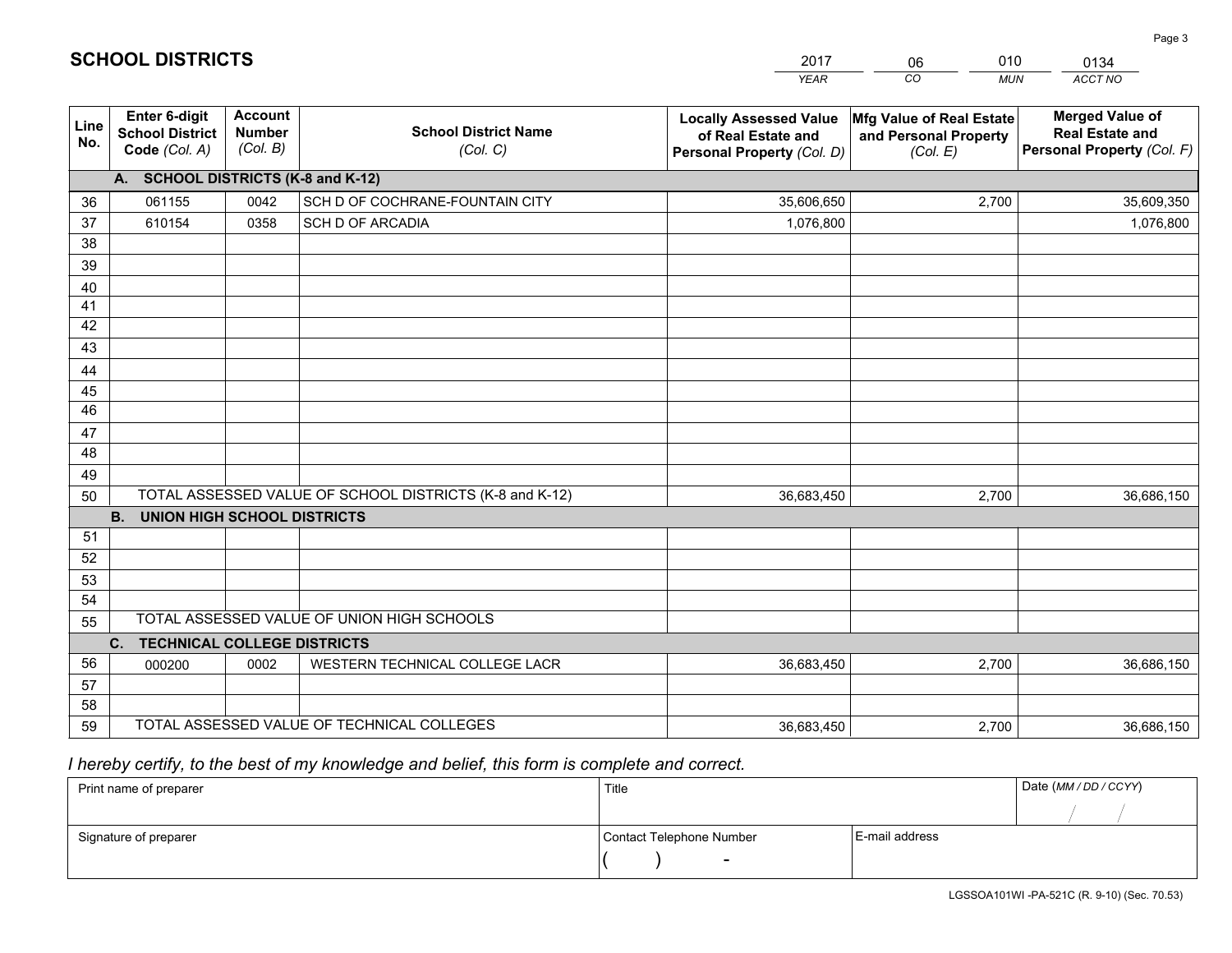# SCHOOL DISTRICTS

| 2017 | 06 | 010 | 0134 |
|---|---|---|---|
| *YEAR* | *CO* | *MUN* | *ACCT NO* |

| Line No. | Enter 6-digit School District Code *(Col. A)* | Account Number *(Col. B)* | School District Name *(Col. C)* | Locally Assessed Value of Real Estate and Personal Property *(Col. D)* | Mfg Value of Real Estate and Personal Property *(Col. E)* | Merged Value of Real Estate and Personal Property *(Col. F)* |
|---|---|---|---|---|---|---|
| | **A. SCHOOL DISTRICTS (K-8 and K-12)** | | | | | |
| 36 | 061155 | 0042 | SCH D OF COCHRANE-FOUNTAIN CITY | 35,606,650 | 2,700 | 35,609,350 |
| 37 | 610154 | 0358 | SCH D OF ARCADIA | 1,076,800 | | 1,076,800 |
| 38 | | | | | | |
| 39 | | | | | | |
| 40 | | | | | | |
| 41 | | | | | | |
| 42 | | | | | | |
| 43 | | | | | | |
| 44 | | | | | | |
| 45 | | | | | | |
| 46 | | | | | | |
| 47 | | | | | | |
| 48 | | | | | | |
| 49 | | | | | | |
| 50 | TOTAL ASSESSED VALUE OF SCHOOL DISTRICTS (K-8 and K-12) | | | 36,683,450 | 2,700 | 36,686,150 |
| | **B. UNION HIGH SCHOOL DISTRICTS** | | | | | |
| 51 | | | | | | |
| 52 | | | | | | |
| 53 | | | | | | |
| 54 | | | | | | |
| 55 | TOTAL ASSESSED VALUE OF UNION HIGH SCHOOLS | | | | | |
| | **C. TECHNICAL COLLEGE DISTRICTS** | | | | | |
| 56 | 000200 | 0002 | WESTERN TECHNICAL COLLEGE LACR | 36,683,450 | 2,700 | 36,686,150 |
| 57 | | | | | | |
| 58 | | | | | | |
| 59 | TOTAL ASSESSED VALUE OF TECHNICAL COLLEGES | | | 36,683,450 | 2,700 | 36,686,150 |

*I hereby certify, to the best of my knowledge and belief, this form is complete and correct.*

| Print name of preparer | Title | | Date *(MM / DD / CCYY)* |
|---|---|---|---|
| | | | / / |
| Signature of preparer | Contact Telephone Number | E-mail address | |
| | ( ) - | | |

LGSSOA101WI -PA-521C (R. 9-10) (Sec. 70.53)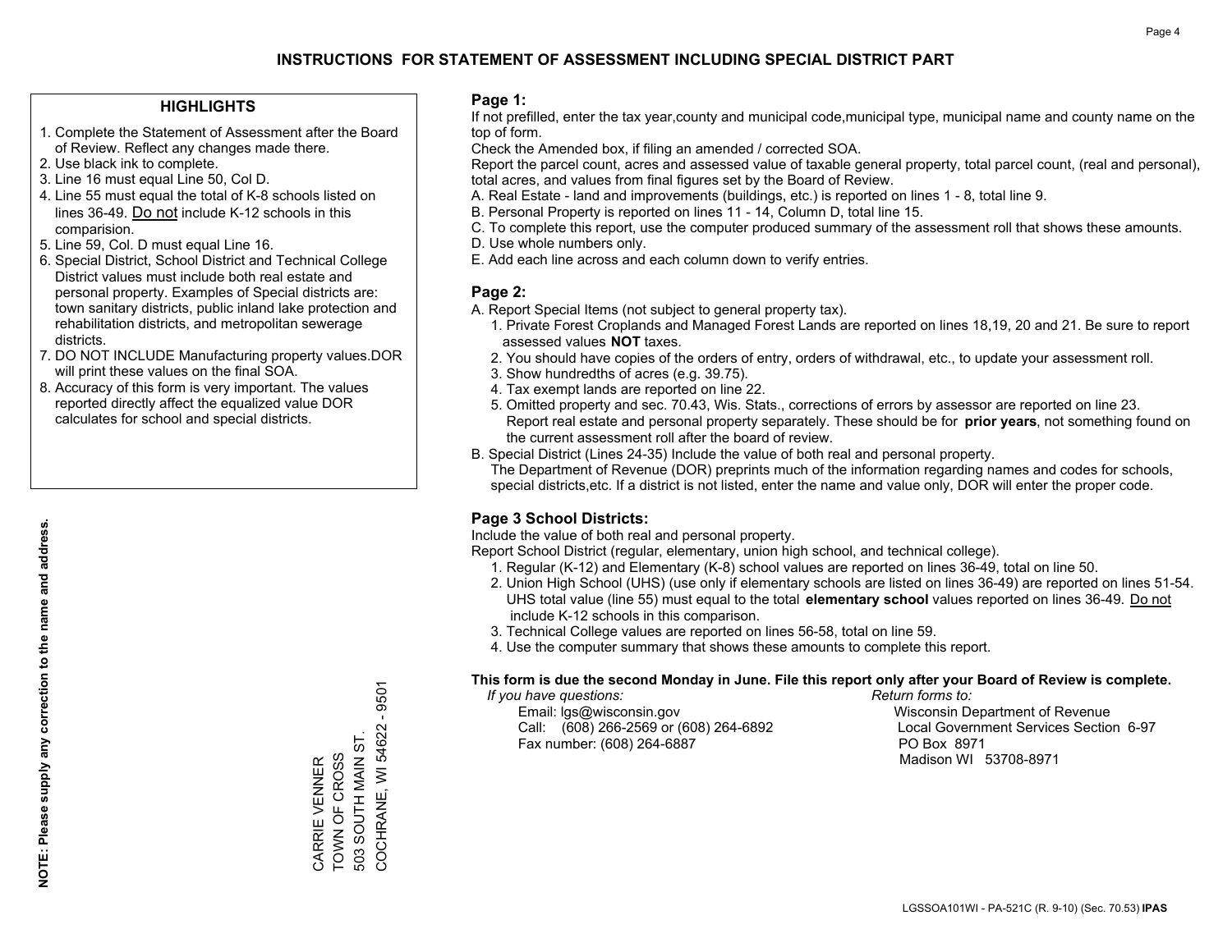# INSTRUCTIONS FOR STATEMENT OF ASSESSMENT INCLUDING SPECIAL DISTRICT PART

## HIGHLIGHTS

1. Complete the Statement of Assessment after the Board of Review. Reflect any changes made there.
2. Use black ink to complete.
3. Line 16 must equal Line 50, Col D.
4. Line 55 must equal the total of K-8 schools listed on lines 36-49. Do not include K-12 schools in this comparision.
5. Line 59, Col. D must equal Line 16.
6. Special District, School District and Technical College District values must include both real estate and personal property. Examples of Special districts are: town sanitary districts, public inland lake protection and rehabilitation districts, and metropolitan sewerage districts.
7. DO NOT INCLUDE Manufacturing property values.DOR will print these values on the final SOA.
8. Accuracy of this form is very important. The values reported directly affect the equalized value DOR calculates for school and special districts.

**NOTE: Please supply any correction to the name and address.**

CARRIE VENNER
TOWN OF CROSS
503 SOUTH MAIN ST.
COCHRANE, WI 54622 - 9501

## Page 1:

If not prefilled, enter the tax year,county and municipal code,municipal type, municipal name and county name on the top of form.

Check the Amended box, if filing an amended / corrected SOA.

Report the parcel count, acres and assessed value of taxable general property, total parcel count, (real and personal), total acres, and values from final figures set by the Board of Review.

A. Real Estate - land and improvements (buildings, etc.) is reported on lines 1 - 8, total line 9.
B. Personal Property is reported on lines 11 - 14, Column D, total line 15.
C. To complete this report, use the computer produced summary of the assessment roll that shows these amounts.
D. Use whole numbers only.
E. Add each line across and each column down to verify entries.

## Page 2:

A. Report Special Items (not subject to general property tax).
   1. Private Forest Croplands and Managed Forest Lands are reported on lines 18,19, 20 and 21. Be sure to report assessed values **NOT** taxes.
   2. You should have copies of the orders of entry, orders of withdrawal, etc., to update your assessment roll.
   3. Show hundredths of acres (e.g. 39.75).
   4. Tax exempt lands are reported on line 22.
   5. Omitted property and sec. 70.43, Wis. Stats., corrections of errors by assessor are reported on line 23. Report real estate and personal property separately. These should be for **prior years**, not something found on the current assessment roll after the board of review.
B. Special District (Lines 24-35) Include the value of both real and personal property.
   The Department of Revenue (DOR) preprints much of the information regarding names and codes for schools, special districts,etc. If a district is not listed, enter the name and value only, DOR will enter the proper code.

## Page 3 School Districts:

Include the value of both real and personal property.

Report School District (regular, elementary, union high school, and technical college).

1. Regular (K-12) and Elementary (K-8) school values are reported on lines 36-49, total on line 50.
2. Union High School (UHS) (use only if elementary schools are listed on lines 36-49) are reported on lines 51-54. UHS total value (line 55) must equal to the total **elementary school** values reported on lines 36-49. Do not include K-12 schools in this comparison.
3. Technical College values are reported on lines 56-58, total on line 59.
4. Use the computer summary that shows these amounts to complete this report.

**This form is due the second Monday in June. File this report only after your Board of Review is complete.**

*If you have questions:*
Email: lgs@wisconsin.gov
Call: (608) 266-2569 or (608) 264-6892
Fax number: (608) 264-6887

*Return forms to:*
Wisconsin Department of Revenue
Local Government Services Section 6-97
PO Box 8971
Madison WI 53708-8971

LGSSOA101WI - PA-521C (R. 9-10) (Sec. 70.53) **IPAS**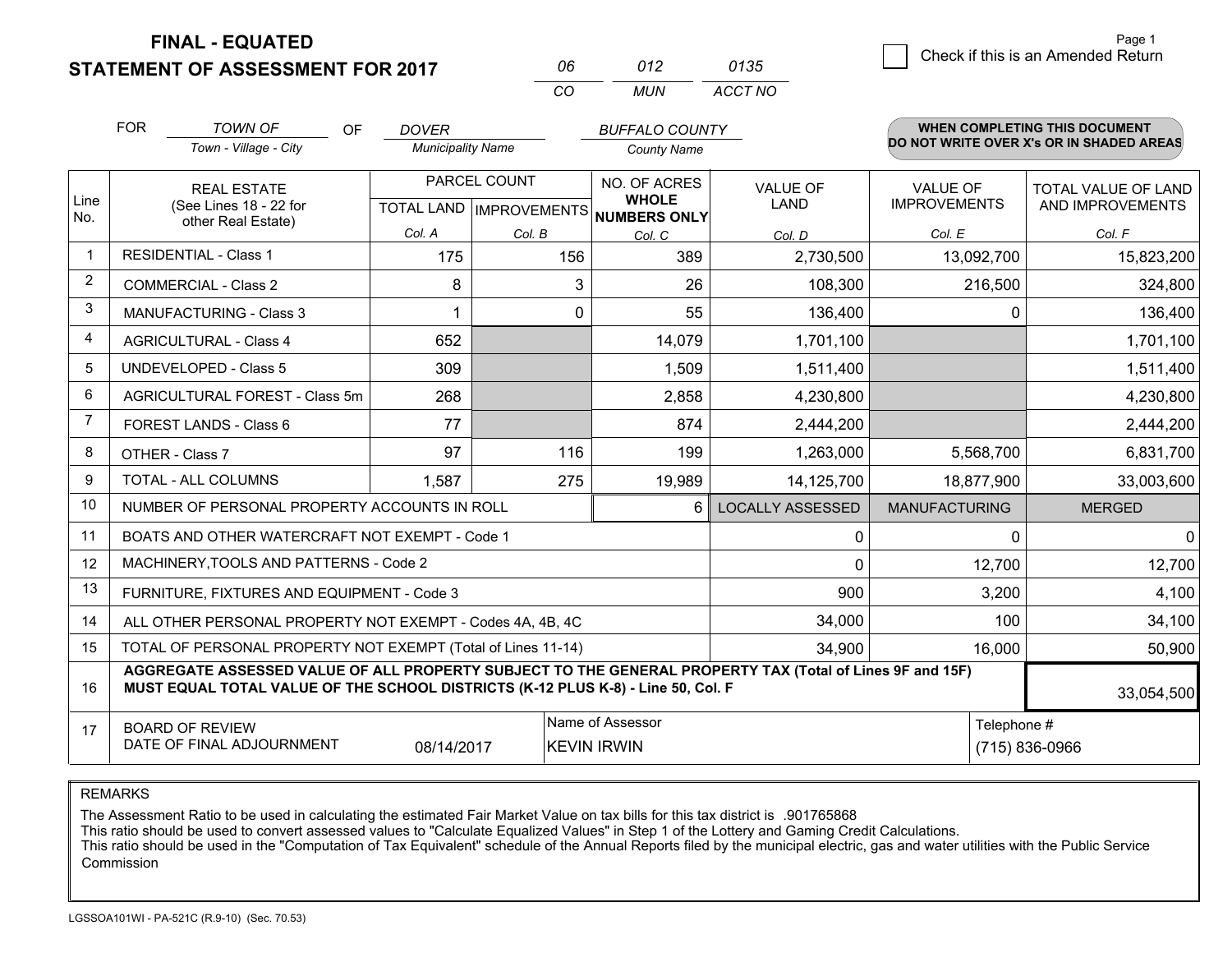# FINAL - EQUATED
## STATEMENT OF ASSESSMENT FOR 2017

| 06 | 012 | 0135 |
|---|---|---|
| CO | MUN | ACCT NO |

Page 1

☐ Check if this is an Amended Return

FOR *TOWN OF* (Town - Village - City) OF *DOVER* (Municipality Name) *BUFFALO COUNTY* (County Name)

**WHEN COMPLETING THIS DOCUMENT DO NOT WRITE OVER X's OR IN SHADED AREAS**

| Line No. | REAL ESTATE (See Lines 18 - 22 for other Real Estate) | PARCEL COUNT TOTAL LAND Col. A | PARCEL COUNT IMPROVEMENTS Col. B | NO. OF ACRES WHOLE NUMBERS ONLY Col. C | VALUE OF LAND Col. D | VALUE OF IMPROVEMENTS Col. E | TOTAL VALUE OF LAND AND IMPROVEMENTS Col. F |
|---|---|---|---|---|---|---|---|
| 1 | RESIDENTIAL - Class 1 | 175 | 156 | 389 | 2,730,500 | 13,092,700 | 15,823,200 |
| 2 | COMMERCIAL - Class 2 | 8 | 3 | 26 | 108,300 | 216,500 | 324,800 |
| 3 | MANUFACTURING - Class 3 | 1 | 0 | 55 | 136,400 | 0 | 136,400 |
| 4 | AGRICULTURAL - Class 4 | 652 | | 14,079 | 1,701,100 | | 1,701,100 |
| 5 | UNDEVELOPED - Class 5 | 309 | | 1,509 | 1,511,400 | | 1,511,400 |
| 6 | AGRICULTURAL FOREST - Class 5m | 268 | | 2,858 | 4,230,800 | | 4,230,800 |
| 7 | FOREST LANDS - Class 6 | 77 | | 874 | 2,444,200 | | 2,444,200 |
| 8 | OTHER - Class 7 | 97 | 116 | 199 | 1,263,000 | 5,568,700 | 6,831,700 |
| 9 | TOTAL - ALL COLUMNS | 1,587 | 275 | 19,989 | 14,125,700 | 18,877,900 | 33,003,600 |
| 10 | NUMBER OF PERSONAL PROPERTY ACCOUNTS IN ROLL | | | 6 | LOCALLY ASSESSED | MANUFACTURING | MERGED |
| 11 | BOATS AND OTHER WATERCRAFT NOT EXEMPT - Code 1 | | | | 0 | 0 | 0 |
| 12 | MACHINERY,TOOLS AND PATTERNS - Code 2 | | | | 0 | 12,700 | 12,700 |
| 13 | FURNITURE, FIXTURES AND EQUIPMENT - Code 3 | | | | 900 | 3,200 | 4,100 |
| 14 | ALL OTHER PERSONAL PROPERTY NOT EXEMPT - Codes 4A, 4B, 4C | | | | 34,000 | 100 | 34,100 |
| 15 | TOTAL OF PERSONAL PROPERTY NOT EXEMPT (Total of Lines 11-14) | | | | 34,900 | 16,000 | 50,900 |
| 16 | **AGGREGATE ASSESSED VALUE OF ALL PROPERTY SUBJECT TO THE GENERAL PROPERTY TAX (Total of Lines 9F and 15F) MUST EQUAL TOTAL VALUE OF THE SCHOOL DISTRICTS (K-12 PLUS K-8) - Line 50, Col. F** | | | | | | 33,054,500 |
| 17 | BOARD OF REVIEW DATE OF FINAL ADJOURNMENT | 08/14/2017 | Name of Assessor: KEVIN IRWIN | | | Telephone #: (715) 836-0966 | |

REMARKS

The Assessment Ratio to be used in calculating the estimated Fair Market Value on tax bills for this tax district is .901765868
This ratio should be used to convert assessed values to "Calculate Equalized Values" in Step 1 of the Lottery and Gaming Credit Calculations.
This ratio should be used in the "Computation of Tax Equivalent" schedule of the Annual Reports filed by the municipal electric, gas and water utilities with the Public Service Commission

LGSSOA101WI - PA-521C (R.9-10) (Sec. 70.53)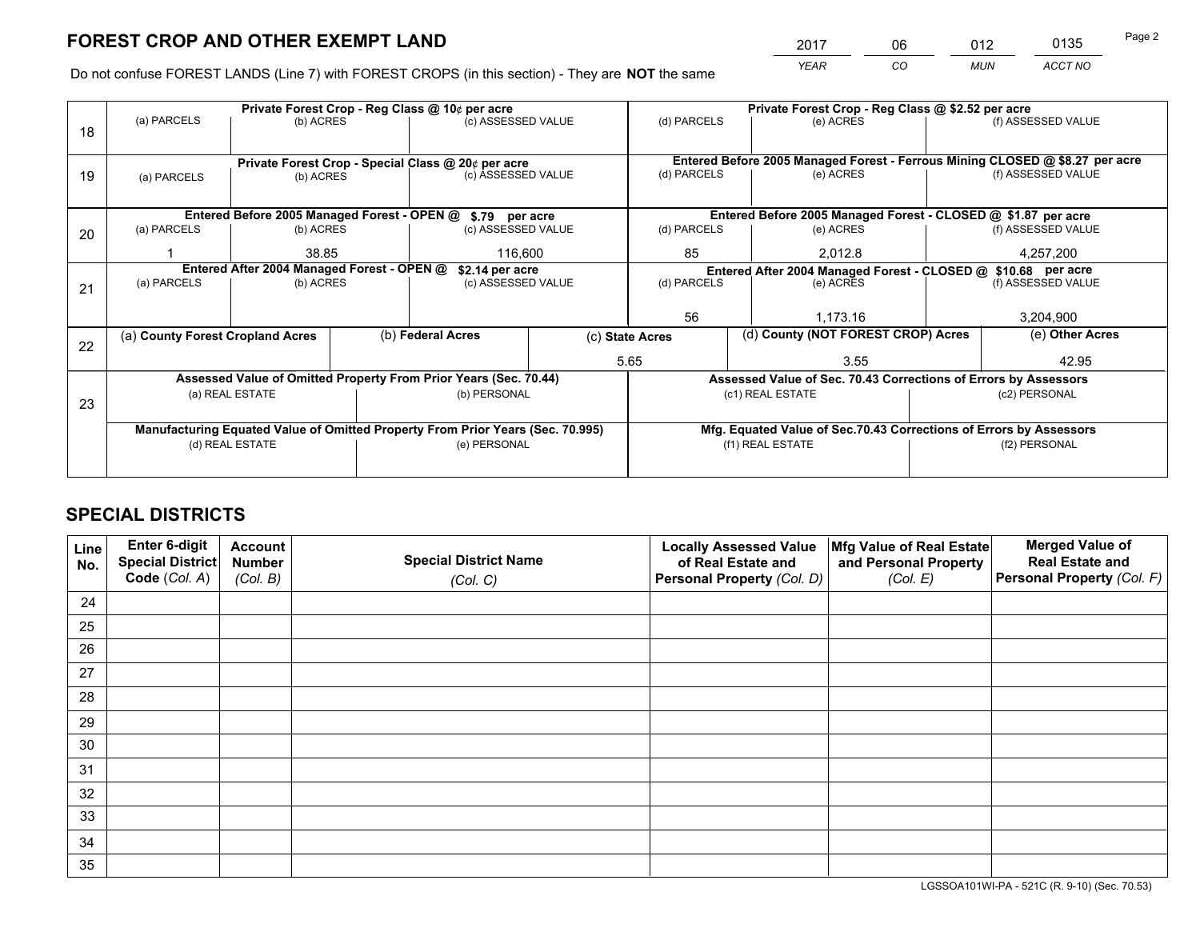# FOREST CROP AND OTHER EXEMPT LAND

| 2017 | 06 | 012 | 0135 |
|---|---|---|---|
| *YEAR* | *CO* | *MUN* | *ACCT NO* |

Do not confuse FOREST LANDS (Line 7) with FOREST CROPS (in this section) - They are **NOT** the same

| Line | | | | | | |
|---|---|---|---|---|---|---|
| 18 | **Private Forest Crop - Reg Class @ 10¢ per acre** | | | **Private Forest Crop - Reg Class @ $2.52 per acre** | | |
| | (a) PARCELS | (b) ACRES | (c) ASSESSED VALUE | (d) PARCELS | (e) ACRES | (f) ASSESSED VALUE |
| | | | | | | |
| 19 | **Private Forest Crop - Special Class @ 20¢ per acre** | | | **Entered Before 2005 Managed Forest - Ferrous Mining CLOSED @ $8.27 per acre** | | |
| | (a) PARCELS | (b) ACRES | (c) ASSESSED VALUE | (d) PARCELS | (e) ACRES | (f) ASSESSED VALUE |
| | | | | | | |
| 20 | **Entered Before 2005 Managed Forest - OPEN @ $.79 per acre** | | | **Entered Before 2005 Managed Forest - CLOSED @ $1.87 per acre** | | |
| | (a) PARCELS | (b) ACRES | (c) ASSESSED VALUE | (d) PARCELS | (e) ACRES | (f) ASSESSED VALUE |
| | 1 | 38.85 | 116,600 | 85 | 2,012.8 | 4,257,200 |
| 21 | **Entered After 2004 Managed Forest - OPEN @ $2.14 per acre** | | | **Entered After 2004 Managed Forest - CLOSED @ $10.68 per acre** | | |
| | (a) PARCELS | (b) ACRES | (c) ASSESSED VALUE | (d) PARCELS | (e) ACRES | (f) ASSESSED VALUE |
| | | | | 56 | 1,173.16 | 3,204,900 |

| Line | (a) County Forest Cropland Acres | (b) Federal Acres | (c) State Acres | (d) County (NOT FOREST CROP) Acres | (e) Other Acres |
|---|---|---|---|---|---|
| 22 | | | 5.65 | 3.55 | 42.95 |

| Line | **Assessed Value of Omitted Property From Prior Years (Sec. 70.44)** | | **Assessed Value of Sec. 70.43 Corrections of Errors by Assessors** | |
|---|---|---|---|---|
| 23 | (a) REAL ESTATE | (b) PERSONAL | (c1) REAL ESTATE | (c2) PERSONAL |
| | | | | |
| | **Manufacturing Equated Value of Omitted Property From Prior Years (Sec. 70.995)** | | **Mfg. Equated Value of Sec.70.43 Corrections of Errors by Assessors** | |
| | (d) REAL ESTATE | (e) PERSONAL | (f1) REAL ESTATE | (f2) PERSONAL |
| | | | | |

# SPECIAL DISTRICTS

| Line No. | Enter 6-digit Special District Code (*Col. A*) | Account Number (*Col. B*) | Special District Name (*Col. C*) | Locally Assessed Value of Real Estate and Personal Property (*Col. D*) | Mfg Value of Real Estate and Personal Property (*Col. E*) | Merged Value of Real Estate and Personal Property (*Col. F*) |
|---|---|---|---|---|---|---|
| 24 | | | | | | |
| 25 | | | | | | |
| 26 | | | | | | |
| 27 | | | | | | |
| 28 | | | | | | |
| 29 | | | | | | |
| 30 | | | | | | |
| 31 | | | | | | |
| 32 | | | | | | |
| 33 | | | | | | |
| 34 | | | | | | |
| 35 | | | | | | |

LGSSOA101WI-PA - 521C (R. 9-10) (Sec. 70.53)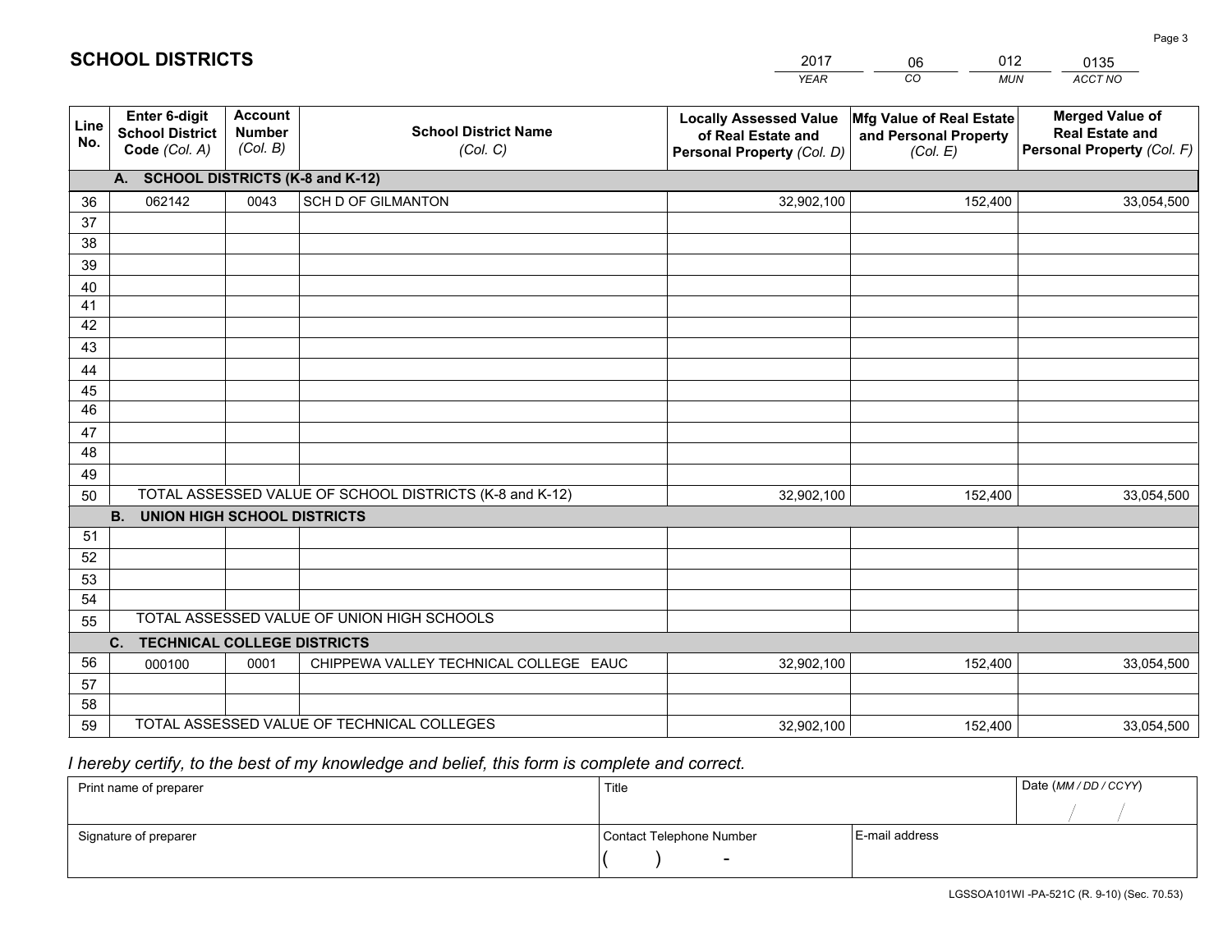# SCHOOL DISTRICTS

| 2017 | 06 | 012 | 0135 |
|---|---|---|---|
| *YEAR* | *CO* | *MUN* | *ACCT NO* |

| Line No. | Enter 6-digit School District Code *(Col. A)* | Account Number *(Col. B)* | School District Name *(Col. C)* | Locally Assessed Value of Real Estate and Personal Property *(Col. D)* | Mfg Value of Real Estate and Personal Property *(Col. E)* | Merged Value of Real Estate and Personal Property *(Col. F)* |
|---|---|---|---|---|---|---|
| | **A. SCHOOL DISTRICTS (K-8 and K-12)** | | | | | |
| 36 | 062142 | 0043 | SCH D OF GILMANTON | 32,902,100 | 152,400 | 33,054,500 |
| 37 | | | | | | |
| 38 | | | | | | |
| 39 | | | | | | |
| 40 | | | | | | |
| 41 | | | | | | |
| 42 | | | | | | |
| 43 | | | | | | |
| 44 | | | | | | |
| 45 | | | | | | |
| 46 | | | | | | |
| 47 | | | | | | |
| 48 | | | | | | |
| 49 | | | | | | |
| 50 | TOTAL ASSESSED VALUE OF SCHOOL DISTRICTS (K-8 and K-12) | | | 32,902,100 | 152,400 | 33,054,500 |
| | **B. UNION HIGH SCHOOL DISTRICTS** | | | | | |
| 51 | | | | | | |
| 52 | | | | | | |
| 53 | | | | | | |
| 54 | | | | | | |
| 55 | TOTAL ASSESSED VALUE OF UNION HIGH SCHOOLS | | | | | |
| | **C. TECHNICAL COLLEGE DISTRICTS** | | | | | |
| 56 | 000100 | 0001 | CHIPPEWA VALLEY TECHNICAL COLLEGE EAUC | 32,902,100 | 152,400 | 33,054,500 |
| 57 | | | | | | |
| 58 | | | | | | |
| 59 | TOTAL ASSESSED VALUE OF TECHNICAL COLLEGES | | | 32,902,100 | 152,400 | 33,054,500 |

*I hereby certify, to the best of my knowledge and belief, this form is complete and correct.*

| Print name of preparer | Title | | Date *(MM / DD / CCYY)* |
|---|---|---|---|
| | | | / / |
| Signature of preparer | Contact Telephone Number | E-mail address | |
| | ( ) - | | |

LGSSOA101WI -PA-521C (R. 9-10) (Sec. 70.53)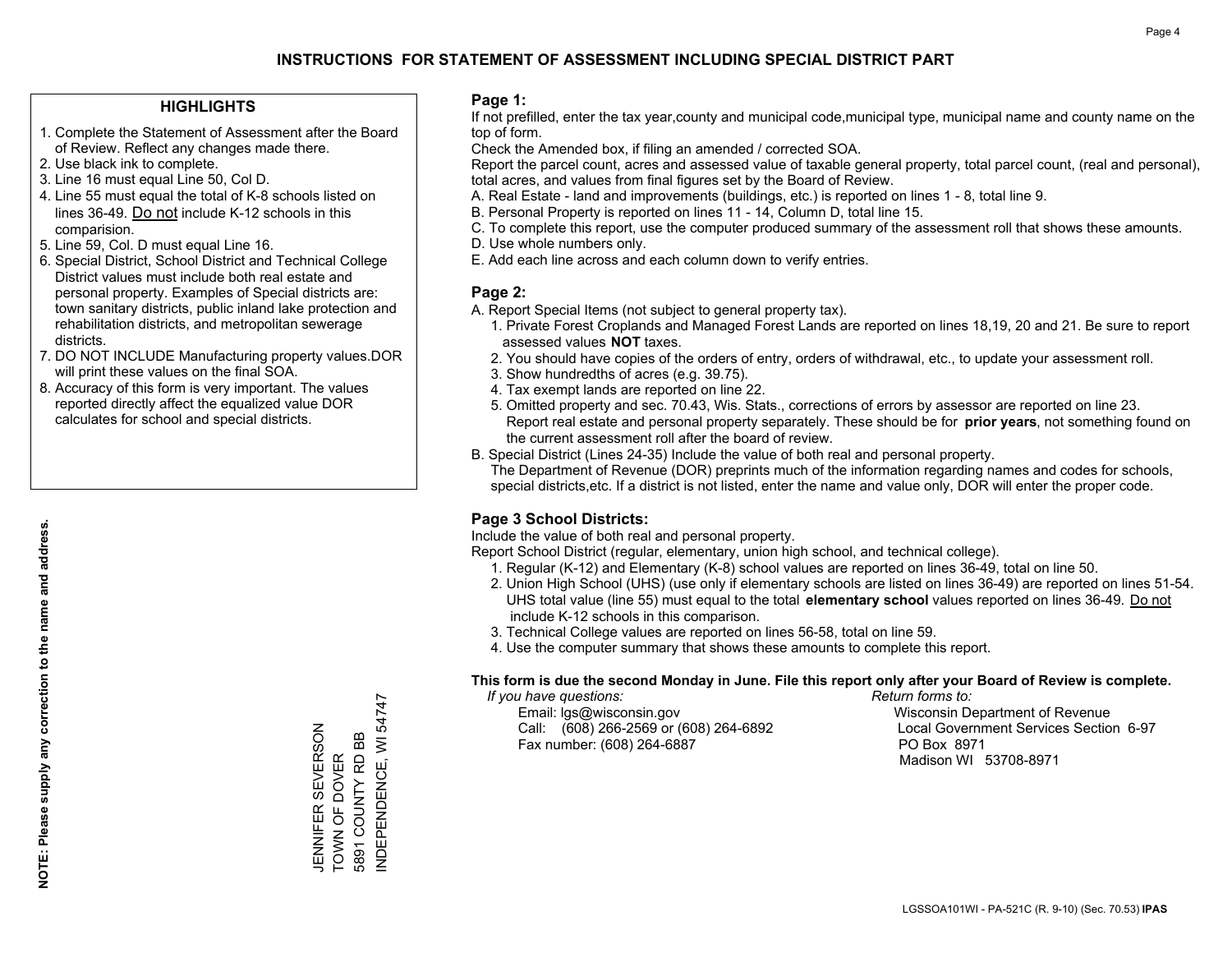# INSTRUCTIONS FOR STATEMENT OF ASSESSMENT INCLUDING SPECIAL DISTRICT PART

## HIGHLIGHTS

1. Complete the Statement of Assessment after the Board of Review. Reflect any changes made there.
2. Use black ink to complete.
3. Line 16 must equal Line 50, Col D.
4. Line 55 must equal the total of K-8 schools listed on lines 36-49. Do not include K-12 schools in this comparision.
5. Line 59, Col. D must equal Line 16.
6. Special District, School District and Technical College District values must include both real estate and personal property. Examples of Special districts are: town sanitary districts, public inland lake protection and rehabilitation districts, and metropolitan sewerage districts.
7. DO NOT INCLUDE Manufacturing property values.DOR will print these values on the final SOA.
8. Accuracy of this form is very important. The values reported directly affect the equalized value DOR calculates for school and special districts.

**NOTE: Please supply any correction to the name and address.**

JENNIFER SEVERSON
TOWN OF DOVER
5891 COUNTY RD BB
INDEPENDENCE, WI 54747

## Page 1:

If not prefilled, enter the tax year,county and municipal code,municipal type, municipal name and county name on the top of form.

Check the Amended box, if filing an amended / corrected SOA.

Report the parcel count, acres and assessed value of taxable general property, total parcel count, (real and personal), total acres, and values from final figures set by the Board of Review.

A. Real Estate - land and improvements (buildings, etc.) is reported on lines 1 - 8, total line 9.
B. Personal Property is reported on lines 11 - 14, Column D, total line 15.
C. To complete this report, use the computer produced summary of the assessment roll that shows these amounts.
D. Use whole numbers only.
E. Add each line across and each column down to verify entries.

## Page 2:

A. Report Special Items (not subject to general property tax).
   1. Private Forest Croplands and Managed Forest Lands are reported on lines 18,19, 20 and 21. Be sure to report assessed values **NOT** taxes.
   2. You should have copies of the orders of entry, orders of withdrawal, etc., to update your assessment roll.
   3. Show hundredths of acres (e.g. 39.75).
   4. Tax exempt lands are reported on line 22.
   5. Omitted property and sec. 70.43, Wis. Stats., corrections of errors by assessor are reported on line 23. Report real estate and personal property separately. These should be for **prior years**, not something found on the current assessment roll after the board of review.
B. Special District (Lines 24-35) Include the value of both real and personal property.
   The Department of Revenue (DOR) preprints much of the information regarding names and codes for schools, special districts,etc. If a district is not listed, enter the name and value only, DOR will enter the proper code.

## Page 3 School Districts:

Include the value of both real and personal property.

Report School District (regular, elementary, union high school, and technical college).

1. Regular (K-12) and Elementary (K-8) school values are reported on lines 36-49, total on line 50.
2. Union High School (UHS) (use only if elementary schools are listed on lines 36-49) are reported on lines 51-54. UHS total value (line 55) must equal to the total **elementary school** values reported on lines 36-49. Do not include K-12 schools in this comparison.
3. Technical College values are reported on lines 56-58, total on line 59.
4. Use the computer summary that shows these amounts to complete this report.

**This form is due the second Monday in June. File this report only after your Board of Review is complete.**

*If you have questions:*
Email: lgs@wisconsin.gov
Call: (608) 266-2569 or (608) 264-6892
Fax number: (608) 264-6887

*Return forms to:*
Wisconsin Department of Revenue
Local Government Services Section 6-97
PO Box 8971
Madison WI 53708-8971

LGSSOA101WI - PA-521C (R. 9-10) (Sec. 70.53) **IPAS**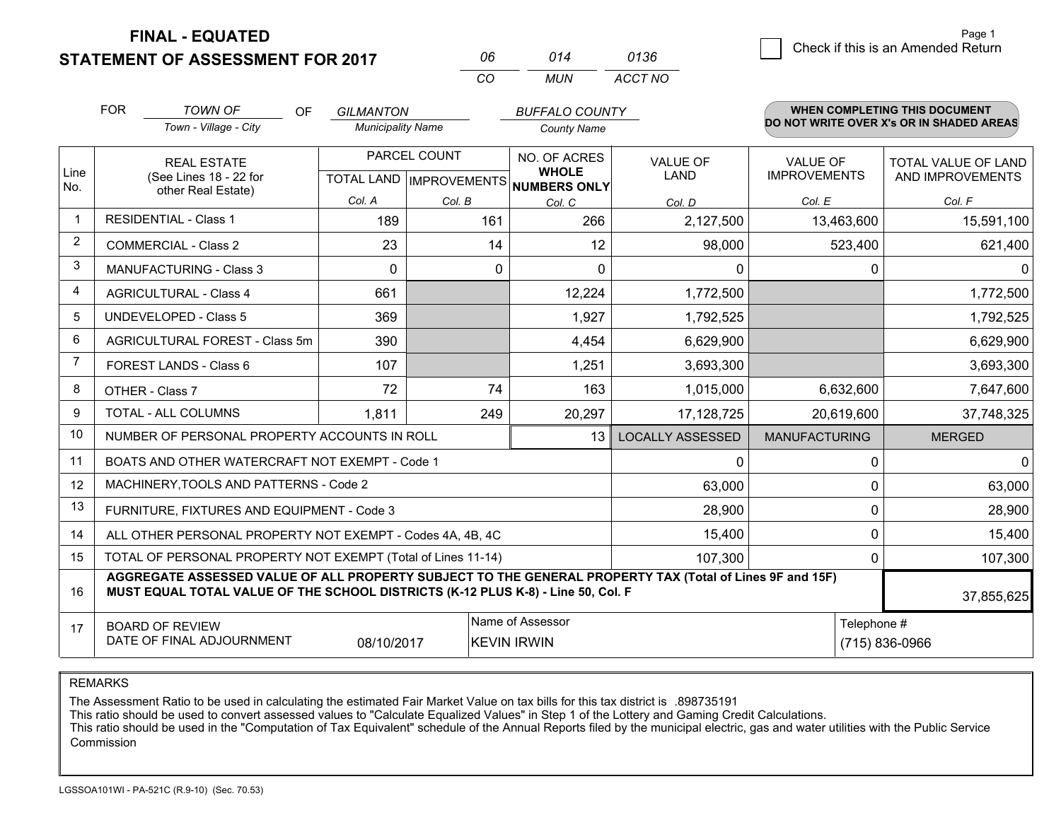**FINAL - EQUATED**
**STATEMENT OF ASSESSMENT FOR 2017**

| 06 | 014 | 0136 |
|---|---|---|
| CO | MUN | ACCT NO |

☐ Check if this is an Amended Return

FOR *TOWN OF* (Town - Village - City) OF *GILMANTON* (Municipality Name) *BUFFALO COUNTY* (County Name)

**WHEN COMPLETING THIS DOCUMENT DO NOT WRITE OVER X's OR IN SHADED AREAS**

| Line No. | REAL ESTATE (See Lines 18 - 22 for other Real Estate) | PARCEL COUNT TOTAL LAND Col. A | PARCEL COUNT IMPROVEMENTS Col. B | NO. OF ACRES WHOLE NUMBERS ONLY Col. C | VALUE OF LAND Col. D | VALUE OF IMPROVEMENTS Col. E | TOTAL VALUE OF LAND AND IMPROVEMENTS Col. F |
|---|---|---|---|---|---|---|---|
| 1 | RESIDENTIAL - Class 1 | 189 | 161 | 266 | 2,127,500 | 13,463,600 | 15,591,100 |
| 2 | COMMERCIAL - Class 2 | 23 | 14 | 12 | 98,000 | 523,400 | 621,400 |
| 3 | MANUFACTURING - Class 3 | 0 | 0 | 0 | 0 | 0 | 0 |
| 4 | AGRICULTURAL - Class 4 | 661 | | 12,224 | 1,772,500 | | 1,772,500 |
| 5 | UNDEVELOPED - Class 5 | 369 | | 1,927 | 1,792,525 | | 1,792,525 |
| 6 | AGRICULTURAL FOREST - Class 5m | 390 | | 4,454 | 6,629,900 | | 6,629,900 |
| 7 | FOREST LANDS - Class 6 | 107 | | 1,251 | 3,693,300 | | 3,693,300 |
| 8 | OTHER - Class 7 | 72 | 74 | 163 | 1,015,000 | 6,632,600 | 7,647,600 |
| 9 | TOTAL - ALL COLUMNS | 1,811 | 249 | 20,297 | 17,128,725 | 20,619,600 | 37,748,325 |
| 10 | NUMBER OF PERSONAL PROPERTY ACCOUNTS IN ROLL | | | 13 | LOCALLY ASSESSED | MANUFACTURING | MERGED |
| 11 | BOATS AND OTHER WATERCRAFT NOT EXEMPT - Code 1 | | | | 0 | 0 | 0 |
| 12 | MACHINERY,TOOLS AND PATTERNS - Code 2 | | | | 63,000 | 0 | 63,000 |
| 13 | FURNITURE, FIXTURES AND EQUIPMENT - Code 3 | | | | 28,900 | 0 | 28,900 |
| 14 | ALL OTHER PERSONAL PROPERTY NOT EXEMPT - Codes 4A, 4B, 4C | | | | 15,400 | 0 | 15,400 |
| 15 | TOTAL OF PERSONAL PROPERTY NOT EXEMPT (Total of Lines 11-14) | | | | 107,300 | 0 | 107,300 |
| 16 | **AGGREGATE ASSESSED VALUE OF ALL PROPERTY SUBJECT TO THE GENERAL PROPERTY TAX (Total of Lines 9F and 15F) MUST EQUAL TOTAL VALUE OF THE SCHOOL DISTRICTS (K-12 PLUS K-8) - Line 50, Col. F** | | | | | | 37,855,625 |
| 17 | BOARD OF REVIEW DATE OF FINAL ADJOURNMENT | 08/10/2017 | Name of Assessor: KEVIN IRWIN | | | Telephone #: (715) 836-0966 | |

REMARKS

The Assessment Ratio to be used in calculating the estimated Fair Market Value on tax bills for this tax district is .898735191
This ratio should be used to convert assessed values to "Calculate Equalized Values" in Step 1 of the Lottery and Gaming Credit Calculations.
This ratio should be used in the "Computation of Tax Equivalent" schedule of the Annual Reports filed by the municipal electric, gas and water utilities with the Public Service Commission

LGSSOA101WI - PA-521C (R.9-10) (Sec. 70.53)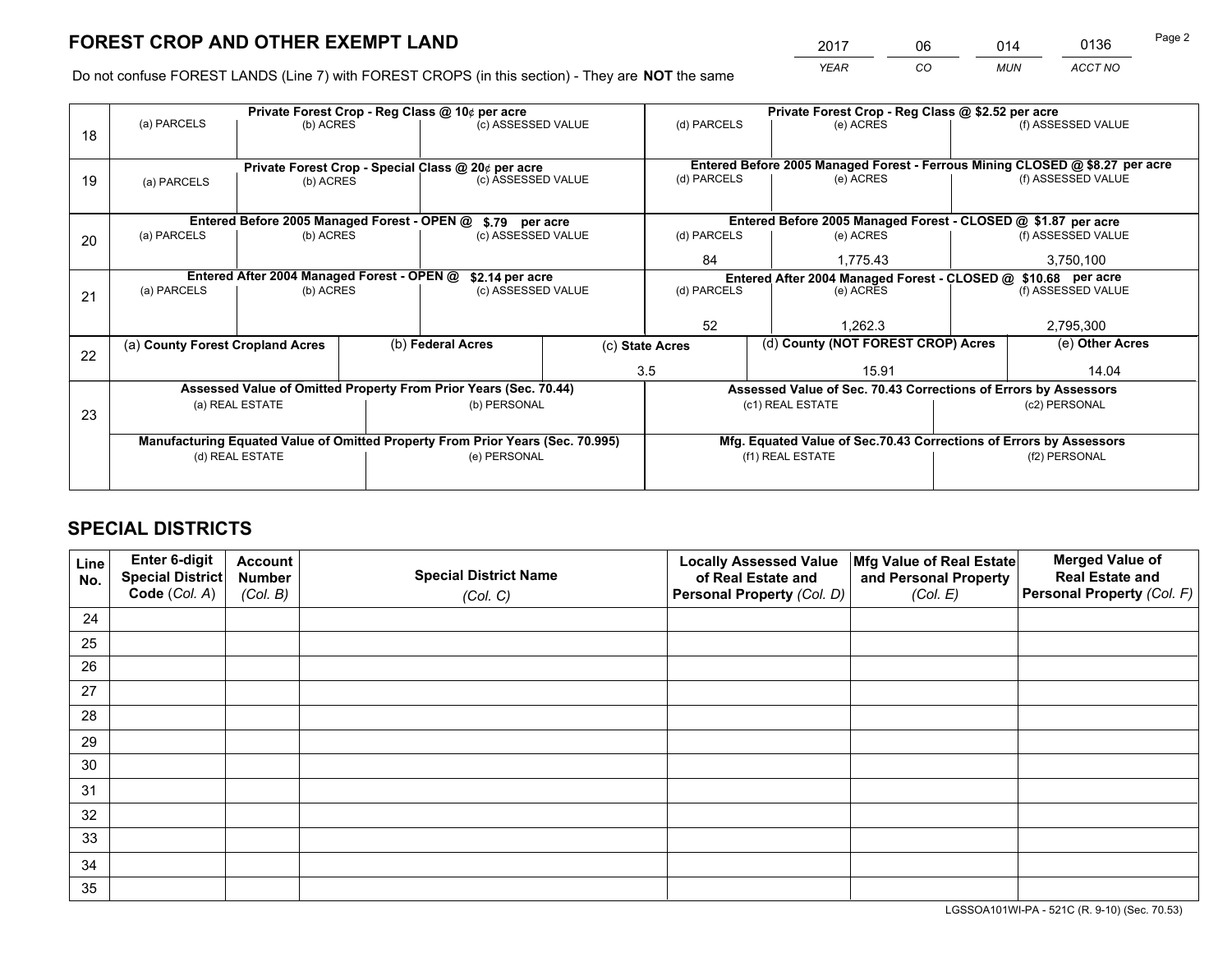# FOREST CROP AND OTHER EXEMPT LAND

| 2017 | 06 | 014 | 0136 |
|---|---|---|---|
| *YEAR* | *CO* | *MUN* | *ACCT NO* |

Do not confuse FOREST LANDS (Line 7) with FOREST CROPS (in this section) - They are **NOT** the same

| Line | Private Forest Crop - Reg Class @ 10¢ per acre | | | Private Forest Crop - Reg Class @ $2.52 per acre | | |
|---|---|---|---|---|---|---|
| 18 | (a) PARCELS | (b) ACRES | (c) ASSESSED VALUE | (d) PARCELS | (e) ACRES | (f) ASSESSED VALUE |
| | | | | | | |
| | **Private Forest Crop - Special Class @ 20¢ per acre** | | | **Entered Before 2005 Managed Forest - Ferrous Mining CLOSED @ $8.27 per acre** | | |
| 19 | (a) PARCELS | (b) ACRES | (c) ASSESSED VALUE | (d) PARCELS | (e) ACRES | (f) ASSESSED VALUE |
| | | | | | | |
| | **Entered Before 2005 Managed Forest - OPEN @ $.79 per acre** | | | **Entered Before 2005 Managed Forest - CLOSED @ $1.87 per acre** | | |
| 20 | (a) PARCELS | (b) ACRES | (c) ASSESSED VALUE | (d) PARCELS | (e) ACRES | (f) ASSESSED VALUE |
| | | | | 84 | 1,775.43 | 3,750,100 |
| | **Entered After 2004 Managed Forest - OPEN @ $2.14 per acre** | | | **Entered After 2004 Managed Forest - CLOSED @ $10.68 per acre** | | |
| 21 | (a) PARCELS | (b) ACRES | (c) ASSESSED VALUE | (d) PARCELS | (e) ACRES | (f) ASSESSED VALUE |
| | | | | 52 | 1,262.3 | 2,795,300 |

| Line | (a) County Forest Cropland Acres | (b) Federal Acres | (c) State Acres | (d) County (NOT FOREST CROP) Acres | (e) Other Acres |
|---|---|---|---|---|---|
| 22 | | | 3.5 | 15.91 | 14.04 |

| Line | Assessed Value of Omitted Property From Prior Years (Sec. 70.44) | | Assessed Value of Sec. 70.43 Corrections of Errors by Assessors | |
|---|---|---|---|---|
| 23 | (a) REAL ESTATE | (b) PERSONAL | (c1) REAL ESTATE | (c2) PERSONAL |
| | | | | |
| | **Manufacturing Equated Value of Omitted Property From Prior Years (Sec. 70.995)** | | **Mfg. Equated Value of Sec.70.43 Corrections of Errors by Assessors** | |
| | (d) REAL ESTATE | (e) PERSONAL | (f1) REAL ESTATE | (f2) PERSONAL |
| | | | | |

# SPECIAL DISTRICTS

| Line No. | Enter 6-digit Special District Code (*Col. A*) | Account Number (*Col. B*) | Special District Name (*Col. C*) | Locally Assessed Value of Real Estate and Personal Property (*Col. D*) | Mfg Value of Real Estate and Personal Property (*Col. E*) | Merged Value of Real Estate and Personal Property (*Col. F*) |
|---|---|---|---|---|---|---|
| 24 | | | | | | |
| 25 | | | | | | |
| 26 | | | | | | |
| 27 | | | | | | |
| 28 | | | | | | |
| 29 | | | | | | |
| 30 | | | | | | |
| 31 | | | | | | |
| 32 | | | | | | |
| 33 | | | | | | |
| 34 | | | | | | |
| 35 | | | | | | |

LGSSOA101WI-PA - 521C (R. 9-10) (Sec. 70.53)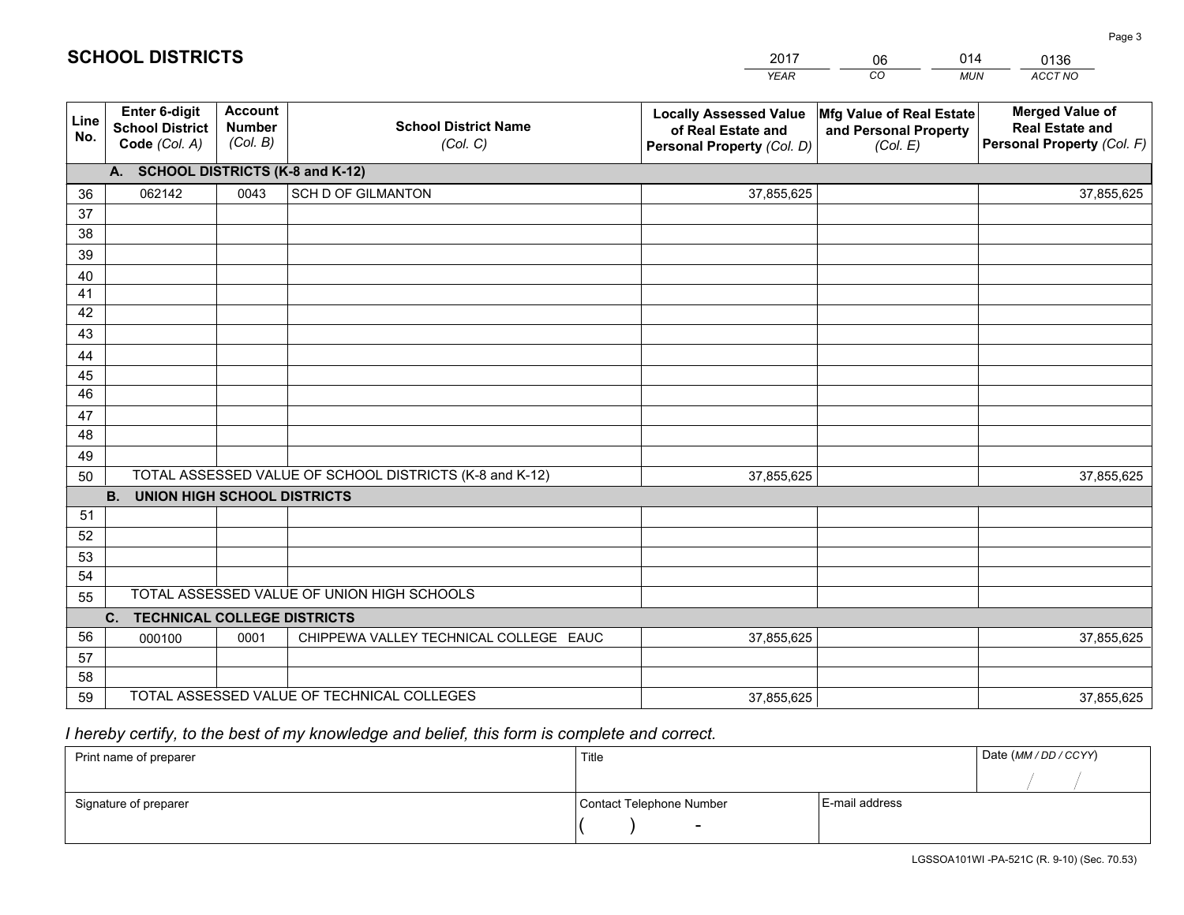# SCHOOL DISTRICTS

| 2017 | 06 | 014 | 0136 |
|---|---|---|---|
| *YEAR* | *CO* | *MUN* | *ACCT NO* |

| Line No. | Enter 6-digit School District Code *(Col. A)* | Account Number *(Col. B)* | School District Name *(Col. C)* | Locally Assessed Value of Real Estate and Personal Property *(Col. D)* | Mfg Value of Real Estate and Personal Property *(Col. E)* | Merged Value of Real Estate and Personal Property *(Col. F)* |
|---|---|---|---|---|---|---|
| **A. SCHOOL DISTRICTS (K-8 and K-12)** | | | | | | |
| 36 | 062142 | 0043 | SCH D OF GILMANTON | 37,855,625 | | 37,855,625 |
| 37 | | | | | | |
| 38 | | | | | | |
| 39 | | | | | | |
| 40 | | | | | | |
| 41 | | | | | | |
| 42 | | | | | | |
| 43 | | | | | | |
| 44 | | | | | | |
| 45 | | | | | | |
| 46 | | | | | | |
| 47 | | | | | | |
| 48 | | | | | | |
| 49 | | | | | | |
| 50 | TOTAL ASSESSED VALUE OF SCHOOL DISTRICTS (K-8 and K-12) | | | 37,855,625 | | 37,855,625 |
| **B. UNION HIGH SCHOOL DISTRICTS** | | | | | | |
| 51 | | | | | | |
| 52 | | | | | | |
| 53 | | | | | | |
| 54 | | | | | | |
| 55 | TOTAL ASSESSED VALUE OF UNION HIGH SCHOOLS | | | | | |
| **C. TECHNICAL COLLEGE DISTRICTS** | | | | | | |
| 56 | 000100 | 0001 | CHIPPEWA VALLEY TECHNICAL COLLEGE EAUC | 37,855,625 | | 37,855,625 |
| 57 | | | | | | |
| 58 | | | | | | |
| 59 | TOTAL ASSESSED VALUE OF TECHNICAL COLLEGES | | | 37,855,625 | | 37,855,625 |

*I hereby certify, to the best of my knowledge and belief, this form is complete and correct.*

| Print name of preparer | Title | | Date *(MM / DD / CCYY)* |
|---|---|---|---|
| | | | / / |
| Signature of preparer | Contact Telephone Number | E-mail address | |
| | ( ) - | | |

LGSSOA101WI -PA-521C (R. 9-10) (Sec. 70.53)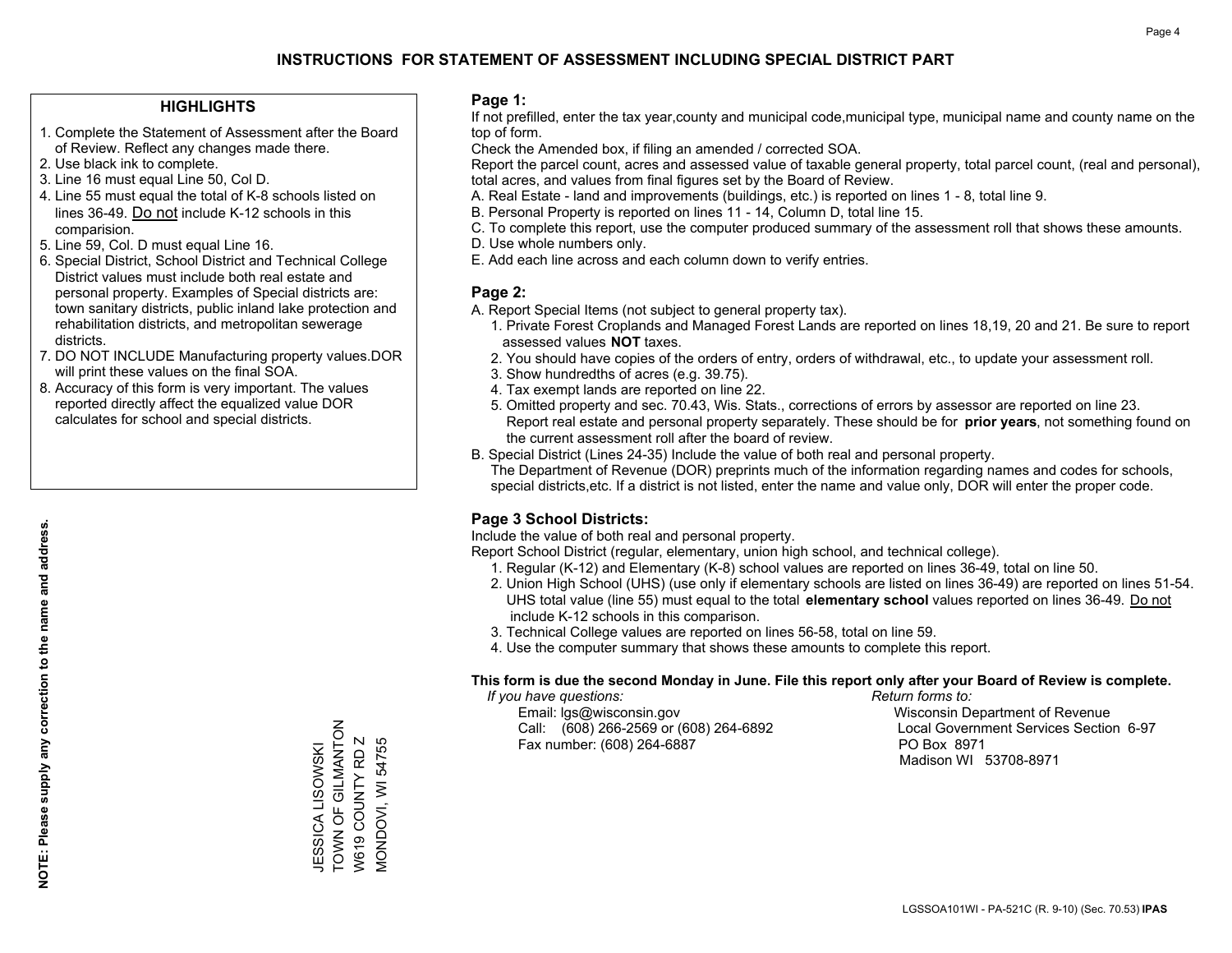# INSTRUCTIONS FOR STATEMENT OF ASSESSMENT INCLUDING SPECIAL DISTRICT PART

## HIGHLIGHTS

1. Complete the Statement of Assessment after the Board of Review. Reflect any changes made there.
2. Use black ink to complete.
3. Line 16 must equal Line 50, Col D.
4. Line 55 must equal the total of K-8 schools listed on lines 36-49. Do not include K-12 schools in this comparision.
5. Line 59, Col. D must equal Line 16.
6. Special District, School District and Technical College District values must include both real estate and personal property. Examples of Special districts are: town sanitary districts, public inland lake protection and rehabilitation districts, and metropolitan sewerage districts.
7. DO NOT INCLUDE Manufacturing property values.DOR will print these values on the final SOA.
8. Accuracy of this form is very important. The values reported directly affect the equalized value DOR calculates for school and special districts.

**NOTE: Please supply any correction to the name and address.**

JESSICA LISOWSKI
TOWN OF GILMANTON
W619 COUNTY RD Z
MONDOVI, WI 54755

## Page 1:

If not prefilled, enter the tax year,county and municipal code,municipal type, municipal name and county name on the top of form.

Check the Amended box, if filing an amended / corrected SOA.

Report the parcel count, acres and assessed value of taxable general property, total parcel count, (real and personal), total acres, and values from final figures set by the Board of Review.

A. Real Estate - land and improvements (buildings, etc.) is reported on lines 1 - 8, total line 9.
B. Personal Property is reported on lines 11 - 14, Column D, total line 15.
C. To complete this report, use the computer produced summary of the assessment roll that shows these amounts.
D. Use whole numbers only.
E. Add each line across and each column down to verify entries.

## Page 2:

A. Report Special Items (not subject to general property tax).
   1. Private Forest Croplands and Managed Forest Lands are reported on lines 18,19, 20 and 21. Be sure to report assessed values **NOT** taxes.
   2. You should have copies of the orders of entry, orders of withdrawal, etc., to update your assessment roll.
   3. Show hundredths of acres (e.g. 39.75).
   4. Tax exempt lands are reported on line 22.
   5. Omitted property and sec. 70.43, Wis. Stats., corrections of errors by assessor are reported on line 23. Report real estate and personal property separately. These should be for **prior years**, not something found on the current assessment roll after the board of review.
B. Special District (Lines 24-35) Include the value of both real and personal property.
   The Department of Revenue (DOR) preprints much of the information regarding names and codes for schools, special districts,etc. If a district is not listed, enter the name and value only, DOR will enter the proper code.

## Page 3 School Districts:

Include the value of both real and personal property.

Report School District (regular, elementary, union high school, and technical college).

1. Regular (K-12) and Elementary (K-8) school values are reported on lines 36-49, total on line 50.
2. Union High School (UHS) (use only if elementary schools are listed on lines 36-49) are reported on lines 51-54. UHS total value (line 55) must equal to the total **elementary school** values reported on lines 36-49. Do not include K-12 schools in this comparison.
3. Technical College values are reported on lines 56-58, total on line 59.
4. Use the computer summary that shows these amounts to complete this report.

**This form is due the second Monday in June. File this report only after your Board of Review is complete.**

*If you have questions:*
Email: lgs@wisconsin.gov
Call: (608) 266-2569 or (608) 264-6892
Fax number: (608) 264-6887

*Return forms to:*
Wisconsin Department of Revenue
Local Government Services Section 6-97
PO Box 8971
Madison WI 53708-8971

LGSSOA101WI - PA-521C (R. 9-10) (Sec. 70.53) **IPAS**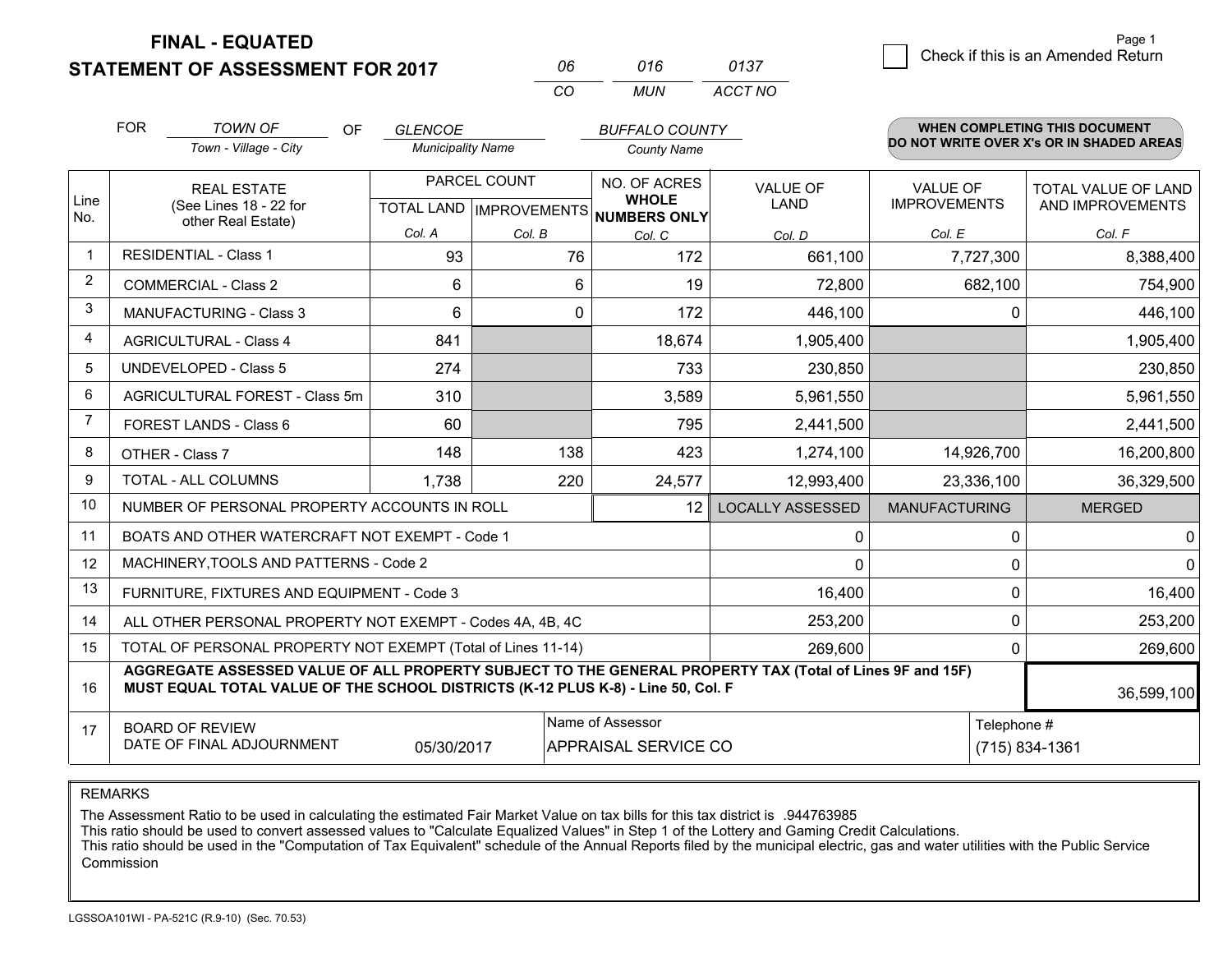# FINAL - EQUATED
## STATEMENT OF ASSESSMENT FOR 2017

| 06 | 016 | 0137 |
|---|---|---|
| CO | MUN | ACCT NO |

Check if this is an Amended Return

FOR *TOWN OF* (Town - Village - City) OF *GLENCOE* (Municipality Name) *BUFFALO COUNTY* (County Name)

**WHEN COMPLETING THIS DOCUMENT DO NOT WRITE OVER X's OR IN SHADED AREAS**

| Line No. | REAL ESTATE (See Lines 18 - 22 for other Real Estate) | PARCEL COUNT TOTAL LAND Col. A | IMPROVEMENTS Col. B | NO. OF ACRES WHOLE NUMBERS ONLY Col. C | VALUE OF LAND Col. D | VALUE OF IMPROVEMENTS Col. E | TOTAL VALUE OF LAND AND IMPROVEMENTS Col. F |
|---|---|---|---|---|---|---|---|
| 1 | RESIDENTIAL - Class 1 | 93 | 76 | 172 | 661,100 | 7,727,300 | 8,388,400 |
| 2 | COMMERCIAL - Class 2 | 6 | 6 | 19 | 72,800 | 682,100 | 754,900 |
| 3 | MANUFACTURING - Class 3 | 6 | 0 | 172 | 446,100 | 0 | 446,100 |
| 4 | AGRICULTURAL - Class 4 | 841 | | 18,674 | 1,905,400 | | 1,905,400 |
| 5 | UNDEVELOPED - Class 5 | 274 | | 733 | 230,850 | | 230,850 |
| 6 | AGRICULTURAL FOREST - Class 5m | 310 | | 3,589 | 5,961,550 | | 5,961,550 |
| 7 | FOREST LANDS - Class 6 | 60 | | 795 | 2,441,500 | | 2,441,500 |
| 8 | OTHER - Class 7 | 148 | 138 | 423 | 1,274,100 | 14,926,700 | 16,200,800 |
| 9 | TOTAL - ALL COLUMNS | 1,738 | 220 | 24,577 | 12,993,400 | 23,336,100 | 36,329,500 |
| 10 | NUMBER OF PERSONAL PROPERTY ACCOUNTS IN ROLL | | | 12 | LOCALLY ASSESSED | MANUFACTURING | MERGED |
| 11 | BOATS AND OTHER WATERCRAFT NOT EXEMPT - Code 1 | | | | 0 | 0 | 0 |
| 12 | MACHINERY,TOOLS AND PATTERNS - Code 2 | | | | 0 | 0 | 0 |
| 13 | FURNITURE, FIXTURES AND EQUIPMENT - Code 3 | | | | 16,400 | 0 | 16,400 |
| 14 | ALL OTHER PERSONAL PROPERTY NOT EXEMPT - Codes 4A, 4B, 4C | | | | 253,200 | 0 | 253,200 |
| 15 | TOTAL OF PERSONAL PROPERTY NOT EXEMPT (Total of Lines 11-14) | | | | 269,600 | 0 | 269,600 |
| 16 | **AGGREGATE ASSESSED VALUE OF ALL PROPERTY SUBJECT TO THE GENERAL PROPERTY TAX (Total of Lines 9F and 15F) MUST EQUAL TOTAL VALUE OF THE SCHOOL DISTRICTS (K-12 PLUS K-8) - Line 50, Col. F** | | | | | | 36,599,100 |
| 17 | BOARD OF REVIEW DATE OF FINAL ADJOURNMENT | 05/30/2017 | Name of Assessor | APPRAISAL SERVICE CO | | Telephone # | (715) 834-1361 |

REMARKS

The Assessment Ratio to be used in calculating the estimated Fair Market Value on tax bills for this tax district is .944763985
This ratio should be used to convert assessed values to "Calculate Equalized Values" in Step 1 of the Lottery and Gaming Credit Calculations.
This ratio should be used in the "Computation of Tax Equivalent" schedule of the Annual Reports filed by the municipal electric, gas and water utilities with the Public Service Commission

LGSSOA101WI - PA-521C (R.9-10) (Sec. 70.53)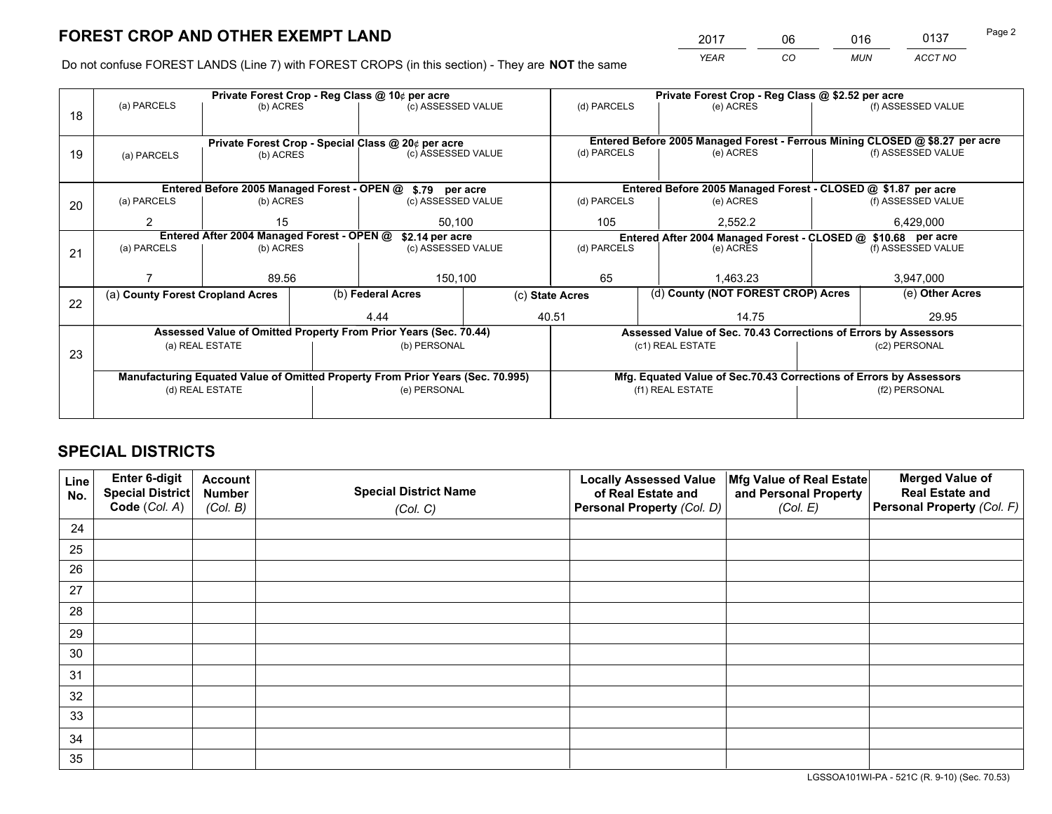# FOREST CROP AND OTHER EXEMPT LAND

| 2017 | 06 | 016 | 0137 |
|---|---|---|---|
| *YEAR* | *CO* | *MUN* | *ACCT NO* |

Do not confuse FOREST LANDS (Line 7) with FOREST CROPS (in this section) - They are **NOT** the same

| Line | Private Forest Crop - Reg Class @ 10¢ per acre | | | Private Forest Crop - Reg Class @ $2.52 per acre | | |
|---|---|---|---|---|---|---|
| 18 | (a) PARCELS | (b) ACRES | (c) ASSESSED VALUE | (d) PARCELS | (e) ACRES | (f) ASSESSED VALUE |
| | | | | | | |
| | **Private Forest Crop - Special Class @ 20¢ per acre** | | | **Entered Before 2005 Managed Forest - Ferrous Mining CLOSED @ $8.27 per acre** | | |
| 19 | (a) PARCELS | (b) ACRES | (c) ASSESSED VALUE | (d) PARCELS | (e) ACRES | (f) ASSESSED VALUE |
| | | | | | | |
| | **Entered Before 2005 Managed Forest - OPEN @ $.79 per acre** | | | **Entered Before 2005 Managed Forest - CLOSED @ $1.87 per acre** | | |
| 20 | (a) PARCELS | (b) ACRES | (c) ASSESSED VALUE | (d) PARCELS | (e) ACRES | (f) ASSESSED VALUE |
| | 2 | 15 | 50,100 | 105 | 2,552.2 | 6,429,000 |
| | **Entered After 2004 Managed Forest - OPEN @ $2.14 per acre** | | | **Entered After 2004 Managed Forest - CLOSED @ $10.68 per acre** | | |
| 21 | (a) PARCELS | (b) ACRES | (c) ASSESSED VALUE | (d) PARCELS | (e) ACRES | (f) ASSESSED VALUE |
| | 7 | 89.56 | 150,100 | 65 | 1,463.23 | 3,947,000 |

| Line | (a) County Forest Cropland Acres | (b) Federal Acres | (c) State Acres | (d) County (NOT FOREST CROP) Acres | (e) Other Acres |
|---|---|---|---|---|---|
| 22 | | 4.44 | 40.51 | 14.75 | 29.95 |

| Line | Assessed Value of Omitted Property From Prior Years (Sec. 70.44) | | Assessed Value of Sec. 70.43 Corrections of Errors by Assessors | |
|---|---|---|---|---|
| 23 | (a) REAL ESTATE | (b) PERSONAL | (c1) REAL ESTATE | (c2) PERSONAL |
| | | | | |
| | **Manufacturing Equated Value of Omitted Property From Prior Years (Sec. 70.995)** | | **Mfg. Equated Value of Sec.70.43 Corrections of Errors by Assessors** | |
| | (d) REAL ESTATE | (e) PERSONAL | (f1) REAL ESTATE | (f2) PERSONAL |
| | | | | |

# SPECIAL DISTRICTS

| Line No. | Enter 6-digit Special District Code (Col. A) | Account Number (Col. B) | Special District Name (Col. C) | Locally Assessed Value of Real Estate and Personal Property (Col. D) | Mfg Value of Real Estate and Personal Property (Col. E) | Merged Value of Real Estate and Personal Property (Col. F) |
|---|---|---|---|---|---|---|
| 24 | | | | | | |
| 25 | | | | | | |
| 26 | | | | | | |
| 27 | | | | | | |
| 28 | | | | | | |
| 29 | | | | | | |
| 30 | | | | | | |
| 31 | | | | | | |
| 32 | | | | | | |
| 33 | | | | | | |
| 34 | | | | | | |
| 35 | | | | | | |

LGSSOA101WI-PA - 521C (R. 9-10) (Sec. 70.53)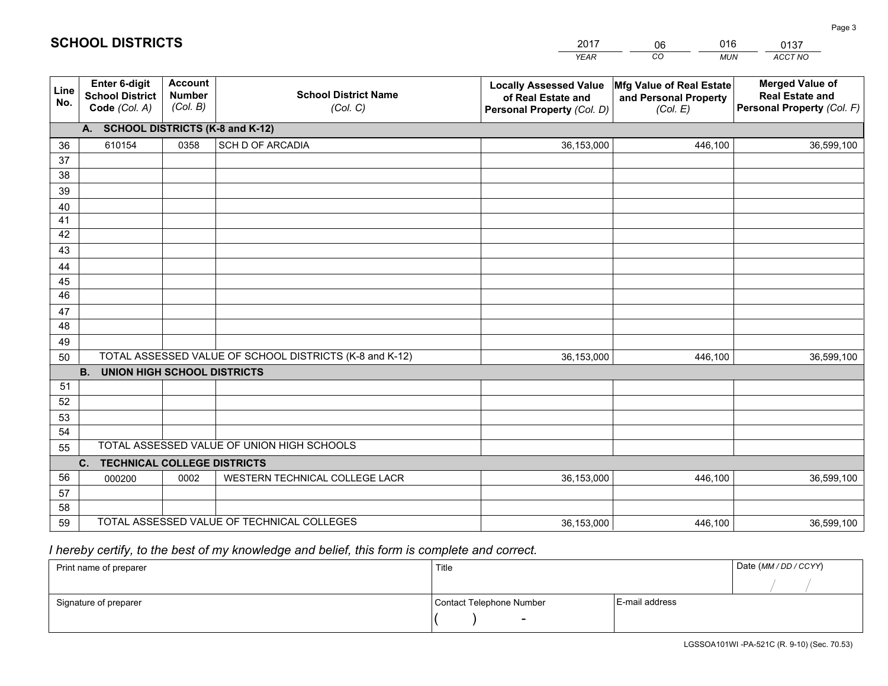# SCHOOL DISTRICTS

| 2017 | 06 | 016 | 0137 |
|---|---|---|---|
| *YEAR* | *CO* | *MUN* | *ACCT NO* |

| Line No. | Enter 6-digit School District Code *(Col. A)* | Account Number *(Col. B)* | School District Name *(Col. C)* | Locally Assessed Value of Real Estate and Personal Property *(Col. D)* | Mfg Value of Real Estate and Personal Property *(Col. E)* | Merged Value of Real Estate and Personal Property *(Col. F)* |
|---|---|---|---|---|---|---|
| | **A. SCHOOL DISTRICTS (K-8 and K-12)** | | | | | |
| 36 | 610154 | 0358 | SCH D OF ARCADIA | 36,153,000 | 446,100 | 36,599,100 |
| 37 | | | | | | |
| 38 | | | | | | |
| 39 | | | | | | |
| 40 | | | | | | |
| 41 | | | | | | |
| 42 | | | | | | |
| 43 | | | | | | |
| 44 | | | | | | |
| 45 | | | | | | |
| 46 | | | | | | |
| 47 | | | | | | |
| 48 | | | | | | |
| 49 | | | | | | |
| 50 | TOTAL ASSESSED VALUE OF SCHOOL DISTRICTS (K-8 and K-12) | | | 36,153,000 | 446,100 | 36,599,100 |
| | **B. UNION HIGH SCHOOL DISTRICTS** | | | | | |
| 51 | | | | | | |
| 52 | | | | | | |
| 53 | | | | | | |
| 54 | | | | | | |
| 55 | TOTAL ASSESSED VALUE OF UNION HIGH SCHOOLS | | | | | |
| | **C. TECHNICAL COLLEGE DISTRICTS** | | | | | |
| 56 | 000200 | 0002 | WESTERN TECHNICAL COLLEGE LACR | 36,153,000 | 446,100 | 36,599,100 |
| 57 | | | | | | |
| 58 | | | | | | |
| 59 | TOTAL ASSESSED VALUE OF TECHNICAL COLLEGES | | | 36,153,000 | 446,100 | 36,599,100 |

*I hereby certify, to the best of my knowledge and belief, this form is complete and correct.*

| Print name of preparer | Title | | Date *(MM / DD / CCYY)* |
|---|---|---|---|
| | | | / / |
| Signature of preparer | Contact Telephone Number | E-mail address | |
| | ( ) - | | |

LGSSOA101WI -PA-521C (R. 9-10) (Sec. 70.53)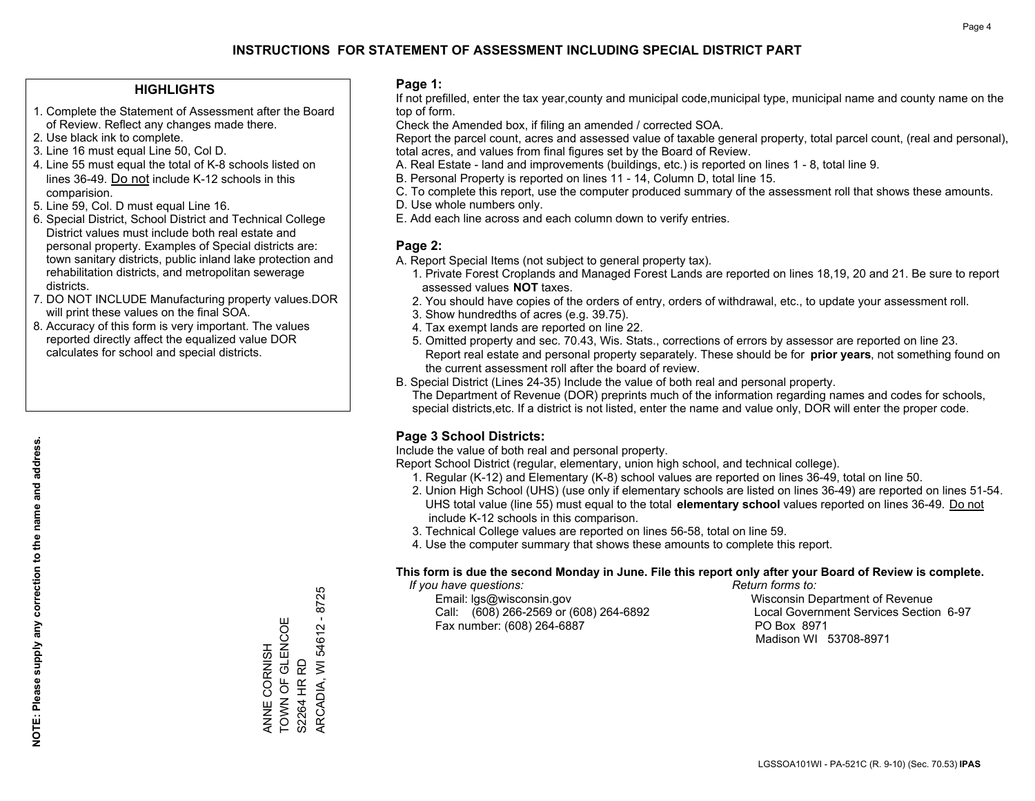# INSTRUCTIONS FOR STATEMENT OF ASSESSMENT INCLUDING SPECIAL DISTRICT PART

## HIGHLIGHTS

1. Complete the Statement of Assessment after the Board of Review. Reflect any changes made there.
2. Use black ink to complete.
3. Line 16 must equal Line 50, Col D.
4. Line 55 must equal the total of K-8 schools listed on lines 36-49. Do not include K-12 schools in this comparision.
5. Line 59, Col. D must equal Line 16.
6. Special District, School District and Technical College District values must include both real estate and personal property. Examples of Special districts are: town sanitary districts, public inland lake protection and rehabilitation districts, and metropolitan sewerage districts.
7. DO NOT INCLUDE Manufacturing property values.DOR will print these values on the final SOA.
8. Accuracy of this form is very important. The values reported directly affect the equalized value DOR calculates for school and special districts.

**NOTE: Please supply any correction to the name and address.**

ANNE CORNISH
TOWN OF GLENCOE
S2264 HR RD
ARCADIA, WI 54612 - 8725

## Page 1:

If not prefilled, enter the tax year,county and municipal code,municipal type, municipal name and county name on the top of form.

Check the Amended box, if filing an amended / corrected SOA.

Report the parcel count, acres and assessed value of taxable general property, total parcel count, (real and personal), total acres, and values from final figures set by the Board of Review.

A. Real Estate - land and improvements (buildings, etc.) is reported on lines 1 - 8, total line 9.
B. Personal Property is reported on lines 11 - 14, Column D, total line 15.
C. To complete this report, use the computer produced summary of the assessment roll that shows these amounts.
D. Use whole numbers only.
E. Add each line across and each column down to verify entries.

## Page 2:

A. Report Special Items (not subject to general property tax).
   1. Private Forest Croplands and Managed Forest Lands are reported on lines 18,19, 20 and 21. Be sure to report assessed values **NOT** taxes.
   2. You should have copies of the orders of entry, orders of withdrawal, etc., to update your assessment roll.
   3. Show hundredths of acres (e.g. 39.75).
   4. Tax exempt lands are reported on line 22.
   5. Omitted property and sec. 70.43, Wis. Stats., corrections of errors by assessor are reported on line 23. Report real estate and personal property separately. These should be for **prior years**, not something found on the current assessment roll after the board of review.

B. Special District (Lines 24-35) Include the value of both real and personal property.
   The Department of Revenue (DOR) preprints much of the information regarding names and codes for schools, special districts,etc. If a district is not listed, enter the name and value only, DOR will enter the proper code.

## Page 3 School Districts:

Include the value of both real and personal property.

Report School District (regular, elementary, union high school, and technical college).

1. Regular (K-12) and Elementary (K-8) school values are reported on lines 36-49, total on line 50.
2. Union High School (UHS) (use only if elementary schools are listed on lines 36-49) are reported on lines 51-54. UHS total value (line 55) must equal to the total **elementary school** values reported on lines 36-49. Do not include K-12 schools in this comparison.
3. Technical College values are reported on lines 56-58, total on line 59.
4. Use the computer summary that shows these amounts to complete this report.

**This form is due the second Monday in June. File this report only after your Board of Review is complete.**

*If you have questions:*
Email: lgs@wisconsin.gov
Call: (608) 266-2569 or (608) 264-6892
Fax number: (608) 264-6887

*Return forms to:*
Wisconsin Department of Revenue
Local Government Services Section 6-97
PO Box 8971
Madison WI 53708-8971

LGSSOA101WI - PA-521C (R. 9-10) (Sec. 70.53) **IPAS**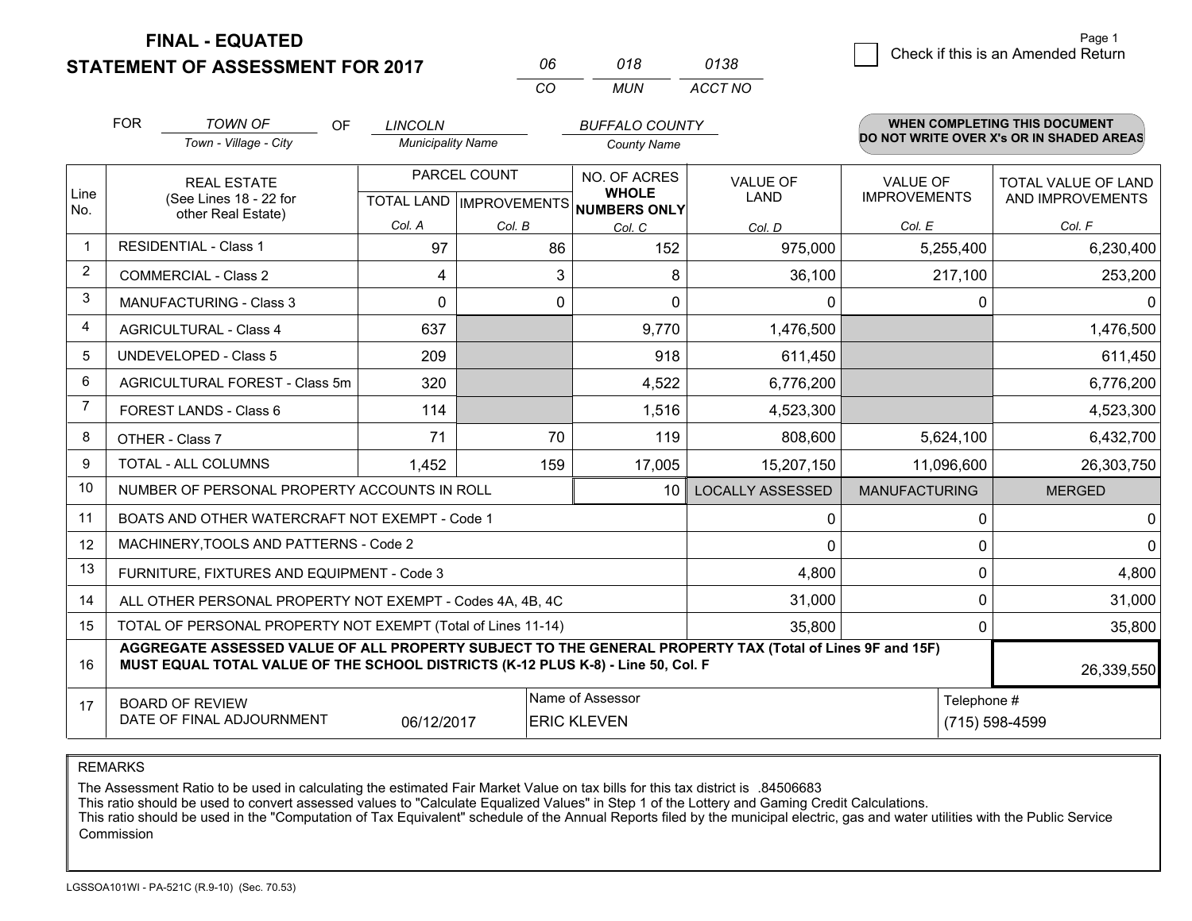**FINAL - EQUATED**

**STATEMENT OF ASSESSMENT FOR 2017**

| 06 | 018 | 0138 |
|---|---|---|
| CO | MUN | ACCT NO |

Check if this is an Amended Return

FOR *TOWN OF* (Town - Village - City) OF *LINCOLN* (Municipality Name) *BUFFALO COUNTY* (County Name)

**WHEN COMPLETING THIS DOCUMENT DO NOT WRITE OVER X's OR IN SHADED AREAS**

| Line No. | REAL ESTATE (See Lines 18 - 22 for other Real Estate) | PARCEL COUNT TOTAL LAND Col. A | PARCEL COUNT IMPROVEMENTS Col. B | NO. OF ACRES WHOLE NUMBERS ONLY Col. C | VALUE OF LAND Col. D | VALUE OF IMPROVEMENTS Col. E | TOTAL VALUE OF LAND AND IMPROVEMENTS Col. F |
|---|---|---|---|---|---|---|---|
| 1 | RESIDENTIAL - Class 1 | 97 | 86 | 152 | 975,000 | 5,255,400 | 6,230,400 |
| 2 | COMMERCIAL - Class 2 | 4 | 3 | 8 | 36,100 | 217,100 | 253,200 |
| 3 | MANUFACTURING - Class 3 | 0 | 0 | 0 | 0 | 0 | 0 |
| 4 | AGRICULTURAL - Class 4 | 637 | | 9,770 | 1,476,500 | | 1,476,500 |
| 5 | UNDEVELOPED - Class 5 | 209 | | 918 | 611,450 | | 611,450 |
| 6 | AGRICULTURAL FOREST - Class 5m | 320 | | 4,522 | 6,776,200 | | 6,776,200 |
| 7 | FOREST LANDS - Class 6 | 114 | | 1,516 | 4,523,300 | | 4,523,300 |
| 8 | OTHER - Class 7 | 71 | 70 | 119 | 808,600 | 5,624,100 | 6,432,700 |
| 9 | TOTAL - ALL COLUMNS | 1,452 | 159 | 17,005 | 15,207,150 | 11,096,600 | 26,303,750 |
| 10 | NUMBER OF PERSONAL PROPERTY ACCOUNTS IN ROLL | | | 10 | LOCALLY ASSESSED | MANUFACTURING | MERGED |
| 11 | BOATS AND OTHER WATERCRAFT NOT EXEMPT - Code 1 | | | | 0 | 0 | 0 |
| 12 | MACHINERY,TOOLS AND PATTERNS - Code 2 | | | | 0 | 0 | 0 |
| 13 | FURNITURE, FIXTURES AND EQUIPMENT - Code 3 | | | | 4,800 | 0 | 4,800 |
| 14 | ALL OTHER PERSONAL PROPERTY NOT EXEMPT - Codes 4A, 4B, 4C | | | | 31,000 | 0 | 31,000 |
| 15 | TOTAL OF PERSONAL PROPERTY NOT EXEMPT (Total of Lines 11-14) | | | | 35,800 | 0 | 35,800 |
| 16 | **AGGREGATE ASSESSED VALUE OF ALL PROPERTY SUBJECT TO THE GENERAL PROPERTY TAX (Total of Lines 9F and 15F) MUST EQUAL TOTAL VALUE OF THE SCHOOL DISTRICTS (K-12 PLUS K-8) - Line 50, Col. F** | | | | | | 26,339,550 |
| 17 | BOARD OF REVIEW DATE OF FINAL ADJOURNMENT | 06/12/2017 | Name of Assessor: ERIC KLEVEN | | | Telephone #: (715) 598-4599 | |

REMARKS

The Assessment Ratio to be used in calculating the estimated Fair Market Value on tax bills for this tax district is .84506683
This ratio should be used to convert assessed values to "Calculate Equalized Values" in Step 1 of the Lottery and Gaming Credit Calculations.
This ratio should be used in the "Computation of Tax Equivalent" schedule of the Annual Reports filed by the municipal electric, gas and water utilities with the Public Service Commission

LGSSOA101WI - PA-521C (R.9-10) (Sec. 70.53)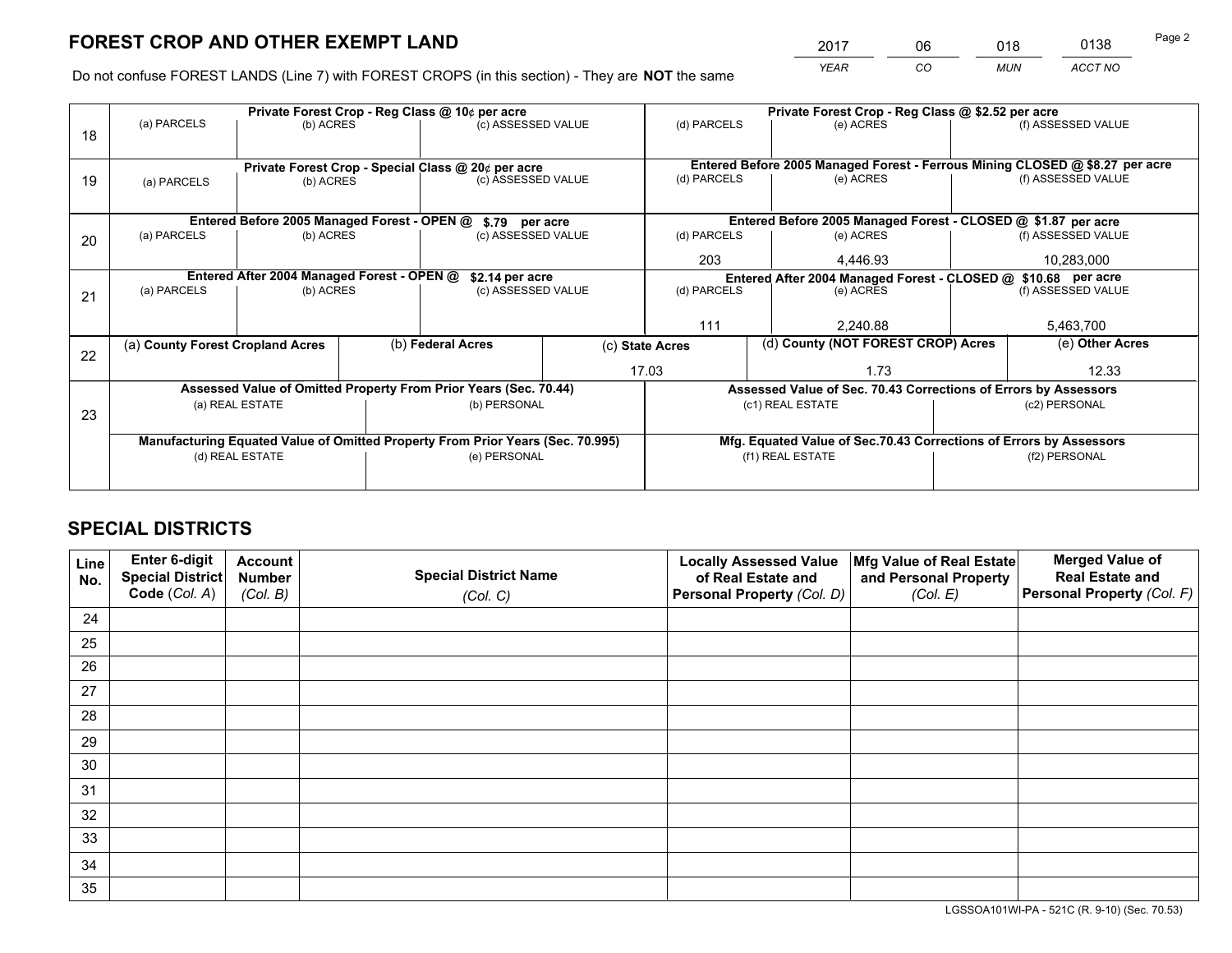## FOREST CROP AND OTHER EXEMPT LAND

| 2017 | 06 | 018 | 0138 |
|---|---|---|---|
| *YEAR* | *CO* | *MUN* | *ACCT NO* |

Do not confuse FOREST LANDS (Line 7) with FOREST CROPS (in this section) - They are **NOT** the same

| Line | Private Forest Crop - Reg Class @ 10¢ per acre | | | Private Forest Crop - Reg Class @ $2.52 per acre | | |
|---|---|---|---|---|---|---|
| 18 | (a) PARCELS | (b) ACRES | (c) ASSESSED VALUE | (d) PARCELS | (e) ACRES | (f) ASSESSED VALUE |
| | | | | | | |
| | **Private Forest Crop - Special Class @ 20¢ per acre** | | | **Entered Before 2005 Managed Forest - Ferrous Mining CLOSED @ $8.27 per acre** | | |
| 19 | (a) PARCELS | (b) ACRES | (c) ASSESSED VALUE | (d) PARCELS | (e) ACRES | (f) ASSESSED VALUE |
| | | | | | | |
| | **Entered Before 2005 Managed Forest - OPEN @ $.79 per acre** | | | **Entered Before 2005 Managed Forest - CLOSED @ $1.87 per acre** | | |
| 20 | (a) PARCELS | (b) ACRES | (c) ASSESSED VALUE | (d) PARCELS | (e) ACRES | (f) ASSESSED VALUE |
| | | | | 203 | 4,446.93 | 10,283,000 |
| | **Entered After 2004 Managed Forest - OPEN @ $2.14 per acre** | | | **Entered After 2004 Managed Forest - CLOSED @ $10.68 per acre** | | |
| 21 | (a) PARCELS | (b) ACRES | (c) ASSESSED VALUE | (d) PARCELS | (e) ACRES | (f) ASSESSED VALUE |
| | | | | 111 | 2,240.88 | 5,463,700 |

| Line | (a) County Forest Cropland Acres | (b) Federal Acres | (c) State Acres | (d) County (NOT FOREST CROP) Acres | (e) Other Acres |
|---|---|---|---|---|---|
| 22 | | | 17.03 | 1.73 | 12.33 |

| Line | Assessed Value of Omitted Property From Prior Years (Sec. 70.44) | | Assessed Value of Sec. 70.43 Corrections of Errors by Assessors | |
|---|---|---|---|---|
| 23 | (a) REAL ESTATE | (b) PERSONAL | (c1) REAL ESTATE | (c2) PERSONAL |
| | | | | |
| | **Manufacturing Equated Value of Omitted Property From Prior Years (Sec. 70.995)** | | **Mfg. Equated Value of Sec.70.43 Corrections of Errors by Assessors** | |
| | (d) REAL ESTATE | (e) PERSONAL | (f1) REAL ESTATE | (f2) PERSONAL |
| | | | | |

## SPECIAL DISTRICTS

| Line No. | Enter 6-digit Special District Code (Col. A) | Account Number (Col. B) | Special District Name (Col. C) | Locally Assessed Value of Real Estate and Personal Property (Col. D) | Mfg Value of Real Estate and Personal Property (Col. E) | Merged Value of Real Estate and Personal Property (Col. F) |
|---|---|---|---|---|---|---|
| 24 | | | | | | |
| 25 | | | | | | |
| 26 | | | | | | |
| 27 | | | | | | |
| 28 | | | | | | |
| 29 | | | | | | |
| 30 | | | | | | |
| 31 | | | | | | |
| 32 | | | | | | |
| 33 | | | | | | |
| 34 | | | | | | |
| 35 | | | | | | |

LGSSOA101WI-PA - 521C (R. 9-10) (Sec. 70.53)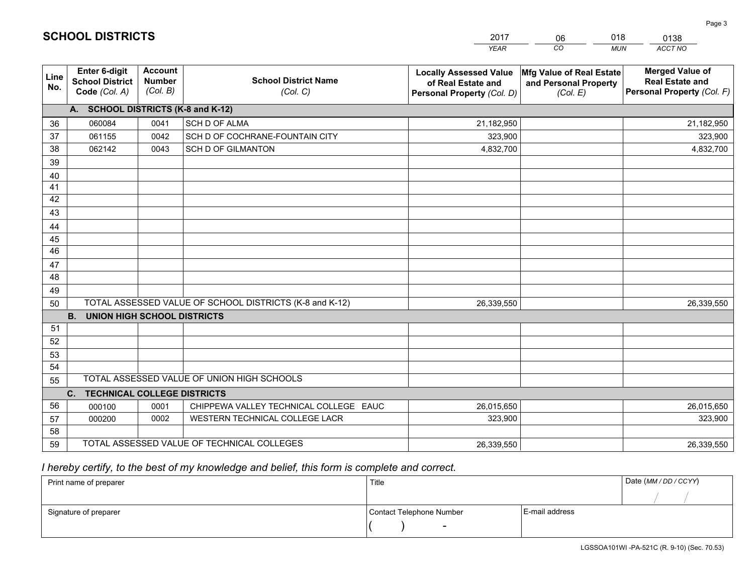# SCHOOL DISTRICTS

| 2017 | 06 | 018 | 0138 |
|---|---|---|---|
| YEAR | CO | MUN | ACCT NO |

| Line No. | Enter 6-digit School District Code (Col. A) | Account Number (Col. B) | School District Name (Col. C) | Locally Assessed Value of Real Estate and Personal Property (Col. D) | Mfg Value of Real Estate and Personal Property (Col. E) | Merged Value of Real Estate and Personal Property (Col. F) |
|---|---|---|---|---|---|---|
| | **A. SCHOOL DISTRICTS (K-8 and K-12)** | | | | | |
| 36 | 060084 | 0041 | SCH D OF ALMA | 21,182,950 | | 21,182,950 |
| 37 | 061155 | 0042 | SCH D OF COCHRANE-FOUNTAIN CITY | 323,900 | | 323,900 |
| 38 | 062142 | 0043 | SCH D OF GILMANTON | 4,832,700 | | 4,832,700 |
| 39 | | | | | | |
| 40 | | | | | | |
| 41 | | | | | | |
| 42 | | | | | | |
| 43 | | | | | | |
| 44 | | | | | | |
| 45 | | | | | | |
| 46 | | | | | | |
| 47 | | | | | | |
| 48 | | | | | | |
| 49 | | | | | | |
| 50 | TOTAL ASSESSED VALUE OF SCHOOL DISTRICTS (K-8 and K-12) | | | 26,339,550 | | 26,339,550 |
| | **B. UNION HIGH SCHOOL DISTRICTS** | | | | | |
| 51 | | | | | | |
| 52 | | | | | | |
| 53 | | | | | | |
| 54 | | | | | | |
| 55 | TOTAL ASSESSED VALUE OF UNION HIGH SCHOOLS | | | | | |
| | **C. TECHNICAL COLLEGE DISTRICTS** | | | | | |
| 56 | 000100 | 0001 | CHIPPEWA VALLEY TECHNICAL COLLEGE EAUC | 26,015,650 | | 26,015,650 |
| 57 | 000200 | 0002 | WESTERN TECHNICAL COLLEGE LACR | 323,900 | | 323,900 |
| 58 | | | | | | |
| 59 | TOTAL ASSESSED VALUE OF TECHNICAL COLLEGES | | | 26,339,550 | | 26,339,550 |

*I hereby certify, to the best of my knowledge and belief, this form is complete and correct.*

| Print name of preparer | Title | | Date (MM / DD / CCYY) |
|---|---|---|---|
| | | | / / |
| Signature of preparer | Contact Telephone Number | E-mail address | |
| | ( ) - | | |

LGSSOA101WI -PA-521C (R. 9-10) (Sec. 70.53)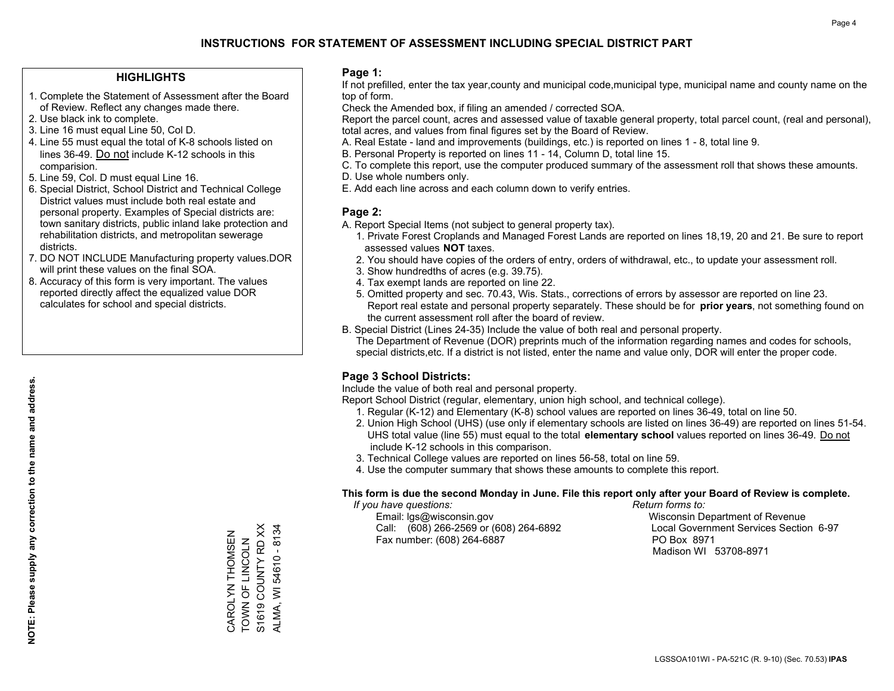# INSTRUCTIONS FOR STATEMENT OF ASSESSMENT INCLUDING SPECIAL DISTRICT PART

## HIGHLIGHTS

1. Complete the Statement of Assessment after the Board of Review. Reflect any changes made there.
2. Use black ink to complete.
3. Line 16 must equal Line 50, Col D.
4. Line 55 must equal the total of K-8 schools listed on lines 36-49. Do not include K-12 schools in this comparision.
5. Line 59, Col. D must equal Line 16.
6. Special District, School District and Technical College District values must include both real estate and personal property. Examples of Special districts are: town sanitary districts, public inland lake protection and rehabilitation districts, and metropolitan sewerage districts.
7. DO NOT INCLUDE Manufacturing property values.DOR will print these values on the final SOA.
8. Accuracy of this form is very important. The values reported directly affect the equalized value DOR calculates for school and special districts.

**NOTE: Please supply any correction to the name and address.**

CAROLYN THOMSEN
TOWN OF LINCOLN
S1619 COUNTY RD XX
ALMA, WI 54610 - 8134

## Page 1:

If not prefilled, enter the tax year,county and municipal code,municipal type, municipal name and county name on the top of form.

Check the Amended box, if filing an amended / corrected SOA.

Report the parcel count, acres and assessed value of taxable general property, total parcel count, (real and personal), total acres, and values from final figures set by the Board of Review.

A. Real Estate - land and improvements (buildings, etc.) is reported on lines 1 - 8, total line 9.
B. Personal Property is reported on lines 11 - 14, Column D, total line 15.
C. To complete this report, use the computer produced summary of the assessment roll that shows these amounts.
D. Use whole numbers only.
E. Add each line across and each column down to verify entries.

## Page 2:

A. Report Special Items (not subject to general property tax).
1. Private Forest Croplands and Managed Forest Lands are reported on lines 18,19, 20 and 21. Be sure to report assessed values **NOT** taxes.
2. You should have copies of the orders of entry, orders of withdrawal, etc., to update your assessment roll.
3. Show hundredths of acres (e.g. 39.75).
4. Tax exempt lands are reported on line 22.
5. Omitted property and sec. 70.43, Wis. Stats., corrections of errors by assessor are reported on line 23. Report real estate and personal property separately. These should be for **prior years**, not something found on the current assessment roll after the board of review.

B. Special District (Lines 24-35) Include the value of both real and personal property.
The Department of Revenue (DOR) preprints much of the information regarding names and codes for schools, special districts,etc. If a district is not listed, enter the name and value only, DOR will enter the proper code.

## Page 3 School Districts:

Include the value of both real and personal property.

Report School District (regular, elementary, union high school, and technical college).

1. Regular (K-12) and Elementary (K-8) school values are reported on lines 36-49, total on line 50.
2. Union High School (UHS) (use only if elementary schools are listed on lines 36-49) are reported on lines 51-54. UHS total value (line 55) must equal to the total **elementary school** values reported on lines 36-49. Do not include K-12 schools in this comparison.
3. Technical College values are reported on lines 56-58, total on line 59.
4. Use the computer summary that shows these amounts to complete this report.

**This form is due the second Monday in June. File this report only after your Board of Review is complete.**

*If you have questions:*
Email: lgs@wisconsin.gov
Call: (608) 266-2569 or (608) 264-6892
Fax number: (608) 264-6887

*Return forms to:*
Wisconsin Department of Revenue
Local Government Services Section 6-97
PO Box 8971
Madison WI 53708-8971

LGSSOA101WI - PA-521C (R. 9-10) (Sec. 70.53) **IPAS**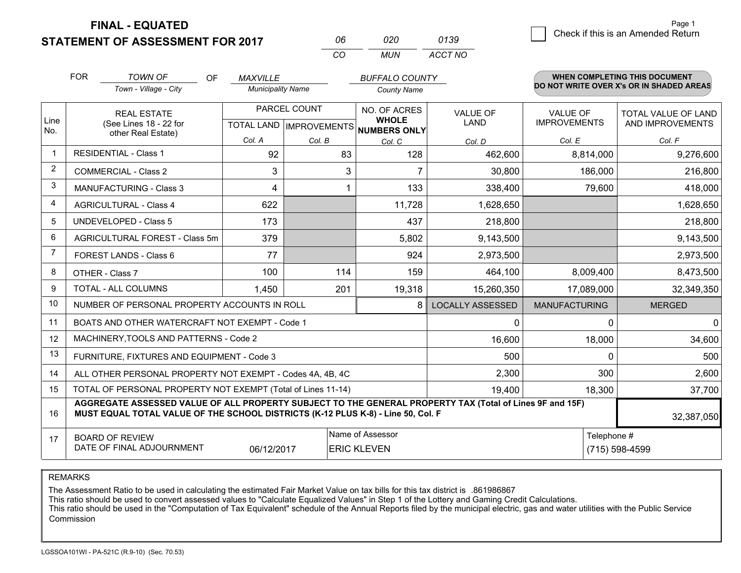**FINAL - EQUATED**
**STATEMENT OF ASSESSMENT FOR 2017**

| 06 | 020 | 0139 |
|---|---|---|
| CO | MUN | ACCT NO |

☐ Check if this is an Amended Return

FOR *TOWN OF* (Town - Village - City) OF *MAXVILLE* (Municipality Name) *BUFFALO COUNTY* (County Name)

**WHEN COMPLETING THIS DOCUMENT DO NOT WRITE OVER X's OR IN SHADED AREAS**

| Line No. | REAL ESTATE (See Lines 18 - 22 for other Real Estate) | PARCEL COUNT TOTAL LAND Col. A | PARCEL COUNT IMPROVEMENTS Col. B | NO. OF ACRES WHOLE NUMBERS ONLY Col. C | VALUE OF LAND Col. D | VALUE OF IMPROVEMENTS Col. E | TOTAL VALUE OF LAND AND IMPROVEMENTS Col. F |
|---|---|---|---|---|---|---|---|
| 1 | RESIDENTIAL - Class 1 | 92 | 83 | 128 | 462,600 | 8,814,000 | 9,276,600 |
| 2 | COMMERCIAL - Class 2 | 3 | 3 | 7 | 30,800 | 186,000 | 216,800 |
| 3 | MANUFACTURING - Class 3 | 4 | 1 | 133 | 338,400 | 79,600 | 418,000 |
| 4 | AGRICULTURAL - Class 4 | 622 | | 11,728 | 1,628,650 | | 1,628,650 |
| 5 | UNDEVELOPED - Class 5 | 173 | | 437 | 218,800 | | 218,800 |
| 6 | AGRICULTURAL FOREST - Class 5m | 379 | | 5,802 | 9,143,500 | | 9,143,500 |
| 7 | FOREST LANDS - Class 6 | 77 | | 924 | 2,973,500 | | 2,973,500 |
| 8 | OTHER - Class 7 | 100 | 114 | 159 | 464,100 | 8,009,400 | 8,473,500 |
| 9 | TOTAL - ALL COLUMNS | 1,450 | 201 | 19,318 | 15,260,350 | 17,089,000 | 32,349,350 |
| 10 | NUMBER OF PERSONAL PROPERTY ACCOUNTS IN ROLL | | | 8 | LOCALLY ASSESSED | MANUFACTURING | MERGED |
| 11 | BOATS AND OTHER WATERCRAFT NOT EXEMPT - Code 1 | | | | 0 | 0 | 0 |
| 12 | MACHINERY,TOOLS AND PATTERNS - Code 2 | | | | 16,600 | 18,000 | 34,600 |
| 13 | FURNITURE, FIXTURES AND EQUIPMENT - Code 3 | | | | 500 | 0 | 500 |
| 14 | ALL OTHER PERSONAL PROPERTY NOT EXEMPT - Codes 4A, 4B, 4C | | | | 2,300 | 300 | 2,600 |
| 15 | TOTAL OF PERSONAL PROPERTY NOT EXEMPT (Total of Lines 11-14) | | | | 19,400 | 18,300 | 37,700 |
| 16 | **AGGREGATE ASSESSED VALUE OF ALL PROPERTY SUBJECT TO THE GENERAL PROPERTY TAX (Total of Lines 9F and 15F) MUST EQUAL TOTAL VALUE OF THE SCHOOL DISTRICTS (K-12 PLUS K-8) - Line 50, Col. F** | | | | | | 32,387,050 |
| 17 | BOARD OF REVIEW DATE OF FINAL ADJOURNMENT | 06/12/2017 | Name of Assessor: ERIC KLEVEN | | | Telephone #: (715) 598-4599 | |

REMARKS

The Assessment Ratio to be used in calculating the estimated Fair Market Value on tax bills for this tax district is .861986867
This ratio should be used to convert assessed values to "Calculate Equalized Values" in Step 1 of the Lottery and Gaming Credit Calculations.
This ratio should be used in the "Computation of Tax Equivalent" schedule of the Annual Reports filed by the municipal electric, gas and water utilities with the Public Service Commission

LGSSOA101WI - PA-521C (R.9-10) (Sec. 70.53)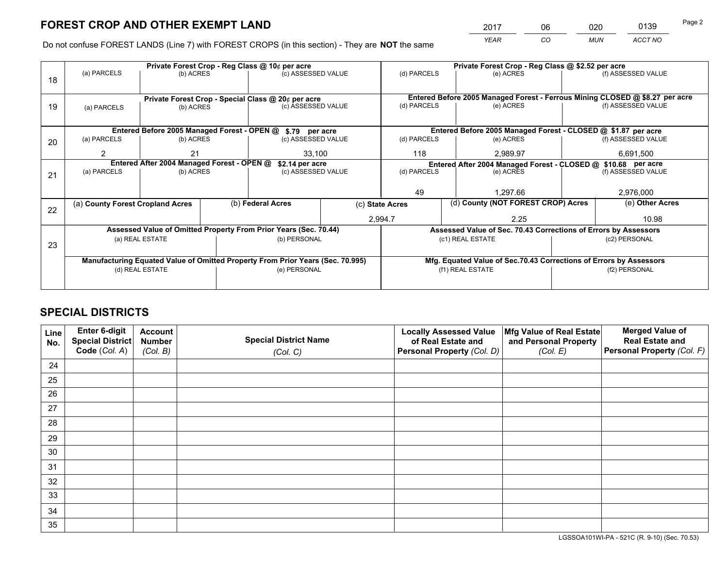# FOREST CROP AND OTHER EXEMPT LAND

| 2017 | 06 | 020 | 0139 |
|---|---|---|---|
| *YEAR* | *CO* | *MUN* | *ACCT NO* |

Do not confuse FOREST LANDS (Line 7) with FOREST CROPS (in this section) - They are **NOT** the same

| Line | Private Forest Crop - Reg Class @ 10¢ per acre | | | Private Forest Crop - Reg Class @ $2.52 per acre | | |
|---|---|---|---|---|---|---|
| 18 | (a) PARCELS | (b) ACRES | (c) ASSESSED VALUE | (d) PARCELS | (e) ACRES | (f) ASSESSED VALUE |
| | | | | | | |
| | **Private Forest Crop - Special Class @ 20¢ per acre** | | | **Entered Before 2005 Managed Forest - Ferrous Mining CLOSED @ $8.27 per acre** | | |
| 19 | (a) PARCELS | (b) ACRES | (c) ASSESSED VALUE | (d) PARCELS | (e) ACRES | (f) ASSESSED VALUE |
| | | | | | | |
| | **Entered Before 2005 Managed Forest - OPEN @ $.79 per acre** | | | **Entered Before 2005 Managed Forest - CLOSED @ $1.87 per acre** | | |
| 20 | (a) PARCELS | (b) ACRES | (c) ASSESSED VALUE | (d) PARCELS | (e) ACRES | (f) ASSESSED VALUE |
| | 2 | 21 | 33,100 | 118 | 2,989.97 | 6,691,500 |
| | **Entered After 2004 Managed Forest - OPEN @ $2.14 per acre** | | | **Entered After 2004 Managed Forest - CLOSED @ $10.68 per acre** | | |
| 21 | (a) PARCELS | (b) ACRES | (c) ASSESSED VALUE | (d) PARCELS | (e) ACRES | (f) ASSESSED VALUE |
| | | | | 49 | 1,297.66 | 2,976,000 |

| Line | (a) County Forest Cropland Acres | (b) Federal Acres | (c) State Acres | (d) County (NOT FOREST CROP) Acres | (e) Other Acres |
|---|---|---|---|---|---|
| 22 | | | 2,994.7 | 2.25 | 10.98 |

| Line | Assessed Value of Omitted Property From Prior Years (Sec. 70.44) | | Assessed Value of Sec. 70.43 Corrections of Errors by Assessors | |
|---|---|---|---|---|
| 23 | (a) REAL ESTATE | (b) PERSONAL | (c1) REAL ESTATE | (c2) PERSONAL |
| | | | | |
| | **Manufacturing Equated Value of Omitted Property From Prior Years (Sec. 70.995)** | | **Mfg. Equated Value of Sec.70.43 Corrections of Errors by Assessors** | |
| | (d) REAL ESTATE | (e) PERSONAL | (f1) REAL ESTATE | (f2) PERSONAL |
| | | | | |

# SPECIAL DISTRICTS

| Line No. | Enter 6-digit Special District Code (*Col. A*) | Account Number (*Col. B*) | Special District Name (*Col. C*) | Locally Assessed Value of Real Estate and Personal Property (*Col. D*) | Mfg Value of Real Estate and Personal Property (*Col. E*) | Merged Value of Real Estate and Personal Property (*Col. F*) |
|---|---|---|---|---|---|---|
| 24 | | | | | | |
| 25 | | | | | | |
| 26 | | | | | | |
| 27 | | | | | | |
| 28 | | | | | | |
| 29 | | | | | | |
| 30 | | | | | | |
| 31 | | | | | | |
| 32 | | | | | | |
| 33 | | | | | | |
| 34 | | | | | | |
| 35 | | | | | | |

LGSSOA101WI-PA - 521C (R. 9-10) (Sec. 70.53)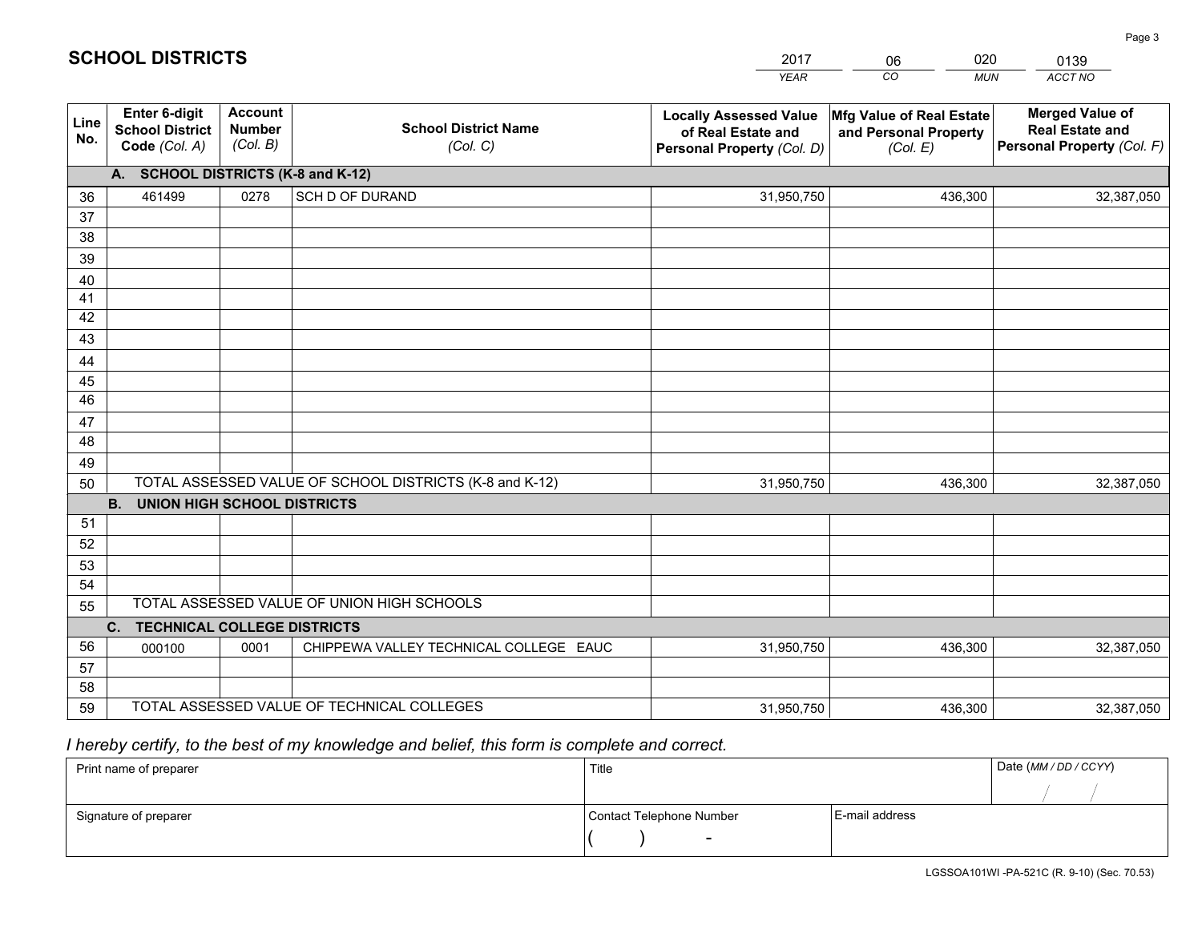# SCHOOL DISTRICTS

| 2017 | 06 | 020 | 0139 |
|---|---|---|---|
| *YEAR* | *CO* | *MUN* | *ACCT NO* |

| Line No. | Enter 6-digit School District Code *(Col. A)* | Account Number *(Col. B)* | School District Name *(Col. C)* | Locally Assessed Value of Real Estate and Personal Property *(Col. D)* | Mfg Value of Real Estate and Personal Property *(Col. E)* | Merged Value of Real Estate and Personal Property *(Col. F)* |
|---|---|---|---|---|---|---|
| | **A. SCHOOL DISTRICTS (K-8 and K-12)** | | | | | |
| 36 | 461499 | 0278 | SCH D OF DURAND | 31,950,750 | 436,300 | 32,387,050 |
| 37 | | | | | | |
| 38 | | | | | | |
| 39 | | | | | | |
| 40 | | | | | | |
| 41 | | | | | | |
| 42 | | | | | | |
| 43 | | | | | | |
| 44 | | | | | | |
| 45 | | | | | | |
| 46 | | | | | | |
| 47 | | | | | | |
| 48 | | | | | | |
| 49 | | | | | | |
| 50 | TOTAL ASSESSED VALUE OF SCHOOL DISTRICTS (K-8 and K-12) | | | 31,950,750 | 436,300 | 32,387,050 |
| | **B. UNION HIGH SCHOOL DISTRICTS** | | | | | |
| 51 | | | | | | |
| 52 | | | | | | |
| 53 | | | | | | |
| 54 | | | | | | |
| 55 | TOTAL ASSESSED VALUE OF UNION HIGH SCHOOLS | | | | | |
| | **C. TECHNICAL COLLEGE DISTRICTS** | | | | | |
| 56 | 000100 | 0001 | CHIPPEWA VALLEY TECHNICAL COLLEGE EAUC | 31,950,750 | 436,300 | 32,387,050 |
| 57 | | | | | | |
| 58 | | | | | | |
| 59 | TOTAL ASSESSED VALUE OF TECHNICAL COLLEGES | | | 31,950,750 | 436,300 | 32,387,050 |

*I hereby certify, to the best of my knowledge and belief, this form is complete and correct.*

| Print name of preparer | Title | | Date *(MM / DD / CCYY)* |
|---|---|---|---|
| | | | / / |
| Signature of preparer | Contact Telephone Number | E-mail address | |
| | ( ) - | | |

LGSSOA101WI -PA-521C (R. 9-10) (Sec. 70.53)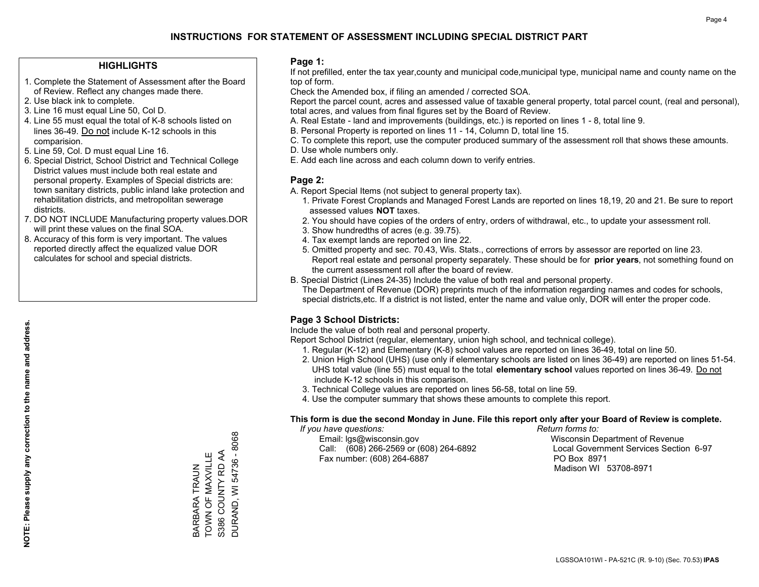# INSTRUCTIONS FOR STATEMENT OF ASSESSMENT INCLUDING SPECIAL DISTRICT PART

## HIGHLIGHTS

1. Complete the Statement of Assessment after the Board of Review. Reflect any changes made there.
2. Use black ink to complete.
3. Line 16 must equal Line 50, Col D.
4. Line 55 must equal the total of K-8 schools listed on lines 36-49. Do not include K-12 schools in this comparision.
5. Line 59, Col. D must equal Line 16.
6. Special District, School District and Technical College District values must include both real estate and personal property. Examples of Special districts are: town sanitary districts, public inland lake protection and rehabilitation districts, and metropolitan sewerage districts.
7. DO NOT INCLUDE Manufacturing property values.DOR will print these values on the final SOA.
8. Accuracy of this form is very important. The values reported directly affect the equalized value DOR calculates for school and special districts.

**NOTE: Please supply any correction to the name and address.**

BARBARA TRAUN
TOWN OF MAXVILLE
S386 COUNTY RD AA
DURAND, WI 54736 - 8068

## Page 1:

If not prefilled, enter the tax year,county and municipal code,municipal type, municipal name and county name on the top of form.

Check the Amended box, if filing an amended / corrected SOA.

Report the parcel count, acres and assessed value of taxable general property, total parcel count, (real and personal), total acres, and values from final figures set by the Board of Review.

A. Real Estate - land and improvements (buildings, etc.) is reported on lines 1 - 8, total line 9.
B. Personal Property is reported on lines 11 - 14, Column D, total line 15.
C. To complete this report, use the computer produced summary of the assessment roll that shows these amounts.
D. Use whole numbers only.
E. Add each line across and each column down to verify entries.

## Page 2:

A. Report Special Items (not subject to general property tax).
   1. Private Forest Croplands and Managed Forest Lands are reported on lines 18,19, 20 and 21. Be sure to report assessed values **NOT** taxes.
   2. You should have copies of the orders of entry, orders of withdrawal, etc., to update your assessment roll.
   3. Show hundredths of acres (e.g. 39.75).
   4. Tax exempt lands are reported on line 22.
   5. Omitted property and sec. 70.43, Wis. Stats., corrections of errors by assessor are reported on line 23. Report real estate and personal property separately. These should be for **prior years**, not something found on the current assessment roll after the board of review.
B. Special District (Lines 24-35) Include the value of both real and personal property.
   The Department of Revenue (DOR) preprints much of the information regarding names and codes for schools, special districts,etc. If a district is not listed, enter the name and value only, DOR will enter the proper code.

## Page 3 School Districts:

Include the value of both real and personal property.

Report School District (regular, elementary, union high school, and technical college).

1. Regular (K-12) and Elementary (K-8) school values are reported on lines 36-49, total on line 50.
2. Union High School (UHS) (use only if elementary schools are listed on lines 36-49) are reported on lines 51-54. UHS total value (line 55) must equal to the total **elementary school** values reported on lines 36-49. Do not include K-12 schools in this comparison.
3. Technical College values are reported on lines 56-58, total on line 59.
4. Use the computer summary that shows these amounts to complete this report.

**This form is due the second Monday in June. File this report only after your Board of Review is complete.**

*If you have questions:*
Email: lgs@wisconsin.gov
Call: (608) 266-2569 or (608) 264-6892
Fax number: (608) 264-6887

*Return forms to:*
Wisconsin Department of Revenue
Local Government Services Section 6-97
PO Box 8971
Madison WI 53708-8971

LGSSOA101WI - PA-521C (R. 9-10) (Sec. 70.53) **IPAS**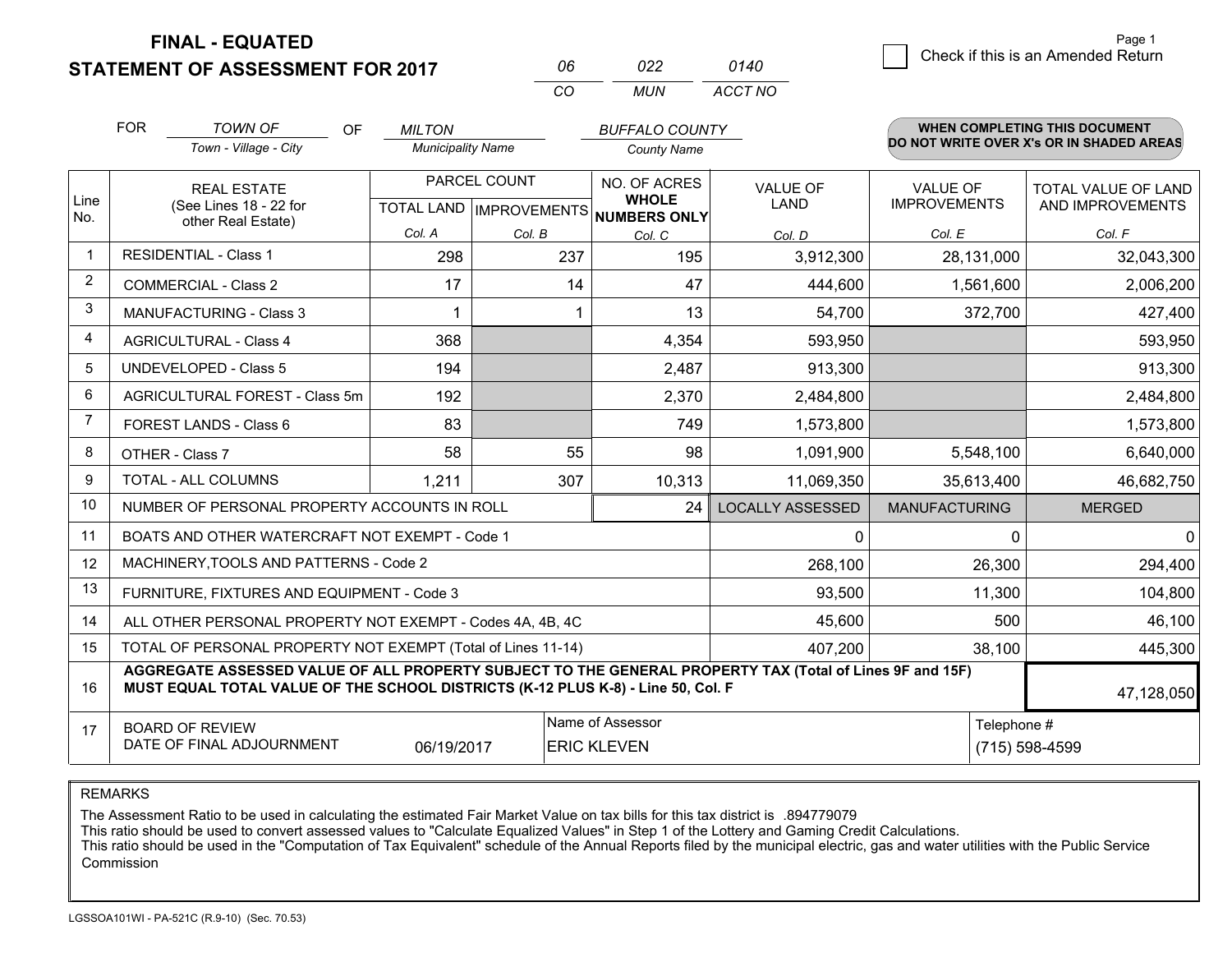# FINAL - EQUATED
## STATEMENT OF ASSESSMENT FOR 2017

| 06 | 022 | 0140 |
|---|---|---|
| CO | MUN | ACCT NO |

Page 1

☐ Check if this is an Amended Return

FOR *TOWN OF* (Town - Village - City) OF *MILTON* (Municipality Name) *BUFFALO COUNTY* (County Name)

**WHEN COMPLETING THIS DOCUMENT DO NOT WRITE OVER X's OR IN SHADED AREAS**

| Line No. | REAL ESTATE (See Lines 18 - 22 for other Real Estate) | PARCEL COUNT TOTAL LAND Col. A | PARCEL COUNT IMPROVEMENTS Col. B | NO. OF ACRES WHOLE NUMBERS ONLY Col. C | VALUE OF LAND Col. D | VALUE OF IMPROVEMENTS Col. E | TOTAL VALUE OF LAND AND IMPROVEMENTS Col. F |
|---|---|---|---|---|---|---|---|
| 1 | RESIDENTIAL - Class 1 | 298 | 237 | 195 | 3,912,300 | 28,131,000 | 32,043,300 |
| 2 | COMMERCIAL - Class 2 | 17 | 14 | 47 | 444,600 | 1,561,600 | 2,006,200 |
| 3 | MANUFACTURING - Class 3 | 1 | 1 | 13 | 54,700 | 372,700 | 427,400 |
| 4 | AGRICULTURAL - Class 4 | 368 | | 4,354 | 593,950 | | 593,950 |
| 5 | UNDEVELOPED - Class 5 | 194 | | 2,487 | 913,300 | | 913,300 |
| 6 | AGRICULTURAL FOREST - Class 5m | 192 | | 2,370 | 2,484,800 | | 2,484,800 |
| 7 | FOREST LANDS - Class 6 | 83 | | 749 | 1,573,800 | | 1,573,800 |
| 8 | OTHER - Class 7 | 58 | 55 | 98 | 1,091,900 | 5,548,100 | 6,640,000 |
| 9 | TOTAL - ALL COLUMNS | 1,211 | 307 | 10,313 | 11,069,350 | 35,613,400 | 46,682,750 |
| 10 | NUMBER OF PERSONAL PROPERTY ACCOUNTS IN ROLL | | | 24 | LOCALLY ASSESSED | MANUFACTURING | MERGED |
| 11 | BOATS AND OTHER WATERCRAFT NOT EXEMPT - Code 1 | | | | 0 | 0 | 0 |
| 12 | MACHINERY,TOOLS AND PATTERNS - Code 2 | | | | 268,100 | 26,300 | 294,400 |
| 13 | FURNITURE, FIXTURES AND EQUIPMENT - Code 3 | | | | 93,500 | 11,300 | 104,800 |
| 14 | ALL OTHER PERSONAL PROPERTY NOT EXEMPT - Codes 4A, 4B, 4C | | | | 45,600 | 500 | 46,100 |
| 15 | TOTAL OF PERSONAL PROPERTY NOT EXEMPT (Total of Lines 11-14) | | | | 407,200 | 38,100 | 445,300 |
| 16 | **AGGREGATE ASSESSED VALUE OF ALL PROPERTY SUBJECT TO THE GENERAL PROPERTY TAX (Total of Lines 9F and 15F) MUST EQUAL TOTAL VALUE OF THE SCHOOL DISTRICTS (K-12 PLUS K-8) - Line 50, Col. F** | | | | | | 47,128,050 |
| 17 | BOARD OF REVIEW DATE OF FINAL ADJOURNMENT | 06/19/2017 | | Name of Assessor: ERIC KLEVEN | | Telephone #: (715) 598-4599 | |

REMARKS

The Assessment Ratio to be used in calculating the estimated Fair Market Value on tax bills for this tax district is .894779079
This ratio should be used to convert assessed values to "Calculate Equalized Values" in Step 1 of the Lottery and Gaming Credit Calculations.
This ratio should be used in the "Computation of Tax Equivalent" schedule of the Annual Reports filed by the municipal electric, gas and water utilities with the Public Service Commission

LGSSOA101WI - PA-521C (R.9-10) (Sec. 70.53)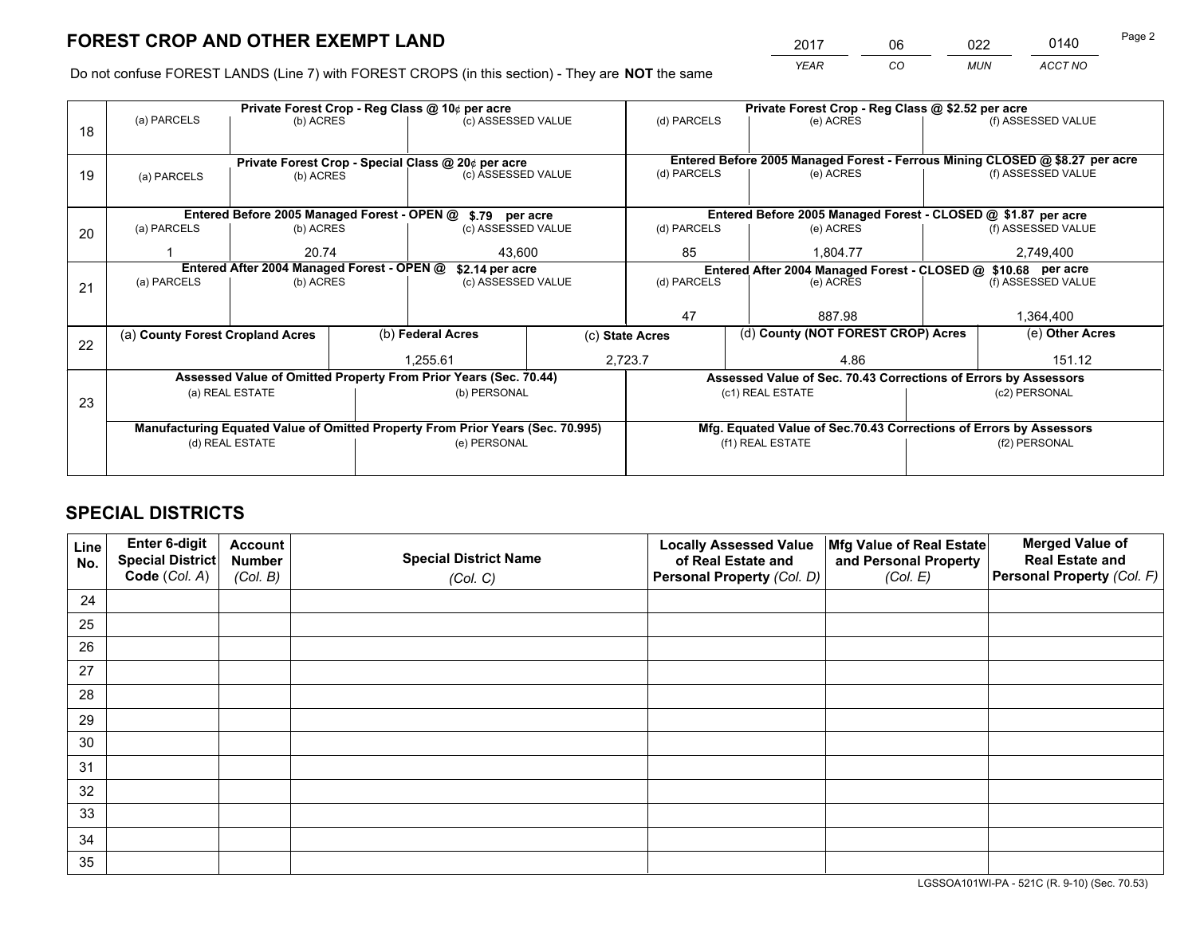# FOREST CROP AND OTHER EXEMPT LAND

| 2017 | 06 | 022 | 0140 |
|---|---|---|---|
| *YEAR* | *CO* | *MUN* | *ACCT NO* |

Do not confuse FOREST LANDS (Line 7) with FOREST CROPS (in this section) - They are **NOT** the same

| Line | (a) PARCELS | (b) ACRES | (c) ASSESSED VALUE | (d) PARCELS | (e) ACRES | (f) ASSESSED VALUE |
|---|---|---|---|---|---|---|
| 18 | Private Forest Crop - Reg Class @ 10¢ per acre | | | Private Forest Crop - Reg Class @ $2.52 per acre | | |
| 18 | | | | | | |
| 19 | Private Forest Crop - Special Class @ 20¢ per acre | | | Entered Before 2005 Managed Forest - Ferrous Mining CLOSED @ $8.27 per acre | | |
| 19 | | | | | | |
| 20 | Entered Before 2005 Managed Forest - OPEN @ $.79 per acre | | | Entered Before 2005 Managed Forest - CLOSED @ $1.87 per acre | | |
| 20 | 1 | 20.74 | 43,600 | 85 | 1,804.77 | 2,749,400 |
| 21 | Entered After 2004 Managed Forest - OPEN @ $2.14 per acre | | | Entered After 2004 Managed Forest - CLOSED @ $10.68 per acre | | |
| 21 | | | | 47 | 887.98 | 1,364,400 |

| Line | (a) County Forest Cropland Acres | (b) Federal Acres | (c) State Acres | (d) County (NOT FOREST CROP) Acres | (e) Other Acres |
|---|---|---|---|---|---|
| 22 | | 1,255.61 | 2,723.7 | 4.86 | 151.12 |

| Line | Assessed Value of Omitted Property From Prior Years (Sec. 70.44) (a) REAL ESTATE | (b) PERSONAL | Assessed Value of Sec. 70.43 Corrections of Errors by Assessors (c1) REAL ESTATE | (c2) PERSONAL |
|---|---|---|---|---|
| 23 | | | | |
| | **Manufacturing Equated Value of Omitted Property From Prior Years (Sec. 70.995) (d) REAL ESTATE** | **(e) PERSONAL** | **Mfg. Equated Value of Sec.70.43 Corrections of Errors by Assessors (f1) REAL ESTATE** | **(f2) PERSONAL** |
| | | | | |

# SPECIAL DISTRICTS

| Line No. | Enter 6-digit Special District Code (Col. A) | Account Number (Col. B) | Special District Name (Col. C) | Locally Assessed Value of Real Estate and Personal Property (Col. D) | Mfg Value of Real Estate and Personal Property (Col. E) | Merged Value of Real Estate and Personal Property (Col. F) |
|---|---|---|---|---|---|---|
| 24 | | | | | | |
| 25 | | | | | | |
| 26 | | | | | | |
| 27 | | | | | | |
| 28 | | | | | | |
| 29 | | | | | | |
| 30 | | | | | | |
| 31 | | | | | | |
| 32 | | | | | | |
| 33 | | | | | | |
| 34 | | | | | | |
| 35 | | | | | | |

LGSSOA101WI-PA - 521C (R. 9-10) (Sec. 70.53)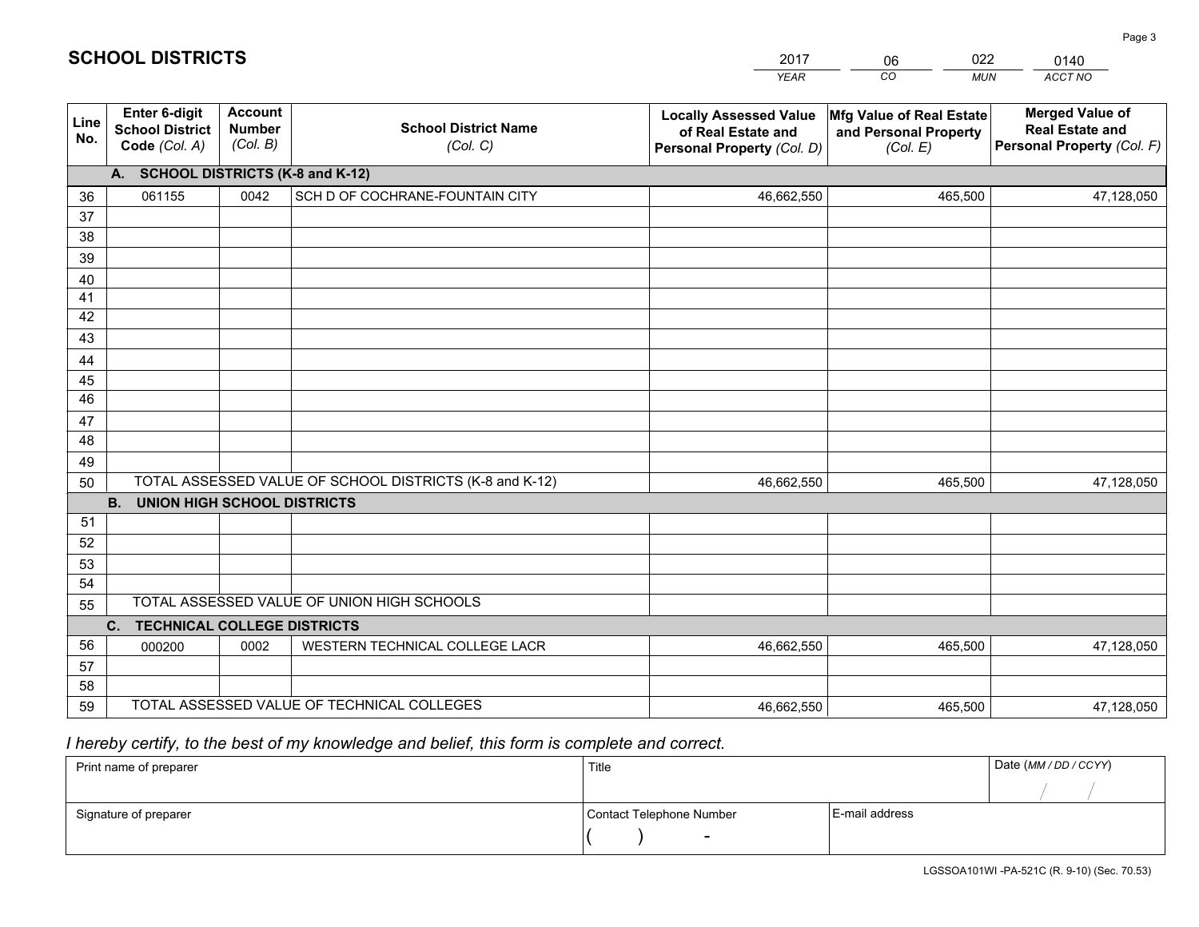## SCHOOL DISTRICTS

| 2017 | 06 | 022 | 0140 |
|---|---|---|---|
| *YEAR* | *CO* | *MUN* | *ACCT NO* |

| Line No. | Enter 6-digit School District Code *(Col. A)* | Account Number *(Col. B)* | School District Name *(Col. C)* | Locally Assessed Value of Real Estate and Personal Property *(Col. D)* | Mfg Value of Real Estate and Personal Property *(Col. E)* | Merged Value of Real Estate and Personal Property *(Col. F)* |
|---|---|---|---|---|---|---|
| **A. SCHOOL DISTRICTS (K-8 and K-12)** | | | | | | |
| 36 | 061155 | 0042 | SCH D OF COCHRANE-FOUNTAIN CITY | 46,662,550 | 465,500 | 47,128,050 |
| 37 | | | | | | |
| 38 | | | | | | |
| 39 | | | | | | |
| 40 | | | | | | |
| 41 | | | | | | |
| 42 | | | | | | |
| 43 | | | | | | |
| 44 | | | | | | |
| 45 | | | | | | |
| 46 | | | | | | |
| 47 | | | | | | |
| 48 | | | | | | |
| 49 | | | | | | |
| 50 | TOTAL ASSESSED VALUE OF SCHOOL DISTRICTS (K-8 and K-12) | | | 46,662,550 | 465,500 | 47,128,050 |
| **B. UNION HIGH SCHOOL DISTRICTS** | | | | | | |
| 51 | | | | | | |
| 52 | | | | | | |
| 53 | | | | | | |
| 54 | | | | | | |
| 55 | TOTAL ASSESSED VALUE OF UNION HIGH SCHOOLS | | | | | |
| **C. TECHNICAL COLLEGE DISTRICTS** | | | | | | |
| 56 | 000200 | 0002 | WESTERN TECHNICAL COLLEGE LACR | 46,662,550 | 465,500 | 47,128,050 |
| 57 | | | | | | |
| 58 | | | | | | |
| 59 | TOTAL ASSESSED VALUE OF TECHNICAL COLLEGES | | | 46,662,550 | 465,500 | 47,128,050 |

*I hereby certify, to the best of my knowledge and belief, this form is complete and correct.*

| Print name of preparer | Title | | Date *(MM / DD / CCYY)* |
|---|---|---|---|
| | | | / / |
| Signature of preparer | Contact Telephone Number | E-mail address | |
| | ( ) - | | |

LGSSOA101WI -PA-521C (R. 9-10) (Sec. 70.53)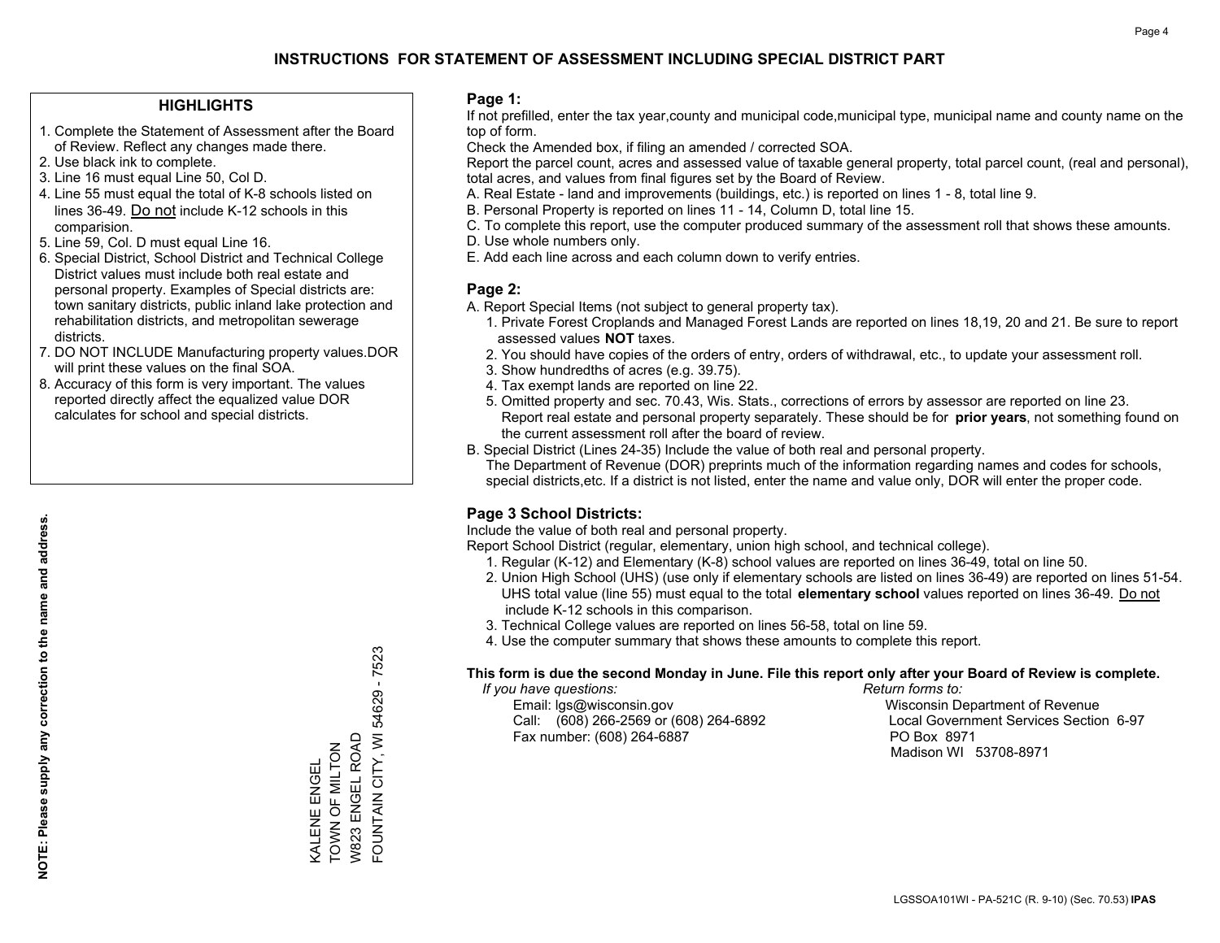# INSTRUCTIONS FOR STATEMENT OF ASSESSMENT INCLUDING SPECIAL DISTRICT PART

## HIGHLIGHTS

1. Complete the Statement of Assessment after the Board of Review. Reflect any changes made there.
2. Use black ink to complete.
3. Line 16 must equal Line 50, Col D.
4. Line 55 must equal the total of K-8 schools listed on lines 36-49. Do not include K-12 schools in this comparision.
5. Line 59, Col. D must equal Line 16.
6. Special District, School District and Technical College District values must include both real estate and personal property. Examples of Special districts are: town sanitary districts, public inland lake protection and rehabilitation districts, and metropolitan sewerage districts.
7. DO NOT INCLUDE Manufacturing property values.DOR will print these values on the final SOA.
8. Accuracy of this form is very important. The values reported directly affect the equalized value DOR calculates for school and special districts.

**NOTE: Please supply any correction to the name and address.**

KALENE ENGEL
TOWN OF MILTON
W823 ENGEL ROAD
FOUNTAIN CITY, WI 54629 - 7523

## Page 1:

If not prefilled, enter the tax year,county and municipal code,municipal type, municipal name and county name on the top of form.

Check the Amended box, if filing an amended / corrected SOA.

Report the parcel count, acres and assessed value of taxable general property, total parcel count, (real and personal), total acres, and values from final figures set by the Board of Review.

A. Real Estate - land and improvements (buildings, etc.) is reported on lines 1 - 8, total line 9.
B. Personal Property is reported on lines 11 - 14, Column D, total line 15.
C. To complete this report, use the computer produced summary of the assessment roll that shows these amounts.
D. Use whole numbers only.
E. Add each line across and each column down to verify entries.

## Page 2:

A. Report Special Items (not subject to general property tax).
1. Private Forest Croplands and Managed Forest Lands are reported on lines 18,19, 20 and 21. Be sure to report assessed values **NOT** taxes.
2. You should have copies of the orders of entry, orders of withdrawal, etc., to update your assessment roll.
3. Show hundredths of acres (e.g. 39.75).
4. Tax exempt lands are reported on line 22.
5. Omitted property and sec. 70.43, Wis. Stats., corrections of errors by assessor are reported on line 23. Report real estate and personal property separately. These should be for **prior years**, not something found on the current assessment roll after the board of review.

B. Special District (Lines 24-35) Include the value of both real and personal property.
The Department of Revenue (DOR) preprints much of the information regarding names and codes for schools, special districts,etc. If a district is not listed, enter the name and value only, DOR will enter the proper code.

## Page 3 School Districts:

Include the value of both real and personal property.

Report School District (regular, elementary, union high school, and technical college).

1. Regular (K-12) and Elementary (K-8) school values are reported on lines 36-49, total on line 50.
2. Union High School (UHS) (use only if elementary schools are listed on lines 36-49) are reported on lines 51-54. UHS total value (line 55) must equal to the total **elementary school** values reported on lines 36-49. Do not include K-12 schools in this comparison.
3. Technical College values are reported on lines 56-58, total on line 59.
4. Use the computer summary that shows these amounts to complete this report.

**This form is due the second Monday in June. File this report only after your Board of Review is complete.**

*If you have questions:*
Email: lgs@wisconsin.gov
Call: (608) 266-2569 or (608) 264-6892
Fax number: (608) 264-6887

*Return forms to:*
Wisconsin Department of Revenue
Local Government Services Section 6-97
PO Box 8971
Madison WI 53708-8971

LGSSOA101WI - PA-521C (R. 9-10) (Sec. 70.53) **IPAS**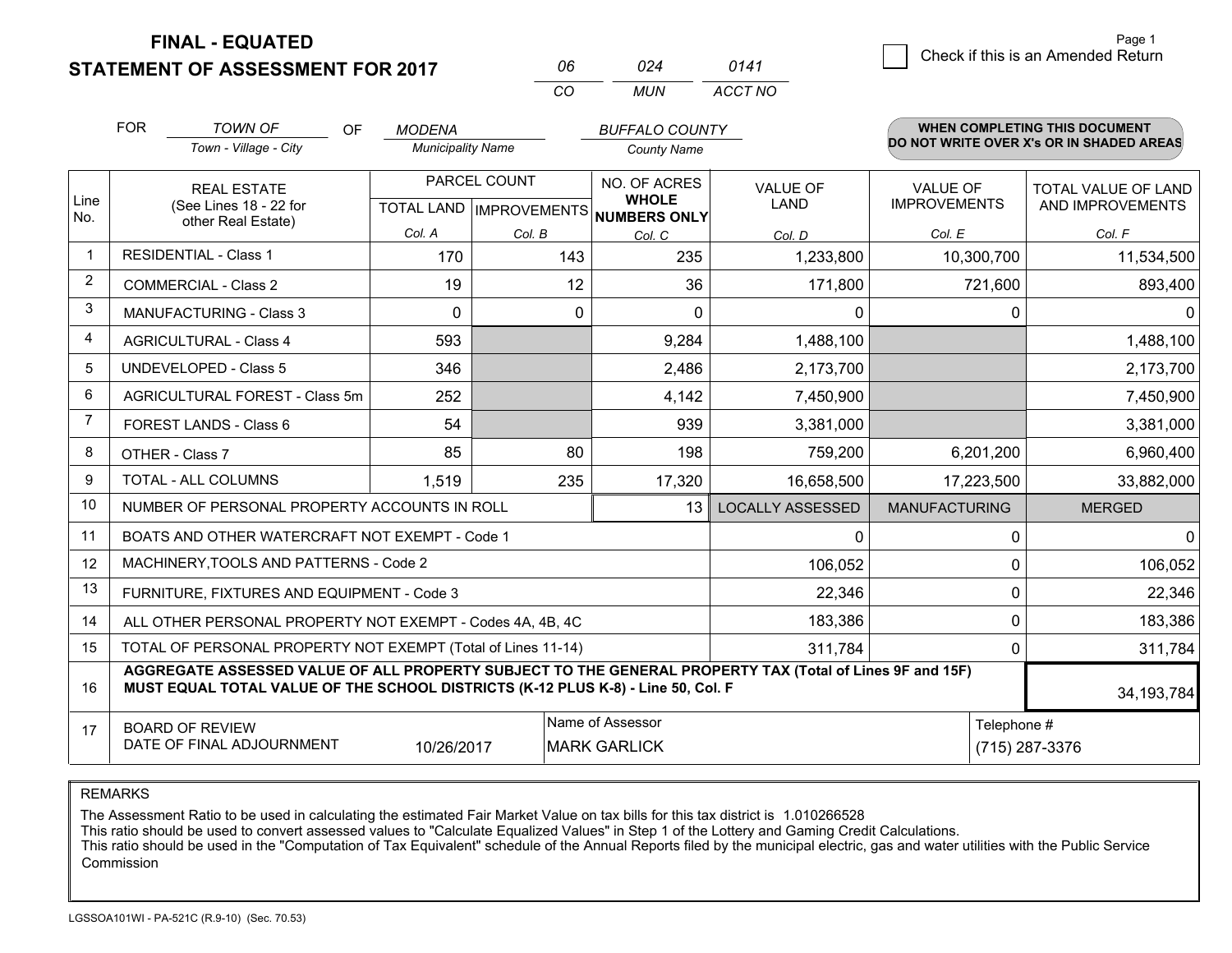# FINAL - EQUATED
# STATEMENT OF ASSESSMENT FOR 2017

| 06 | 024 | 0141 |
|---|---|---|
| CO | MUN | ACCT NO |

Page 1

☐ Check if this is an Amended Return

FOR *TOWN OF* (Town - Village - City) OF *MODENA* (Municipality Name) *BUFFALO COUNTY* (County Name)

**WHEN COMPLETING THIS DOCUMENT DO NOT WRITE OVER X's OR IN SHADED AREAS**

| Line No. | REAL ESTATE (See Lines 18 - 22 for other Real Estate) | PARCEL COUNT TOTAL LAND Col. A | PARCEL COUNT IMPROVEMENTS Col. B | NO. OF ACRES WHOLE NUMBERS ONLY Col. C | VALUE OF LAND Col. D | VALUE OF IMPROVEMENTS Col. E | TOTAL VALUE OF LAND AND IMPROVEMENTS Col. F |
|---|---|---|---|---|---|---|---|
| 1 | RESIDENTIAL - Class 1 | 170 | 143 | 235 | 1,233,800 | 10,300,700 | 11,534,500 |
| 2 | COMMERCIAL - Class 2 | 19 | 12 | 36 | 171,800 | 721,600 | 893,400 |
| 3 | MANUFACTURING - Class 3 | 0 | 0 | 0 | 0 | 0 | 0 |
| 4 | AGRICULTURAL - Class 4 | 593 | | 9,284 | 1,488,100 | | 1,488,100 |
| 5 | UNDEVELOPED - Class 5 | 346 | | 2,486 | 2,173,700 | | 2,173,700 |
| 6 | AGRICULTURAL FOREST - Class 5m | 252 | | 4,142 | 7,450,900 | | 7,450,900 |
| 7 | FOREST LANDS - Class 6 | 54 | | 939 | 3,381,000 | | 3,381,000 |
| 8 | OTHER - Class 7 | 85 | 80 | 198 | 759,200 | 6,201,200 | 6,960,400 |
| 9 | TOTAL - ALL COLUMNS | 1,519 | 235 | 17,320 | 16,658,500 | 17,223,500 | 33,882,000 |
| 10 | NUMBER OF PERSONAL PROPERTY ACCOUNTS IN ROLL | | | 13 | LOCALLY ASSESSED | MANUFACTURING | MERGED |
| 11 | BOATS AND OTHER WATERCRAFT NOT EXEMPT - Code 1 | | | | 0 | 0 | 0 |
| 12 | MACHINERY,TOOLS AND PATTERNS - Code 2 | | | | 106,052 | 0 | 106,052 |
| 13 | FURNITURE, FIXTURES AND EQUIPMENT - Code 3 | | | | 22,346 | 0 | 22,346 |
| 14 | ALL OTHER PERSONAL PROPERTY NOT EXEMPT - Codes 4A, 4B, 4C | | | | 183,386 | 0 | 183,386 |
| 15 | TOTAL OF PERSONAL PROPERTY NOT EXEMPT (Total of Lines 11-14) | | | | 311,784 | 0 | 311,784 |
| 16 | **AGGREGATE ASSESSED VALUE OF ALL PROPERTY SUBJECT TO THE GENERAL PROPERTY TAX (Total of Lines 9F and 15F) MUST EQUAL TOTAL VALUE OF THE SCHOOL DISTRICTS (K-12 PLUS K-8) - Line 50, Col. F** | | | | | | 34,193,784 |
| 17 | BOARD OF REVIEW DATE OF FINAL ADJOURNMENT | 10/26/2017 | Name of Assessor: MARK GARLICK | | | Telephone #: (715) 287-3376 | |

REMARKS

The Assessment Ratio to be used in calculating the estimated Fair Market Value on tax bills for this tax district is 1.010266528
This ratio should be used to convert assessed values to "Calculate Equalized Values" in Step 1 of the Lottery and Gaming Credit Calculations.
This ratio should be used in the "Computation of Tax Equivalent" schedule of the Annual Reports filed by the municipal electric, gas and water utilities with the Public Service Commission

LGSSOA101WI - PA-521C (R.9-10) (Sec. 70.53)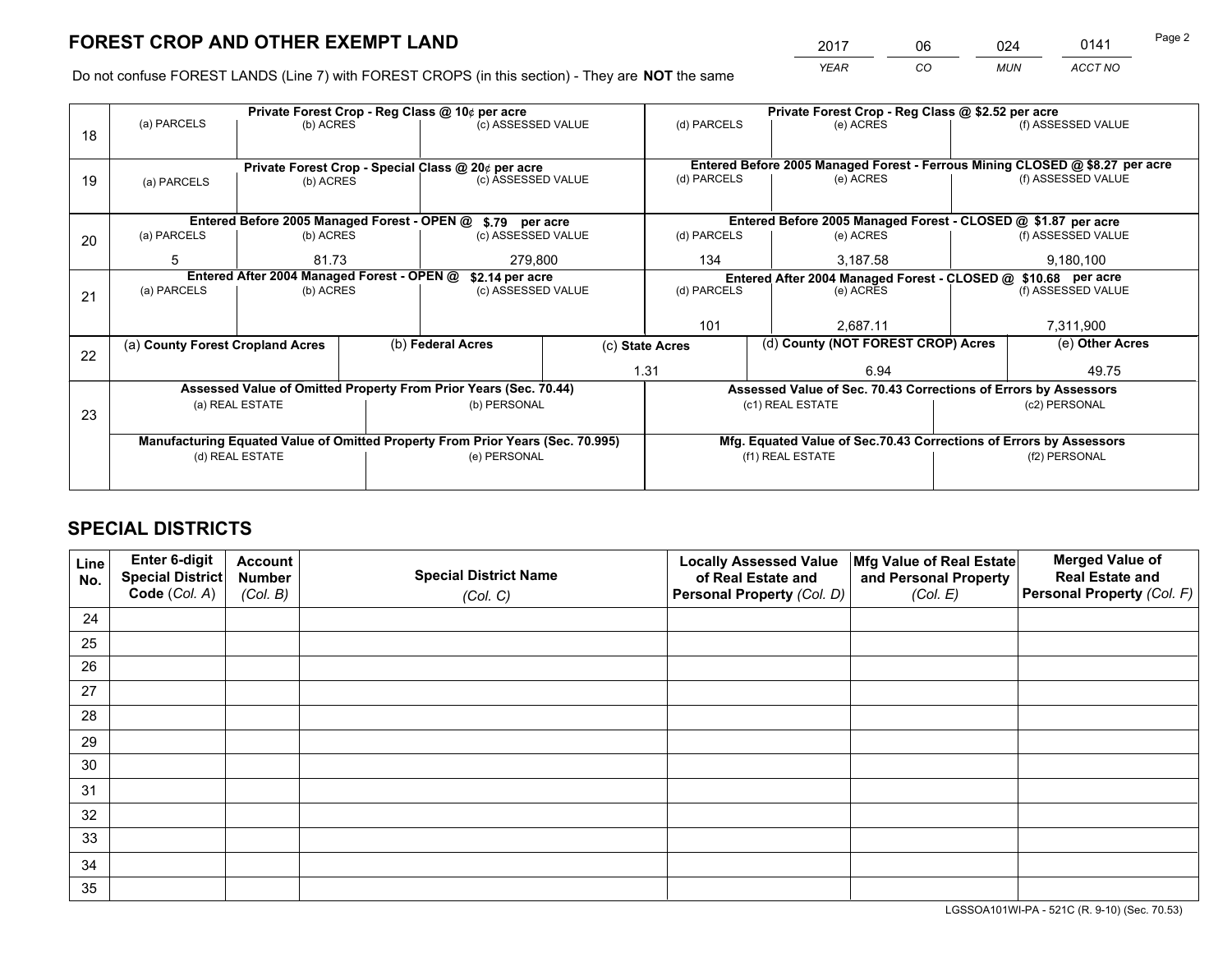# FOREST CROP AND OTHER EXEMPT LAND

| 2017 | 06 | 024 | 0141 |
|---|---|---|---|
| YEAR | CO | MUN | ACCT NO |

Do not confuse FOREST LANDS (Line 7) with FOREST CROPS (in this section) - They are **NOT** the same

| Line | Private Forest Crop - Reg Class @ 10¢ per acre | | | Private Forest Crop - Reg Class @ $2.52 per acre | | |
|---|---|---|---|---|---|---|
| 18 | (a) PARCELS | (b) ACRES | (c) ASSESSED VALUE | (d) PARCELS | (e) ACRES | (f) ASSESSED VALUE |
| | | | | | | |
| | **Private Forest Crop - Special Class @ 20¢ per acre** | | | **Entered Before 2005 Managed Forest - Ferrous Mining CLOSED @ $8.27 per acre** | | |
| 19 | (a) PARCELS | (b) ACRES | (c) ASSESSED VALUE | (d) PARCELS | (e) ACRES | (f) ASSESSED VALUE |
| | | | | | | |
| | **Entered Before 2005 Managed Forest - OPEN @ $.79 per acre** | | | **Entered Before 2005 Managed Forest - CLOSED @ $1.87 per acre** | | |
| 20 | (a) PARCELS | (b) ACRES | (c) ASSESSED VALUE | (d) PARCELS | (e) ACRES | (f) ASSESSED VALUE |
| | 5 | 81.73 | 279,800 | 134 | 3,187.58 | 9,180,100 |
| | **Entered After 2004 Managed Forest - OPEN @ $2.14 per acre** | | | **Entered After 2004 Managed Forest - CLOSED @ $10.68 per acre** | | |
| 21 | (a) PARCELS | (b) ACRES | (c) ASSESSED VALUE | (d) PARCELS | (e) ACRES | (f) ASSESSED VALUE |
| | | | | 101 | 2,687.11 | 7,311,900 |

| Line | (a) County Forest Cropland Acres | (b) Federal Acres | (c) State Acres | (d) County (NOT FOREST CROP) Acres | (e) Other Acres |
|---|---|---|---|---|---|
| 22 | | | 1.31 | 6.94 | 49.75 |

| Line | Assessed Value of Omitted Property From Prior Years (Sec. 70.44) | | Assessed Value of Sec. 70.43 Corrections of Errors by Assessors | |
|---|---|---|---|---|
| 23 | (a) REAL ESTATE | (b) PERSONAL | (c1) REAL ESTATE | (c2) PERSONAL |
| | | | | |
| | **Manufacturing Equated Value of Omitted Property From Prior Years (Sec. 70.995)** | | **Mfg. Equated Value of Sec.70.43 Corrections of Errors by Assessors** | |
| | (d) REAL ESTATE | (e) PERSONAL | (f1) REAL ESTATE | (f2) PERSONAL |
| | | | | |

# SPECIAL DISTRICTS

| Line No. | Enter 6-digit Special District Code (Col. A) | Account Number (Col. B) | Special District Name (Col. C) | Locally Assessed Value of Real Estate and Personal Property (Col. D) | Mfg Value of Real Estate and Personal Property (Col. E) | Merged Value of Real Estate and Personal Property (Col. F) |
|---|---|---|---|---|---|---|
| 24 | | | | | | |
| 25 | | | | | | |
| 26 | | | | | | |
| 27 | | | | | | |
| 28 | | | | | | |
| 29 | | | | | | |
| 30 | | | | | | |
| 31 | | | | | | |
| 32 | | | | | | |
| 33 | | | | | | |
| 34 | | | | | | |
| 35 | | | | | | |

LGSSOA101WI-PA - 521C (R. 9-10) (Sec. 70.53)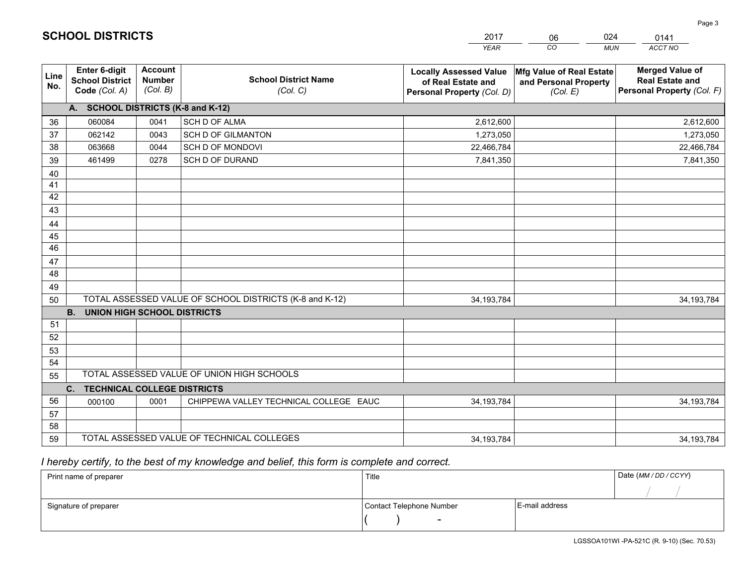## SCHOOL DISTRICTS

| 2017 | 06 | 024 | 0141 |
|---|---|---|---|
| *YEAR* | *CO* | *MUN* | *ACCT NO* |

| Line No. | Enter 6-digit School District Code (Col. A) | Account Number (Col. B) | School District Name (Col. C) | Locally Assessed Value of Real Estate and Personal Property (Col. D) | Mfg Value of Real Estate and Personal Property (Col. E) | Merged Value of Real Estate and Personal Property (Col. F) |
|---|---|---|---|---|---|---|
| | **A. SCHOOL DISTRICTS (K-8 and K-12)** | | | | | |
| 36 | 060084 | 0041 | SCH D OF ALMA | 2,612,600 | | 2,612,600 |
| 37 | 062142 | 0043 | SCH D OF GILMANTON | 1,273,050 | | 1,273,050 |
| 38 | 063668 | 0044 | SCH D OF MONDOVI | 22,466,784 | | 22,466,784 |
| 39 | 461499 | 0278 | SCH D OF DURAND | 7,841,350 | | 7,841,350 |
| 40 | | | | | | |
| 41 | | | | | | |
| 42 | | | | | | |
| 43 | | | | | | |
| 44 | | | | | | |
| 45 | | | | | | |
| 46 | | | | | | |
| 47 | | | | | | |
| 48 | | | | | | |
| 49 | | | | | | |
| 50 | TOTAL ASSESSED VALUE OF SCHOOL DISTRICTS (K-8 and K-12) | | | 34,193,784 | | 34,193,784 |
| | **B. UNION HIGH SCHOOL DISTRICTS** | | | | | |
| 51 | | | | | | |
| 52 | | | | | | |
| 53 | | | | | | |
| 54 | | | | | | |
| 55 | TOTAL ASSESSED VALUE OF UNION HIGH SCHOOLS | | | | | |
| | **C. TECHNICAL COLLEGE DISTRICTS** | | | | | |
| 56 | 000100 | 0001 | CHIPPEWA VALLEY TECHNICAL COLLEGE EAUC | 34,193,784 | | 34,193,784 |
| 57 | | | | | | |
| 58 | | | | | | |
| 59 | TOTAL ASSESSED VALUE OF TECHNICAL COLLEGES | | | 34,193,784 | | 34,193,784 |

*I hereby certify, to the best of my knowledge and belief, this form is complete and correct.*

| Print name of preparer | Title | | Date (MM / DD / CCYY) |
|---|---|---|---|
| | | | / / |
| Signature of preparer | Contact Telephone Number | E-mail address | |
| | ( ) - | | |

LGSSOA101WI -PA-521C (R. 9-10) (Sec. 70.53)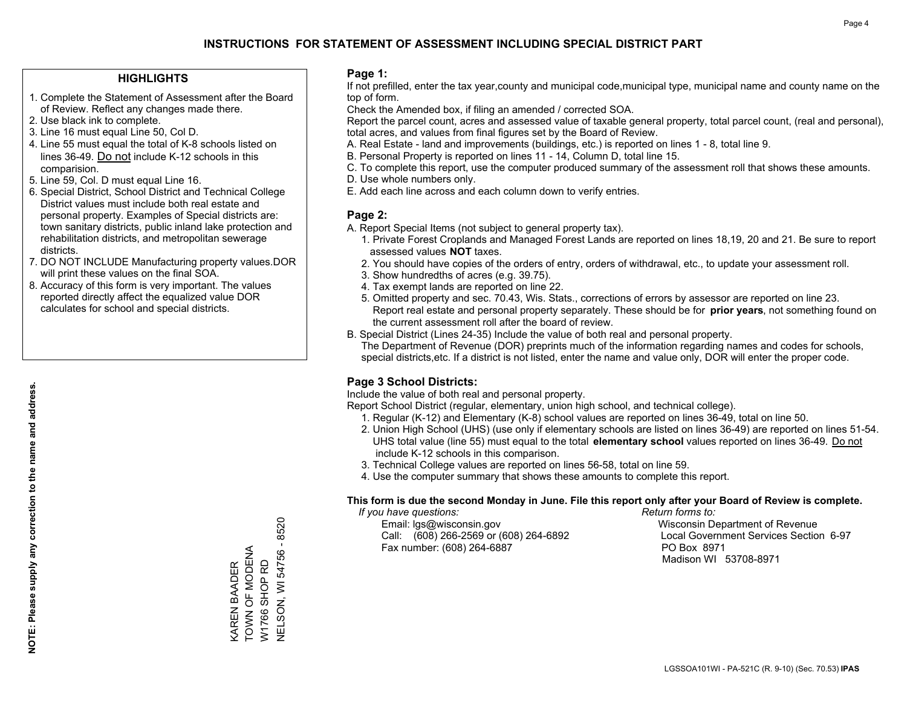# INSTRUCTIONS FOR STATEMENT OF ASSESSMENT INCLUDING SPECIAL DISTRICT PART

## HIGHLIGHTS

1. Complete the Statement of Assessment after the Board of Review. Reflect any changes made there.
2. Use black ink to complete.
3. Line 16 must equal Line 50, Col D.
4. Line 55 must equal the total of K-8 schools listed on lines 36-49. Do not include K-12 schools in this comparision.
5. Line 59, Col. D must equal Line 16.
6. Special District, School District and Technical College District values must include both real estate and personal property. Examples of Special districts are: town sanitary districts, public inland lake protection and rehabilitation districts, and metropolitan sewerage districts.
7. DO NOT INCLUDE Manufacturing property values.DOR will print these values on the final SOA.
8. Accuracy of this form is very important. The values reported directly affect the equalized value DOR calculates for school and special districts.

**NOTE: Please supply any correction to the name and address.**

KAREN BAADER
TOWN OF MODENA
W1766 SHOP RD
NELSON, WI 54756 - 8520

## Page 1:

If not prefilled, enter the tax year,county and municipal code,municipal type, municipal name and county name on the top of form.

Check the Amended box, if filing an amended / corrected SOA.

Report the parcel count, acres and assessed value of taxable general property, total parcel count, (real and personal), total acres, and values from final figures set by the Board of Review.

A. Real Estate - land and improvements (buildings, etc.) is reported on lines 1 - 8, total line 9.
B. Personal Property is reported on lines 11 - 14, Column D, total line 15.
C. To complete this report, use the computer produced summary of the assessment roll that shows these amounts.
D. Use whole numbers only.
E. Add each line across and each column down to verify entries.

## Page 2:

A. Report Special Items (not subject to general property tax).
   1. Private Forest Croplands and Managed Forest Lands are reported on lines 18,19, 20 and 21. Be sure to report assessed values **NOT** taxes.
   2. You should have copies of the orders of entry, orders of withdrawal, etc., to update your assessment roll.
   3. Show hundredths of acres (e.g. 39.75).
   4. Tax exempt lands are reported on line 22.
   5. Omitted property and sec. 70.43, Wis. Stats., corrections of errors by assessor are reported on line 23. Report real estate and personal property separately. These should be for **prior years**, not something found on the current assessment roll after the board of review.
B. Special District (Lines 24-35) Include the value of both real and personal property.
   The Department of Revenue (DOR) preprints much of the information regarding names and codes for schools, special districts,etc. If a district is not listed, enter the name and value only, DOR will enter the proper code.

## Page 3 School Districts:

Include the value of both real and personal property.

Report School District (regular, elementary, union high school, and technical college).

1. Regular (K-12) and Elementary (K-8) school values are reported on lines 36-49, total on line 50.
2. Union High School (UHS) (use only if elementary schools are listed on lines 36-49) are reported on lines 51-54. UHS total value (line 55) must equal to the total **elementary school** values reported on lines 36-49. Do not include K-12 schools in this comparison.
3. Technical College values are reported on lines 56-58, total on line 59.
4. Use the computer summary that shows these amounts to complete this report.

**This form is due the second Monday in June. File this report only after your Board of Review is complete.**

*If you have questions:*
Email: lgs@wisconsin.gov
Call: (608) 266-2569 or (608) 264-6892
Fax number: (608) 264-6887

*Return forms to:*
Wisconsin Department of Revenue
Local Government Services Section 6-97
PO Box 8971
Madison WI 53708-8971

LGSSOA101WI - PA-521C (R. 9-10) (Sec. 70.53) **IPAS**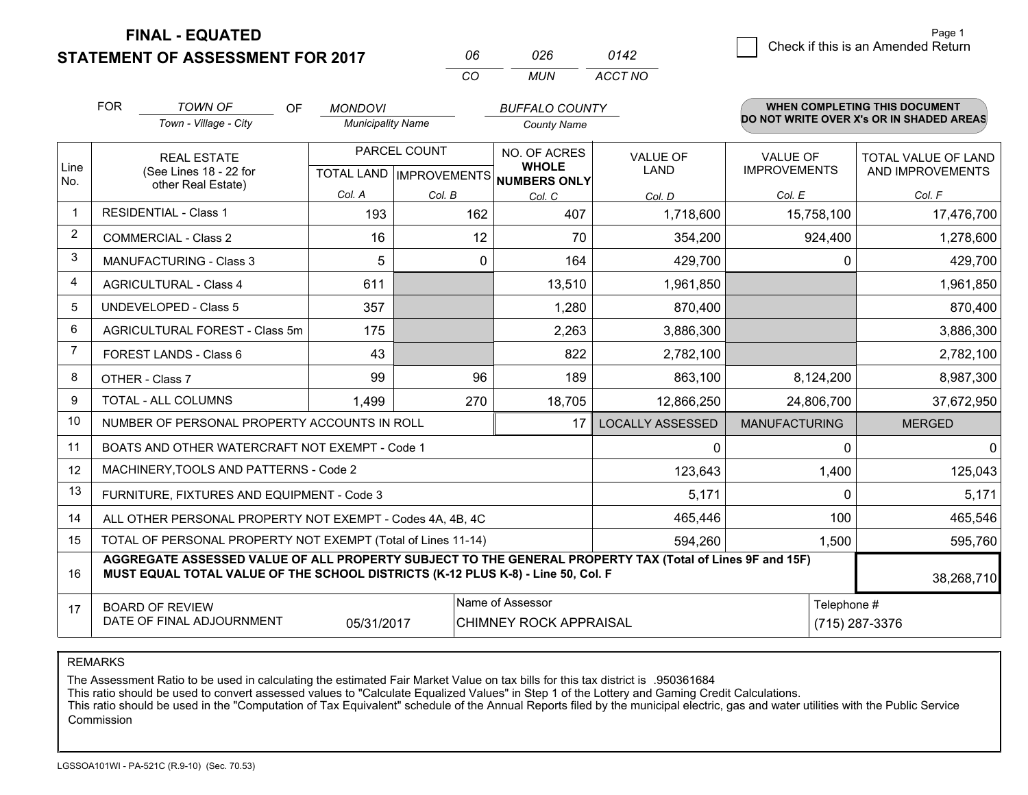**FINAL - EQUATED**
**STATEMENT OF ASSESSMENT FOR 2017**

| 06 | 026 | 0142 |
|---|---|---|
| CO | MUN | ACCT NO |

☐ Check if this is an Amended Return

FOR *TOWN OF* (Town - Village - City) OF *MONDOVI* (Municipality Name) *BUFFALO COUNTY* (County Name)

**WHEN COMPLETING THIS DOCUMENT DO NOT WRITE OVER X's OR IN SHADED AREAS**

| Line No. | REAL ESTATE (See Lines 18 - 22 for other Real Estate) | PARCEL COUNT TOTAL LAND Col. A | PARCEL COUNT IMPROVEMENTS Col. B | NO. OF ACRES WHOLE NUMBERS ONLY Col. C | VALUE OF LAND Col. D | VALUE OF IMPROVEMENTS Col. E | TOTAL VALUE OF LAND AND IMPROVEMENTS Col. F |
|---|---|---|---|---|---|---|---|
| 1 | RESIDENTIAL - Class 1 | 193 | 162 | 407 | 1,718,600 | 15,758,100 | 17,476,700 |
| 2 | COMMERCIAL - Class 2 | 16 | 12 | 70 | 354,200 | 924,400 | 1,278,600 |
| 3 | MANUFACTURING - Class 3 | 5 | 0 | 164 | 429,700 | 0 | 429,700 |
| 4 | AGRICULTURAL - Class 4 | 611 | | 13,510 | 1,961,850 | | 1,961,850 |
| 5 | UNDEVELOPED - Class 5 | 357 | | 1,280 | 870,400 | | 870,400 |
| 6 | AGRICULTURAL FOREST - Class 5m | 175 | | 2,263 | 3,886,300 | | 3,886,300 |
| 7 | FOREST LANDS - Class 6 | 43 | | 822 | 2,782,100 | | 2,782,100 |
| 8 | OTHER - Class 7 | 99 | 96 | 189 | 863,100 | 8,124,200 | 8,987,300 |
| 9 | TOTAL - ALL COLUMNS | 1,499 | 270 | 18,705 | 12,866,250 | 24,806,700 | 37,672,950 |
| 10 | NUMBER OF PERSONAL PROPERTY ACCOUNTS IN ROLL | | | 17 | LOCALLY ASSESSED | MANUFACTURING | MERGED |
| 11 | BOATS AND OTHER WATERCRAFT NOT EXEMPT - Code 1 | | | | 0 | 0 | 0 |
| 12 | MACHINERY,TOOLS AND PATTERNS - Code 2 | | | | 123,643 | 1,400 | 125,043 |
| 13 | FURNITURE, FIXTURES AND EQUIPMENT - Code 3 | | | | 5,171 | 0 | 5,171 |
| 14 | ALL OTHER PERSONAL PROPERTY NOT EXEMPT - Codes 4A, 4B, 4C | | | | 465,446 | 100 | 465,546 |
| 15 | TOTAL OF PERSONAL PROPERTY NOT EXEMPT (Total of Lines 11-14) | | | | 594,260 | 1,500 | 595,760 |
| 16 | **AGGREGATE ASSESSED VALUE OF ALL PROPERTY SUBJECT TO THE GENERAL PROPERTY TAX (Total of Lines 9F and 15F) MUST EQUAL TOTAL VALUE OF THE SCHOOL DISTRICTS (K-12 PLUS K-8) - Line 50, Col. F** | | | | | | 38,268,710 |
| 17 | BOARD OF REVIEW DATE OF FINAL ADJOURNMENT | 05/31/2017 | Name of Assessor: CHIMNEY ROCK APPRAISAL | | | Telephone #: (715) 287-3376 | |

REMARKS

The Assessment Ratio to be used in calculating the estimated Fair Market Value on tax bills for this tax district is .950361684
This ratio should be used to convert assessed values to "Calculate Equalized Values" in Step 1 of the Lottery and Gaming Credit Calculations.
This ratio should be used in the "Computation of Tax Equivalent" schedule of the Annual Reports filed by the municipal electric, gas and water utilities with the Public Service Commission

LGSSOA101WI - PA-521C (R.9-10) (Sec. 70.53)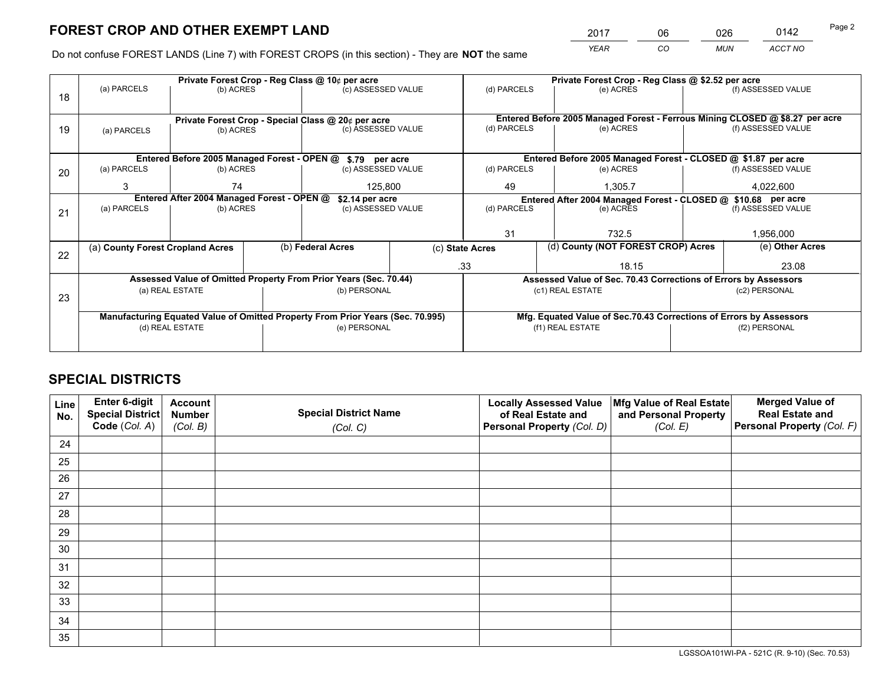# FOREST CROP AND OTHER EXEMPT LAND

| 2017 | 06 | 026 | 0142 |
|---|---|---|---|
| *YEAR* | *CO* | *MUN* | *ACCT NO* |

Do not confuse FOREST LANDS (Line 7) with FOREST CROPS (in this section) - They are **NOT** the same

| Line | Private Forest Crop - Reg Class @ 10¢ per acre | | | Private Forest Crop - Reg Class @ $2.52 per acre | | |
|---|---|---|---|---|---|---|
| | (a) PARCELS | (b) ACRES | (c) ASSESSED VALUE | (d) PARCELS | (e) ACRES | (f) ASSESSED VALUE |
| 18 | | | | | | |
| | **Private Forest Crop - Special Class @ 20¢ per acre** | | | **Entered Before 2005 Managed Forest - Ferrous Mining CLOSED @ $8.27 per acre** | | |
| | (a) PARCELS | (b) ACRES | (c) ASSESSED VALUE | (d) PARCELS | (e) ACRES | (f) ASSESSED VALUE |
| 19 | | | | | | |
| | **Entered Before 2005 Managed Forest - OPEN @ $.79 per acre** | | | **Entered Before 2005 Managed Forest - CLOSED @ $1.87 per acre** | | |
| | (a) PARCELS | (b) ACRES | (c) ASSESSED VALUE | (d) PARCELS | (e) ACRES | (f) ASSESSED VALUE |
| 20 | 3 | 74 | 125,800 | 49 | 1,305.7 | 4,022,600 |
| | **Entered After 2004 Managed Forest - OPEN @ $2.14 per acre** | | | **Entered After 2004 Managed Forest - CLOSED @ $10.68 per acre** | | |
| | (a) PARCELS | (b) ACRES | (c) ASSESSED VALUE | (d) PARCELS | (e) ACRES | (f) ASSESSED VALUE |
| 21 | | | | 31 | 732.5 | 1,956,000 |

| Line | (a) County Forest Cropland Acres | (b) Federal Acres | (c) State Acres | (d) County (NOT FOREST CROP) Acres | (e) Other Acres |
|---|---|---|---|---|---|
| 22 | | | .33 | 18.15 | 23.08 |

| Line | Assessed Value of Omitted Property From Prior Years (Sec. 70.44) | | Assessed Value of Sec. 70.43 Corrections of Errors by Assessors | |
|---|---|---|---|---|
| | (a) REAL ESTATE | (b) PERSONAL | (c1) REAL ESTATE | (c2) PERSONAL |
| 23 | | | | |
| | **Manufacturing Equated Value of Omitted Property From Prior Years (Sec. 70.995)** | | **Mfg. Equated Value of Sec.70.43 Corrections of Errors by Assessors** | |
| | (d) REAL ESTATE | (e) PERSONAL | (f1) REAL ESTATE | (f2) PERSONAL |
| | | | | |

# SPECIAL DISTRICTS

| Line No. | Enter 6-digit Special District Code (*Col. A*) | Account Number (*Col. B*) | Special District Name (*Col. C*) | Locally Assessed Value of Real Estate and Personal Property (*Col. D*) | Mfg Value of Real Estate and Personal Property (*Col. E*) | Merged Value of Real Estate and Personal Property (*Col. F*) |
|---|---|---|---|---|---|---|
| 24 | | | | | | |
| 25 | | | | | | |
| 26 | | | | | | |
| 27 | | | | | | |
| 28 | | | | | | |
| 29 | | | | | | |
| 30 | | | | | | |
| 31 | | | | | | |
| 32 | | | | | | |
| 33 | | | | | | |
| 34 | | | | | | |
| 35 | | | | | | |

LGSSOA101WI-PA - 521C (R. 9-10) (Sec. 70.53)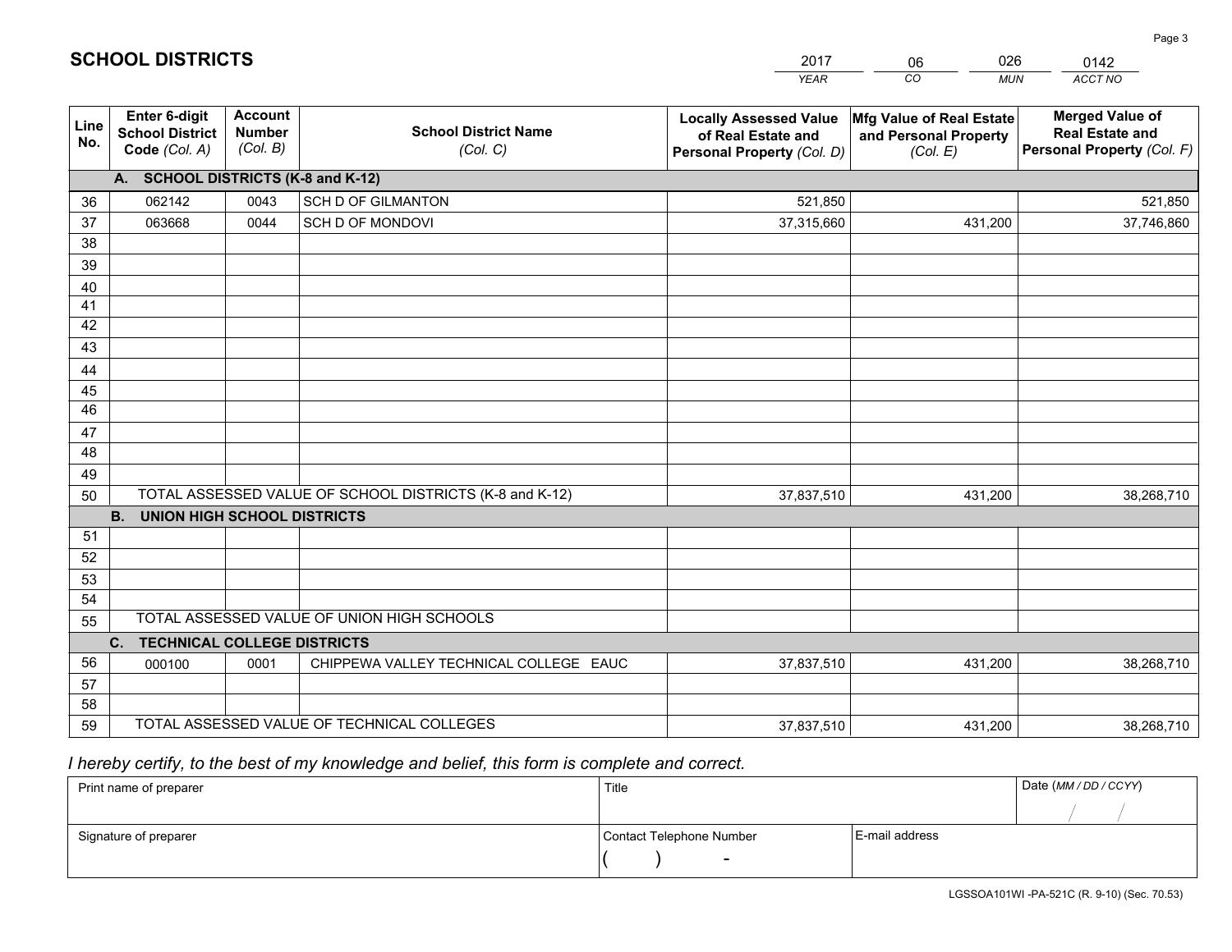# SCHOOL DISTRICTS

| 2017 | 06 | 026 | 0142 |
|---|---|---|---|
| *YEAR* | *CO* | *MUN* | *ACCT NO* |

| Line No. | Enter 6-digit School District Code (Col. A) | Account Number (Col. B) | School District Name (Col. C) | Locally Assessed Value of Real Estate and Personal Property (Col. D) | Mfg Value of Real Estate and Personal Property (Col. E) | Merged Value of Real Estate and Personal Property (Col. F) |
|---|---|---|---|---|---|---|
| | **A. SCHOOL DISTRICTS (K-8 and K-12)** | | | | | |
| 36 | 062142 | 0043 | SCH D OF GILMANTON | 521,850 | | 521,850 |
| 37 | 063668 | 0044 | SCH D OF MONDOVI | 37,315,660 | 431,200 | 37,746,860 |
| 38 | | | | | | |
| 39 | | | | | | |
| 40 | | | | | | |
| 41 | | | | | | |
| 42 | | | | | | |
| 43 | | | | | | |
| 44 | | | | | | |
| 45 | | | | | | |
| 46 | | | | | | |
| 47 | | | | | | |
| 48 | | | | | | |
| 49 | | | | | | |
| 50 | TOTAL ASSESSED VALUE OF SCHOOL DISTRICTS (K-8 and K-12) | | | 37,837,510 | 431,200 | 38,268,710 |
| | **B. UNION HIGH SCHOOL DISTRICTS** | | | | | |
| 51 | | | | | | |
| 52 | | | | | | |
| 53 | | | | | | |
| 54 | | | | | | |
| 55 | TOTAL ASSESSED VALUE OF UNION HIGH SCHOOLS | | | | | |
| | **C. TECHNICAL COLLEGE DISTRICTS** | | | | | |
| 56 | 000100 | 0001 | CHIPPEWA VALLEY TECHNICAL COLLEGE EAUC | 37,837,510 | 431,200 | 38,268,710 |
| 57 | | | | | | |
| 58 | | | | | | |
| 59 | TOTAL ASSESSED VALUE OF TECHNICAL COLLEGES | | | 37,837,510 | 431,200 | 38,268,710 |

*I hereby certify, to the best of my knowledge and belief, this form is complete and correct.*

| Print name of preparer | Title | | Date (*MM / DD / CCYY*) |
|---|---|---|---|
| | | | / / |
| Signature of preparer | Contact Telephone Number | E-mail address | |
| | ( ) - | | |

LGSSOA101WI -PA-521C (R. 9-10) (Sec. 70.53)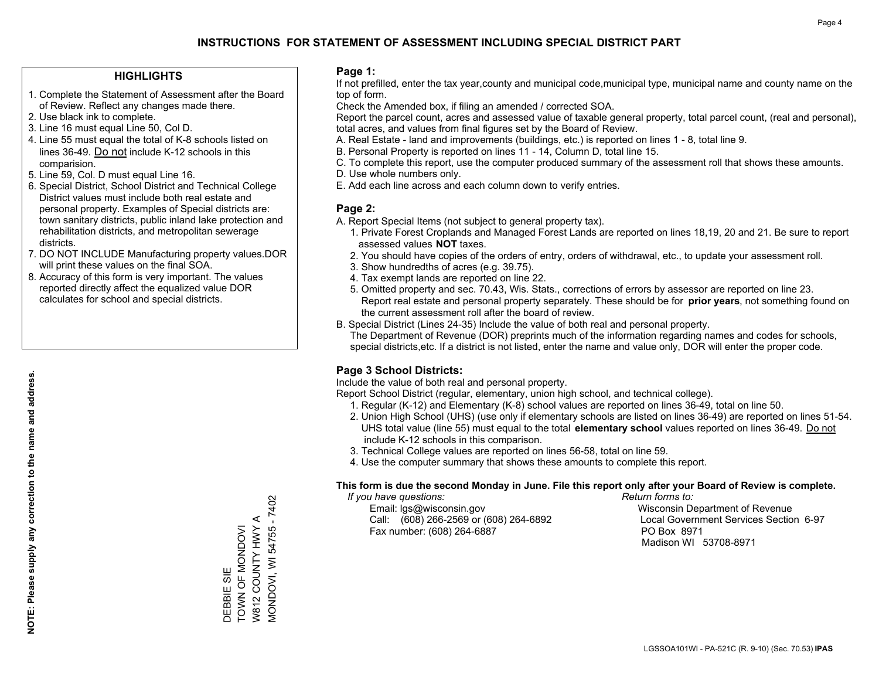# INSTRUCTIONS FOR STATEMENT OF ASSESSMENT INCLUDING SPECIAL DISTRICT PART

## HIGHLIGHTS

1. Complete the Statement of Assessment after the Board of Review. Reflect any changes made there.
2. Use black ink to complete.
3. Line 16 must equal Line 50, Col D.
4. Line 55 must equal the total of K-8 schools listed on lines 36-49. Do not include K-12 schools in this comparision.
5. Line 59, Col. D must equal Line 16.
6. Special District, School District and Technical College District values must include both real estate and personal property. Examples of Special districts are: town sanitary districts, public inland lake protection and rehabilitation districts, and metropolitan sewerage districts.
7. DO NOT INCLUDE Manufacturing property values.DOR will print these values on the final SOA.
8. Accuracy of this form is very important. The values reported directly affect the equalized value DOR calculates for school and special districts.

**NOTE: Please supply any correction to the name and address.**

DEBBIE SIE
TOWN OF MONDOVI
W812 COUNTY HWY A
MONDOVI, WI 54755 - 7402

## Page 1:

If not prefilled, enter the tax year,county and municipal code,municipal type, municipal name and county name on the top of form.

Check the Amended box, if filing an amended / corrected SOA.

Report the parcel count, acres and assessed value of taxable general property, total parcel count, (real and personal), total acres, and values from final figures set by the Board of Review.

A. Real Estate - land and improvements (buildings, etc.) is reported on lines 1 - 8, total line 9.
B. Personal Property is reported on lines 11 - 14, Column D, total line 15.
C. To complete this report, use the computer produced summary of the assessment roll that shows these amounts.
D. Use whole numbers only.
E. Add each line across and each column down to verify entries.

## Page 2:

A. Report Special Items (not subject to general property tax).
   1. Private Forest Croplands and Managed Forest Lands are reported on lines 18,19, 20 and 21. Be sure to report assessed values **NOT** taxes.
   2. You should have copies of the orders of entry, orders of withdrawal, etc., to update your assessment roll.
   3. Show hundredths of acres (e.g. 39.75).
   4. Tax exempt lands are reported on line 22.
   5. Omitted property and sec. 70.43, Wis. Stats., corrections of errors by assessor are reported on line 23. Report real estate and personal property separately. These should be for **prior years**, not something found on the current assessment roll after the board of review.
B. Special District (Lines 24-35) Include the value of both real and personal property.
   The Department of Revenue (DOR) preprints much of the information regarding names and codes for schools, special districts,etc. If a district is not listed, enter the name and value only, DOR will enter the proper code.

## Page 3 School Districts:

Include the value of both real and personal property.

Report School District (regular, elementary, union high school, and technical college).

1. Regular (K-12) and Elementary (K-8) school values are reported on lines 36-49, total on line 50.
2. Union High School (UHS) (use only if elementary schools are listed on lines 36-49) are reported on lines 51-54. UHS total value (line 55) must equal to the total **elementary school** values reported on lines 36-49. Do not include K-12 schools in this comparison.
3. Technical College values are reported on lines 56-58, total on line 59.
4. Use the computer summary that shows these amounts to complete this report.

**This form is due the second Monday in June. File this report only after your Board of Review is complete.**

*If you have questions:*
Email: lgs@wisconsin.gov
Call: (608) 266-2569 or (608) 264-6892
Fax number: (608) 264-6887

*Return forms to:*
Wisconsin Department of Revenue
Local Government Services Section 6-97
PO Box 8971
Madison WI 53708-8971

LGSSOA101WI - PA-521C (R. 9-10) (Sec. 70.53) **IPAS**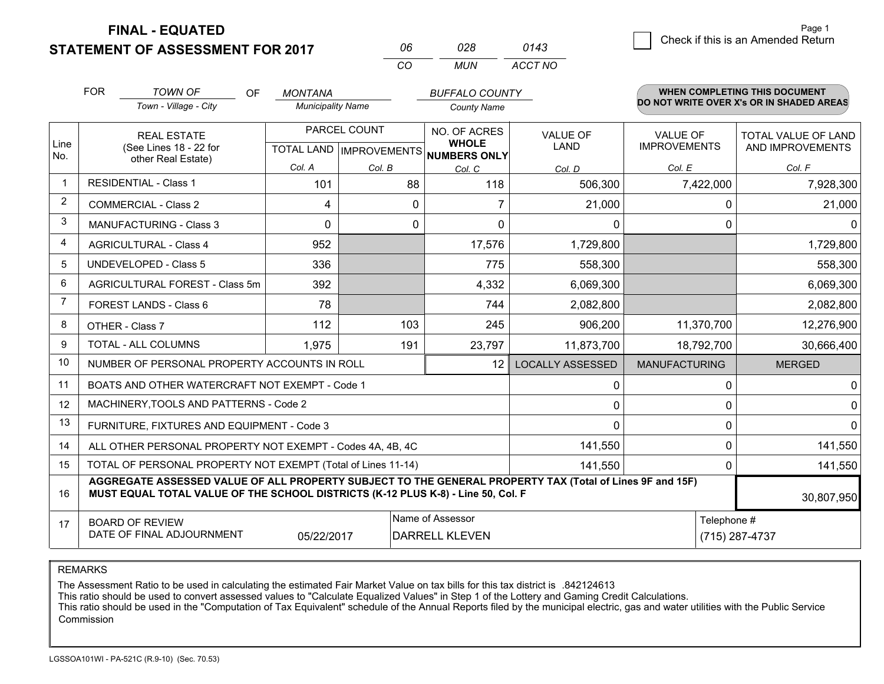# FINAL - EQUATED
## STATEMENT OF ASSESSMENT FOR 2017

| 06 | 028 | 0143 |
|---|---|---|
| CO | MUN | ACCT NO |

☐ Check if this is an Amended Return

Page 1

FOR *TOWN OF* (Town - Village - City) OF *MONTANA* (Municipality Name) *BUFFALO COUNTY* (County Name)

**WHEN COMPLETING THIS DOCUMENT DO NOT WRITE OVER X's OR IN SHADED AREAS**

| Line No. | REAL ESTATE (See Lines 18 - 22 for other Real Estate) | PARCEL COUNT TOTAL LAND Col. A | PARCEL COUNT IMPROVEMENTS Col. B | NO. OF ACRES WHOLE NUMBERS ONLY Col. C | VALUE OF LAND Col. D | VALUE OF IMPROVEMENTS Col. E | TOTAL VALUE OF LAND AND IMPROVEMENTS Col. F |
|---|---|---|---|---|---|---|---|
| 1 | RESIDENTIAL - Class 1 | 101 | 88 | 118 | 506,300 | 7,422,000 | 7,928,300 |
| 2 | COMMERCIAL - Class 2 | 4 | 0 | 7 | 21,000 | 0 | 21,000 |
| 3 | MANUFACTURING - Class 3 | 0 | 0 | 0 | 0 | 0 | 0 |
| 4 | AGRICULTURAL - Class 4 | 952 | | 17,576 | 1,729,800 | | 1,729,800 |
| 5 | UNDEVELOPED - Class 5 | 336 | | 775 | 558,300 | | 558,300 |
| 6 | AGRICULTURAL FOREST - Class 5m | 392 | | 4,332 | 6,069,300 | | 6,069,300 |
| 7 | FOREST LANDS - Class 6 | 78 | | 744 | 2,082,800 | | 2,082,800 |
| 8 | OTHER - Class 7 | 112 | 103 | 245 | 906,200 | 11,370,700 | 12,276,900 |
| 9 | TOTAL - ALL COLUMNS | 1,975 | 191 | 23,797 | 11,873,700 | 18,792,700 | 30,666,400 |
| 10 | NUMBER OF PERSONAL PROPERTY ACCOUNTS IN ROLL | | | 12 | LOCALLY ASSESSED | MANUFACTURING | MERGED |
| 11 | BOATS AND OTHER WATERCRAFT NOT EXEMPT - Code 1 | | | | 0 | 0 | 0 |
| 12 | MACHINERY,TOOLS AND PATTERNS - Code 2 | | | | 0 | 0 | 0 |
| 13 | FURNITURE, FIXTURES AND EQUIPMENT - Code 3 | | | | 0 | 0 | 0 |
| 14 | ALL OTHER PERSONAL PROPERTY NOT EXEMPT - Codes 4A, 4B, 4C | | | | 141,550 | 0 | 141,550 |
| 15 | TOTAL OF PERSONAL PROPERTY NOT EXEMPT (Total of Lines 11-14) | | | | 141,550 | 0 | 141,550 |
| 16 | **AGGREGATE ASSESSED VALUE OF ALL PROPERTY SUBJECT TO THE GENERAL PROPERTY TAX (Total of Lines 9F and 15F) MUST EQUAL TOTAL VALUE OF THE SCHOOL DISTRICTS (K-12 PLUS K-8) - Line 50, Col. F** | | | | | | 30,807,950 |
| 17 | BOARD OF REVIEW DATE OF FINAL ADJOURNMENT | 05/22/2017 | | Name of Assessor: DARRELL KLEVEN | | | Telephone #: (715) 287-4737 |

REMARKS

The Assessment Ratio to be used in calculating the estimated Fair Market Value on tax bills for this tax district is .842124613
This ratio should be used to convert assessed values to "Calculate Equalized Values" in Step 1 of the Lottery and Gaming Credit Calculations.
This ratio should be used in the "Computation of Tax Equivalent" schedule of the Annual Reports filed by the municipal electric, gas and water utilities with the Public Service Commission

LGSSOA101WI - PA-521C (R.9-10) (Sec. 70.53)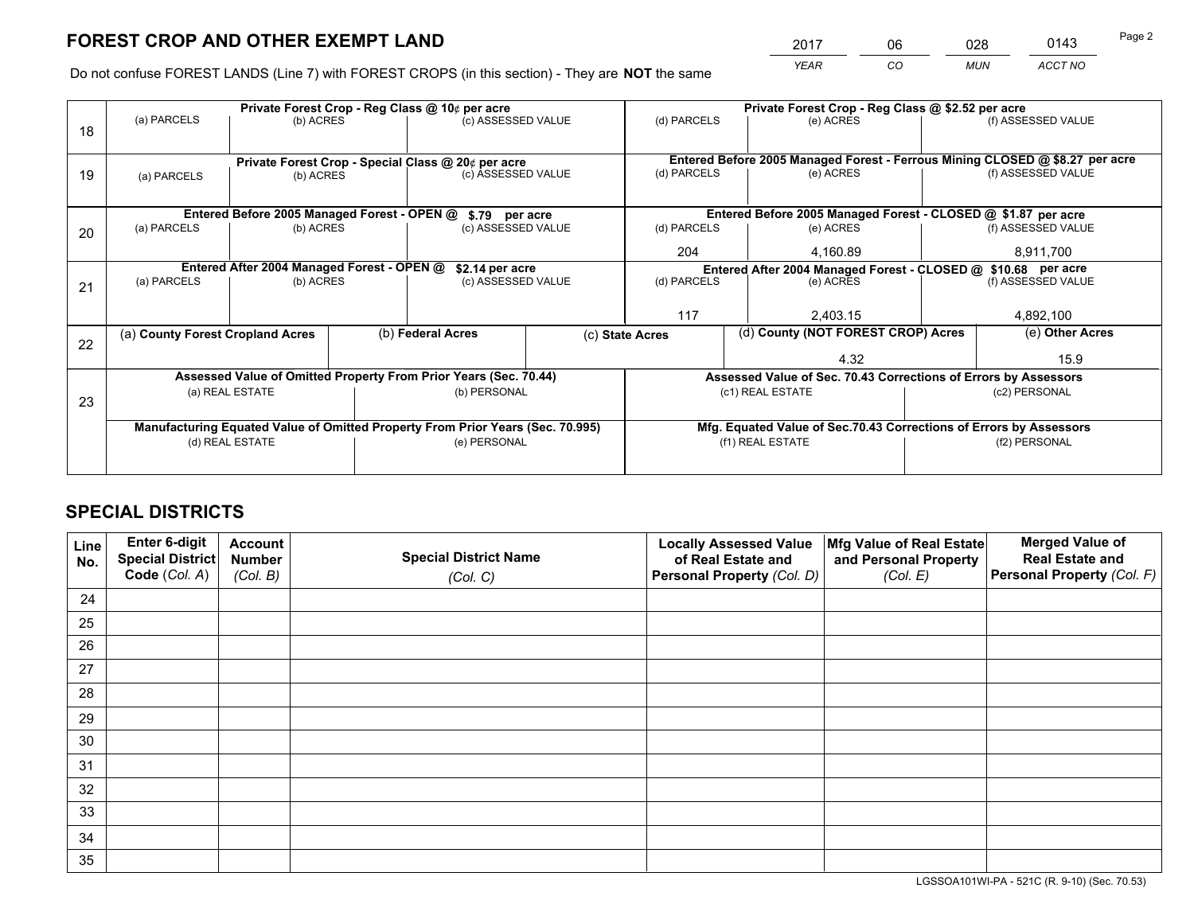# FOREST CROP AND OTHER EXEMPT LAND

| 2017 | 06 | 028 | 0143 |
|---|---|---|---|
| *YEAR* | *CO* | *MUN* | *ACCT NO* |

Do not confuse FOREST LANDS (Line 7) with FOREST CROPS (in this section) - They are **NOT** the same

| Line | Private Forest Crop - Reg Class @ 10¢ per acre | | | Private Forest Crop - Reg Class @ $2.52 per acre | | |
|---|---|---|---|---|---|---|
| | (a) PARCELS | (b) ACRES | (c) ASSESSED VALUE | (d) PARCELS | (e) ACRES | (f) ASSESSED VALUE |
| 18 | | | | | | |
| | **Private Forest Crop - Special Class @ 20¢ per acre** | | | **Entered Before 2005 Managed Forest - Ferrous Mining CLOSED @ $8.27 per acre** | | |
| | (a) PARCELS | (b) ACRES | (c) ASSESSED VALUE | (d) PARCELS | (e) ACRES | (f) ASSESSED VALUE |
| 19 | | | | | | |
| | **Entered Before 2005 Managed Forest - OPEN @ $.79 per acre** | | | **Entered Before 2005 Managed Forest - CLOSED @ $1.87 per acre** | | |
| | (a) PARCELS | (b) ACRES | (c) ASSESSED VALUE | (d) PARCELS | (e) ACRES | (f) ASSESSED VALUE |
| 20 | | | | 204 | 4,160.89 | 8,911,700 |
| | **Entered After 2004 Managed Forest - OPEN @ $2.14 per acre** | | | **Entered After 2004 Managed Forest - CLOSED @ $10.68 per acre** | | |
| | (a) PARCELS | (b) ACRES | (c) ASSESSED VALUE | (d) PARCELS | (e) ACRES | (f) ASSESSED VALUE |
| 21 | | | | 117 | 2,403.15 | 4,892,100 |

| Line | (a) County Forest Cropland Acres | (b) Federal Acres | (c) State Acres | (d) County (NOT FOREST CROP) Acres | (e) Other Acres |
|---|---|---|---|---|---|
| 22 | | | | 4.32 | 15.9 |

| Line | Assessed Value of Omitted Property From Prior Years (Sec. 70.44) | | Assessed Value of Sec. 70.43 Corrections of Errors by Assessors | |
|---|---|---|---|---|
| | (a) REAL ESTATE | (b) PERSONAL | (c1) REAL ESTATE | (c2) PERSONAL |
| 23 | | | | |
| | **Manufacturing Equated Value of Omitted Property From Prior Years (Sec. 70.995)** | | **Mfg. Equated Value of Sec.70.43 Corrections of Errors by Assessors** | |
| | (d) REAL ESTATE | (e) PERSONAL | (f1) REAL ESTATE | (f2) PERSONAL |
| | | | | |

# SPECIAL DISTRICTS

| Line No. | Enter 6-digit Special District Code (*Col. A*) | Account Number (*Col. B*) | Special District Name (*Col. C*) | Locally Assessed Value of Real Estate and Personal Property (*Col. D*) | Mfg Value of Real Estate and Personal Property (*Col. E*) | Merged Value of Real Estate and Personal Property (*Col. F*) |
|---|---|---|---|---|---|---|
| 24 | | | | | | |
| 25 | | | | | | |
| 26 | | | | | | |
| 27 | | | | | | |
| 28 | | | | | | |
| 29 | | | | | | |
| 30 | | | | | | |
| 31 | | | | | | |
| 32 | | | | | | |
| 33 | | | | | | |
| 34 | | | | | | |
| 35 | | | | | | |

LGSSOA101WI-PA - 521C (R. 9-10) (Sec. 70.53)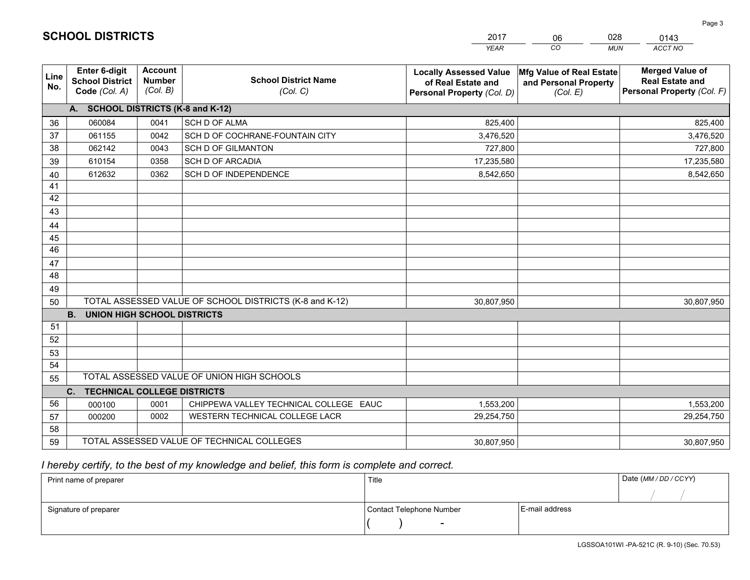# SCHOOL DISTRICTS

| 2017 | 06 | 028 | 0143 |
|---|---|---|---|
| *YEAR* | *CO* | *MUN* | *ACCT NO* |

| Line No. | Enter 6-digit School District Code *(Col. A)* | Account Number *(Col. B)* | School District Name *(Col. C)* | Locally Assessed Value of Real Estate and Personal Property *(Col. D)* | Mfg Value of Real Estate and Personal Property *(Col. E)* | Merged Value of Real Estate and Personal Property *(Col. F)* |
|---|---|---|---|---|---|---|
| | **A. SCHOOL DISTRICTS (K-8 and K-12)** | | | | | |
| 36 | 060084 | 0041 | SCH D OF ALMA | 825,400 | | 825,400 |
| 37 | 061155 | 0042 | SCH D OF COCHRANE-FOUNTAIN CITY | 3,476,520 | | 3,476,520 |
| 38 | 062142 | 0043 | SCH D OF GILMANTON | 727,800 | | 727,800 |
| 39 | 610154 | 0358 | SCH D OF ARCADIA | 17,235,580 | | 17,235,580 |
| 40 | 612632 | 0362 | SCH D OF INDEPENDENCE | 8,542,650 | | 8,542,650 |
| 41 | | | | | | |
| 42 | | | | | | |
| 43 | | | | | | |
| 44 | | | | | | |
| 45 | | | | | | |
| 46 | | | | | | |
| 47 | | | | | | |
| 48 | | | | | | |
| 49 | | | | | | |
| 50 | TOTAL ASSESSED VALUE OF SCHOOL DISTRICTS (K-8 and K-12) | | | 30,807,950 | | 30,807,950 |
| | **B. UNION HIGH SCHOOL DISTRICTS** | | | | | |
| 51 | | | | | | |
| 52 | | | | | | |
| 53 | | | | | | |
| 54 | | | | | | |
| 55 | TOTAL ASSESSED VALUE OF UNION HIGH SCHOOLS | | | | | |
| | **C. TECHNICAL COLLEGE DISTRICTS** | | | | | |
| 56 | 000100 | 0001 | CHIPPEWA VALLEY TECHNICAL COLLEGE EAUC | 1,553,200 | | 1,553,200 |
| 57 | 000200 | 0002 | WESTERN TECHNICAL COLLEGE LACR | 29,254,750 | | 29,254,750 |
| 58 | | | | | | |
| 59 | TOTAL ASSESSED VALUE OF TECHNICAL COLLEGES | | | 30,807,950 | | 30,807,950 |

*I hereby certify, to the best of my knowledge and belief, this form is complete and correct.*

| Print name of preparer | Title | | Date *(MM / DD / CCYY)* |
|---|---|---|---|
| | | | / / |
| Signature of preparer | Contact Telephone Number | E-mail address | |
| | ( ) - | | |

LGSSOA101WI -PA-521C (R. 9-10) (Sec. 70.53)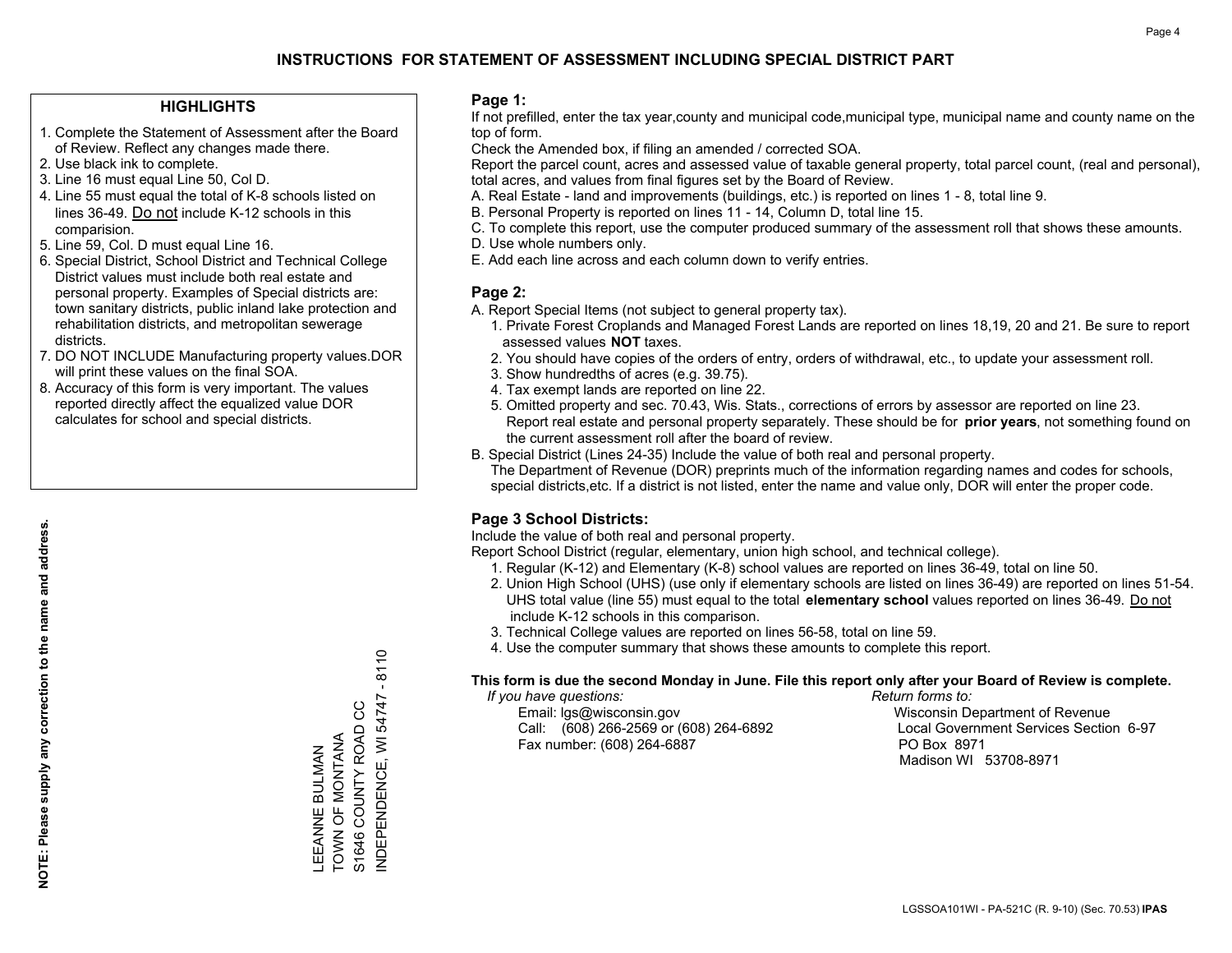# INSTRUCTIONS FOR STATEMENT OF ASSESSMENT INCLUDING SPECIAL DISTRICT PART

## HIGHLIGHTS

1. Complete the Statement of Assessment after the Board of Review. Reflect any changes made there.
2. Use black ink to complete.
3. Line 16 must equal Line 50, Col D.
4. Line 55 must equal the total of K-8 schools listed on lines 36-49. Do not include K-12 schools in this comparision.
5. Line 59, Col. D must equal Line 16.
6. Special District, School District and Technical College District values must include both real estate and personal property. Examples of Special districts are: town sanitary districts, public inland lake protection and rehabilitation districts, and metropolitan sewerage districts.
7. DO NOT INCLUDE Manufacturing property values.DOR will print these values on the final SOA.
8. Accuracy of this form is very important. The values reported directly affect the equalized value DOR calculates for school and special districts.

**NOTE: Please supply any correction to the name and address.**

LEEANNE BULMAN
TOWN OF MONTANA
S1646 COUNTY ROAD CC
INDEPENDENCE, WI 54747 - 8110

## Page 1:

If not prefilled, enter the tax year,county and municipal code,municipal type, municipal name and county name on the top of form.

Check the Amended box, if filing an amended / corrected SOA.

Report the parcel count, acres and assessed value of taxable general property, total parcel count, (real and personal), total acres, and values from final figures set by the Board of Review.

A. Real Estate - land and improvements (buildings, etc.) is reported on lines 1 - 8, total line 9.
B. Personal Property is reported on lines 11 - 14, Column D, total line 15.
C. To complete this report, use the computer produced summary of the assessment roll that shows these amounts.
D. Use whole numbers only.
E. Add each line across and each column down to verify entries.

## Page 2:

A. Report Special Items (not subject to general property tax).
   1. Private Forest Croplands and Managed Forest Lands are reported on lines 18,19, 20 and 21. Be sure to report assessed values **NOT** taxes.
   2. You should have copies of the orders of entry, orders of withdrawal, etc., to update your assessment roll.
   3. Show hundredths of acres (e.g. 39.75).
   4. Tax exempt lands are reported on line 22.
   5. Omitted property and sec. 70.43, Wis. Stats., corrections of errors by assessor are reported on line 23. Report real estate and personal property separately. These should be for **prior years**, not something found on the current assessment roll after the board of review.

B. Special District (Lines 24-35) Include the value of both real and personal property.
The Department of Revenue (DOR) preprints much of the information regarding names and codes for schools, special districts,etc. If a district is not listed, enter the name and value only, DOR will enter the proper code.

## Page 3 School Districts:

Include the value of both real and personal property.

Report School District (regular, elementary, union high school, and technical college).

1. Regular (K-12) and Elementary (K-8) school values are reported on lines 36-49, total on line 50.
2. Union High School (UHS) (use only if elementary schools are listed on lines 36-49) are reported on lines 51-54. UHS total value (line 55) must equal to the total **elementary school** values reported on lines 36-49. Do not include K-12 schools in this comparison.
3. Technical College values are reported on lines 56-58, total on line 59.
4. Use the computer summary that shows these amounts to complete this report.

**This form is due the second Monday in June. File this report only after your Board of Review is complete.**

*If you have questions:*
Email: lgs@wisconsin.gov
Call: (608) 266-2569 or (608) 264-6892
Fax number: (608) 264-6887

*Return forms to:*
Wisconsin Department of Revenue
Local Government Services Section 6-97
PO Box 8971
Madison WI 53708-8971

LGSSOA101WI - PA-521C (R. 9-10) (Sec. 70.53) **IPAS**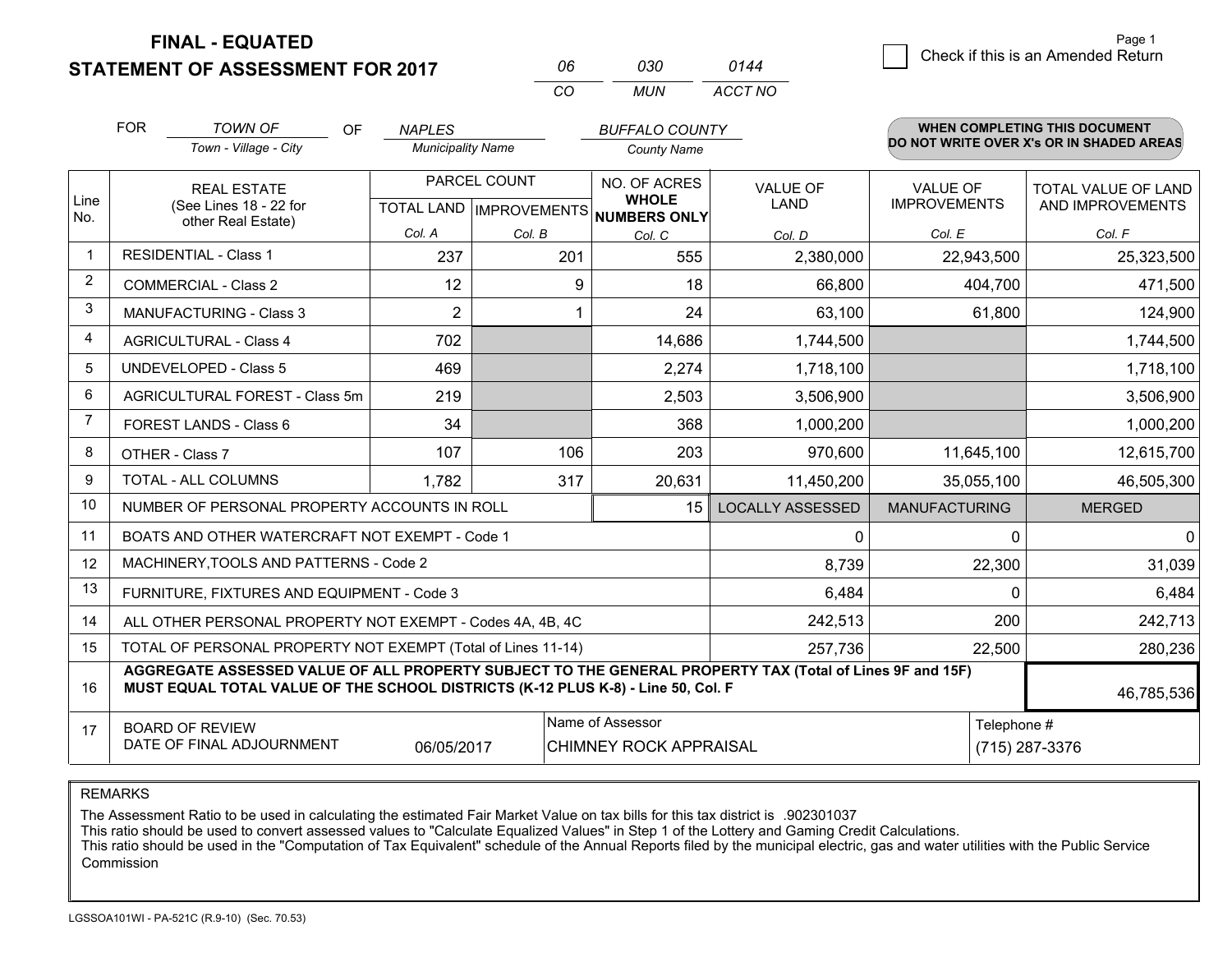**FINAL - EQUATED**
**STATEMENT OF ASSESSMENT FOR 2017**

| 06 | 030 | 0144 |
|---|---|---|
| CO | MUN | ACCT NO |

Page 1

☐ Check if this is an Amended Return

FOR *TOWN OF* (Town - Village - City) OF *NAPLES* (Municipality Name) *BUFFALO COUNTY* (County Name)

**WHEN COMPLETING THIS DOCUMENT DO NOT WRITE OVER X's OR IN SHADED AREAS**

| Line No. | REAL ESTATE (See Lines 18 - 22 for other Real Estate) | PARCEL COUNT TOTAL LAND Col. A | PARCEL COUNT IMPROVEMENTS Col. B | NO. OF ACRES WHOLE NUMBERS ONLY Col. C | VALUE OF LAND Col. D | VALUE OF IMPROVEMENTS Col. E | TOTAL VALUE OF LAND AND IMPROVEMENTS Col. F |
|---|---|---|---|---|---|---|---|
| 1 | RESIDENTIAL - Class 1 | 237 | 201 | 555 | 2,380,000 | 22,943,500 | 25,323,500 |
| 2 | COMMERCIAL - Class 2 | 12 | 9 | 18 | 66,800 | 404,700 | 471,500 |
| 3 | MANUFACTURING - Class 3 | 2 | 1 | 24 | 63,100 | 61,800 | 124,900 |
| 4 | AGRICULTURAL - Class 4 | 702 | | 14,686 | 1,744,500 | | 1,744,500 |
| 5 | UNDEVELOPED - Class 5 | 469 | | 2,274 | 1,718,100 | | 1,718,100 |
| 6 | AGRICULTURAL FOREST - Class 5m | 219 | | 2,503 | 3,506,900 | | 3,506,900 |
| 7 | FOREST LANDS - Class 6 | 34 | | 368 | 1,000,200 | | 1,000,200 |
| 8 | OTHER - Class 7 | 107 | 106 | 203 | 970,600 | 11,645,100 | 12,615,700 |
| 9 | TOTAL - ALL COLUMNS | 1,782 | 317 | 20,631 | 11,450,200 | 35,055,100 | 46,505,300 |
| 10 | NUMBER OF PERSONAL PROPERTY ACCOUNTS IN ROLL | | | 15 | LOCALLY ASSESSED | MANUFACTURING | MERGED |
| 11 | BOATS AND OTHER WATERCRAFT NOT EXEMPT - Code 1 | | | | 0 | 0 | 0 |
| 12 | MACHINERY,TOOLS AND PATTERNS - Code 2 | | | | 8,739 | 22,300 | 31,039 |
| 13 | FURNITURE, FIXTURES AND EQUIPMENT - Code 3 | | | | 6,484 | 0 | 6,484 |
| 14 | ALL OTHER PERSONAL PROPERTY NOT EXEMPT - Codes 4A, 4B, 4C | | | | 242,513 | 200 | 242,713 |
| 15 | TOTAL OF PERSONAL PROPERTY NOT EXEMPT (Total of Lines 11-14) | | | | 257,736 | 22,500 | 280,236 |
| 16 | **AGGREGATE ASSESSED VALUE OF ALL PROPERTY SUBJECT TO THE GENERAL PROPERTY TAX (Total of Lines 9F and 15F) MUST EQUAL TOTAL VALUE OF THE SCHOOL DISTRICTS (K-12 PLUS K-8) - Line 50, Col. F** | | | | | | 46,785,536 |
| 17 | BOARD OF REVIEW DATE OF FINAL ADJOURNMENT | 06/05/2017 | | Name of Assessor: CHIMNEY ROCK APPRAISAL | | | Telephone #: (715) 287-3376 |

REMARKS

The Assessment Ratio to be used in calculating the estimated Fair Market Value on tax bills for this tax district is .902301037
This ratio should be used to convert assessed values to "Calculate Equalized Values" in Step 1 of the Lottery and Gaming Credit Calculations.
This ratio should be used in the "Computation of Tax Equivalent" schedule of the Annual Reports filed by the municipal electric, gas and water utilities with the Public Service Commission

LGSSOA101WI - PA-521C (R.9-10) (Sec. 70.53)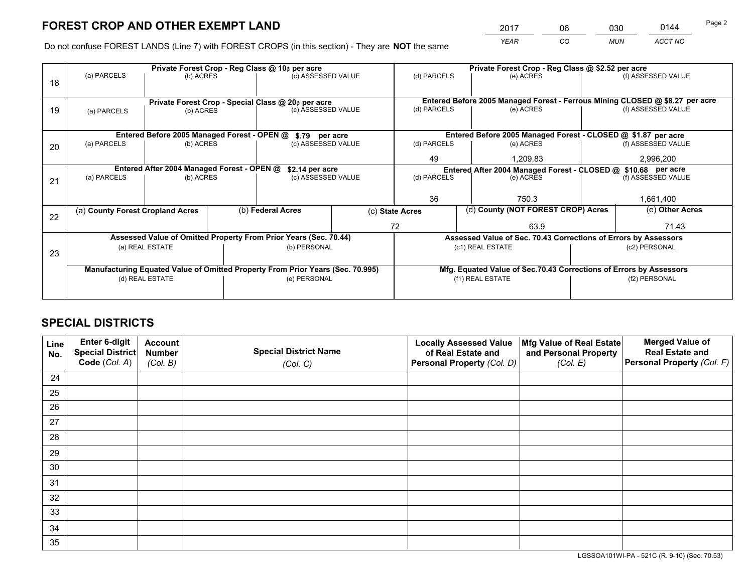# FOREST CROP AND OTHER EXEMPT LAND

| 2017 | 06 | 030 | 0144 |
|---|---|---|---|
| *YEAR* | *CO* | *MUN* | *ACCT NO* |

Do not confuse FOREST LANDS (Line 7) with FOREST CROPS (in this section) - They are **NOT** the same

| Line | Private Forest Crop - Reg Class @ 10¢ per acre | | | Private Forest Crop - Reg Class @ $2.52 per acre | | |
|---|---|---|---|---|---|---|
| | (a) PARCELS | (b) ACRES | (c) ASSESSED VALUE | (d) PARCELS | (e) ACRES | (f) ASSESSED VALUE |
| 18 | | | | | | |
| | **Private Forest Crop - Special Class @ 20¢ per acre** | | | **Entered Before 2005 Managed Forest - Ferrous Mining CLOSED @ $8.27 per acre** | | |
| | (a) PARCELS | (b) ACRES | (c) ASSESSED VALUE | (d) PARCELS | (e) ACRES | (f) ASSESSED VALUE |
| 19 | | | | | | |
| | **Entered Before 2005 Managed Forest - OPEN @ $.79 per acre** | | | **Entered Before 2005 Managed Forest - CLOSED @ $1.87 per acre** | | |
| | (a) PARCELS | (b) ACRES | (c) ASSESSED VALUE | (d) PARCELS | (e) ACRES | (f) ASSESSED VALUE |
| 20 | | | | 49 | 1,209.83 | 2,996,200 |
| | **Entered After 2004 Managed Forest - OPEN @ $2.14 per acre** | | | **Entered After 2004 Managed Forest - CLOSED @ $10.68 per acre** | | |
| | (a) PARCELS | (b) ACRES | (c) ASSESSED VALUE | (d) PARCELS | (e) ACRES | (f) ASSESSED VALUE |
| 21 | | | | 36 | 750.3 | 1,661,400 |

| Line | (a) County Forest Cropland Acres | (b) Federal Acres | (c) State Acres | (d) County (NOT FOREST CROP) Acres | (e) Other Acres |
|---|---|---|---|---|---|
| 22 | | | 72 | 63.9 | 71.43 |

| Line | Assessed Value of Omitted Property From Prior Years (Sec. 70.44) | | Assessed Value of Sec. 70.43 Corrections of Errors by Assessors | |
|---|---|---|---|---|
| | (a) REAL ESTATE | (b) PERSONAL | (c1) REAL ESTATE | (c2) PERSONAL |
| 23 | | | | |
| | **Manufacturing Equated Value of Omitted Property From Prior Years (Sec. 70.995)** | | **Mfg. Equated Value of Sec.70.43 Corrections of Errors by Assessors** | |
| | (d) REAL ESTATE | (e) PERSONAL | (f1) REAL ESTATE | (f2) PERSONAL |
| | | | | |

# SPECIAL DISTRICTS

| Line No. | Enter 6-digit Special District Code (Col. A) | Account Number (Col. B) | Special District Name (Col. C) | Locally Assessed Value of Real Estate and Personal Property (Col. D) | Mfg Value of Real Estate and Personal Property (Col. E) | Merged Value of Real Estate and Personal Property (Col. F) |
|---|---|---|---|---|---|---|
| 24 | | | | | | |
| 25 | | | | | | |
| 26 | | | | | | |
| 27 | | | | | | |
| 28 | | | | | | |
| 29 | | | | | | |
| 30 | | | | | | |
| 31 | | | | | | |
| 32 | | | | | | |
| 33 | | | | | | |
| 34 | | | | | | |
| 35 | | | | | | |

LGSSOA101WI-PA - 521C (R. 9-10) (Sec. 70.53)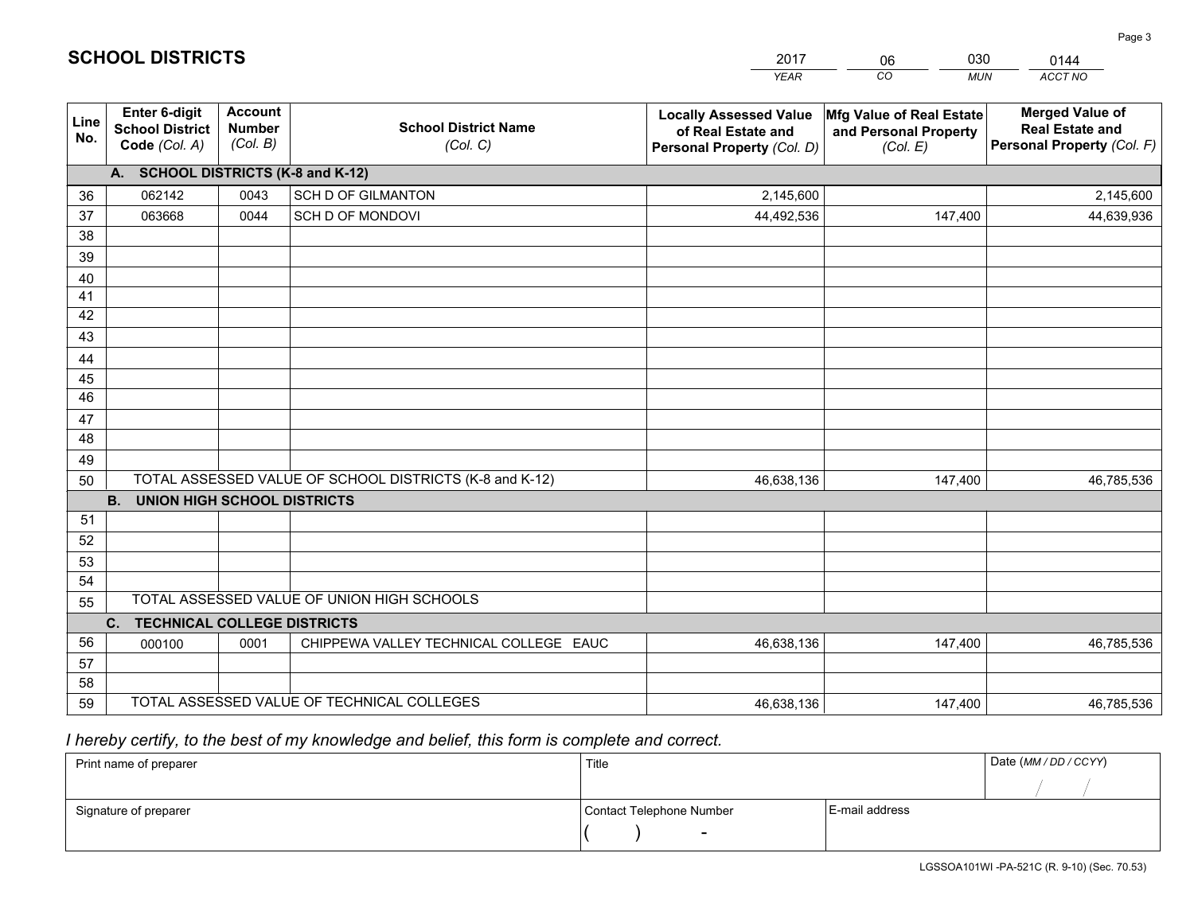# SCHOOL DISTRICTS

| 2017 | 06 | 030 | 0144 |
|---|---|---|---|
| *YEAR* | *CO* | *MUN* | *ACCT NO* |

| Line No. | Enter 6-digit School District Code *(Col. A)* | Account Number *(Col. B)* | School District Name *(Col. C)* | Locally Assessed Value of Real Estate and Personal Property *(Col. D)* | Mfg Value of Real Estate and Personal Property *(Col. E)* | Merged Value of Real Estate and Personal Property *(Col. F)* |
|---|---|---|---|---|---|---|
| **A. SCHOOL DISTRICTS (K-8 and K-12)** | | | | | | |
| 36 | 062142 | 0043 | SCH D OF GILMANTON | 2,145,600 | | 2,145,600 |
| 37 | 063668 | 0044 | SCH D OF MONDOVI | 44,492,536 | 147,400 | 44,639,936 |
| 38 | | | | | | |
| 39 | | | | | | |
| 40 | | | | | | |
| 41 | | | | | | |
| 42 | | | | | | |
| 43 | | | | | | |
| 44 | | | | | | |
| 45 | | | | | | |
| 46 | | | | | | |
| 47 | | | | | | |
| 48 | | | | | | |
| 49 | | | | | | |
| 50 | TOTAL ASSESSED VALUE OF SCHOOL DISTRICTS (K-8 and K-12) | | | 46,638,136 | 147,400 | 46,785,536 |
| **B. UNION HIGH SCHOOL DISTRICTS** | | | | | | |
| 51 | | | | | | |
| 52 | | | | | | |
| 53 | | | | | | |
| 54 | | | | | | |
| 55 | TOTAL ASSESSED VALUE OF UNION HIGH SCHOOLS | | | | | |
| **C. TECHNICAL COLLEGE DISTRICTS** | | | | | | |
| 56 | 000100 | 0001 | CHIPPEWA VALLEY TECHNICAL COLLEGE EAUC | 46,638,136 | 147,400 | 46,785,536 |
| 57 | | | | | | |
| 58 | | | | | | |
| 59 | TOTAL ASSESSED VALUE OF TECHNICAL COLLEGES | | | 46,638,136 | 147,400 | 46,785,536 |

*I hereby certify, to the best of my knowledge and belief, this form is complete and correct.*

| Print name of preparer | Title | | Date *(MM / DD / CCYY)* |
|---|---|---|---|
| | | | / / |
| Signature of preparer | Contact Telephone Number | E-mail address | |
| | ( ) - | | |

LGSSOA101WI -PA-521C (R. 9-10) (Sec. 70.53)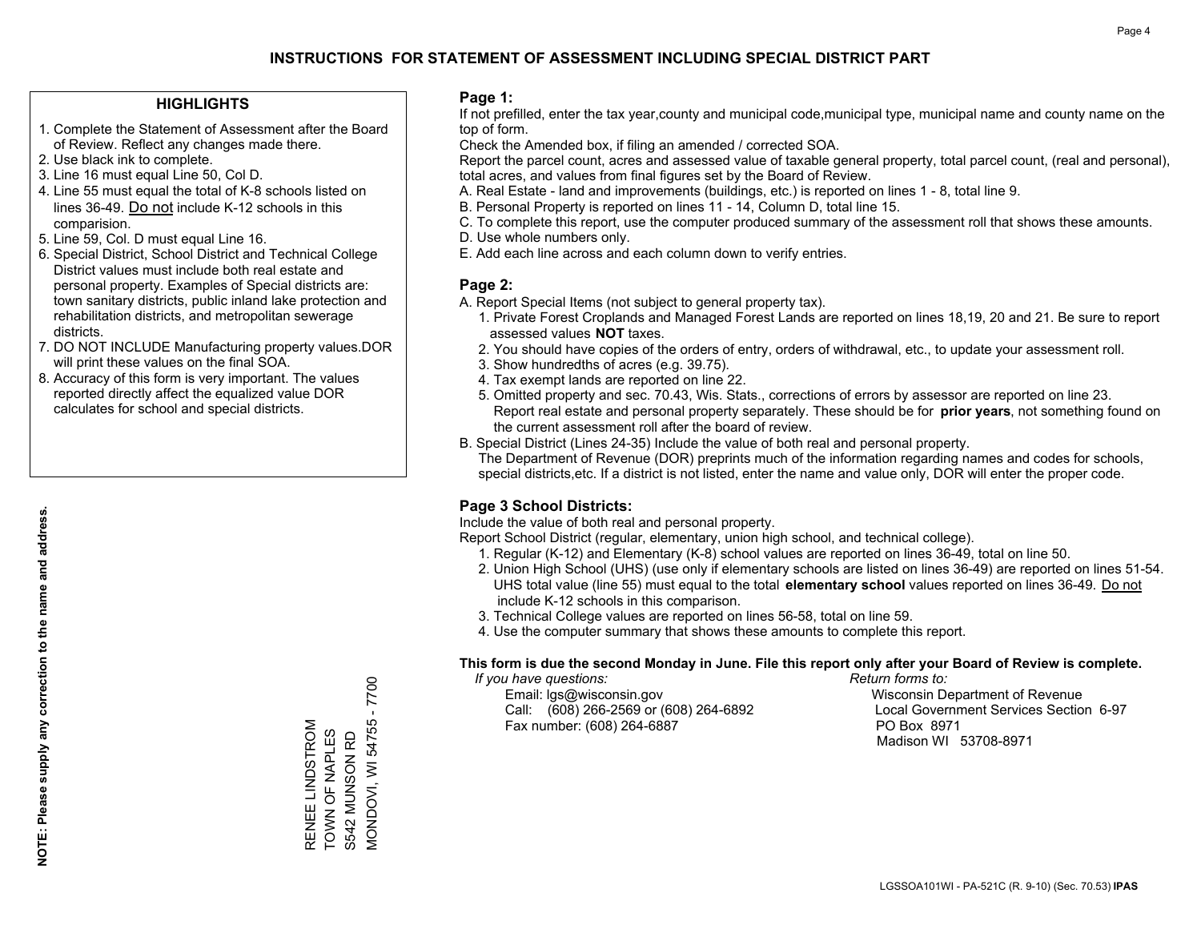# INSTRUCTIONS FOR STATEMENT OF ASSESSMENT INCLUDING SPECIAL DISTRICT PART

## HIGHLIGHTS

1. Complete the Statement of Assessment after the Board of Review. Reflect any changes made there.
2. Use black ink to complete.
3. Line 16 must equal Line 50, Col D.
4. Line 55 must equal the total of K-8 schools listed on lines 36-49. Do not include K-12 schools in this comparision.
5. Line 59, Col. D must equal Line 16.
6. Special District, School District and Technical College District values must include both real estate and personal property. Examples of Special districts are: town sanitary districts, public inland lake protection and rehabilitation districts, and metropolitan sewerage districts.
7. DO NOT INCLUDE Manufacturing property values.DOR will print these values on the final SOA.
8. Accuracy of this form is very important. The values reported directly affect the equalized value DOR calculates for school and special districts.

**NOTE: Please supply any correction to the name and address.**

RENEE LINDSTROM
TOWN OF NAPLES
S542 MUNSON RD
MONDOVI, WI 54755 - 7700

## Page 1:

If not prefilled, enter the tax year,county and municipal code,municipal type, municipal name and county name on the top of form.

Check the Amended box, if filing an amended / corrected SOA.

Report the parcel count, acres and assessed value of taxable general property, total parcel count, (real and personal), total acres, and values from final figures set by the Board of Review.

A. Real Estate - land and improvements (buildings, etc.) is reported on lines 1 - 8, total line 9.
B. Personal Property is reported on lines 11 - 14, Column D, total line 15.
C. To complete this report, use the computer produced summary of the assessment roll that shows these amounts.
D. Use whole numbers only.
E. Add each line across and each column down to verify entries.

## Page 2:

A. Report Special Items (not subject to general property tax).
   1. Private Forest Croplands and Managed Forest Lands are reported on lines 18,19, 20 and 21. Be sure to report assessed values **NOT** taxes.
   2. You should have copies of the orders of entry, orders of withdrawal, etc., to update your assessment roll.
   3. Show hundredths of acres (e.g. 39.75).
   4. Tax exempt lands are reported on line 22.
   5. Omitted property and sec. 70.43, Wis. Stats., corrections of errors by assessor are reported on line 23. Report real estate and personal property separately. These should be for **prior years**, not something found on the current assessment roll after the board of review.
B. Special District (Lines 24-35) Include the value of both real and personal property.
   The Department of Revenue (DOR) preprints much of the information regarding names and codes for schools, special districts,etc. If a district is not listed, enter the name and value only, DOR will enter the proper code.

## Page 3 School Districts:

Include the value of both real and personal property.

Report School District (regular, elementary, union high school, and technical college).

1. Regular (K-12) and Elementary (K-8) school values are reported on lines 36-49, total on line 50.
2. Union High School (UHS) (use only if elementary schools are listed on lines 36-49) are reported on lines 51-54. UHS total value (line 55) must equal to the total **elementary school** values reported on lines 36-49. Do not include K-12 schools in this comparison.
3. Technical College values are reported on lines 56-58, total on line 59.
4. Use the computer summary that shows these amounts to complete this report.

**This form is due the second Monday in June. File this report only after your Board of Review is complete.**

*If you have questions:*
Email: lgs@wisconsin.gov
Call: (608) 266-2569 or (608) 264-6892
Fax number: (608) 264-6887

*Return forms to:*
Wisconsin Department of Revenue
Local Government Services Section 6-97
PO Box 8971
Madison WI 53708-8971

LGSSOA101WI - PA-521C (R. 9-10) (Sec. 70.53) **IPAS**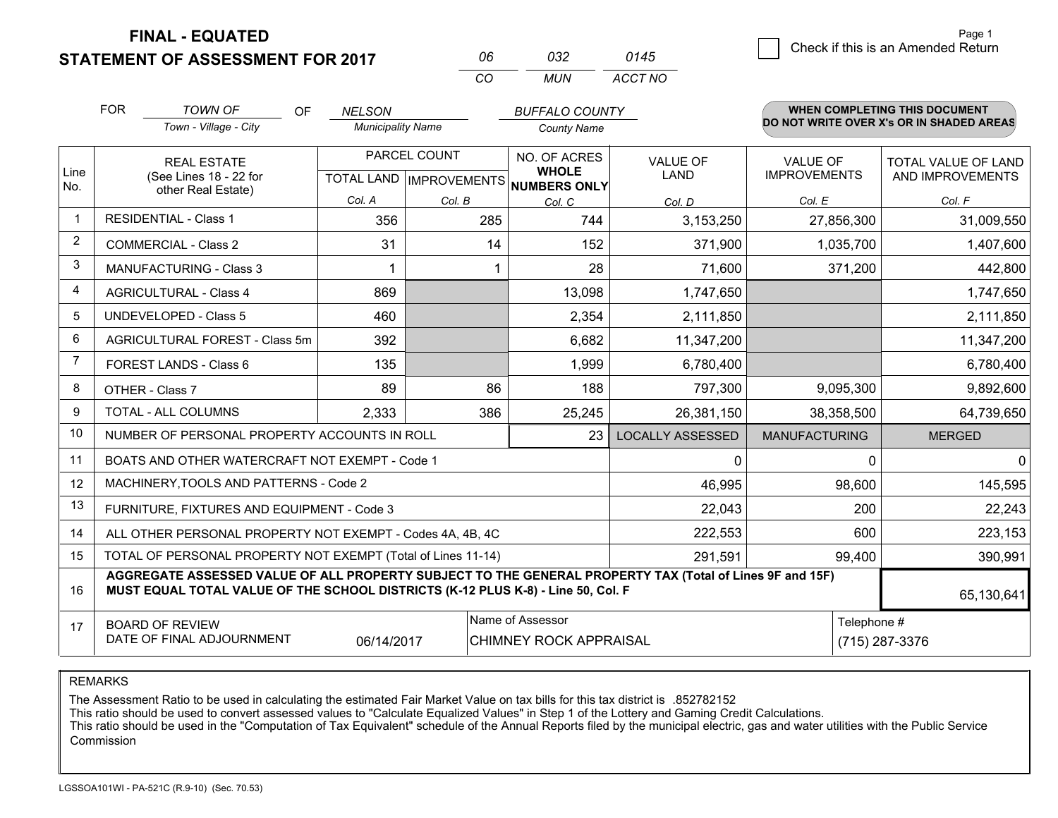**FINAL - EQUATED**
**STATEMENT OF ASSESSMENT FOR 2017**

| 06 | 032 | 0145 |
|---|---|---|
| CO | MUN | ACCT NO |

Page 1

☐ Check if this is an Amended Return

FOR *TOWN OF* (Town - Village - City) OF *NELSON* (Municipality Name) *BUFFALO COUNTY* (County Name)

**WHEN COMPLETING THIS DOCUMENT DO NOT WRITE OVER X's OR IN SHADED AREAS**

| Line No. | REAL ESTATE (See Lines 18 - 22 for other Real Estate) | PARCEL COUNT | | NO. OF ACRES WHOLE NUMBERS ONLY | VALUE OF LAND | VALUE OF IMPROVEMENTS | TOTAL VALUE OF LAND AND IMPROVEMENTS |
|---|---|---|---|---|---|---|---|
| | | TOTAL LAND | IMPROVEMENTS | | | | |
| | | Col. A | Col. B | Col. C | Col. D | Col. E | Col. F |
| 1 | RESIDENTIAL - Class 1 | 356 | 285 | 744 | 3,153,250 | 27,856,300 | 31,009,550 |
| 2 | COMMERCIAL - Class 2 | 31 | 14 | 152 | 371,900 | 1,035,700 | 1,407,600 |
| 3 | MANUFACTURING - Class 3 | 1 | 1 | 28 | 71,600 | 371,200 | 442,800 |
| 4 | AGRICULTURAL - Class 4 | 869 | | 13,098 | 1,747,650 | | 1,747,650 |
| 5 | UNDEVELOPED - Class 5 | 460 | | 2,354 | 2,111,850 | | 2,111,850 |
| 6 | AGRICULTURAL FOREST - Class 5m | 392 | | 6,682 | 11,347,200 | | 11,347,200 |
| 7 | FOREST LANDS - Class 6 | 135 | | 1,999 | 6,780,400 | | 6,780,400 |
| 8 | OTHER - Class 7 | 89 | 86 | 188 | 797,300 | 9,095,300 | 9,892,600 |
| 9 | TOTAL - ALL COLUMNS | 2,333 | 386 | 25,245 | 26,381,150 | 38,358,500 | 64,739,650 |
| 10 | NUMBER OF PERSONAL PROPERTY ACCOUNTS IN ROLL | | | 23 | LOCALLY ASSESSED | MANUFACTURING | MERGED |
| 11 | BOATS AND OTHER WATERCRAFT NOT EXEMPT - Code 1 | | | | 0 | 0 | 0 |
| 12 | MACHINERY,TOOLS AND PATTERNS - Code 2 | | | | 46,995 | 98,600 | 145,595 |
| 13 | FURNITURE, FIXTURES AND EQUIPMENT - Code 3 | | | | 22,043 | 200 | 22,243 |
| 14 | ALL OTHER PERSONAL PROPERTY NOT EXEMPT - Codes 4A, 4B, 4C | | | | 222,553 | 600 | 223,153 |
| 15 | TOTAL OF PERSONAL PROPERTY NOT EXEMPT (Total of Lines 11-14) | | | | 291,591 | 99,400 | 390,991 |
| 16 | **AGGREGATE ASSESSED VALUE OF ALL PROPERTY SUBJECT TO THE GENERAL PROPERTY TAX (Total of Lines 9F and 15F) MUST EQUAL TOTAL VALUE OF THE SCHOOL DISTRICTS (K-12 PLUS K-8) - Line 50, Col. F** | | | | | | 65,130,641 |
| 17 | BOARD OF REVIEW DATE OF FINAL ADJOURNMENT | 06/14/2017 | | Name of Assessor: CHIMNEY ROCK APPRAISAL | | | Telephone #: (715) 287-3376 |

REMARKS

The Assessment Ratio to be used in calculating the estimated Fair Market Value on tax bills for this tax district is .852782152
This ratio should be used to convert assessed values to "Calculate Equalized Values" in Step 1 of the Lottery and Gaming Credit Calculations.
This ratio should be used in the "Computation of Tax Equivalent" schedule of the Annual Reports filed by the municipal electric, gas and water utilities with the Public Service Commission

LGSSOA101WI - PA-521C (R.9-10) (Sec. 70.53)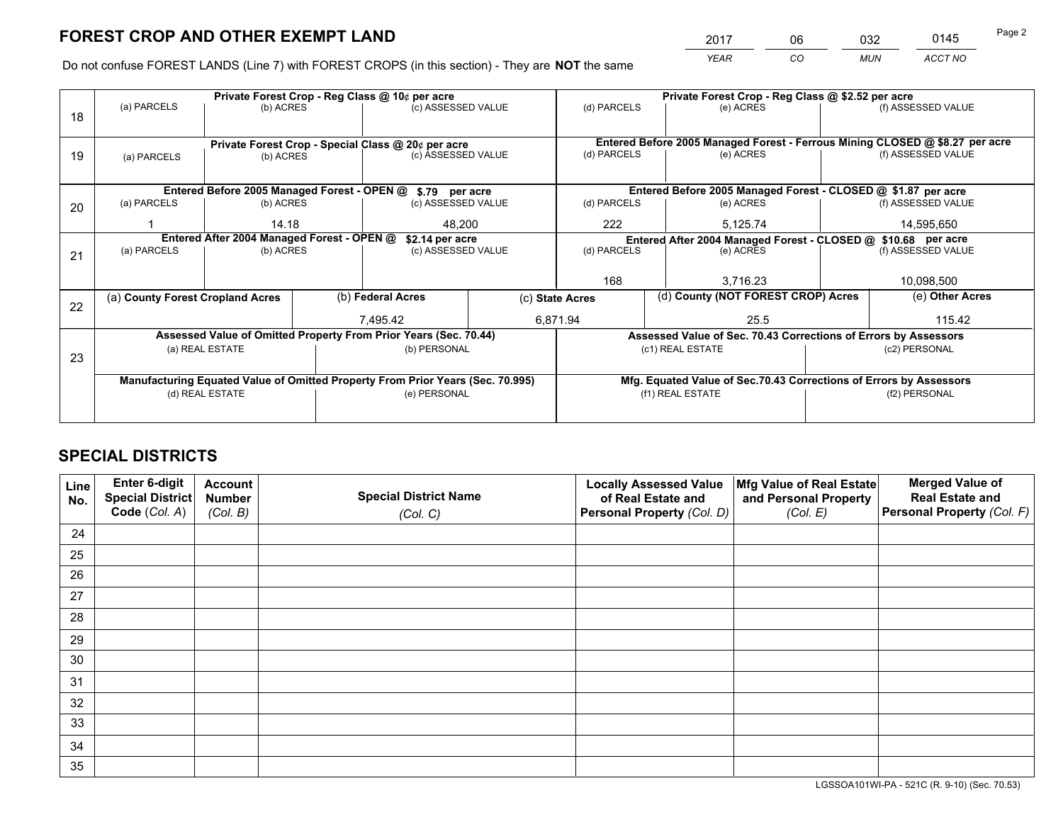# FOREST CROP AND OTHER EXEMPT LAND

| 2017 | 06 | 032 | 0145 |
|---|---|---|---|
| *YEAR* | *CO* | *MUN* | *ACCT NO* |

Do not confuse FOREST LANDS (Line 7) with FOREST CROPS (in this section) - They are **NOT** the same

| Line | Private Forest Crop - Reg Class @ 10¢ per acre | | | Private Forest Crop - Reg Class @ $2.52 per acre | | |
|---|---|---|---|---|---|---|
| 18 | (a) PARCELS | (b) ACRES | (c) ASSESSED VALUE | (d) PARCELS | (e) ACRES | (f) ASSESSED VALUE |
| | | | | | | |
| | **Private Forest Crop - Special Class @ 20¢ per acre** | | | **Entered Before 2005 Managed Forest - Ferrous Mining CLOSED @ $8.27 per acre** | | |
| 19 | (a) PARCELS | (b) ACRES | (c) ASSESSED VALUE | (d) PARCELS | (e) ACRES | (f) ASSESSED VALUE |
| | | | | | | |
| | **Entered Before 2005 Managed Forest - OPEN @ $.79 per acre** | | | **Entered Before 2005 Managed Forest - CLOSED @ $1.87 per acre** | | |
| 20 | (a) PARCELS | (b) ACRES | (c) ASSESSED VALUE | (d) PARCELS | (e) ACRES | (f) ASSESSED VALUE |
| | 1 | 14.18 | 48,200 | 222 | 5,125.74 | 14,595,650 |
| | **Entered After 2004 Managed Forest - OPEN @ $2.14 per acre** | | | **Entered After 2004 Managed Forest - CLOSED @ $10.68 per acre** | | |
| 21 | (a) PARCELS | (b) ACRES | (c) ASSESSED VALUE | (d) PARCELS | (e) ACRES | (f) ASSESSED VALUE |
| | | | | 168 | 3,716.23 | 10,098,500 |

| Line | (a) County Forest Cropland Acres | (b) Federal Acres | (c) State Acres | (d) County (NOT FOREST CROP) Acres | (e) Other Acres |
|---|---|---|---|---|---|
| 22 | | 7,495.42 | 6,871.94 | 25.5 | 115.42 |

| Line | Assessed Value of Omitted Property From Prior Years (Sec. 70.44) | | Assessed Value of Sec. 70.43 Corrections of Errors by Assessors | |
|---|---|---|---|---|
| 23 | (a) REAL ESTATE | (b) PERSONAL | (c1) REAL ESTATE | (c2) PERSONAL |
| | | | | |
| | **Manufacturing Equated Value of Omitted Property From Prior Years (Sec. 70.995)** | | **Mfg. Equated Value of Sec.70.43 Corrections of Errors by Assessors** | |
| | (d) REAL ESTATE | (e) PERSONAL | (f1) REAL ESTATE | (f2) PERSONAL |
| | | | | |

## SPECIAL DISTRICTS

| Line No. | Enter 6-digit Special District Code (Col. A) | Account Number (Col. B) | Special District Name (Col. C) | Locally Assessed Value of Real Estate and Personal Property (Col. D) | Mfg Value of Real Estate and Personal Property (Col. E) | Merged Value of Real Estate and Personal Property (Col. F) |
|---|---|---|---|---|---|---|
| 24 | | | | | | |
| 25 | | | | | | |
| 26 | | | | | | |
| 27 | | | | | | |
| 28 | | | | | | |
| 29 | | | | | | |
| 30 | | | | | | |
| 31 | | | | | | |
| 32 | | | | | | |
| 33 | | | | | | |
| 34 | | | | | | |
| 35 | | | | | | |

LGSSOA101WI-PA - 521C (R. 9-10) (Sec. 70.53)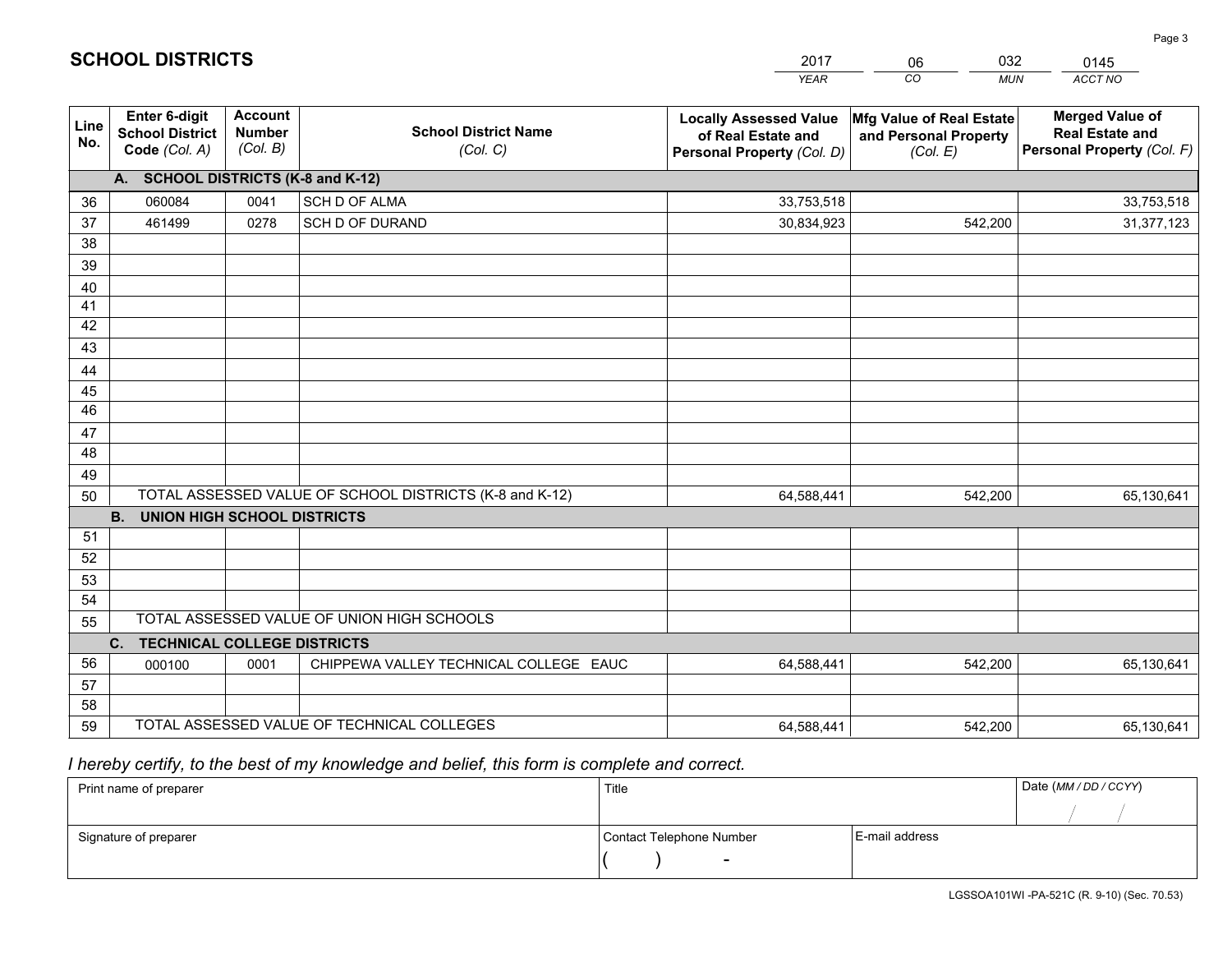# SCHOOL DISTRICTS

| 2017 | 06 | 032 | 0145 |
|---|---|---|---|
| *YEAR* | *CO* | *MUN* | *ACCT NO* |

| Line No. | Enter 6-digit School District Code *(Col. A)* | Account Number *(Col. B)* | School District Name *(Col. C)* | Locally Assessed Value of Real Estate and Personal Property *(Col. D)* | Mfg Value of Real Estate and Personal Property *(Col. E)* | Merged Value of Real Estate and Personal Property *(Col. F)* |
|---|---|---|---|---|---|---|
| **A. SCHOOL DISTRICTS (K-8 and K-12)** | | | | | | |
| 36 | 060084 | 0041 | SCH D OF ALMA | 33,753,518 | | 33,753,518 |
| 37 | 461499 | 0278 | SCH D OF DURAND | 30,834,923 | 542,200 | 31,377,123 |
| 38 | | | | | | |
| 39 | | | | | | |
| 40 | | | | | | |
| 41 | | | | | | |
| 42 | | | | | | |
| 43 | | | | | | |
| 44 | | | | | | |
| 45 | | | | | | |
| 46 | | | | | | |
| 47 | | | | | | |
| 48 | | | | | | |
| 49 | | | | | | |
| 50 | TOTAL ASSESSED VALUE OF SCHOOL DISTRICTS (K-8 and K-12) | | | 64,588,441 | 542,200 | 65,130,641 |
| **B. UNION HIGH SCHOOL DISTRICTS** | | | | | | |
| 51 | | | | | | |
| 52 | | | | | | |
| 53 | | | | | | |
| 54 | | | | | | |
| 55 | TOTAL ASSESSED VALUE OF UNION HIGH SCHOOLS | | | | | |
| **C. TECHNICAL COLLEGE DISTRICTS** | | | | | | |
| 56 | 000100 | 0001 | CHIPPEWA VALLEY TECHNICAL COLLEGE EAUC | 64,588,441 | 542,200 | 65,130,641 |
| 57 | | | | | | |
| 58 | | | | | | |
| 59 | TOTAL ASSESSED VALUE OF TECHNICAL COLLEGES | | | 64,588,441 | 542,200 | 65,130,641 |

*I hereby certify, to the best of my knowledge and belief, this form is complete and correct.*

| Print name of preparer | Title | | Date *(MM / DD / CCYY)* |
|---|---|---|---|
| | | | / / |
| Signature of preparer | Contact Telephone Number | E-mail address | |
| | ( ) - | | |

LGSSOA101WI -PA-521C (R. 9-10) (Sec. 70.53)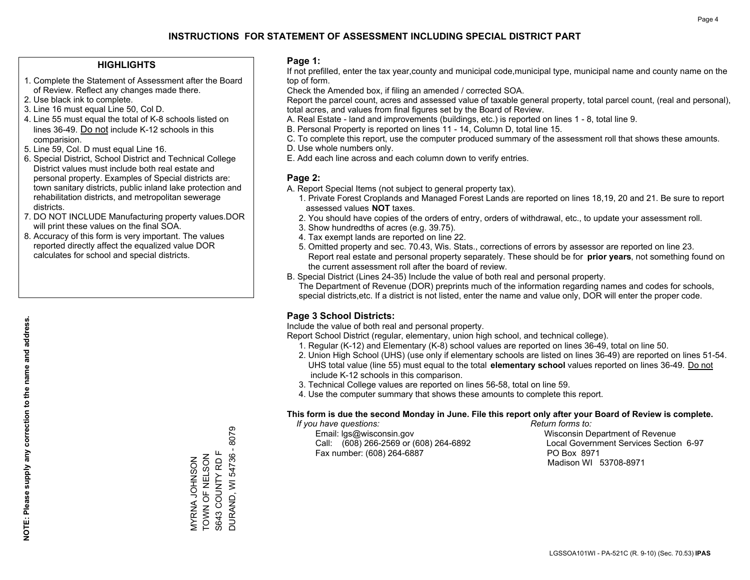# INSTRUCTIONS FOR STATEMENT OF ASSESSMENT INCLUDING SPECIAL DISTRICT PART

## HIGHLIGHTS

1. Complete the Statement of Assessment after the Board of Review. Reflect any changes made there.
2. Use black ink to complete.
3. Line 16 must equal Line 50, Col D.
4. Line 55 must equal the total of K-8 schools listed on lines 36-49. Do not include K-12 schools in this comparision.
5. Line 59, Col. D must equal Line 16.
6. Special District, School District and Technical College District values must include both real estate and personal property. Examples of Special districts are: town sanitary districts, public inland lake protection and rehabilitation districts, and metropolitan sewerage districts.
7. DO NOT INCLUDE Manufacturing property values.DOR will print these values on the final SOA.
8. Accuracy of this form is very important. The values reported directly affect the equalized value DOR calculates for school and special districts.

**NOTE: Please supply any correction to the name and address.**

MYRNA JOHNSON
TOWN OF NELSON
S643 COUNTY RD F
DURAND, WI 54736 - 8079

## Page 1:

If not prefilled, enter the tax year,county and municipal code,municipal type, municipal name and county name on the top of form.

Check the Amended box, if filing an amended / corrected SOA.

Report the parcel count, acres and assessed value of taxable general property, total parcel count, (real and personal), total acres, and values from final figures set by the Board of Review.

A. Real Estate - land and improvements (buildings, etc.) is reported on lines 1 - 8, total line 9.
B. Personal Property is reported on lines 11 - 14, Column D, total line 15.
C. To complete this report, use the computer produced summary of the assessment roll that shows these amounts.
D. Use whole numbers only.
E. Add each line across and each column down to verify entries.

## Page 2:

A. Report Special Items (not subject to general property tax).
   1. Private Forest Croplands and Managed Forest Lands are reported on lines 18,19, 20 and 21. Be sure to report assessed values **NOT** taxes.
   2. You should have copies of the orders of entry, orders of withdrawal, etc., to update your assessment roll.
   3. Show hundredths of acres (e.g. 39.75).
   4. Tax exempt lands are reported on line 22.
   5. Omitted property and sec. 70.43, Wis. Stats., corrections of errors by assessor are reported on line 23. Report real estate and personal property separately. These should be for **prior years**, not something found on the current assessment roll after the board of review.
B. Special District (Lines 24-35) Include the value of both real and personal property.
   The Department of Revenue (DOR) preprints much of the information regarding names and codes for schools, special districts,etc. If a district is not listed, enter the name and value only, DOR will enter the proper code.

## Page 3 School Districts:

Include the value of both real and personal property.

Report School District (regular, elementary, union high school, and technical college).

1. Regular (K-12) and Elementary (K-8) school values are reported on lines 36-49, total on line 50.
2. Union High School (UHS) (use only if elementary schools are listed on lines 36-49) are reported on lines 51-54. UHS total value (line 55) must equal to the total **elementary school** values reported on lines 36-49. Do not include K-12 schools in this comparison.
3. Technical College values are reported on lines 56-58, total on line 59.
4. Use the computer summary that shows these amounts to complete this report.

**This form is due the second Monday in June. File this report only after your Board of Review is complete.**

*If you have questions:*
Email: lgs@wisconsin.gov
Call: (608) 266-2569 or (608) 264-6892
Fax number: (608) 264-6887

*Return forms to:*
Wisconsin Department of Revenue
Local Government Services Section 6-97
PO Box 8971
Madison WI 53708-8971

LGSSOA101WI - PA-521C (R. 9-10) (Sec. 70.53) **IPAS**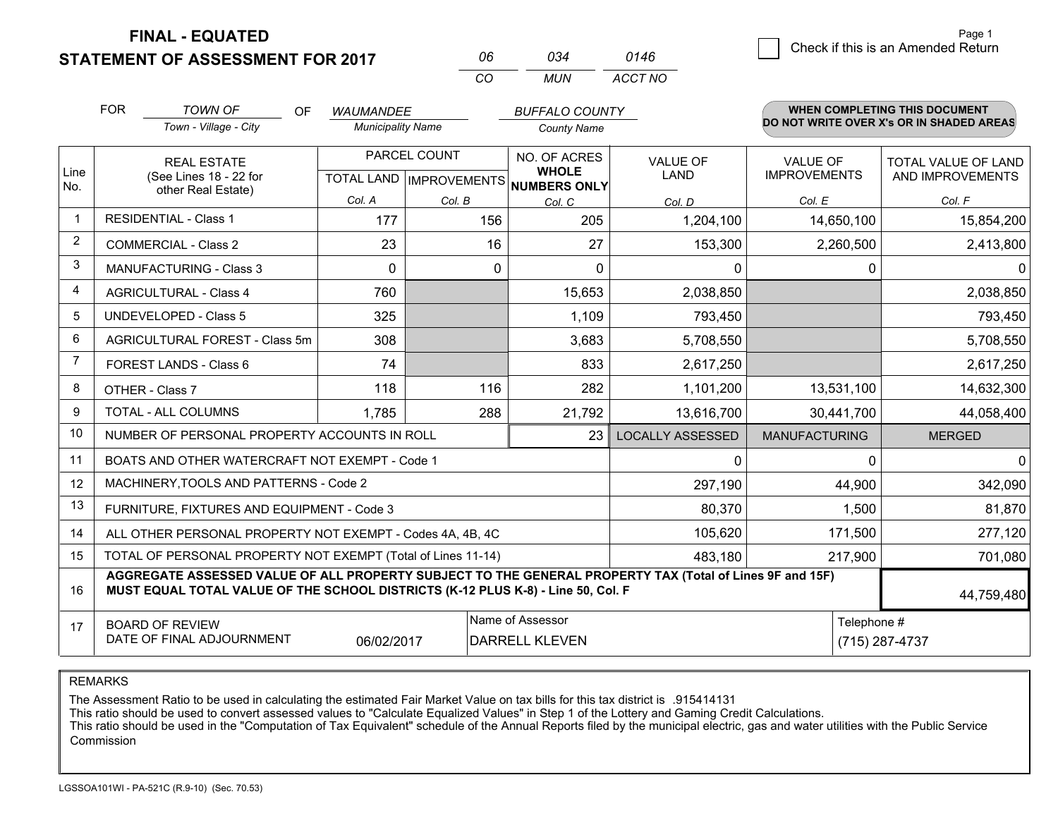# FINAL - EQUATED
## STATEMENT OF ASSESSMENT FOR 2017

| 06 | 034 | 0146 |
|---|---|---|
| CO | MUN | ACCT NO |

Check if this is an Amended Return

FOR *TOWN OF* (Town - Village - City) OF *WAUMANDEE* (Municipality Name) *BUFFALO COUNTY* (County Name)

**WHEN COMPLETING THIS DOCUMENT DO NOT WRITE OVER X's OR IN SHADED AREAS**

| Line No. | REAL ESTATE (See Lines 18 - 22 for other Real Estate) | PARCEL COUNT TOTAL LAND Col. A | PARCEL COUNT IMPROVEMENTS Col. B | NO. OF ACRES WHOLE NUMBERS ONLY Col. C | VALUE OF LAND Col. D | VALUE OF IMPROVEMENTS Col. E | TOTAL VALUE OF LAND AND IMPROVEMENTS Col. F |
|---|---|---|---|---|---|---|---|
| 1 | RESIDENTIAL - Class 1 | 177 | 156 | 205 | 1,204,100 | 14,650,100 | 15,854,200 |
| 2 | COMMERCIAL - Class 2 | 23 | 16 | 27 | 153,300 | 2,260,500 | 2,413,800 |
| 3 | MANUFACTURING - Class 3 | 0 | 0 | 0 | 0 | 0 | 0 |
| 4 | AGRICULTURAL - Class 4 | 760 | | 15,653 | 2,038,850 | | 2,038,850 |
| 5 | UNDEVELOPED - Class 5 | 325 | | 1,109 | 793,450 | | 793,450 |
| 6 | AGRICULTURAL FOREST - Class 5m | 308 | | 3,683 | 5,708,550 | | 5,708,550 |
| 7 | FOREST LANDS - Class 6 | 74 | | 833 | 2,617,250 | | 2,617,250 |
| 8 | OTHER - Class 7 | 118 | 116 | 282 | 1,101,200 | 13,531,100 | 14,632,300 |
| 9 | TOTAL - ALL COLUMNS | 1,785 | 288 | 21,792 | 13,616,700 | 30,441,700 | 44,058,400 |
| 10 | NUMBER OF PERSONAL PROPERTY ACCOUNTS IN ROLL | | | 23 | LOCALLY ASSESSED | MANUFACTURING | MERGED |
| 11 | BOATS AND OTHER WATERCRAFT NOT EXEMPT - Code 1 | | | | 0 | 0 | 0 |
| 12 | MACHINERY,TOOLS AND PATTERNS - Code 2 | | | | 297,190 | 44,900 | 342,090 |
| 13 | FURNITURE, FIXTURES AND EQUIPMENT - Code 3 | | | | 80,370 | 1,500 | 81,870 |
| 14 | ALL OTHER PERSONAL PROPERTY NOT EXEMPT - Codes 4A, 4B, 4C | | | | 105,620 | 171,500 | 277,120 |
| 15 | TOTAL OF PERSONAL PROPERTY NOT EXEMPT (Total of Lines 11-14) | | | | 483,180 | 217,900 | 701,080 |
| 16 | **AGGREGATE ASSESSED VALUE OF ALL PROPERTY SUBJECT TO THE GENERAL PROPERTY TAX (Total of Lines 9F and 15F) MUST EQUAL TOTAL VALUE OF THE SCHOOL DISTRICTS (K-12 PLUS K-8) - Line 50, Col. F** | | | | | | 44,759,480 |
| 17 | BOARD OF REVIEW DATE OF FINAL ADJOURNMENT | 06/02/2017 | Name of Assessor | DARRELL KLEVEN | | Telephone # | (715) 287-4737 |

REMARKS

The Assessment Ratio to be used in calculating the estimated Fair Market Value on tax bills for this tax district is .915414131
This ratio should be used to convert assessed values to "Calculate Equalized Values" in Step 1 of the Lottery and Gaming Credit Calculations.
This ratio should be used in the "Computation of Tax Equivalent" schedule of the Annual Reports filed by the municipal electric, gas and water utilities with the Public Service Commission

LGSSOA101WI - PA-521C (R.9-10) (Sec. 70.53)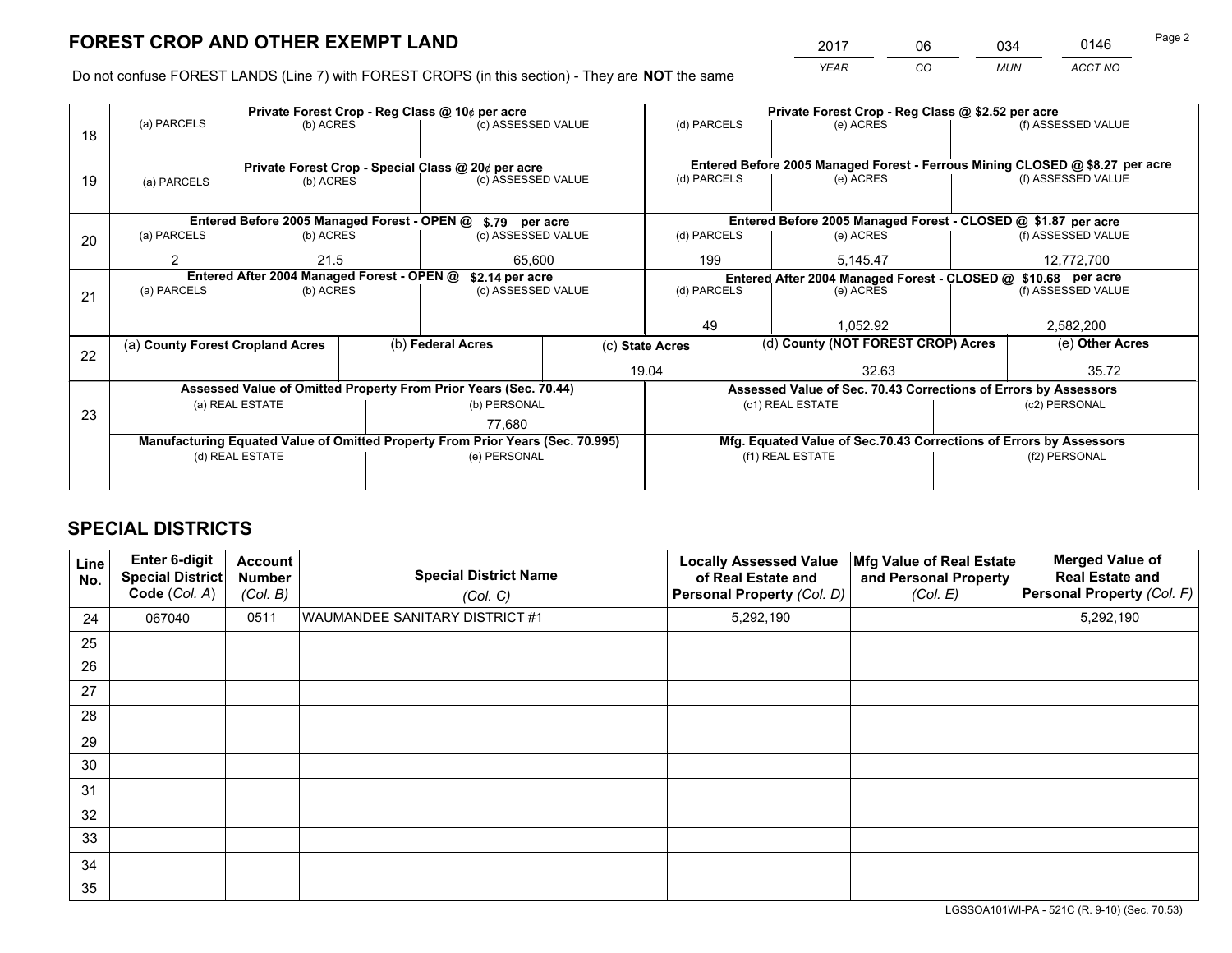# FOREST CROP AND OTHER EXEMPT LAND

| YEAR | CO | MUN | ACCT NO |
|---|---|---|---|
| 2017 | 06 | 034 | 0146 |

Do not confuse FOREST LANDS (Line 7) with FOREST CROPS (in this section) - They are **NOT** the same

| Line | Private Forest Crop - Reg Class @ 10¢ per acre | | | Private Forest Crop - Reg Class @ \$2.52 per acre | | |
|---|---|---|---|---|---|---|
| 18 | (a) PARCELS | (b) ACRES | (c) ASSESSED VALUE | (d) PARCELS | (e) ACRES | (f) ASSESSED VALUE |
| | | | | | | |
| | **Private Forest Crop - Special Class @ 20¢ per acre** | | | **Entered Before 2005 Managed Forest - Ferrous Mining CLOSED @ \$8.27 per acre** | | |
| 19 | (a) PARCELS | (b) ACRES | (c) ASSESSED VALUE | (d) PARCELS | (e) ACRES | (f) ASSESSED VALUE |
| | | | | | | |
| | **Entered Before 2005 Managed Forest - OPEN @ \$.79 per acre** | | | **Entered Before 2005 Managed Forest - CLOSED @ \$1.87 per acre** | | |
| 20 | (a) PARCELS | (b) ACRES | (c) ASSESSED VALUE | (d) PARCELS | (e) ACRES | (f) ASSESSED VALUE |
| | 2 | 21.5 | 65,600 | 199 | 5,145.47 | 12,772,700 |
| | **Entered After 2004 Managed Forest - OPEN @ \$2.14 per acre** | | | **Entered After 2004 Managed Forest - CLOSED @ \$10.68 per acre** | | |
| 21 | (a) PARCELS | (b) ACRES | (c) ASSESSED VALUE | (d) PARCELS | (e) ACRES | (f) ASSESSED VALUE |
| | | | | 49 | 1,052.92 | 2,582,200 |

| Line | (a) County Forest Cropland Acres | (b) Federal Acres | (c) State Acres | (d) County (NOT FOREST CROP) Acres | (e) Other Acres |
|---|---|---|---|---|---|
| 22 | | | 19.04 | 32.63 | 35.72 |

| Line | Assessed Value of Omitted Property From Prior Years (Sec. 70.44) | | Assessed Value of Sec. 70.43 Corrections of Errors by Assessors | |
|---|---|---|---|---|
| 23 | (a) REAL ESTATE | (b) PERSONAL | (c1) REAL ESTATE | (c2) PERSONAL |
| | | 77,680 | | |
| | **Manufacturing Equated Value of Omitted Property From Prior Years (Sec. 70.995)** | | **Mfg. Equated Value of Sec.70.43 Corrections of Errors by Assessors** | |
| | (d) REAL ESTATE | (e) PERSONAL | (f1) REAL ESTATE | (f2) PERSONAL |
| | | | | |

# SPECIAL DISTRICTS

| Line No. | Enter 6-digit Special District Code (Col. A) | Account Number (Col. B) | Special District Name (Col. C) | Locally Assessed Value of Real Estate and Personal Property (Col. D) | Mfg Value of Real Estate and Personal Property (Col. E) | Merged Value of Real Estate and Personal Property (Col. F) |
|---|---|---|---|---|---|---|
| 24 | 067040 | 0511 | WAUMANDEE SANITARY DISTRICT #1 | 5,292,190 | | 5,292,190 |
| 25 | | | | | | |
| 26 | | | | | | |
| 27 | | | | | | |
| 28 | | | | | | |
| 29 | | | | | | |
| 30 | | | | | | |
| 31 | | | | | | |
| 32 | | | | | | |
| 33 | | | | | | |
| 34 | | | | | | |
| 35 | | | | | | |

LGSSOA101WI-PA - 521C (R. 9-10) (Sec. 70.53)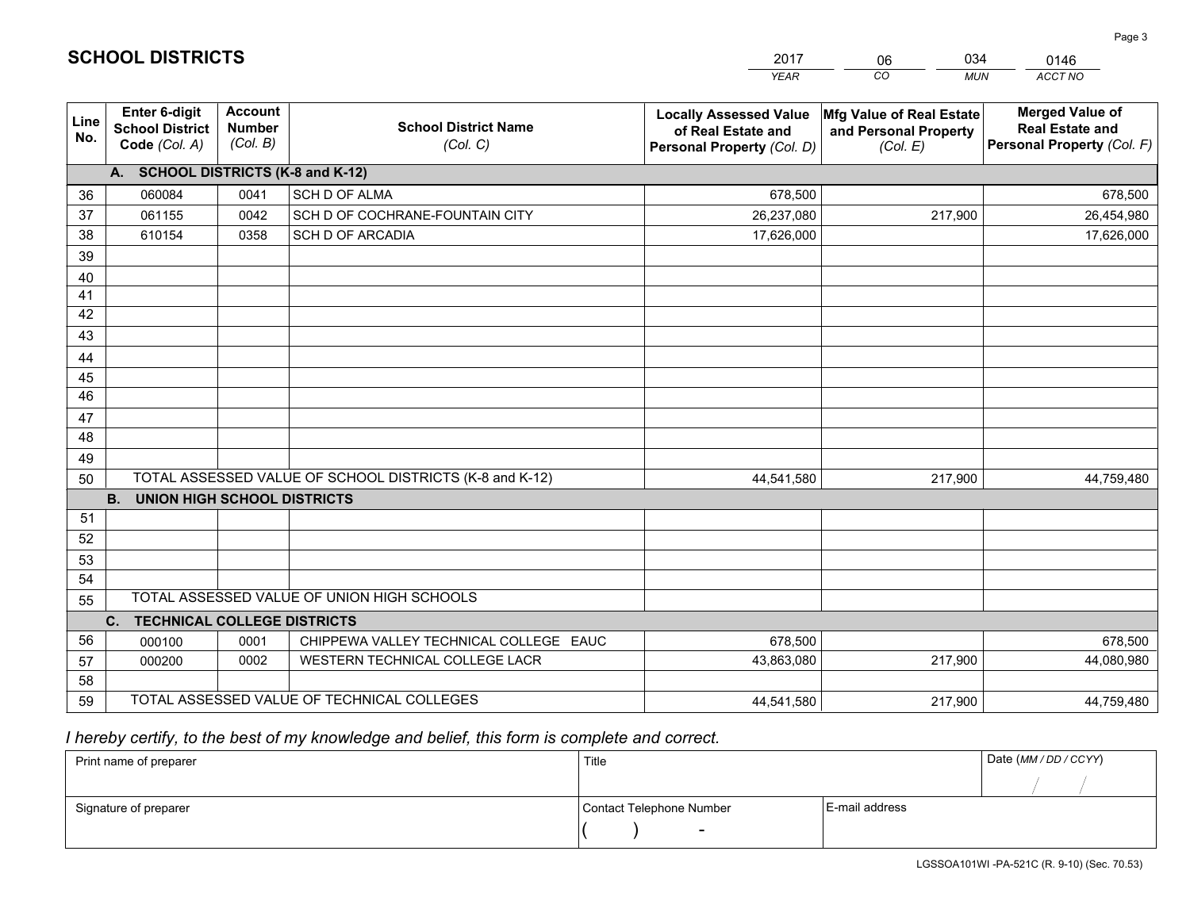## SCHOOL DISTRICTS

| 2017 | 06 | 034 | 0146 |
|---|---|---|---|
| *YEAR* | *CO* | *MUN* | *ACCT NO* |

| Line No. | Enter 6-digit School District Code *(Col. A)* | Account Number *(Col. B)* | School District Name *(Col. C)* | Locally Assessed Value of Real Estate and Personal Property *(Col. D)* | Mfg Value of Real Estate and Personal Property *(Col. E)* | Merged Value of Real Estate and Personal Property *(Col. F)* |
|---|---|---|---|---|---|---|
| **A. SCHOOL DISTRICTS (K-8 and K-12)** | | | | | | |
| 36 | 060084 | 0041 | SCH D OF ALMA | 678,500 | | 678,500 |
| 37 | 061155 | 0042 | SCH D OF COCHRANE-FOUNTAIN CITY | 26,237,080 | 217,900 | 26,454,980 |
| 38 | 610154 | 0358 | SCH D OF ARCADIA | 17,626,000 | | 17,626,000 |
| 39 | | | | | | |
| 40 | | | | | | |
| 41 | | | | | | |
| 42 | | | | | | |
| 43 | | | | | | |
| 44 | | | | | | |
| 45 | | | | | | |
| 46 | | | | | | |
| 47 | | | | | | |
| 48 | | | | | | |
| 49 | | | | | | |
| 50 | TOTAL ASSESSED VALUE OF SCHOOL DISTRICTS (K-8 and K-12) | | | 44,541,580 | 217,900 | 44,759,480 |
| **B. UNION HIGH SCHOOL DISTRICTS** | | | | | | |
| 51 | | | | | | |
| 52 | | | | | | |
| 53 | | | | | | |
| 54 | | | | | | |
| 55 | TOTAL ASSESSED VALUE OF UNION HIGH SCHOOLS | | | | | |
| **C. TECHNICAL COLLEGE DISTRICTS** | | | | | | |
| 56 | 000100 | 0001 | CHIPPEWA VALLEY TECHNICAL COLLEGE EAUC | 678,500 | | 678,500 |
| 57 | 000200 | 0002 | WESTERN TECHNICAL COLLEGE LACR | 43,863,080 | 217,900 | 44,080,980 |
| 58 | | | | | | |
| 59 | TOTAL ASSESSED VALUE OF TECHNICAL COLLEGES | | | 44,541,580 | 217,900 | 44,759,480 |

*I hereby certify, to the best of my knowledge and belief, this form is complete and correct.*

| Print name of preparer | Title | | Date *(MM / DD / CCYY)* |
|---|---|---|---|
| | | | / / |
| Signature of preparer | Contact Telephone Number | E-mail address | |
| | ( ) - | | |

LGSSOA101WI -PA-521C (R. 9-10) (Sec. 70.53)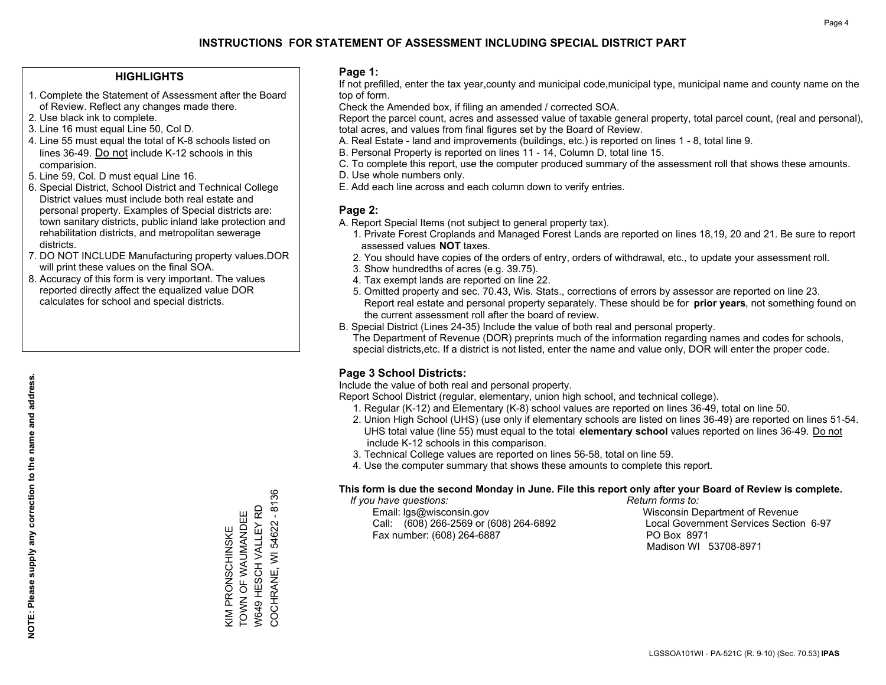# INSTRUCTIONS FOR STATEMENT OF ASSESSMENT INCLUDING SPECIAL DISTRICT PART

## HIGHLIGHTS

1. Complete the Statement of Assessment after the Board of Review. Reflect any changes made there.
2. Use black ink to complete.
3. Line 16 must equal Line 50, Col D.
4. Line 55 must equal the total of K-8 schools listed on lines 36-49. Do not include K-12 schools in this comparision.
5. Line 59, Col. D must equal Line 16.
6. Special District, School District and Technical College District values must include both real estate and personal property. Examples of Special districts are: town sanitary districts, public inland lake protection and rehabilitation districts, and metropolitan sewerage districts.
7. DO NOT INCLUDE Manufacturing property values.DOR will print these values on the final SOA.
8. Accuracy of this form is very important. The values reported directly affect the equalized value DOR calculates for school and special districts.

**NOTE: Please supply any correction to the name and address.**

KIM PRONSCHINSKE
TOWN OF WAUMANDEE
W649 HESCH VALLEY RD
COCHRANE, WI 54622 - 8136

## Page 1:

If not prefilled, enter the tax year,county and municipal code,municipal type, municipal name and county name on the top of form.

Check the Amended box, if filing an amended / corrected SOA.

Report the parcel count, acres and assessed value of taxable general property, total parcel count, (real and personal), total acres, and values from final figures set by the Board of Review.

A. Real Estate - land and improvements (buildings, etc.) is reported on lines 1 - 8, total line 9.
B. Personal Property is reported on lines 11 - 14, Column D, total line 15.
C. To complete this report, use the computer produced summary of the assessment roll that shows these amounts.
D. Use whole numbers only.
E. Add each line across and each column down to verify entries.

## Page 2:

A. Report Special Items (not subject to general property tax).
   1. Private Forest Croplands and Managed Forest Lands are reported on lines 18,19, 20 and 21. Be sure to report assessed values **NOT** taxes.
   2. You should have copies of the orders of entry, orders of withdrawal, etc., to update your assessment roll.
   3. Show hundredths of acres (e.g. 39.75).
   4. Tax exempt lands are reported on line 22.
   5. Omitted property and sec. 70.43, Wis. Stats., corrections of errors by assessor are reported on line 23. Report real estate and personal property separately. These should be for **prior years**, not something found on the current assessment roll after the board of review.
B. Special District (Lines 24-35) Include the value of both real and personal property.
   The Department of Revenue (DOR) preprints much of the information regarding names and codes for schools, special districts,etc. If a district is not listed, enter the name and value only, DOR will enter the proper code.

## Page 3 School Districts:

Include the value of both real and personal property.

Report School District (regular, elementary, union high school, and technical college).

1. Regular (K-12) and Elementary (K-8) school values are reported on lines 36-49, total on line 50.
2. Union High School (UHS) (use only if elementary schools are listed on lines 36-49) are reported on lines 51-54. UHS total value (line 55) must equal to the total **elementary school** values reported on lines 36-49. Do not include K-12 schools in this comparison.
3. Technical College values are reported on lines 56-58, total on line 59.
4. Use the computer summary that shows these amounts to complete this report.

**This form is due the second Monday in June. File this report only after your Board of Review is complete.**

*If you have questions:*
Email: lgs@wisconsin.gov
Call: (608) 266-2569 or (608) 264-6892
Fax number: (608) 264-6887

*Return forms to:*
Wisconsin Department of Revenue
Local Government Services Section 6-97
PO Box 8971
Madison WI 53708-8971

LGSSOA101WI - PA-521C (R. 9-10) (Sec. 70.53) **IPAS**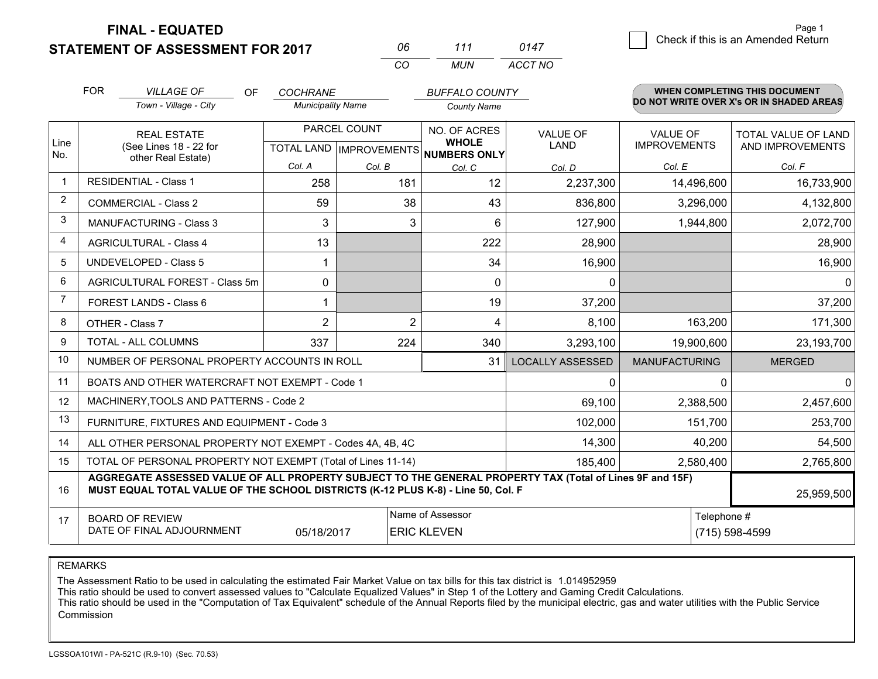**FINAL - EQUATED**
**STATEMENT OF ASSESSMENT FOR 2017**

| 06 | 111 | 0147 |
|---|---|---|
| CO | MUN | ACCT NO |

☐ Check if this is an Amended Return

FOR *VILLAGE OF* (Town - Village - City) OF *COCHRANE* (Municipality Name) *BUFFALO COUNTY* (County Name)

**WHEN COMPLETING THIS DOCUMENT DO NOT WRITE OVER X's OR IN SHADED AREAS**

| Line No. | REAL ESTATE (See Lines 18 - 22 for other Real Estate) | PARCEL COUNT TOTAL LAND Col. A | PARCEL COUNT IMPROVEMENTS Col. B | NO. OF ACRES WHOLE NUMBERS ONLY Col. C | VALUE OF LAND Col. D | VALUE OF IMPROVEMENTS Col. E | TOTAL VALUE OF LAND AND IMPROVEMENTS Col. F |
|---|---|---|---|---|---|---|---|
| 1 | RESIDENTIAL - Class 1 | 258 | 181 | 12 | 2,237,300 | 14,496,600 | 16,733,900 |
| 2 | COMMERCIAL - Class 2 | 59 | 38 | 43 | 836,800 | 3,296,000 | 4,132,800 |
| 3 | MANUFACTURING - Class 3 | 3 | 3 | 6 | 127,900 | 1,944,800 | 2,072,700 |
| 4 | AGRICULTURAL - Class 4 | 13 | | 222 | 28,900 | | 28,900 |
| 5 | UNDEVELOPED - Class 5 | 1 | | 34 | 16,900 | | 16,900 |
| 6 | AGRICULTURAL FOREST - Class 5m | 0 | | 0 | 0 | | 0 |
| 7 | FOREST LANDS - Class 6 | 1 | | 19 | 37,200 | | 37,200 |
| 8 | OTHER - Class 7 | 2 | 2 | 4 | 8,100 | 163,200 | 171,300 |
| 9 | TOTAL - ALL COLUMNS | 337 | 224 | 340 | 3,293,100 | 19,900,600 | 23,193,700 |
| 10 | NUMBER OF PERSONAL PROPERTY ACCOUNTS IN ROLL | | | 31 | LOCALLY ASSESSED | MANUFACTURING | MERGED |
| 11 | BOATS AND OTHER WATERCRAFT NOT EXEMPT - Code 1 | | | | 0 | 0 | 0 |
| 12 | MACHINERY,TOOLS AND PATTERNS - Code 2 | | | | 69,100 | 2,388,500 | 2,457,600 |
| 13 | FURNITURE, FIXTURES AND EQUIPMENT - Code 3 | | | | 102,000 | 151,700 | 253,700 |
| 14 | ALL OTHER PERSONAL PROPERTY NOT EXEMPT - Codes 4A, 4B, 4C | | | | 14,300 | 40,200 | 54,500 |
| 15 | TOTAL OF PERSONAL PROPERTY NOT EXEMPT (Total of Lines 11-14) | | | | 185,400 | 2,580,400 | 2,765,800 |
| 16 | **AGGREGATE ASSESSED VALUE OF ALL PROPERTY SUBJECT TO THE GENERAL PROPERTY TAX (Total of Lines 9F and 15F) MUST EQUAL TOTAL VALUE OF THE SCHOOL DISTRICTS (K-12 PLUS K-8) - Line 50, Col. F** | | | | | | 25,959,500 |
| 17 | BOARD OF REVIEW DATE OF FINAL ADJOURNMENT | 05/18/2017 | Name of Assessor: ERIC KLEVEN | | | Telephone #: (715) 598-4599 | |

REMARKS

The Assessment Ratio to be used in calculating the estimated Fair Market Value on tax bills for this tax district is 1.014952959
This ratio should be used to convert assessed values to "Calculate Equalized Values" in Step 1 of the Lottery and Gaming Credit Calculations.
This ratio should be used in the "Computation of Tax Equivalent" schedule of the Annual Reports filed by the municipal electric, gas and water utilities with the Public Service Commission

LGSSOA101WI - PA-521C (R.9-10) (Sec. 70.53)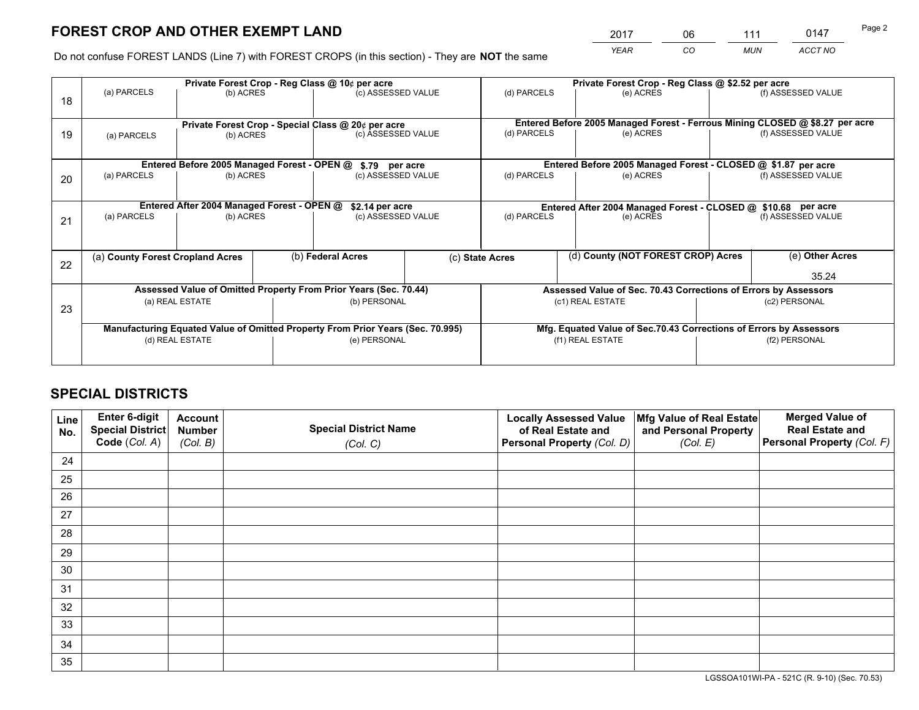# FOREST CROP AND OTHER EXEMPT LAND

| 2017 | 06 | 111 | 0147 |
|---|---|---|---|
| *YEAR* | *CO* | *MUN* | *ACCT NO* |

Do not confuse FOREST LANDS (Line 7) with FOREST CROPS (in this section) - They are **NOT** the same

| Line | Private Forest Crop - Reg Class @ 10¢ per acre | | | Private Forest Crop - Reg Class @ $2.52 per acre | | |
|---|---|---|---|---|---|---|
| 18 | (a) PARCELS | (b) ACRES | (c) ASSESSED VALUE | (d) PARCELS | (e) ACRES | (f) ASSESSED VALUE |
| | **Private Forest Crop - Special Class @ 20¢ per acre** | | | **Entered Before 2005 Managed Forest - Ferrous Mining CLOSED @ $8.27 per acre** | | |
| 19 | (a) PARCELS | (b) ACRES | (c) ASSESSED VALUE | (d) PARCELS | (e) ACRES | (f) ASSESSED VALUE |
| | **Entered Before 2005 Managed Forest - OPEN @ $.79 per acre** | | | **Entered Before 2005 Managed Forest - CLOSED @ $1.87 per acre** | | |
| 20 | (a) PARCELS | (b) ACRES | (c) ASSESSED VALUE | (d) PARCELS | (e) ACRES | (f) ASSESSED VALUE |
| | **Entered After 2004 Managed Forest - OPEN @ $2.14 per acre** | | | **Entered After 2004 Managed Forest - CLOSED @ $10.68 per acre** | | |
| 21 | (a) PARCELS | (b) ACRES | (c) ASSESSED VALUE | (d) PARCELS | (e) ACRES | (f) ASSESSED VALUE |

| Line | (a) County Forest Cropland Acres | (b) Federal Acres | (c) State Acres | (d) County (NOT FOREST CROP) Acres | (e) Other Acres |
|---|---|---|---|---|---|
| 22 | | | | | 35.24 |

| Line | Assessed Value of Omitted Property From Prior Years (Sec. 70.44) | | Assessed Value of Sec. 70.43 Corrections of Errors by Assessors | |
|---|---|---|---|---|
| 23 | (a) REAL ESTATE | (b) PERSONAL | (c1) REAL ESTATE | (c2) PERSONAL |
| | **Manufacturing Equated Value of Omitted Property From Prior Years (Sec. 70.995)** | | **Mfg. Equated Value of Sec.70.43 Corrections of Errors by Assessors** | |
| | (d) REAL ESTATE | (e) PERSONAL | (f1) REAL ESTATE | (f2) PERSONAL |

# SPECIAL DISTRICTS

| Line No. | Enter 6-digit Special District Code (*Col. A*) | Account Number (*Col. B*) | Special District Name (*Col. C*) | Locally Assessed Value of Real Estate and Personal Property (*Col. D*) | Mfg Value of Real Estate and Personal Property (*Col. E*) | Merged Value of Real Estate and Personal Property (*Col. F*) |
|---|---|---|---|---|---|---|
| 24 | | | | | | |
| 25 | | | | | | |
| 26 | | | | | | |
| 27 | | | | | | |
| 28 | | | | | | |
| 29 | | | | | | |
| 30 | | | | | | |
| 31 | | | | | | |
| 32 | | | | | | |
| 33 | | | | | | |
| 34 | | | | | | |
| 35 | | | | | | |

LGSSOA101WI-PA - 521C (R. 9-10) (Sec. 70.53)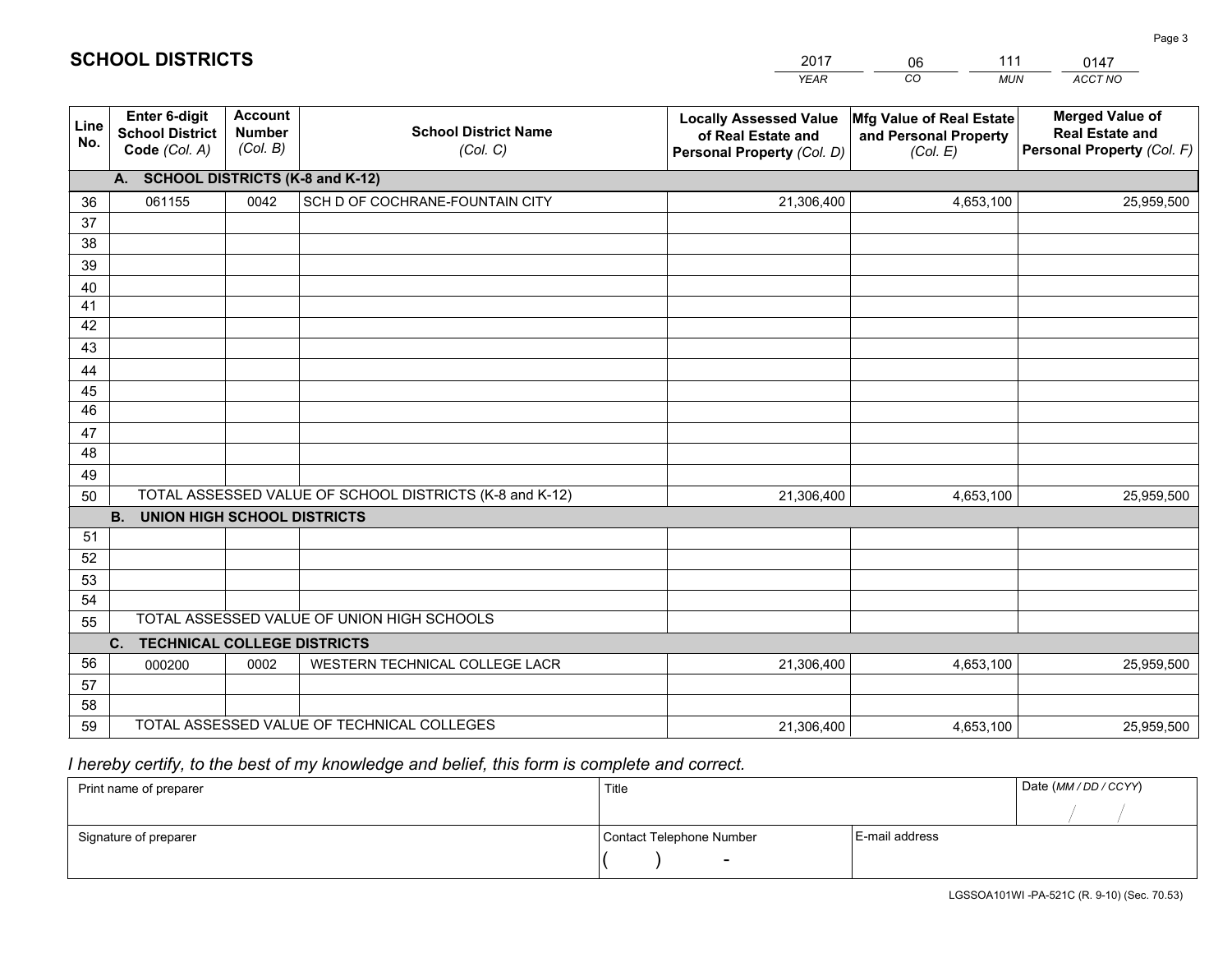# SCHOOL DISTRICTS

| 2017 | 06 | 111 | 0147 |
|---|---|---|---|
| *YEAR* | *CO* | *MUN* | *ACCT NO* |

| Line No. | Enter 6-digit School District Code *(Col. A)* | Account Number *(Col. B)* | School District Name *(Col. C)* | Locally Assessed Value of Real Estate and Personal Property *(Col. D)* | Mfg Value of Real Estate and Personal Property *(Col. E)* | Merged Value of Real Estate and Personal Property *(Col. F)* |
|---|---|---|---|---|---|---|
| **A. SCHOOL DISTRICTS (K-8 and K-12)** | | | | | | |
| 36 | 061155 | 0042 | SCH D OF COCHRANE-FOUNTAIN CITY | 21,306,400 | 4,653,100 | 25,959,500 |
| 37 | | | | | | |
| 38 | | | | | | |
| 39 | | | | | | |
| 40 | | | | | | |
| 41 | | | | | | |
| 42 | | | | | | |
| 43 | | | | | | |
| 44 | | | | | | |
| 45 | | | | | | |
| 46 | | | | | | |
| 47 | | | | | | |
| 48 | | | | | | |
| 49 | | | | | | |
| 50 | TOTAL ASSESSED VALUE OF SCHOOL DISTRICTS (K-8 and K-12) | | | 21,306,400 | 4,653,100 | 25,959,500 |
| **B. UNION HIGH SCHOOL DISTRICTS** | | | | | | |
| 51 | | | | | | |
| 52 | | | | | | |
| 53 | | | | | | |
| 54 | | | | | | |
| 55 | TOTAL ASSESSED VALUE OF UNION HIGH SCHOOLS | | | | | |
| **C. TECHNICAL COLLEGE DISTRICTS** | | | | | | |
| 56 | 000200 | 0002 | WESTERN TECHNICAL COLLEGE LACR | 21,306,400 | 4,653,100 | 25,959,500 |
| 57 | | | | | | |
| 58 | | | | | | |
| 59 | TOTAL ASSESSED VALUE OF TECHNICAL COLLEGES | | | 21,306,400 | 4,653,100 | 25,959,500 |

*I hereby certify, to the best of my knowledge and belief, this form is complete and correct.*

| Print name of preparer | Title | | Date *(MM / DD / CCYY)* |
|---|---|---|---|
| | | | / / |
| Signature of preparer | Contact Telephone Number | E-mail address | |
| | ( ) - | | |

LGSSOA101WI -PA-521C (R. 9-10) (Sec. 70.53)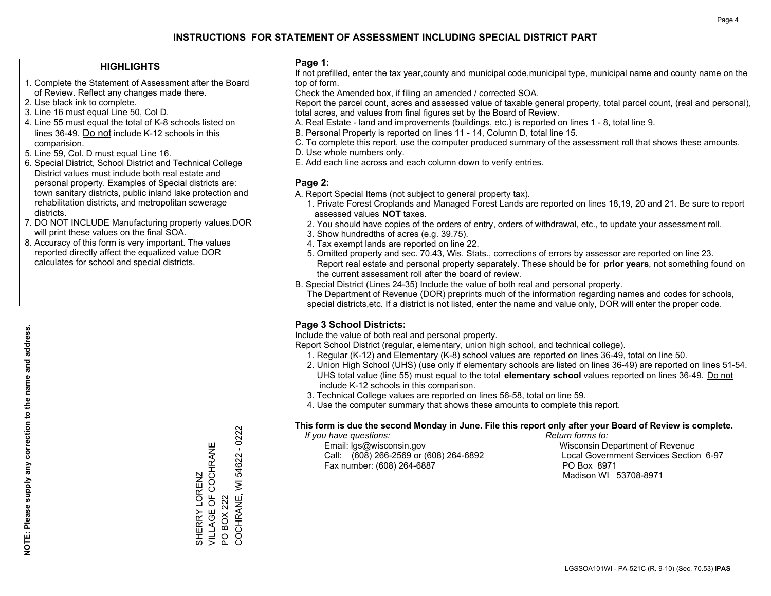# INSTRUCTIONS FOR STATEMENT OF ASSESSMENT INCLUDING SPECIAL DISTRICT PART

## HIGHLIGHTS

1. Complete the Statement of Assessment after the Board of Review. Reflect any changes made there.
2. Use black ink to complete.
3. Line 16 must equal Line 50, Col D.
4. Line 55 must equal the total of K-8 schools listed on lines 36-49. Do not include K-12 schools in this comparision.
5. Line 59, Col. D must equal Line 16.
6. Special District, School District and Technical College District values must include both real estate and personal property. Examples of Special districts are: town sanitary districts, public inland lake protection and rehabilitation districts, and metropolitan sewerage districts.
7. DO NOT INCLUDE Manufacturing property values.DOR will print these values on the final SOA.
8. Accuracy of this form is very important. The values reported directly affect the equalized value DOR calculates for school and special districts.

**NOTE: Please supply any correction to the name and address.**

SHERRY LORENZ
VILLAGE OF COCHRANE
PO BOX 222
COCHRANE, WI 54622 - 0222

## Page 1:

If not prefilled, enter the tax year,county and municipal code,municipal type, municipal name and county name on the top of form.

Check the Amended box, if filing an amended / corrected SOA.

Report the parcel count, acres and assessed value of taxable general property, total parcel count, (real and personal), total acres, and values from final figures set by the Board of Review.

A. Real Estate - land and improvements (buildings, etc.) is reported on lines 1 - 8, total line 9.
B. Personal Property is reported on lines 11 - 14, Column D, total line 15.
C. To complete this report, use the computer produced summary of the assessment roll that shows these amounts.
D. Use whole numbers only.
E. Add each line across and each column down to verify entries.

## Page 2:

A. Report Special Items (not subject to general property tax).
1. Private Forest Croplands and Managed Forest Lands are reported on lines 18,19, 20 and 21. Be sure to report assessed values **NOT** taxes.
2. You should have copies of the orders of entry, orders of withdrawal, etc., to update your assessment roll.
3. Show hundredths of acres (e.g. 39.75).
4. Tax exempt lands are reported on line 22.
5. Omitted property and sec. 70.43, Wis. Stats., corrections of errors by assessor are reported on line 23. Report real estate and personal property separately. These should be for **prior years**, not something found on the current assessment roll after the board of review.

B. Special District (Lines 24-35) Include the value of both real and personal property.
The Department of Revenue (DOR) preprints much of the information regarding names and codes for schools, special districts,etc. If a district is not listed, enter the name and value only, DOR will enter the proper code.

## Page 3 School Districts:

Include the value of both real and personal property.

Report School District (regular, elementary, union high school, and technical college).

1. Regular (K-12) and Elementary (K-8) school values are reported on lines 36-49, total on line 50.
2. Union High School (UHS) (use only if elementary schools are listed on lines 36-49) are reported on lines 51-54. UHS total value (line 55) must equal to the total **elementary school** values reported on lines 36-49. Do not include K-12 schools in this comparison.
3. Technical College values are reported on lines 56-58, total on line 59.
4. Use the computer summary that shows these amounts to complete this report.

**This form is due the second Monday in June. File this report only after your Board of Review is complete.**

*If you have questions:*
Email: lgs@wisconsin.gov
Call: (608) 266-2569 or (608) 264-6892
Fax number: (608) 264-6887

*Return forms to:*
Wisconsin Department of Revenue
Local Government Services Section 6-97
PO Box 8971
Madison WI 53708-8971

LGSSOA101WI - PA-521C (R. 9-10) (Sec. 70.53) **IPAS**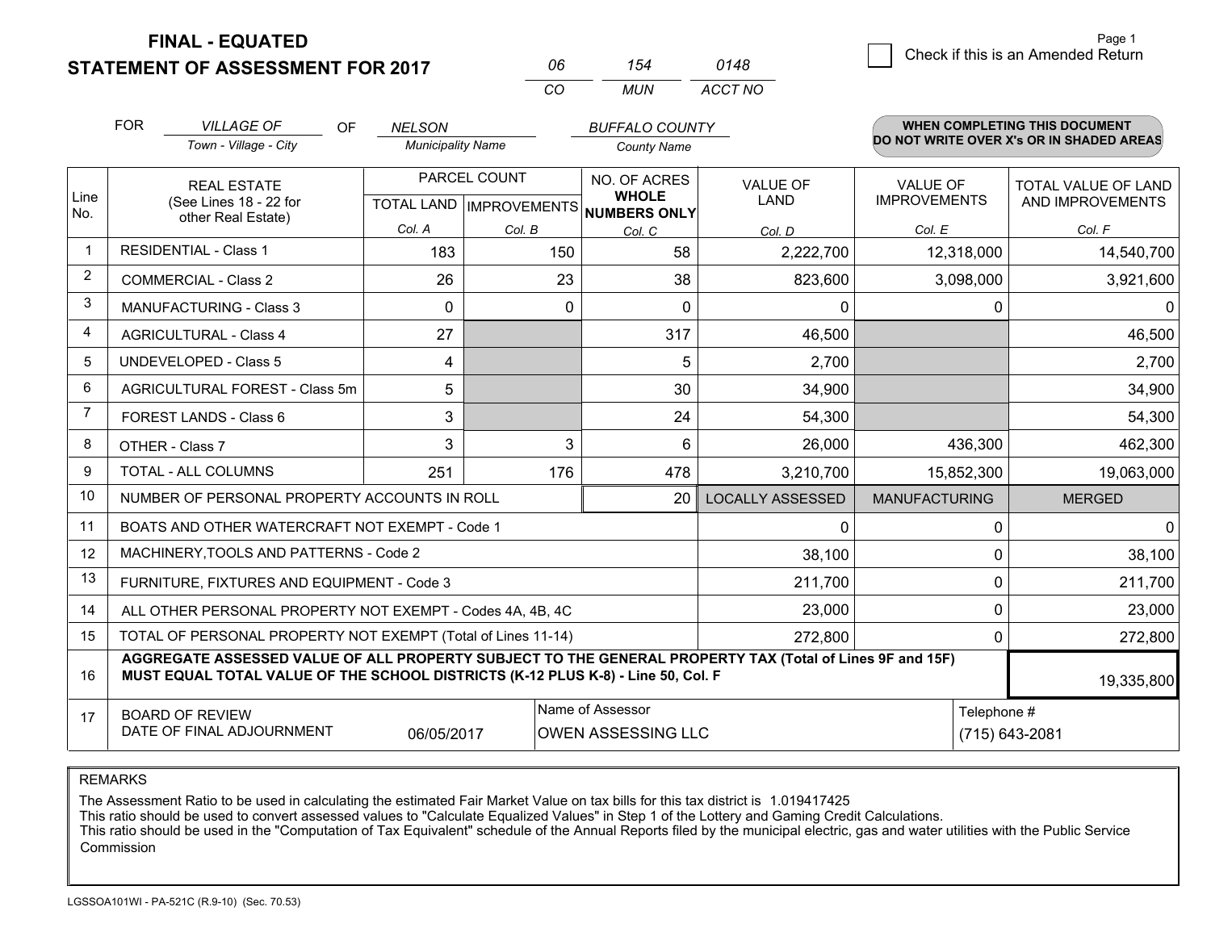**FINAL - EQUATED**

**STATEMENT OF ASSESSMENT FOR 2017**

| 06 | 154 | 0148 |
|---|---|---|
| CO | MUN | ACCT NO |

Check if this is an Amended Return

FOR *VILLAGE OF* (Town - Village - City) OF *NELSON* (Municipality Name) *BUFFALO COUNTY* (County Name)

**WHEN COMPLETING THIS DOCUMENT DO NOT WRITE OVER X's OR IN SHADED AREAS**

| Line No. | REAL ESTATE (See Lines 18 - 22 for other Real Estate) | PARCEL COUNT TOTAL LAND Col. A | PARCEL COUNT IMPROVEMENTS Col. B | NO. OF ACRES WHOLE NUMBERS ONLY Col. C | VALUE OF LAND Col. D | VALUE OF IMPROVEMENTS Col. E | TOTAL VALUE OF LAND AND IMPROVEMENTS Col. F |
|---|---|---|---|---|---|---|---|
| 1 | RESIDENTIAL - Class 1 | 183 | 150 | 58 | 2,222,700 | 12,318,000 | 14,540,700 |
| 2 | COMMERCIAL - Class 2 | 26 | 23 | 38 | 823,600 | 3,098,000 | 3,921,600 |
| 3 | MANUFACTURING - Class 3 | 0 | 0 | 0 | 0 | 0 | 0 |
| 4 | AGRICULTURAL - Class 4 | 27 | | 317 | 46,500 | | 46,500 |
| 5 | UNDEVELOPED - Class 5 | 4 | | 5 | 2,700 | | 2,700 |
| 6 | AGRICULTURAL FOREST - Class 5m | 5 | | 30 | 34,900 | | 34,900 |
| 7 | FOREST LANDS - Class 6 | 3 | | 24 | 54,300 | | 54,300 |
| 8 | OTHER - Class 7 | 3 | 3 | 6 | 26,000 | 436,300 | 462,300 |
| 9 | TOTAL - ALL COLUMNS | 251 | 176 | 478 | 3,210,700 | 15,852,300 | 19,063,000 |
| 10 | NUMBER OF PERSONAL PROPERTY ACCOUNTS IN ROLL | | | 20 | LOCALLY ASSESSED | MANUFACTURING | MERGED |
| 11 | BOATS AND OTHER WATERCRAFT NOT EXEMPT - Code 1 | | | | 0 | 0 | 0 |
| 12 | MACHINERY,TOOLS AND PATTERNS - Code 2 | | | | 38,100 | 0 | 38,100 |
| 13 | FURNITURE, FIXTURES AND EQUIPMENT - Code 3 | | | | 211,700 | 0 | 211,700 |
| 14 | ALL OTHER PERSONAL PROPERTY NOT EXEMPT - Codes 4A, 4B, 4C | | | | 23,000 | 0 | 23,000 |
| 15 | TOTAL OF PERSONAL PROPERTY NOT EXEMPT (Total of Lines 11-14) | | | | 272,800 | 0 | 272,800 |
| 16 | **AGGREGATE ASSESSED VALUE OF ALL PROPERTY SUBJECT TO THE GENERAL PROPERTY TAX (Total of Lines 9F and 15F) MUST EQUAL TOTAL VALUE OF THE SCHOOL DISTRICTS (K-12 PLUS K-8) - Line 50, Col. F** | | | | | | 19,335,800 |
| 17 | BOARD OF REVIEW DATE OF FINAL ADJOURNMENT | 06/05/2017 | | Name of Assessor: OWEN ASSESSING LLC | | Telephone #: (715) 643-2081 | |

REMARKS

The Assessment Ratio to be used in calculating the estimated Fair Market Value on tax bills for this tax district is 1.019417425
This ratio should be used to convert assessed values to "Calculate Equalized Values" in Step 1 of the Lottery and Gaming Credit Calculations.
This ratio should be used in the "Computation of Tax Equivalent" schedule of the Annual Reports filed by the municipal electric, gas and water utilities with the Public Service Commission

LGSSOA101WI - PA-521C (R.9-10) (Sec. 70.53)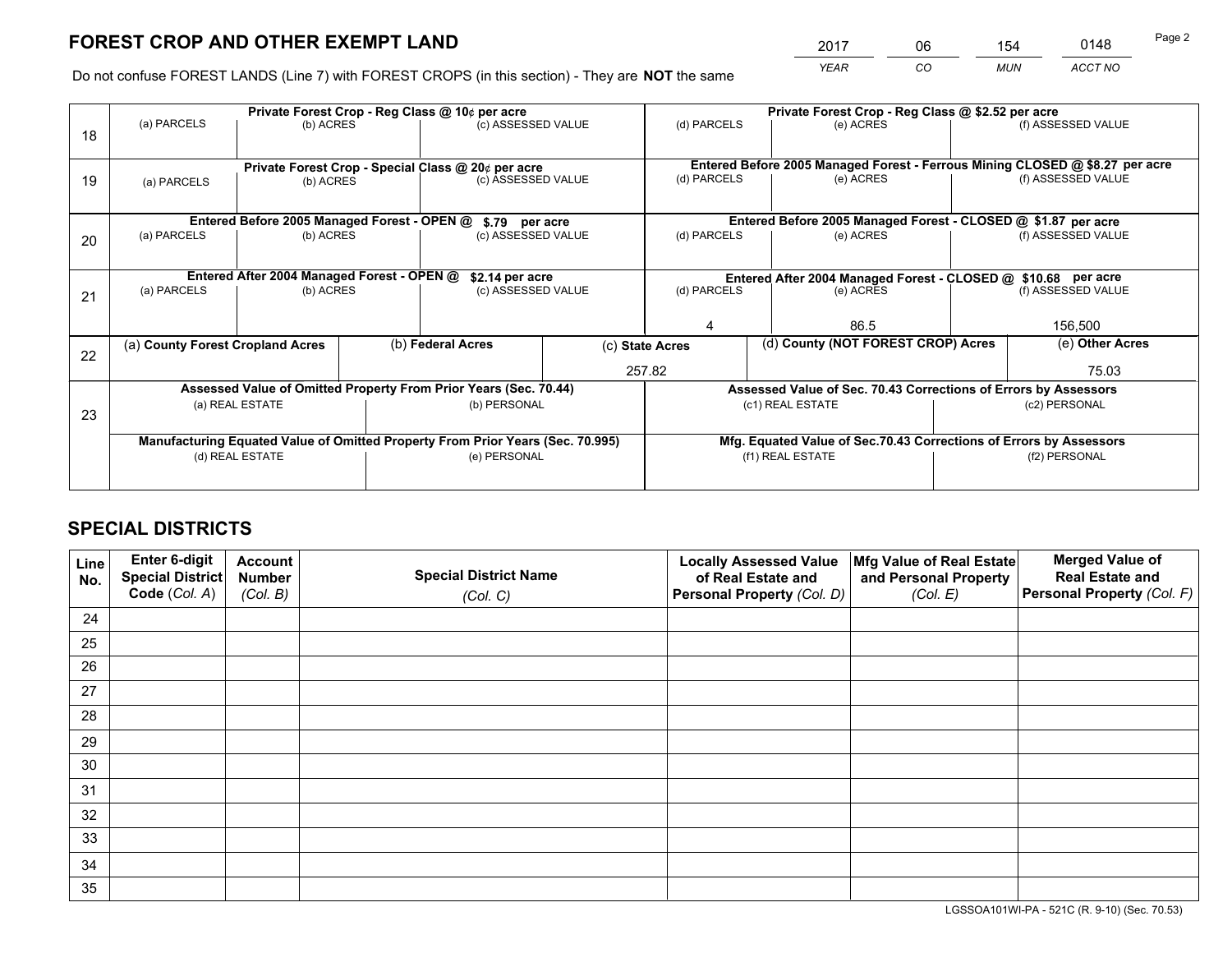# FOREST CROP AND OTHER EXEMPT LAND

| 2017 | 06 | 154 | 0148 |
|---|---|---|---|
| *YEAR* | *CO* | *MUN* | *ACCT NO* |

Do not confuse FOREST LANDS (Line 7) with FOREST CROPS (in this section) - They are **NOT** the same

| Line | (a) PARCELS | (b) ACRES | (c) ASSESSED VALUE | (d) PARCELS | (e) ACRES | (f) ASSESSED VALUE |
|---|---|---|---|---|---|---|
| 18 | Private Forest Crop - Reg Class @ 10¢ per acre | | | Private Forest Crop - Reg Class @ $2.52 per acre | | |
| 18 | | | | | | |
| 19 | Private Forest Crop - Special Class @ 20¢ per acre | | | Entered Before 2005 Managed Forest - Ferrous Mining CLOSED @ $8.27 per acre | | |
| 19 | | | | | | |
| 20 | Entered Before 2005 Managed Forest - OPEN @ $.79 per acre | | | Entered Before 2005 Managed Forest - CLOSED @ $1.87 per acre | | |
| 20 | | | | | | |
| 21 | Entered After 2004 Managed Forest - OPEN @ $2.14 per acre | | | Entered After 2004 Managed Forest - CLOSED @ $10.68 per acre | | |
| 21 | | | | 4 | 86.5 | 156,500 |

| Line | (a) **County Forest Cropland Acres** | (b) **Federal Acres** | (c) **State Acres** | (d) **County (NOT FOREST CROP) Acres** | (e) **Other Acres** |
|---|---|---|---|---|---|
| 22 | | | 257.82 | | 75.03 |

| Line | Assessed Value of Omitted Property From Prior Years (Sec. 70.44) | | Assessed Value of Sec. 70.43 Corrections of Errors by Assessors | |
|---|---|---|---|---|
| 23 | (a) REAL ESTATE | (b) PERSONAL | (c1) REAL ESTATE | (c2) PERSONAL |
| | | | | |
| | **Manufacturing Equated Value of Omitted Property From Prior Years (Sec. 70.995)** | | **Mfg. Equated Value of Sec.70.43 Corrections of Errors by Assessors** | |
| | (d) REAL ESTATE | (e) PERSONAL | (f1) REAL ESTATE | (f2) PERSONAL |
| | | | | |

# SPECIAL DISTRICTS

| Line No. | Enter 6-digit Special District Code (*Col. A*) | Account Number (*Col. B*) | Special District Name (*Col. C*) | Locally Assessed Value of Real Estate and Personal Property (*Col. D*) | Mfg Value of Real Estate and Personal Property (*Col. E*) | Merged Value of Real Estate and Personal Property (*Col. F*) |
|---|---|---|---|---|---|---|
| 24 | | | | | | |
| 25 | | | | | | |
| 26 | | | | | | |
| 27 | | | | | | |
| 28 | | | | | | |
| 29 | | | | | | |
| 30 | | | | | | |
| 31 | | | | | | |
| 32 | | | | | | |
| 33 | | | | | | |
| 34 | | | | | | |
| 35 | | | | | | |

LGSSOA101WI-PA - 521C (R. 9-10) (Sec. 70.53)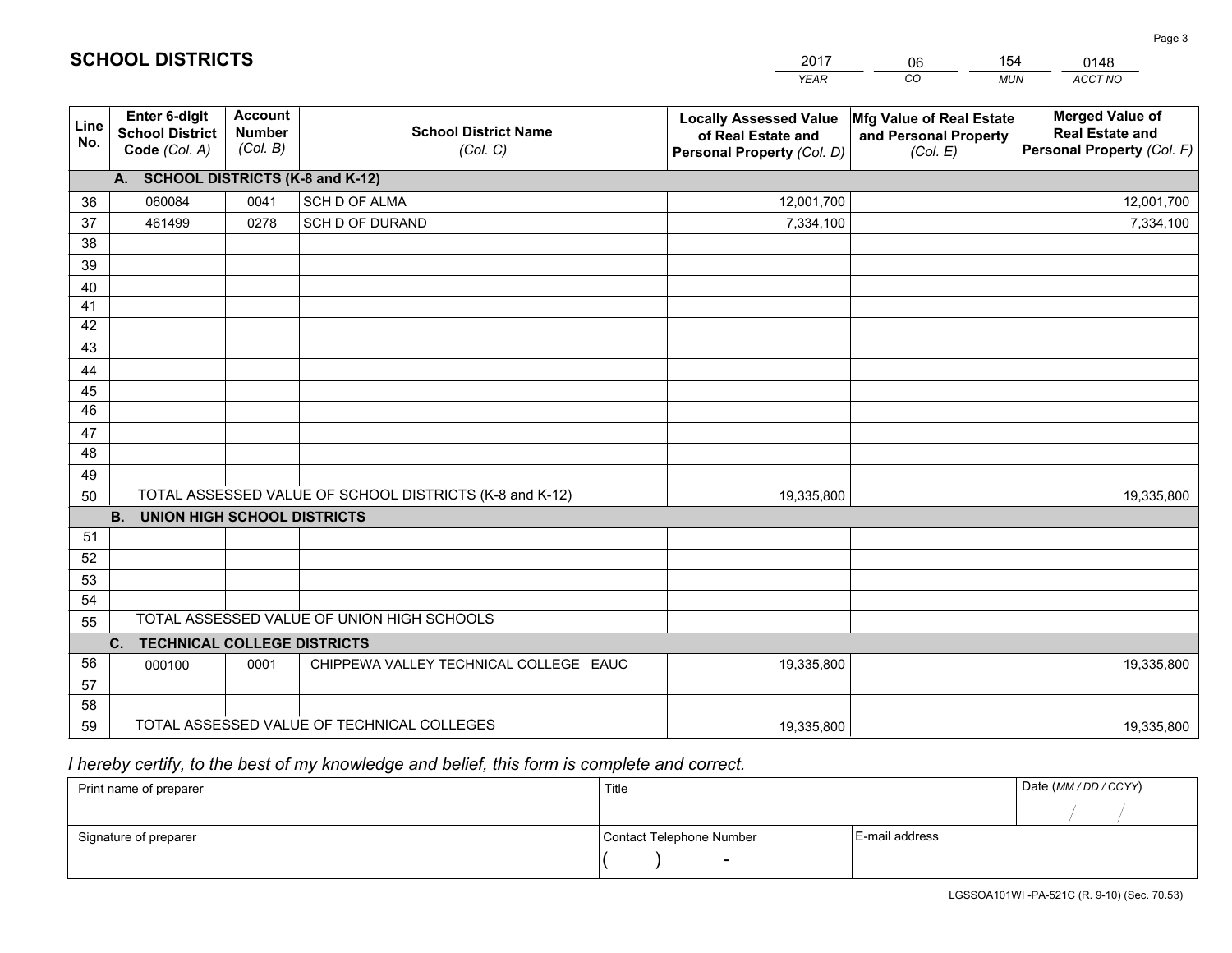# SCHOOL DISTRICTS

| 2017 | 06 | 154 | 0148 |
|---|---|---|---|
| *YEAR* | *CO* | *MUN* | *ACCT NO* |

| Line No. | Enter 6-digit School District Code *(Col. A)* | Account Number *(Col. B)* | School District Name *(Col. C)* | Locally Assessed Value of Real Estate and Personal Property *(Col. D)* | Mfg Value of Real Estate and Personal Property *(Col. E)* | Merged Value of Real Estate and Personal Property *(Col. F)* |
|---|---|---|---|---|---|---|
| | **A. SCHOOL DISTRICTS (K-8 and K-12)** | | | | | |
| 36 | 060084 | 0041 | SCH D OF ALMA | 12,001,700 | | 12,001,700 |
| 37 | 461499 | 0278 | SCH D OF DURAND | 7,334,100 | | 7,334,100 |
| 38 | | | | | | |
| 39 | | | | | | |
| 40 | | | | | | |
| 41 | | | | | | |
| 42 | | | | | | |
| 43 | | | | | | |
| 44 | | | | | | |
| 45 | | | | | | |
| 46 | | | | | | |
| 47 | | | | | | |
| 48 | | | | | | |
| 49 | | | | | | |
| 50 | TOTAL ASSESSED VALUE OF SCHOOL DISTRICTS (K-8 and K-12) | | | 19,335,800 | | 19,335,800 |
| | **B. UNION HIGH SCHOOL DISTRICTS** | | | | | |
| 51 | | | | | | |
| 52 | | | | | | |
| 53 | | | | | | |
| 54 | | | | | | |
| 55 | TOTAL ASSESSED VALUE OF UNION HIGH SCHOOLS | | | | | |
| | **C. TECHNICAL COLLEGE DISTRICTS** | | | | | |
| 56 | 000100 | 0001 | CHIPPEWA VALLEY TECHNICAL COLLEGE EAUC | 19,335,800 | | 19,335,800 |
| 57 | | | | | | |
| 58 | | | | | | |
| 59 | TOTAL ASSESSED VALUE OF TECHNICAL COLLEGES | | | 19,335,800 | | 19,335,800 |

*I hereby certify, to the best of my knowledge and belief, this form is complete and correct.*

| Print name of preparer | Title | | Date *(MM / DD / CCYY)* |
|---|---|---|---|
| | | | / / |
| Signature of preparer | Contact Telephone Number | E-mail address | |
| | ( ) - | | |

LGSSOA101WI -PA-521C (R. 9-10) (Sec. 70.53)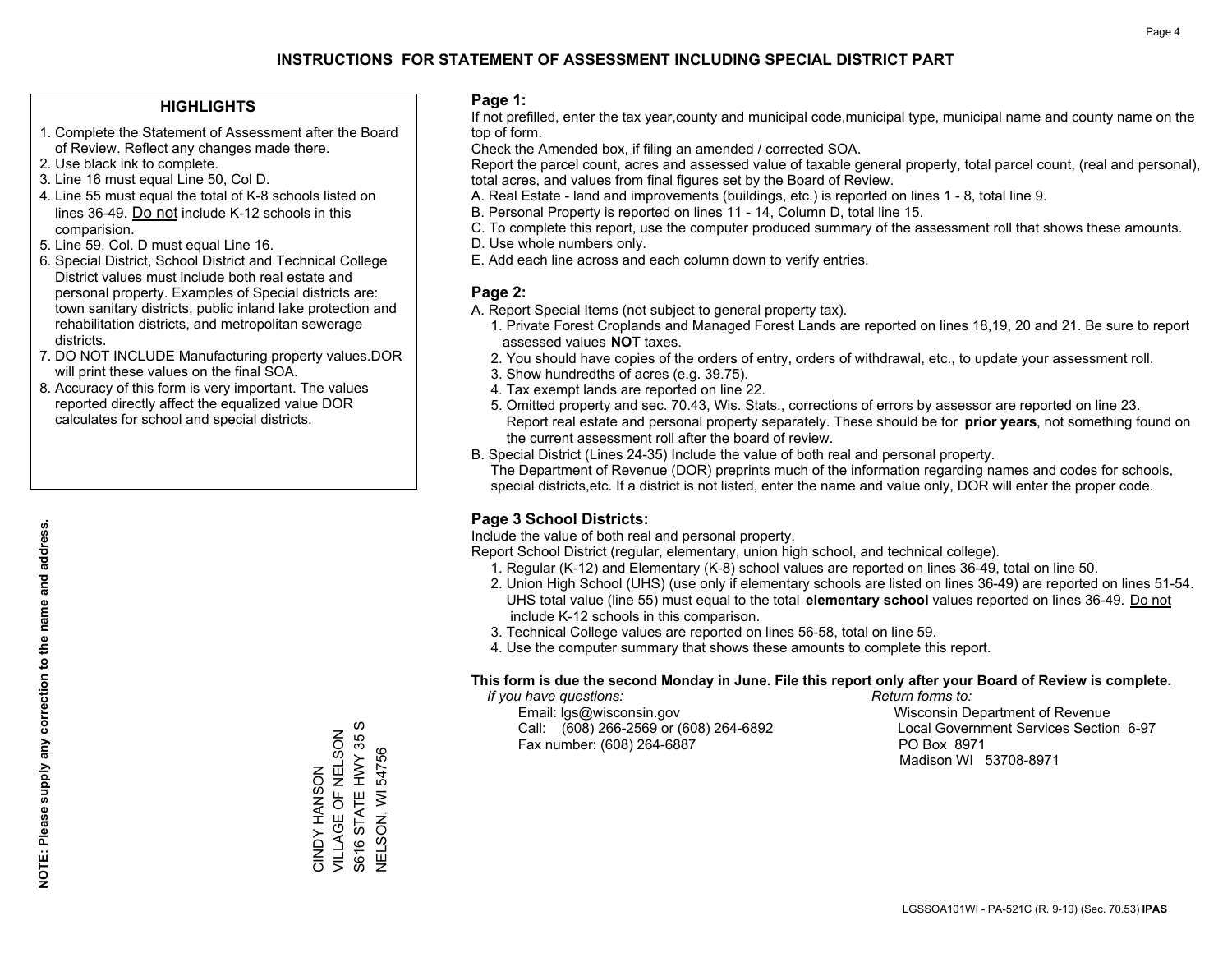# INSTRUCTIONS FOR STATEMENT OF ASSESSMENT INCLUDING SPECIAL DISTRICT PART

## HIGHLIGHTS

1. Complete the Statement of Assessment after the Board of Review. Reflect any changes made there.
2. Use black ink to complete.
3. Line 16 must equal Line 50, Col D.
4. Line 55 must equal the total of K-8 schools listed on lines 36-49. Do not include K-12 schools in this comparision.
5. Line 59, Col. D must equal Line 16.
6. Special District, School District and Technical College District values must include both real estate and personal property. Examples of Special districts are: town sanitary districts, public inland lake protection and rehabilitation districts, and metropolitan sewerage districts.
7. DO NOT INCLUDE Manufacturing property values.DOR will print these values on the final SOA.
8. Accuracy of this form is very important. The values reported directly affect the equalized value DOR calculates for school and special districts.

**NOTE: Please supply any correction to the name and address.**

CINDY HANSON
VILLAGE OF NELSON
S616 STATE HWY 35 S
NELSON, WI 54756

## Page 1:

If not prefilled, enter the tax year,county and municipal code,municipal type, municipal name and county name on the top of form.

Check the Amended box, if filing an amended / corrected SOA.

Report the parcel count, acres and assessed value of taxable general property, total parcel count, (real and personal), total acres, and values from final figures set by the Board of Review.

A. Real Estate - land and improvements (buildings, etc.) is reported on lines 1 - 8, total line 9.
B. Personal Property is reported on lines 11 - 14, Column D, total line 15.
C. To complete this report, use the computer produced summary of the assessment roll that shows these amounts.
D. Use whole numbers only.
E. Add each line across and each column down to verify entries.

## Page 2:

A. Report Special Items (not subject to general property tax).
   1. Private Forest Croplands and Managed Forest Lands are reported on lines 18,19, 20 and 21. Be sure to report assessed values **NOT** taxes.
   2. You should have copies of the orders of entry, orders of withdrawal, etc., to update your assessment roll.
   3. Show hundredths of acres (e.g. 39.75).
   4. Tax exempt lands are reported on line 22.
   5. Omitted property and sec. 70.43, Wis. Stats., corrections of errors by assessor are reported on line 23. Report real estate and personal property separately. These should be for **prior years**, not something found on the current assessment roll after the board of review.
B. Special District (Lines 24-35) Include the value of both real and personal property.
   The Department of Revenue (DOR) preprints much of the information regarding names and codes for schools, special districts,etc. If a district is not listed, enter the name and value only, DOR will enter the proper code.

## Page 3 School Districts:

Include the value of both real and personal property.

Report School District (regular, elementary, union high school, and technical college).

1. Regular (K-12) and Elementary (K-8) school values are reported on lines 36-49, total on line 50.
2. Union High School (UHS) (use only if elementary schools are listed on lines 36-49) are reported on lines 51-54. UHS total value (line 55) must equal to the total **elementary school** values reported on lines 36-49. Do not include K-12 schools in this comparison.
3. Technical College values are reported on lines 56-58, total on line 59.
4. Use the computer summary that shows these amounts to complete this report.

**This form is due the second Monday in June. File this report only after your Board of Review is complete.**

*If you have questions:*
Email: lgs@wisconsin.gov
Call: (608) 266-2569 or (608) 264-6892
Fax number: (608) 264-6887

*Return forms to:*
Wisconsin Department of Revenue
Local Government Services Section 6-97
PO Box 8971
Madison WI 53708-8971

LGSSOA101WI - PA-521C (R. 9-10) (Sec. 70.53) **IPAS**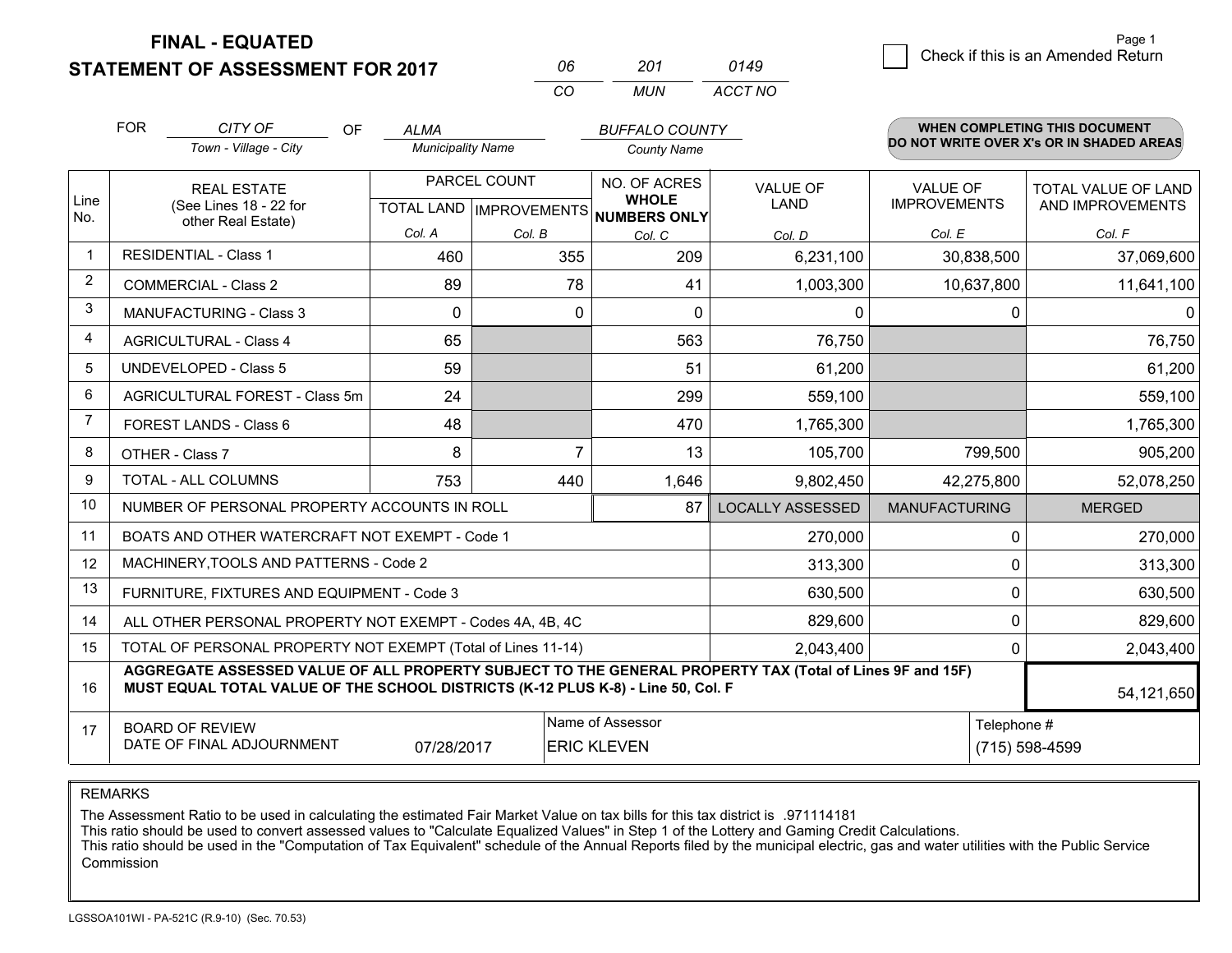**FINAL - EQUATED**

**STATEMENT OF ASSESSMENT FOR 2017**

| 06 | 201 | 0149 |
|---|---|---|
| CO | MUN | ACCT NO |

Page 1

☐ Check if this is an Amended Return

FOR *CITY OF* (Town - Village - City) OF *ALMA* (Municipality Name) *BUFFALO COUNTY* (County Name)

**WHEN COMPLETING THIS DOCUMENT DO NOT WRITE OVER X's OR IN SHADED AREAS**

| Line No. | REAL ESTATE (See Lines 18 - 22 for other Real Estate) | PARCEL COUNT TOTAL LAND Col. A | PARCEL COUNT IMPROVEMENTS Col. B | NO. OF ACRES WHOLE NUMBERS ONLY Col. C | VALUE OF LAND Col. D | VALUE OF IMPROVEMENTS Col. E | TOTAL VALUE OF LAND AND IMPROVEMENTS Col. F |
|---|---|---|---|---|---|---|---|
| 1 | RESIDENTIAL - Class 1 | 460 | 355 | 209 | 6,231,100 | 30,838,500 | 37,069,600 |
| 2 | COMMERCIAL - Class 2 | 89 | 78 | 41 | 1,003,300 | 10,637,800 | 11,641,100 |
| 3 | MANUFACTURING - Class 3 | 0 | 0 | 0 | 0 | 0 | 0 |
| 4 | AGRICULTURAL - Class 4 | 65 | | 563 | 76,750 | | 76,750 |
| 5 | UNDEVELOPED - Class 5 | 59 | | 51 | 61,200 | | 61,200 |
| 6 | AGRICULTURAL FOREST - Class 5m | 24 | | 299 | 559,100 | | 559,100 |
| 7 | FOREST LANDS - Class 6 | 48 | | 470 | 1,765,300 | | 1,765,300 |
| 8 | OTHER - Class 7 | 8 | 7 | 13 | 105,700 | 799,500 | 905,200 |
| 9 | TOTAL - ALL COLUMNS | 753 | 440 | 1,646 | 9,802,450 | 42,275,800 | 52,078,250 |
| 10 | NUMBER OF PERSONAL PROPERTY ACCOUNTS IN ROLL | | | 87 | LOCALLY ASSESSED | MANUFACTURING | MERGED |
| 11 | BOATS AND OTHER WATERCRAFT NOT EXEMPT - Code 1 | | | | 270,000 | 0 | 270,000 |
| 12 | MACHINERY,TOOLS AND PATTERNS - Code 2 | | | | 313,300 | 0 | 313,300 |
| 13 | FURNITURE, FIXTURES AND EQUIPMENT - Code 3 | | | | 630,500 | 0 | 630,500 |
| 14 | ALL OTHER PERSONAL PROPERTY NOT EXEMPT - Codes 4A, 4B, 4C | | | | 829,600 | 0 | 829,600 |
| 15 | TOTAL OF PERSONAL PROPERTY NOT EXEMPT (Total of Lines 11-14) | | | | 2,043,400 | 0 | 2,043,400 |
| 16 | **AGGREGATE ASSESSED VALUE OF ALL PROPERTY SUBJECT TO THE GENERAL PROPERTY TAX (Total of Lines 9F and 15F) MUST EQUAL TOTAL VALUE OF THE SCHOOL DISTRICTS (K-12 PLUS K-8) - Line 50, Col. F** | | | | | | 54,121,650 |
| 17 | BOARD OF REVIEW DATE OF FINAL ADJOURNMENT | 07/28/2017 | Name of Assessor: ERIC KLEVEN | | | Telephone #: (715) 598-4599 | |

REMARKS

The Assessment Ratio to be used in calculating the estimated Fair Market Value on tax bills for this tax district is .971114181

This ratio should be used to convert assessed values to "Calculate Equalized Values" in Step 1 of the Lottery and Gaming Credit Calculations.

This ratio should be used in the "Computation of Tax Equivalent" schedule of the Annual Reports filed by the municipal electric, gas and water utilities with the Public Service Commission

LGSSOA101WI - PA-521C (R.9-10) (Sec. 70.53)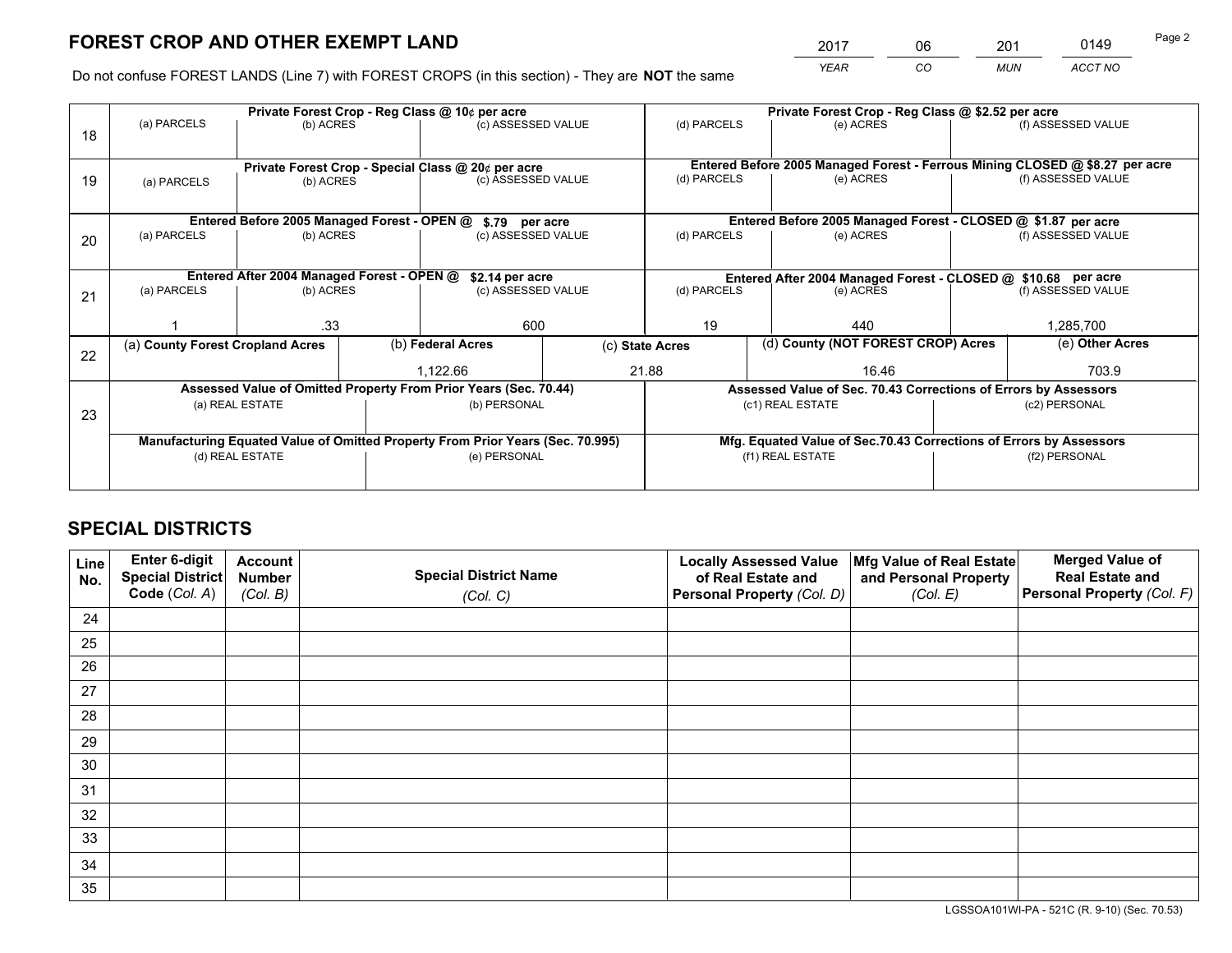# FOREST CROP AND OTHER EXEMPT LAND

| YEAR | CO | MUN | ACCT NO |
|---|---|---|---|
| 2017 | 06 | 201 | 0149 |

Do not confuse FOREST LANDS (Line 7) with FOREST CROPS (in this section) - They are **NOT** the same

| Line | (a) PARCELS | (b) ACRES | (c) ASSESSED VALUE | (d) PARCELS | (e) ACRES | (f) ASSESSED VALUE |
|---|---|---|---|---|---|---|
| 18 | Private Forest Crop - Reg Class @ 10¢ per acre | | | Private Forest Crop - Reg Class @ $2.52 per acre | | |
| | | | | | | |
| 19 | Private Forest Crop - Special Class @ 20¢ per acre | | | Entered Before 2005 Managed Forest - Ferrous Mining CLOSED @ $8.27 per acre | | |
| | | | | | | |
| 20 | Entered Before 2005 Managed Forest - OPEN @ $.79 per acre | | | Entered Before 2005 Managed Forest - CLOSED @ $1.87 per acre | | |
| | | | | | | |
| 21 | Entered After 2004 Managed Forest - OPEN @ $2.14 per acre | | | Entered After 2004 Managed Forest - CLOSED @ $10.68 per acre | | |
| | 1 | .33 | 600 | 19 | 440 | 1,285,700 |

| Line | (a) County Forest Cropland Acres | (b) Federal Acres | (c) State Acres | (d) County (NOT FOREST CROP) Acres | (e) Other Acres |
|---|---|---|---|---|---|
| 22 | | 1,122.66 | 21.88 | 16.46 | 703.9 |

| Line | Assessed Value of Omitted Property From Prior Years (Sec. 70.44) | | Assessed Value of Sec. 70.43 Corrections of Errors by Assessors | |
|---|---|---|---|---|
| 23 | (a) REAL ESTATE | (b) PERSONAL | (c1) REAL ESTATE | (c2) PERSONAL |
| | | | | |
| | **Manufacturing Equated Value of Omitted Property From Prior Years (Sec. 70.995)** | | **Mfg. Equated Value of Sec.70.43 Corrections of Errors by Assessors** | |
| | (d) REAL ESTATE | (e) PERSONAL | (f1) REAL ESTATE | (f2) PERSONAL |
| | | | | |

# SPECIAL DISTRICTS

| Line No. | Enter 6-digit Special District Code (Col. A) | Account Number (Col. B) | Special District Name (Col. C) | Locally Assessed Value of Real Estate and Personal Property (Col. D) | Mfg Value of Real Estate and Personal Property (Col. E) | Merged Value of Real Estate and Personal Property (Col. F) |
|---|---|---|---|---|---|---|
| 24 | | | | | | |
| 25 | | | | | | |
| 26 | | | | | | |
| 27 | | | | | | |
| 28 | | | | | | |
| 29 | | | | | | |
| 30 | | | | | | |
| 31 | | | | | | |
| 32 | | | | | | |
| 33 | | | | | | |
| 34 | | | | | | |
| 35 | | | | | | |

LGSSOA101WI-PA - 521C (R. 9-10) (Sec. 70.53)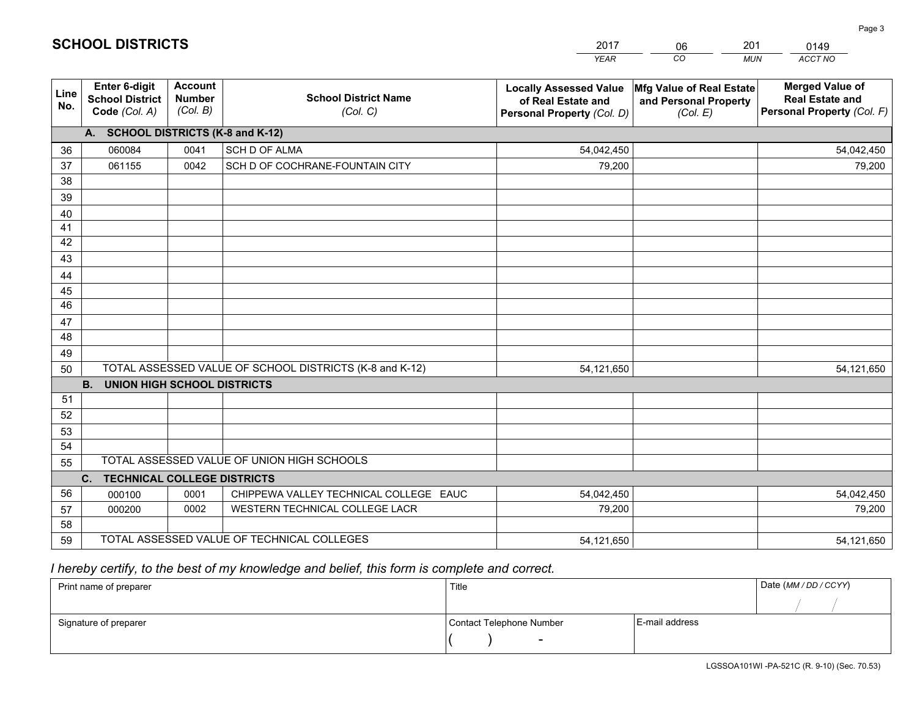## SCHOOL DISTRICTS

| 2017 | 06 | 201 | 0149 |
|---|---|---|---|
| *YEAR* | *CO* | *MUN* | *ACCT NO* |

| Line No. | Enter 6-digit School District Code *(Col. A)* | Account Number *(Col. B)* | School District Name *(Col. C)* | Locally Assessed Value of Real Estate and Personal Property *(Col. D)* | Mfg Value of Real Estate and Personal Property *(Col. E)* | Merged Value of Real Estate and Personal Property *(Col. F)* |
|---|---|---|---|---|---|---|
| | **A. SCHOOL DISTRICTS (K-8 and K-12)** | | | | | |
| 36 | 060084 | 0041 | SCH D OF ALMA | 54,042,450 | | 54,042,450 |
| 37 | 061155 | 0042 | SCH D OF COCHRANE-FOUNTAIN CITY | 79,200 | | 79,200 |
| 38 | | | | | | |
| 39 | | | | | | |
| 40 | | | | | | |
| 41 | | | | | | |
| 42 | | | | | | |
| 43 | | | | | | |
| 44 | | | | | | |
| 45 | | | | | | |
| 46 | | | | | | |
| 47 | | | | | | |
| 48 | | | | | | |
| 49 | | | | | | |
| 50 | TOTAL ASSESSED VALUE OF SCHOOL DISTRICTS (K-8 and K-12) | | | 54,121,650 | | 54,121,650 |
| | **B. UNION HIGH SCHOOL DISTRICTS** | | | | | |
| 51 | | | | | | |
| 52 | | | | | | |
| 53 | | | | | | |
| 54 | | | | | | |
| 55 | TOTAL ASSESSED VALUE OF UNION HIGH SCHOOLS | | | | | |
| | **C. TECHNICAL COLLEGE DISTRICTS** | | | | | |
| 56 | 000100 | 0001 | CHIPPEWA VALLEY TECHNICAL COLLEGE EAUC | 54,042,450 | | 54,042,450 |
| 57 | 000200 | 0002 | WESTERN TECHNICAL COLLEGE LACR | 79,200 | | 79,200 |
| 58 | | | | | | |
| 59 | TOTAL ASSESSED VALUE OF TECHNICAL COLLEGES | | | 54,121,650 | | 54,121,650 |

*I hereby certify, to the best of my knowledge and belief, this form is complete and correct.*

| Print name of preparer | Title | | Date *(MM / DD / CCYY)* |
|---|---|---|---|
| | | | / / |
| Signature of preparer | Contact Telephone Number | E-mail address | |
| | ( ) - | | |

LGSSOA101WI -PA-521C (R. 9-10) (Sec. 70.53)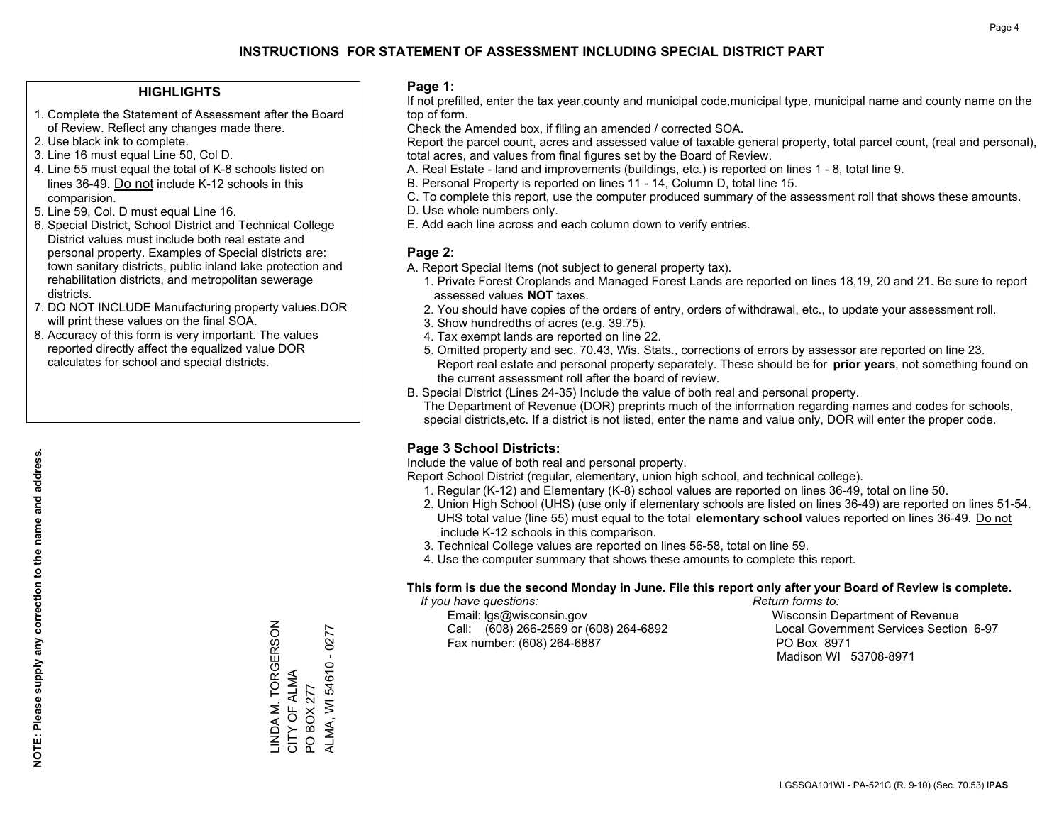# INSTRUCTIONS FOR STATEMENT OF ASSESSMENT INCLUDING SPECIAL DISTRICT PART

## HIGHLIGHTS

1. Complete the Statement of Assessment after the Board of Review. Reflect any changes made there.
2. Use black ink to complete.
3. Line 16 must equal Line 50, Col D.
4. Line 55 must equal the total of K-8 schools listed on lines 36-49. Do not include K-12 schools in this comparision.
5. Line 59, Col. D must equal Line 16.
6. Special District, School District and Technical College District values must include both real estate and personal property. Examples of Special districts are: town sanitary districts, public inland lake protection and rehabilitation districts, and metropolitan sewerage districts.
7. DO NOT INCLUDE Manufacturing property values.DOR will print these values on the final SOA.
8. Accuracy of this form is very important. The values reported directly affect the equalized value DOR calculates for school and special districts.

**NOTE: Please supply any correction to the name and address.**

LINDA M. TORGERSON
CITY OF ALMA
PO BOX 277
ALMA, WI 54610 - 0277

## Page 1:

If not prefilled, enter the tax year,county and municipal code,municipal type, municipal name and county name on the top of form.

Check the Amended box, if filing an amended / corrected SOA.

Report the parcel count, acres and assessed value of taxable general property, total parcel count, (real and personal), total acres, and values from final figures set by the Board of Review.

A. Real Estate - land and improvements (buildings, etc.) is reported on lines 1 - 8, total line 9.
B. Personal Property is reported on lines 11 - 14, Column D, total line 15.
C. To complete this report, use the computer produced summary of the assessment roll that shows these amounts.
D. Use whole numbers only.
E. Add each line across and each column down to verify entries.

## Page 2:

A. Report Special Items (not subject to general property tax).
   1. Private Forest Croplands and Managed Forest Lands are reported on lines 18,19, 20 and 21. Be sure to report assessed values **NOT** taxes.
   2. You should have copies of the orders of entry, orders of withdrawal, etc., to update your assessment roll.
   3. Show hundredths of acres (e.g. 39.75).
   4. Tax exempt lands are reported on line 22.
   5. Omitted property and sec. 70.43, Wis. Stats., corrections of errors by assessor are reported on line 23. Report real estate and personal property separately. These should be for **prior years**, not something found on the current assessment roll after the board of review.
B. Special District (Lines 24-35) Include the value of both real and personal property.
   The Department of Revenue (DOR) preprints much of the information regarding names and codes for schools, special districts,etc. If a district is not listed, enter the name and value only, DOR will enter the proper code.

## Page 3 School Districts:

Include the value of both real and personal property.

Report School District (regular, elementary, union high school, and technical college).

1. Regular (K-12) and Elementary (K-8) school values are reported on lines 36-49, total on line 50.
2. Union High School (UHS) (use only if elementary schools are listed on lines 36-49) are reported on lines 51-54. UHS total value (line 55) must equal to the total **elementary school** values reported on lines 36-49. Do not include K-12 schools in this comparison.
3. Technical College values are reported on lines 56-58, total on line 59.
4. Use the computer summary that shows these amounts to complete this report.

**This form is due the second Monday in June. File this report only after your Board of Review is complete.**

*If you have questions:*
Email: lgs@wisconsin.gov
Call: (608) 266-2569 or (608) 264-6892
Fax number: (608) 264-6887

*Return forms to:*
Wisconsin Department of Revenue
Local Government Services Section 6-97
PO Box 8971
Madison WI 53708-8971

LGSSOA101WI - PA-521C (R. 9-10) (Sec. 70.53) **IPAS**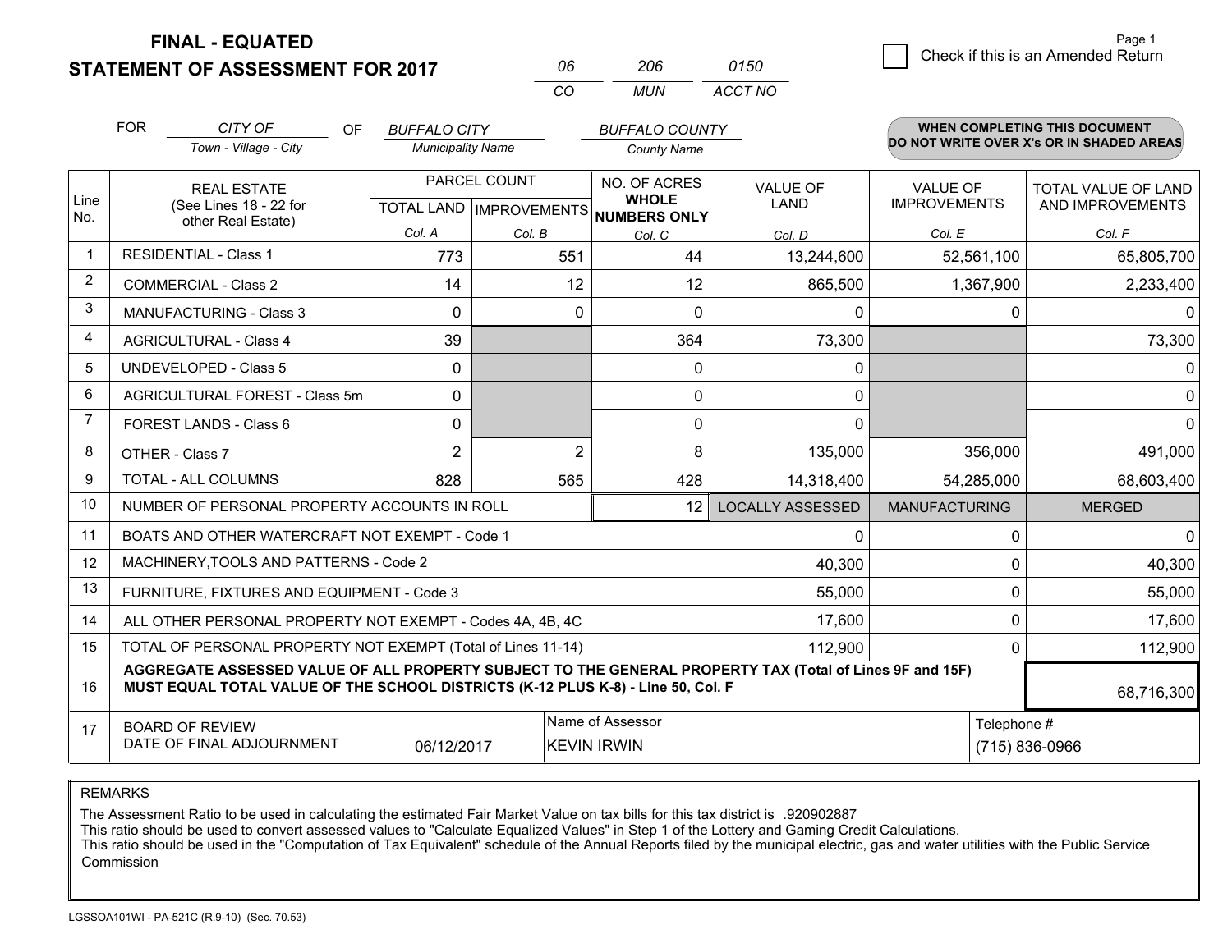# FINAL - EQUATED
## STATEMENT OF ASSESSMENT FOR 2017

| 06 | 206 | 0150 |
|---|---|---|
| CO | MUN | ACCT NO |

Page 1

☐ Check if this is an Amended Return

FOR *CITY OF* (Town - Village - City) OF *BUFFALO CITY* (Municipality Name) *BUFFALO COUNTY* (County Name)

**WHEN COMPLETING THIS DOCUMENT DO NOT WRITE OVER X's OR IN SHADED AREAS**

| Line No. | REAL ESTATE (See Lines 18 - 22 for other Real Estate) | PARCEL COUNT TOTAL LAND Col. A | PARCEL COUNT IMPROVEMENTS Col. B | NO. OF ACRES WHOLE NUMBERS ONLY Col. C | VALUE OF LAND Col. D | VALUE OF IMPROVEMENTS Col. E | TOTAL VALUE OF LAND AND IMPROVEMENTS Col. F |
|---|---|---|---|---|---|---|---|
| 1 | RESIDENTIAL - Class 1 | 773 | 551 | 44 | 13,244,600 | 52,561,100 | 65,805,700 |
| 2 | COMMERCIAL - Class 2 | 14 | 12 | 12 | 865,500 | 1,367,900 | 2,233,400 |
| 3 | MANUFACTURING - Class 3 | 0 | 0 | 0 | 0 | 0 | 0 |
| 4 | AGRICULTURAL - Class 4 | 39 | | 364 | 73,300 | | 73,300 |
| 5 | UNDEVELOPED - Class 5 | 0 | | 0 | 0 | | 0 |
| 6 | AGRICULTURAL FOREST - Class 5m | 0 | | 0 | 0 | | 0 |
| 7 | FOREST LANDS - Class 6 | 0 | | 0 | 0 | | 0 |
| 8 | OTHER - Class 7 | 2 | 2 | 8 | 135,000 | 356,000 | 491,000 |
| 9 | TOTAL - ALL COLUMNS | 828 | 565 | 428 | 14,318,400 | 54,285,000 | 68,603,400 |
| 10 | NUMBER OF PERSONAL PROPERTY ACCOUNTS IN ROLL | | | 12 | LOCALLY ASSESSED | MANUFACTURING | MERGED |
| 11 | BOATS AND OTHER WATERCRAFT NOT EXEMPT - Code 1 | | | | 0 | 0 | 0 |
| 12 | MACHINERY,TOOLS AND PATTERNS - Code 2 | | | | 40,300 | 0 | 40,300 |
| 13 | FURNITURE, FIXTURES AND EQUIPMENT - Code 3 | | | | 55,000 | 0 | 55,000 |
| 14 | ALL OTHER PERSONAL PROPERTY NOT EXEMPT - Codes 4A, 4B, 4C | | | | 17,600 | 0 | 17,600 |
| 15 | TOTAL OF PERSONAL PROPERTY NOT EXEMPT (Total of Lines 11-14) | | | | 112,900 | 0 | 112,900 |
| 16 | **AGGREGATE ASSESSED VALUE OF ALL PROPERTY SUBJECT TO THE GENERAL PROPERTY TAX (Total of Lines 9F and 15F) MUST EQUAL TOTAL VALUE OF THE SCHOOL DISTRICTS (K-12 PLUS K-8) - Line 50, Col. F** | | | | | | 68,716,300 |
| 17 | BOARD OF REVIEW DATE OF FINAL ADJOURNMENT | 06/12/2017 | Name of Assessor | KEVIN IRWIN | | Telephone # | (715) 836-0966 |

REMARKS

The Assessment Ratio to be used in calculating the estimated Fair Market Value on tax bills for this tax district is .920902887
This ratio should be used to convert assessed values to "Calculate Equalized Values" in Step 1 of the Lottery and Gaming Credit Calculations.
This ratio should be used in the "Computation of Tax Equivalent" schedule of the Annual Reports filed by the municipal electric, gas and water utilities with the Public Service Commission

LGSSOA101WI - PA-521C (R.9-10) (Sec. 70.53)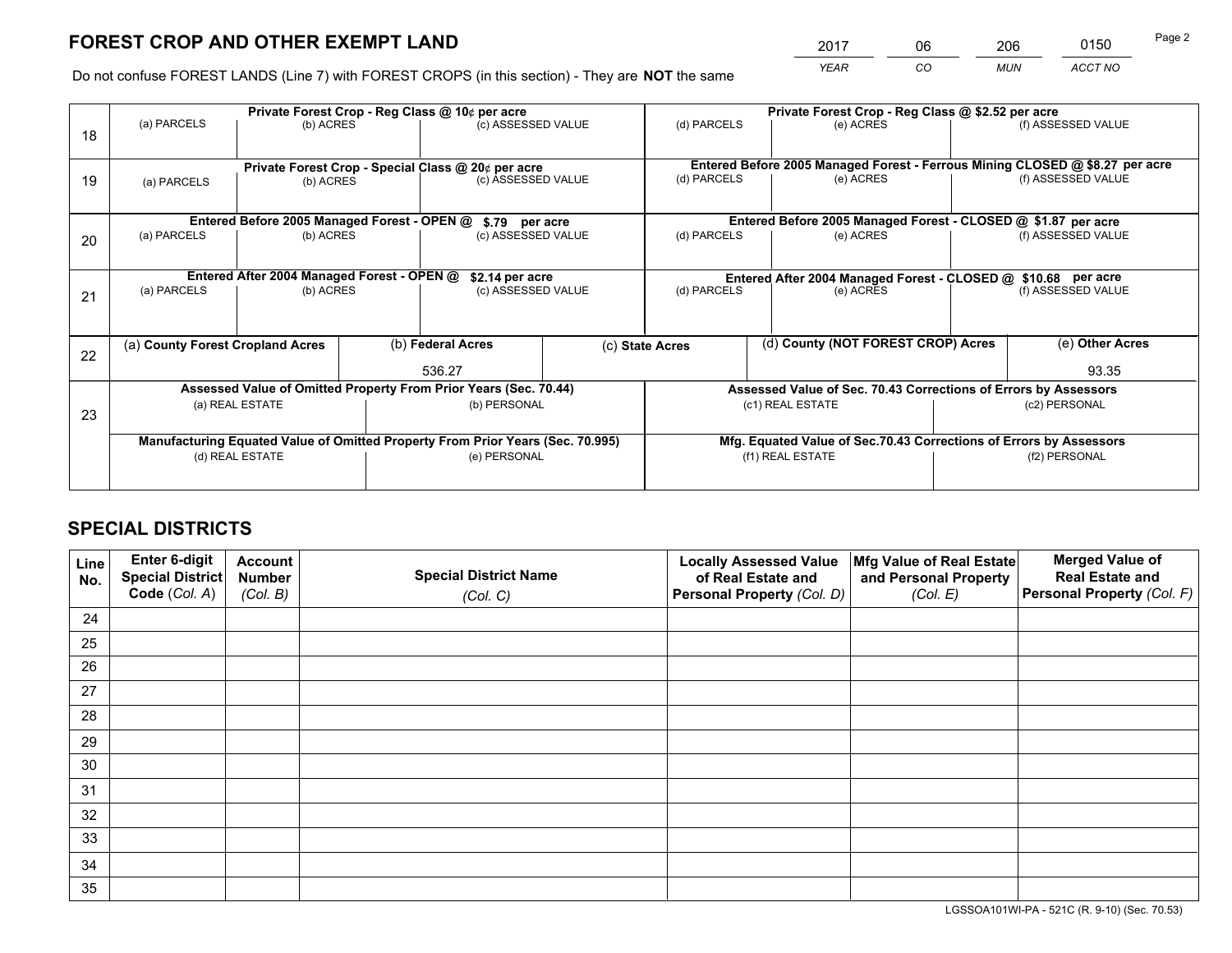# FOREST CROP AND OTHER EXEMPT LAND

| 2017 | 06 | 206 | 0150 |
|---|---|---|---|
| *YEAR* | *CO* | *MUN* | *ACCT NO* |

Do not confuse FOREST LANDS (Line 7) with FOREST CROPS (in this section) - They are **NOT** the same

| | Private Forest Crop - Reg Class @ 10¢ per acre | | | Private Forest Crop - Reg Class @ $2.52 per acre | | |
|---|---|---|---|---|---|---|
| 18 | (a) PARCELS | (b) ACRES | (c) ASSESSED VALUE | (d) PARCELS | (e) ACRES | (f) ASSESSED VALUE |
| | | | | | | |
| | **Private Forest Crop - Special Class @ 20¢ per acre** | | | **Entered Before 2005 Managed Forest - Ferrous Mining CLOSED @ $8.27 per acre** | | |
| 19 | (a) PARCELS | (b) ACRES | (c) ASSESSED VALUE | (d) PARCELS | (e) ACRES | (f) ASSESSED VALUE |
| | | | | | | |
| | **Entered Before 2005 Managed Forest - OPEN @ $.79 per acre** | | | **Entered Before 2005 Managed Forest - CLOSED @ $1.87 per acre** | | |
| 20 | (a) PARCELS | (b) ACRES | (c) ASSESSED VALUE | (d) PARCELS | (e) ACRES | (f) ASSESSED VALUE |
| | | | | | | |
| | **Entered After 2004 Managed Forest - OPEN @ $2.14 per acre** | | | **Entered After 2004 Managed Forest - CLOSED @ $10.68 per acre** | | |
| 21 | (a) PARCELS | (b) ACRES | (c) ASSESSED VALUE | (d) PARCELS | (e) ACRES | (f) ASSESSED VALUE |
| | | | | | | |

| | (a) County Forest Cropland Acres | (b) Federal Acres | (c) State Acres | (d) County (NOT FOREST CROP) Acres | (e) Other Acres |
|---|---|---|---|---|---|
| 22 | | 536.27 | | | 93.35 |

| | Assessed Value of Omitted Property From Prior Years (Sec. 70.44) | | Assessed Value of Sec. 70.43 Corrections of Errors by Assessors | |
|---|---|---|---|---|
| 23 | (a) REAL ESTATE | (b) PERSONAL | (c1) REAL ESTATE | (c2) PERSONAL |
| | | | | |
| | **Manufacturing Equated Value of Omitted Property From Prior Years (Sec. 70.995)** | | **Mfg. Equated Value of Sec.70.43 Corrections of Errors by Assessors** | |
| | (d) REAL ESTATE | (e) PERSONAL | (f1) REAL ESTATE | (f2) PERSONAL |
| | | | | |

# SPECIAL DISTRICTS

| Line No. | Enter 6-digit Special District Code (*Col. A*) | Account Number (*Col. B*) | Special District Name (*Col. C*) | Locally Assessed Value of Real Estate and Personal Property (*Col. D*) | Mfg Value of Real Estate and Personal Property (*Col. E*) | Merged Value of Real Estate and Personal Property (*Col. F*) |
|---|---|---|---|---|---|---|
| 24 | | | | | | |
| 25 | | | | | | |
| 26 | | | | | | |
| 27 | | | | | | |
| 28 | | | | | | |
| 29 | | | | | | |
| 30 | | | | | | |
| 31 | | | | | | |
| 32 | | | | | | |
| 33 | | | | | | |
| 34 | | | | | | |
| 35 | | | | | | |

LGSSOA101WI-PA - 521C (R. 9-10) (Sec. 70.53)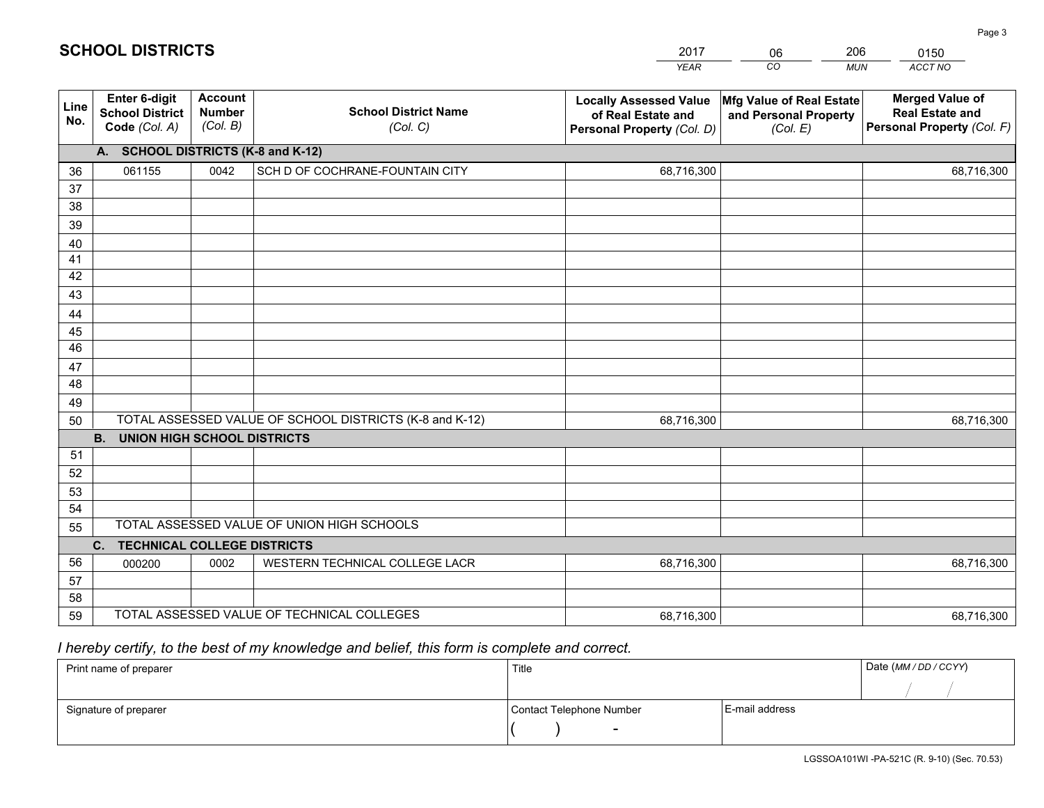# SCHOOL DISTRICTS

| 2017 | 06 | 206 | 0150 |
|---|---|---|---|
| *YEAR* | *CO* | *MUN* | *ACCT NO* |

| Line No. | Enter 6-digit School District Code *(Col. A)* | Account Number *(Col. B)* | School District Name *(Col. C)* | Locally Assessed Value of Real Estate and Personal Property *(Col. D)* | Mfg Value of Real Estate and Personal Property *(Col. E)* | Merged Value of Real Estate and Personal Property *(Col. F)* |
|---|---|---|---|---|---|---|
| | **A. SCHOOL DISTRICTS (K-8 and K-12)** | | | | | |
| 36 | 061155 | 0042 | SCH D OF COCHRANE-FOUNTAIN CITY | 68,716,300 | | 68,716,300 |
| 37 | | | | | | |
| 38 | | | | | | |
| 39 | | | | | | |
| 40 | | | | | | |
| 41 | | | | | | |
| 42 | | | | | | |
| 43 | | | | | | |
| 44 | | | | | | |
| 45 | | | | | | |
| 46 | | | | | | |
| 47 | | | | | | |
| 48 | | | | | | |
| 49 | | | | | | |
| 50 | TOTAL ASSESSED VALUE OF SCHOOL DISTRICTS (K-8 and K-12) | | | 68,716,300 | | 68,716,300 |
| | **B. UNION HIGH SCHOOL DISTRICTS** | | | | | |
| 51 | | | | | | |
| 52 | | | | | | |
| 53 | | | | | | |
| 54 | | | | | | |
| 55 | TOTAL ASSESSED VALUE OF UNION HIGH SCHOOLS | | | | | |
| | **C. TECHNICAL COLLEGE DISTRICTS** | | | | | |
| 56 | 000200 | 0002 | WESTERN TECHNICAL COLLEGE LACR | 68,716,300 | | 68,716,300 |
| 57 | | | | | | |
| 58 | | | | | | |
| 59 | TOTAL ASSESSED VALUE OF TECHNICAL COLLEGES | | | 68,716,300 | | 68,716,300 |

*I hereby certify, to the best of my knowledge and belief, this form is complete and correct.*

| Print name of preparer | Title | | Date *(MM / DD / CCYY)* |
|---|---|---|---|
| | | | / / |
| Signature of preparer | Contact Telephone Number | E-mail address | |
| | ( ) - | | |

LGSSOA101WI -PA-521C (R. 9-10) (Sec. 70.53)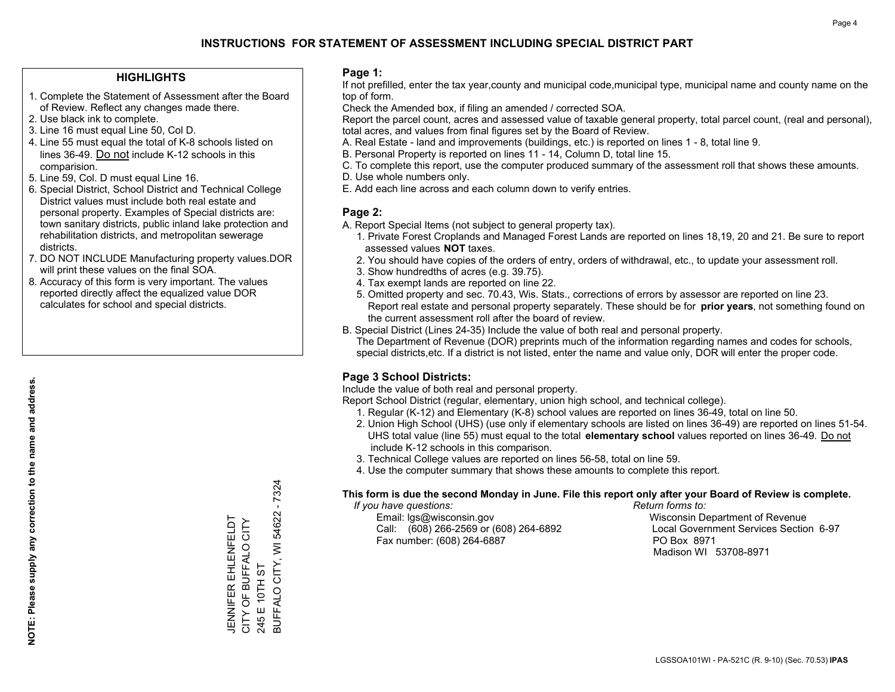# INSTRUCTIONS FOR STATEMENT OF ASSESSMENT INCLUDING SPECIAL DISTRICT PART

## HIGHLIGHTS

1. Complete the Statement of Assessment after the Board of Review. Reflect any changes made there.
2. Use black ink to complete.
3. Line 16 must equal Line 50, Col D.
4. Line 55 must equal the total of K-8 schools listed on lines 36-49. Do not include K-12 schools in this comparision.
5. Line 59, Col. D must equal Line 16.
6. Special District, School District and Technical College District values must include both real estate and personal property. Examples of Special districts are: town sanitary districts, public inland lake protection and rehabilitation districts, and metropolitan sewerage districts.
7. DO NOT INCLUDE Manufacturing property values.DOR will print these values on the final SOA.
8. Accuracy of this form is very important. The values reported directly affect the equalized value DOR calculates for school and special districts.

**NOTE: Please supply any correction to the name and address.**

JENNIFER EHLENFELDT
CITY OF BUFFALO CITY
245 E 10TH ST
BUFFALO CITY, WI 54622 - 7324

## Page 1:

If not prefilled, enter the tax year,county and municipal code,municipal type, municipal name and county name on the top of form.

Check the Amended box, if filing an amended / corrected SOA.

Report the parcel count, acres and assessed value of taxable general property, total parcel count, (real and personal), total acres, and values from final figures set by the Board of Review.

A. Real Estate - land and improvements (buildings, etc.) is reported on lines 1 - 8, total line 9.
B. Personal Property is reported on lines 11 - 14, Column D, total line 15.
C. To complete this report, use the computer produced summary of the assessment roll that shows these amounts.
D. Use whole numbers only.
E. Add each line across and each column down to verify entries.

## Page 2:

A. Report Special Items (not subject to general property tax).
   1. Private Forest Croplands and Managed Forest Lands are reported on lines 18,19, 20 and 21. Be sure to report assessed values **NOT** taxes.
   2. You should have copies of the orders of entry, orders of withdrawal, etc., to update your assessment roll.
   3. Show hundredths of acres (e.g. 39.75).
   4. Tax exempt lands are reported on line 22.
   5. Omitted property and sec. 70.43, Wis. Stats., corrections of errors by assessor are reported on line 23. Report real estate and personal property separately. These should be for **prior years**, not something found on the current assessment roll after the board of review.

B. Special District (Lines 24-35) Include the value of both real and personal property.
   The Department of Revenue (DOR) preprints much of the information regarding names and codes for schools, special districts,etc. If a district is not listed, enter the name and value only, DOR will enter the proper code.

## Page 3 School Districts:

Include the value of both real and personal property.

Report School District (regular, elementary, union high school, and technical college).

1. Regular (K-12) and Elementary (K-8) school values are reported on lines 36-49, total on line 50.
2. Union High School (UHS) (use only if elementary schools are listed on lines 36-49) are reported on lines 51-54. UHS total value (line 55) must equal to the total **elementary school** values reported on lines 36-49. Do not include K-12 schools in this comparison.
3. Technical College values are reported on lines 56-58, total on line 59.
4. Use the computer summary that shows these amounts to complete this report.

**This form is due the second Monday in June. File this report only after your Board of Review is complete.**

*If you have questions:*
Email: lgs@wisconsin.gov
Call: (608) 266-2569 or (608) 264-6892
Fax number: (608) 264-6887

*Return forms to:*
Wisconsin Department of Revenue
Local Government Services Section 6-97
PO Box 8971
Madison WI 53708-8971

LGSSOA101WI - PA-521C (R. 9-10) (Sec. 70.53) **IPAS**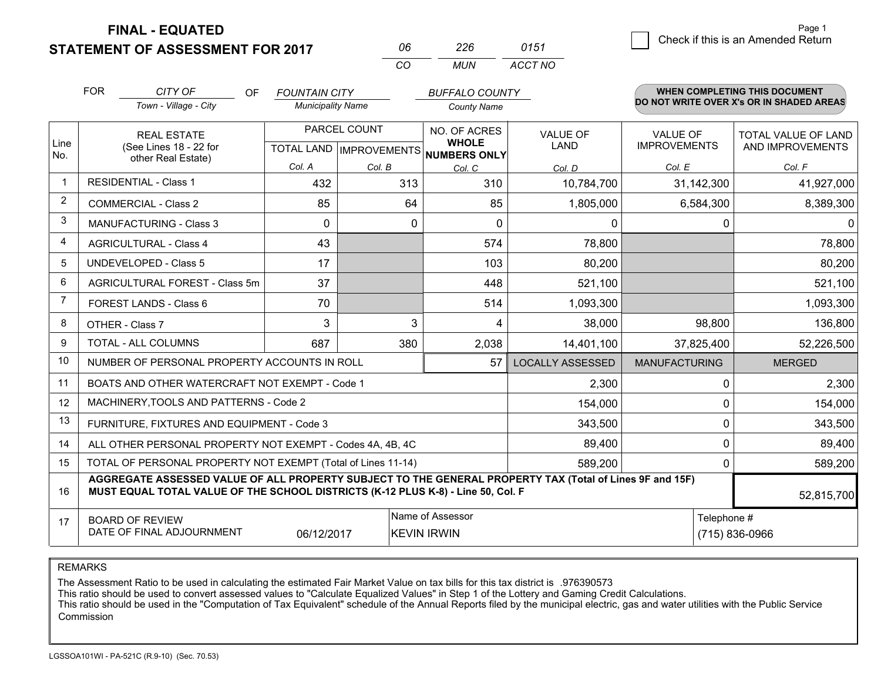**FINAL - EQUATED**
**STATEMENT OF ASSESSMENT FOR 2017**

| 06 | 226 | 0151 |
|---|---|---|
| CO | MUN | ACCT NO |

☐ Check if this is an Amended Return

Page 1

FOR *CITY OF* (Town - Village - City) OF *FOUNTAIN CITY* (Municipality Name) *BUFFALO COUNTY* (County Name)

**WHEN COMPLETING THIS DOCUMENT DO NOT WRITE OVER X's OR IN SHADED AREAS**

| Line No. | REAL ESTATE (See Lines 18 - 22 for other Real Estate) | PARCEL COUNT TOTAL LAND Col. A | PARCEL COUNT IMPROVEMENTS Col. B | NO. OF ACRES WHOLE NUMBERS ONLY Col. C | VALUE OF LAND Col. D | VALUE OF IMPROVEMENTS Col. E | TOTAL VALUE OF LAND AND IMPROVEMENTS Col. F |
|---|---|---|---|---|---|---|---|
| 1 | RESIDENTIAL - Class 1 | 432 | 313 | 310 | 10,784,700 | 31,142,300 | 41,927,000 |
| 2 | COMMERCIAL - Class 2 | 85 | 64 | 85 | 1,805,000 | 6,584,300 | 8,389,300 |
| 3 | MANUFACTURING - Class 3 | 0 | 0 | 0 | 0 | 0 | 0 |
| 4 | AGRICULTURAL - Class 4 | 43 | | 574 | 78,800 | | 78,800 |
| 5 | UNDEVELOPED - Class 5 | 17 | | 103 | 80,200 | | 80,200 |
| 6 | AGRICULTURAL FOREST - Class 5m | 37 | | 448 | 521,100 | | 521,100 |
| 7 | FOREST LANDS - Class 6 | 70 | | 514 | 1,093,300 | | 1,093,300 |
| 8 | OTHER - Class 7 | 3 | 3 | 4 | 38,000 | 98,800 | 136,800 |
| 9 | TOTAL - ALL COLUMNS | 687 | 380 | 2,038 | 14,401,100 | 37,825,400 | 52,226,500 |
| 10 | NUMBER OF PERSONAL PROPERTY ACCOUNTS IN ROLL | | | 57 | LOCALLY ASSESSED | MANUFACTURING | MERGED |
| 11 | BOATS AND OTHER WATERCRAFT NOT EXEMPT - Code 1 | | | | 2,300 | 0 | 2,300 |
| 12 | MACHINERY,TOOLS AND PATTERNS - Code 2 | | | | 154,000 | 0 | 154,000 |
| 13 | FURNITURE, FIXTURES AND EQUIPMENT - Code 3 | | | | 343,500 | 0 | 343,500 |
| 14 | ALL OTHER PERSONAL PROPERTY NOT EXEMPT - Codes 4A, 4B, 4C | | | | 89,400 | 0 | 89,400 |
| 15 | TOTAL OF PERSONAL PROPERTY NOT EXEMPT (Total of Lines 11-14) | | | | 589,200 | 0 | 589,200 |
| 16 | **AGGREGATE ASSESSED VALUE OF ALL PROPERTY SUBJECT TO THE GENERAL PROPERTY TAX (Total of Lines 9F and 15F) MUST EQUAL TOTAL VALUE OF THE SCHOOL DISTRICTS (K-12 PLUS K-8) - Line 50, Col. F** | | | | | | 52,815,700 |
| 17 | BOARD OF REVIEW DATE OF FINAL ADJOURNMENT | 06/12/2017 | Name of Assessor: KEVIN IRWIN | | | Telephone #: (715) 836-0966 | |

REMARKS

The Assessment Ratio to be used in calculating the estimated Fair Market Value on tax bills for this tax district is .976390573
This ratio should be used to convert assessed values to "Calculate Equalized Values" in Step 1 of the Lottery and Gaming Credit Calculations.
This ratio should be used in the "Computation of Tax Equivalent" schedule of the Annual Reports filed by the municipal electric, gas and water utilities with the Public Service Commission

LGSSOA101WI - PA-521C (R.9-10) (Sec. 70.53)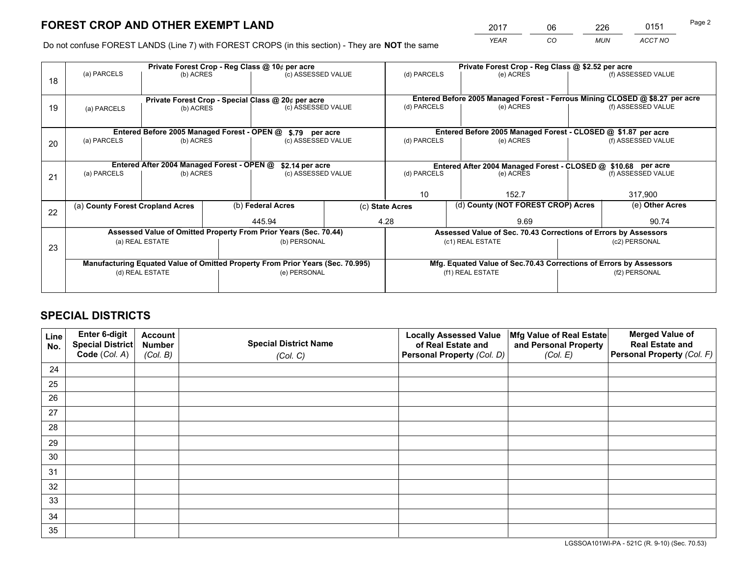# FOREST CROP AND OTHER EXEMPT LAND

| 2017 | 06 | 226 | 0151 |
|---|---|---|---|
| *YEAR* | *CO* | *MUN* | *ACCT NO* |

Do not confuse FOREST LANDS (Line 7) with FOREST CROPS (in this section) - They are **NOT** the same

| Line | | | | | | |
|---|---|---|---|---|---|---|
| 18 | **Private Forest Crop - Reg Class @ 10¢ per acre** | | | **Private Forest Crop - Reg Class @ $2.52 per acre** | | |
| | (a) PARCELS | (b) ACRES | (c) ASSESSED VALUE | (d) PARCELS | (e) ACRES | (f) ASSESSED VALUE |
| | | | | | | |
| 19 | **Private Forest Crop - Special Class @ 20¢ per acre** | | | **Entered Before 2005 Managed Forest - Ferrous Mining CLOSED @ $8.27 per acre** | | |
| | (a) PARCELS | (b) ACRES | (c) ASSESSED VALUE | (d) PARCELS | (e) ACRES | (f) ASSESSED VALUE |
| | | | | | | |
| 20 | **Entered Before 2005 Managed Forest - OPEN @ $.79 per acre** | | | **Entered Before 2005 Managed Forest - CLOSED @ $1.87 per acre** | | |
| | (a) PARCELS | (b) ACRES | (c) ASSESSED VALUE | (d) PARCELS | (e) ACRES | (f) ASSESSED VALUE |
| | | | | | | |
| 21 | **Entered After 2004 Managed Forest - OPEN @ $2.14 per acre** | | | **Entered After 2004 Managed Forest - CLOSED @ $10.68 per acre** | | |
| | (a) PARCELS | (b) ACRES | (c) ASSESSED VALUE | (d) PARCELS | (e) ACRES | (f) ASSESSED VALUE |
| | | | | 10 | 152.7 | 317,900 |

| Line | (a) County Forest Cropland Acres | (b) Federal Acres | (c) State Acres | (d) County (NOT FOREST CROP) Acres | (e) Other Acres |
|---|---|---|---|---|---|
| 22 | | 445.94 | 4.28 | 9.69 | 90.74 |

| Line | **Assessed Value of Omitted Property From Prior Years (Sec. 70.44)** | | **Assessed Value of Sec. 70.43 Corrections of Errors by Assessors** | |
|---|---|---|---|---|
| 23 | (a) REAL ESTATE | (b) PERSONAL | (c1) REAL ESTATE | (c2) PERSONAL |
| | | | | |
| | **Manufacturing Equated Value of Omitted Property From Prior Years (Sec. 70.995)** | | **Mfg. Equated Value of Sec.70.43 Corrections of Errors by Assessors** | |
| | (d) REAL ESTATE | (e) PERSONAL | (f1) REAL ESTATE | (f2) PERSONAL |
| | | | | |

# SPECIAL DISTRICTS

| Line No. | Enter 6-digit Special District Code (Col. A) | Account Number (Col. B) | Special District Name (Col. C) | Locally Assessed Value of Real Estate and Personal Property (Col. D) | Mfg Value of Real Estate and Personal Property (Col. E) | Merged Value of Real Estate and Personal Property (Col. F) |
|---|---|---|---|---|---|---|
| 24 | | | | | | |
| 25 | | | | | | |
| 26 | | | | | | |
| 27 | | | | | | |
| 28 | | | | | | |
| 29 | | | | | | |
| 30 | | | | | | |
| 31 | | | | | | |
| 32 | | | | | | |
| 33 | | | | | | |
| 34 | | | | | | |
| 35 | | | | | | |

LGSSOA101WI-PA - 521C (R. 9-10) (Sec. 70.53)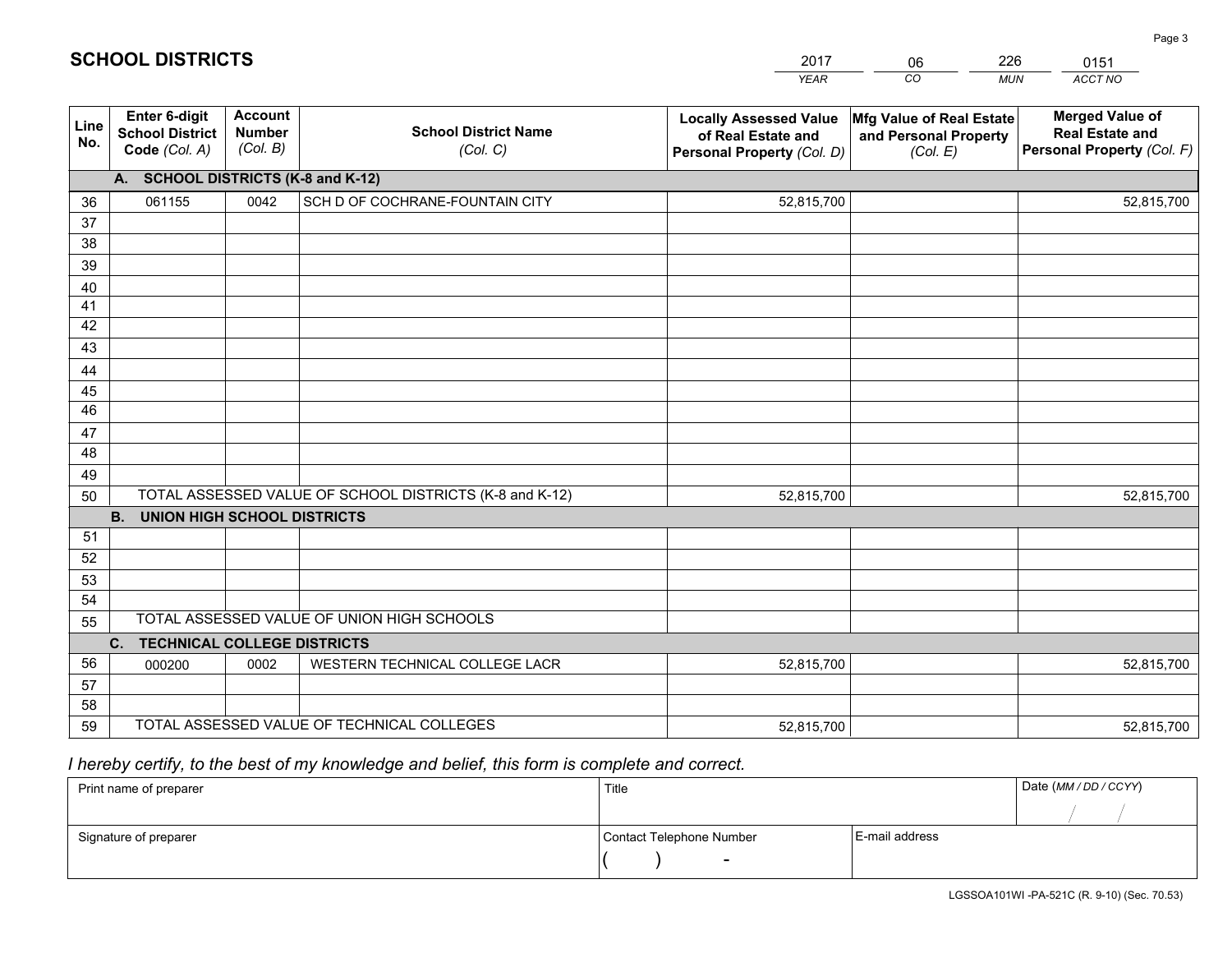# SCHOOL DISTRICTS

| 2017 | 06 | 226 | 0151 |
|---|---|---|---|
| *YEAR* | *CO* | *MUN* | *ACCT NO* |

| Line No. | Enter 6-digit School District Code *(Col. A)* | Account Number *(Col. B)* | School District Name *(Col. C)* | Locally Assessed Value of Real Estate and Personal Property *(Col. D)* | Mfg Value of Real Estate and Personal Property *(Col. E)* | Merged Value of Real Estate and Personal Property *(Col. F)* |
|---|---|---|---|---|---|---|
| **A.** | **SCHOOL DISTRICTS (K-8 and K-12)** | | | | | |
| 36 | 061155 | 0042 | SCH D OF COCHRANE-FOUNTAIN CITY | 52,815,700 | | 52,815,700 |
| 37 | | | | | | |
| 38 | | | | | | |
| 39 | | | | | | |
| 40 | | | | | | |
| 41 | | | | | | |
| 42 | | | | | | |
| 43 | | | | | | |
| 44 | | | | | | |
| 45 | | | | | | |
| 46 | | | | | | |
| 47 | | | | | | |
| 48 | | | | | | |
| 49 | | | | | | |
| 50 | TOTAL ASSESSED VALUE OF SCHOOL DISTRICTS (K-8 and K-12) | | | 52,815,700 | | 52,815,700 |
| **B.** | **UNION HIGH SCHOOL DISTRICTS** | | | | | |
| 51 | | | | | | |
| 52 | | | | | | |
| 53 | | | | | | |
| 54 | | | | | | |
| 55 | TOTAL ASSESSED VALUE OF UNION HIGH SCHOOLS | | | | | |
| **C.** | **TECHNICAL COLLEGE DISTRICTS** | | | | | |
| 56 | 000200 | 0002 | WESTERN TECHNICAL COLLEGE LACR | 52,815,700 | | 52,815,700 |
| 57 | | | | | | |
| 58 | | | | | | |
| 59 | TOTAL ASSESSED VALUE OF TECHNICAL COLLEGES | | | 52,815,700 | | 52,815,700 |

*I hereby certify, to the best of my knowledge and belief, this form is complete and correct.*

| Print name of preparer | Title | | Date *(MM / DD / CCYY)* |
|---|---|---|---|
| | | | / / |
| Signature of preparer | Contact Telephone Number | E-mail address | |
| | ( ) - | | |

LGSSOA101WI -PA-521C (R. 9-10) (Sec. 70.53)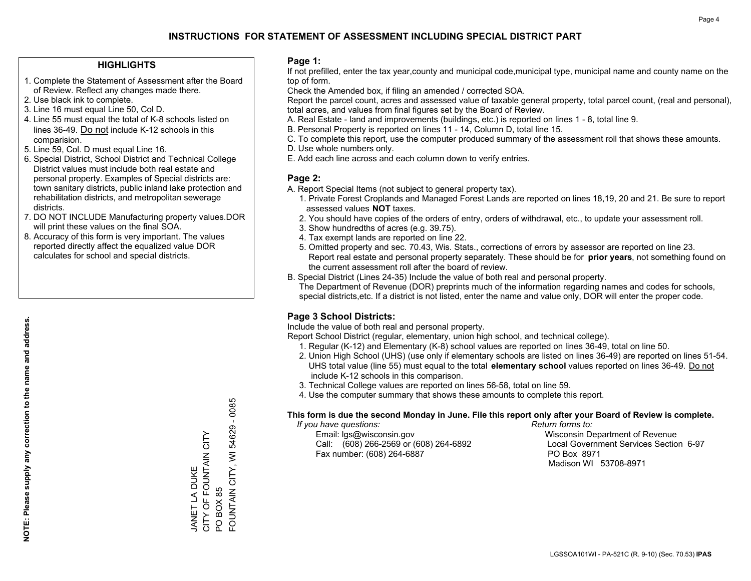# INSTRUCTIONS FOR STATEMENT OF ASSESSMENT INCLUDING SPECIAL DISTRICT PART

### HIGHLIGHTS

1. Complete the Statement of Assessment after the Board of Review. Reflect any changes made there.
2. Use black ink to complete.
3. Line 16 must equal Line 50, Col D.
4. Line 55 must equal the total of K-8 schools listed on lines 36-49. Do not include K-12 schools in this comparision.
5. Line 59, Col. D must equal Line 16.
6. Special District, School District and Technical College District values must include both real estate and personal property. Examples of Special districts are: town sanitary districts, public inland lake protection and rehabilitation districts, and metropolitan sewerage districts.
7. DO NOT INCLUDE Manufacturing property values.DOR will print these values on the final SOA.
8. Accuracy of this form is very important. The values reported directly affect the equalized value DOR calculates for school and special districts.

**NOTE: Please supply any correction to the name and address.**

JANET LA DUKE
CITY OF FOUNTAIN CITY
PO BOX 85
FOUNTAIN CITY, WI 54629 - 0085

### Page 1:

If not prefilled, enter the tax year,county and municipal code,municipal type, municipal name and county name on the top of form.

Check the Amended box, if filing an amended / corrected SOA.

Report the parcel count, acres and assessed value of taxable general property, total parcel count, (real and personal), total acres, and values from final figures set by the Board of Review.

A. Real Estate - land and improvements (buildings, etc.) is reported on lines 1 - 8, total line 9.
B. Personal Property is reported on lines 11 - 14, Column D, total line 15.
C. To complete this report, use the computer produced summary of the assessment roll that shows these amounts.
D. Use whole numbers only.
E. Add each line across and each column down to verify entries.

### Page 2:

A. Report Special Items (not subject to general property tax).
   1. Private Forest Croplands and Managed Forest Lands are reported on lines 18,19, 20 and 21. Be sure to report assessed values **NOT** taxes.
   2. You should have copies of the orders of entry, orders of withdrawal, etc., to update your assessment roll.
   3. Show hundredths of acres (e.g. 39.75).
   4. Tax exempt lands are reported on line 22.
   5. Omitted property and sec. 70.43, Wis. Stats., corrections of errors by assessor are reported on line 23. Report real estate and personal property separately. These should be for **prior years**, not something found on the current assessment roll after the board of review.
B. Special District (Lines 24-35) Include the value of both real and personal property.
   The Department of Revenue (DOR) preprints much of the information regarding names and codes for schools, special districts,etc. If a district is not listed, enter the name and value only, DOR will enter the proper code.

### Page 3 School Districts:

Include the value of both real and personal property.

Report School District (regular, elementary, union high school, and technical college).

1. Regular (K-12) and Elementary (K-8) school values are reported on lines 36-49, total on line 50.
2. Union High School (UHS) (use only if elementary schools are listed on lines 36-49) are reported on lines 51-54. UHS total value (line 55) must equal to the total **elementary school** values reported on lines 36-49. Do not include K-12 schools in this comparison.
3. Technical College values are reported on lines 56-58, total on line 59.
4. Use the computer summary that shows these amounts to complete this report.

**This form is due the second Monday in June. File this report only after your Board of Review is complete.**

*If you have questions:*
Email: lgs@wisconsin.gov
Call: (608) 266-2569 or (608) 264-6892
Fax number: (608) 264-6887

*Return forms to:*
Wisconsin Department of Revenue
Local Government Services Section 6-97
PO Box 8971
Madison WI 53708-8971

LGSSOA101WI - PA-521C (R. 9-10) (Sec. 70.53) **IPAS**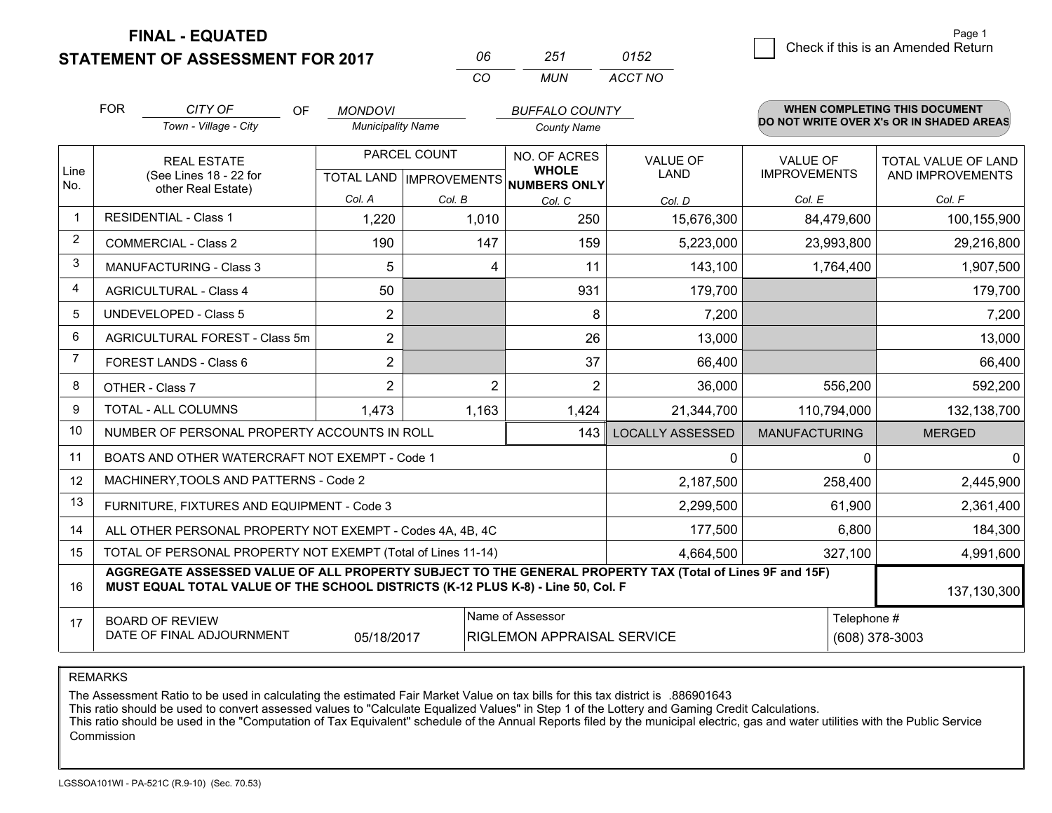# FINAL - EQUATED
# STATEMENT OF ASSESSMENT FOR 2017

| 06 | 251 | 0152 |
|---|---|---|
| CO | MUN | ACCT NO |

Page 1

☐ Check if this is an Amended Return

FOR *CITY OF* (Town - Village - City) OF *MONDOVI* (Municipality Name) *BUFFALO COUNTY* (County Name)

**WHEN COMPLETING THIS DOCUMENT DO NOT WRITE OVER X's OR IN SHADED AREAS**

| Line No. | REAL ESTATE (See Lines 18 - 22 for other Real Estate) | PARCEL COUNT TOTAL LAND Col. A | PARCEL COUNT IMPROVEMENTS Col. B | NO. OF ACRES WHOLE NUMBERS ONLY Col. C | VALUE OF LAND Col. D | VALUE OF IMPROVEMENTS Col. E | TOTAL VALUE OF LAND AND IMPROVEMENTS Col. F |
|---|---|---|---|---|---|---|---|
| 1 | RESIDENTIAL - Class 1 | 1,220 | 1,010 | 250 | 15,676,300 | 84,479,600 | 100,155,900 |
| 2 | COMMERCIAL - Class 2 | 190 | 147 | 159 | 5,223,000 | 23,993,800 | 29,216,800 |
| 3 | MANUFACTURING - Class 3 | 5 | 4 | 11 | 143,100 | 1,764,400 | 1,907,500 |
| 4 | AGRICULTURAL - Class 4 | 50 | | 931 | 179,700 | | 179,700 |
| 5 | UNDEVELOPED - Class 5 | 2 | | 8 | 7,200 | | 7,200 |
| 6 | AGRICULTURAL FOREST - Class 5m | 2 | | 26 | 13,000 | | 13,000 |
| 7 | FOREST LANDS - Class 6 | 2 | | 37 | 66,400 | | 66,400 |
| 8 | OTHER - Class 7 | 2 | 2 | 2 | 36,000 | 556,200 | 592,200 |
| 9 | TOTAL - ALL COLUMNS | 1,473 | 1,163 | 1,424 | 21,344,700 | 110,794,000 | 132,138,700 |
| 10 | NUMBER OF PERSONAL PROPERTY ACCOUNTS IN ROLL | | | 143 | LOCALLY ASSESSED | MANUFACTURING | MERGED |
| 11 | BOATS AND OTHER WATERCRAFT NOT EXEMPT - Code 1 | | | | 0 | 0 | 0 |
| 12 | MACHINERY,TOOLS AND PATTERNS - Code 2 | | | | 2,187,500 | 258,400 | 2,445,900 |
| 13 | FURNITURE, FIXTURES AND EQUIPMENT - Code 3 | | | | 2,299,500 | 61,900 | 2,361,400 |
| 14 | ALL OTHER PERSONAL PROPERTY NOT EXEMPT - Codes 4A, 4B, 4C | | | | 177,500 | 6,800 | 184,300 |
| 15 | TOTAL OF PERSONAL PROPERTY NOT EXEMPT (Total of Lines 11-14) | | | | 4,664,500 | 327,100 | 4,991,600 |
| 16 | **AGGREGATE ASSESSED VALUE OF ALL PROPERTY SUBJECT TO THE GENERAL PROPERTY TAX (Total of Lines 9F and 15F) MUST EQUAL TOTAL VALUE OF THE SCHOOL DISTRICTS (K-12 PLUS K-8) - Line 50, Col. F** | | | | | | 137,130,300 |
| 17 | BOARD OF REVIEW DATE OF FINAL ADJOURNMENT | 05/18/2017 | | Name of Assessor: RIGLEMON APPRAISAL SERVICE | | | Telephone #: (608) 378-3003 |

REMARKS

The Assessment Ratio to be used in calculating the estimated Fair Market Value on tax bills for this tax district is .886901643
This ratio should be used to convert assessed values to "Calculate Equalized Values" in Step 1 of the Lottery and Gaming Credit Calculations.
This ratio should be used in the "Computation of Tax Equivalent" schedule of the Annual Reports filed by the municipal electric, gas and water utilities with the Public Service Commission

LGSSOA101WI - PA-521C (R.9-10) (Sec. 70.53)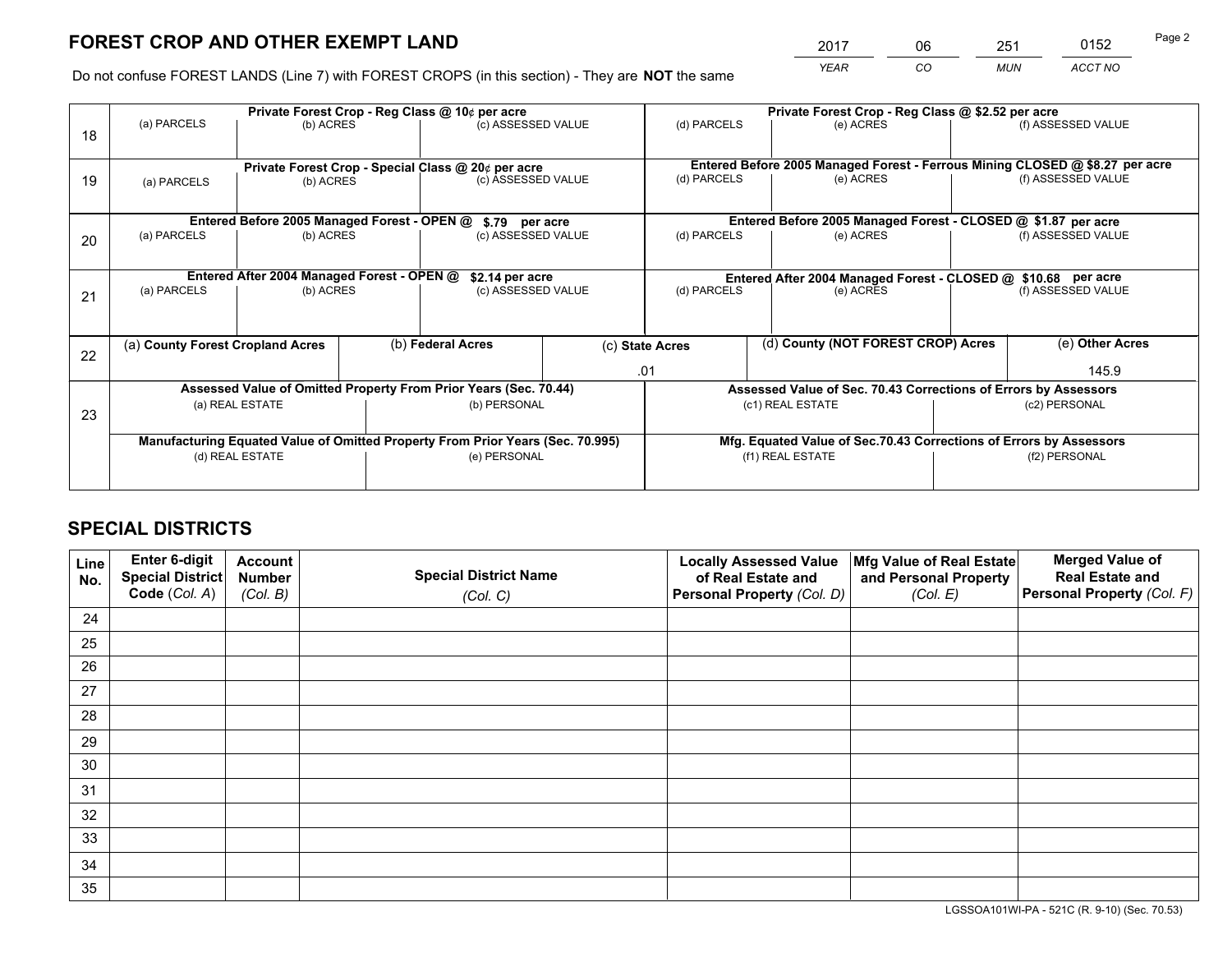# FOREST CROP AND OTHER EXEMPT LAND

| 2017 | 06 | 251 | 0152 |
|---|---|---|---|
| *YEAR* | *CO* | *MUN* | *ACCT NO* |

Do not confuse FOREST LANDS (Line 7) with FOREST CROPS (in this section) - They are **NOT** the same

| Line | Private Forest Crop - Reg Class @ 10¢ per acre | | | Private Forest Crop - Reg Class @ $2.52 per acre | | |
|---|---|---|---|---|---|---|
| | (a) PARCELS | (b) ACRES | (c) ASSESSED VALUE | (d) PARCELS | (e) ACRES | (f) ASSESSED VALUE |
| 18 | | | | | | |
| | **Private Forest Crop - Special Class @ 20¢ per acre** | | | **Entered Before 2005 Managed Forest - Ferrous Mining CLOSED @ $8.27 per acre** | | |
| 19 | (a) PARCELS | (b) ACRES | (c) ASSESSED VALUE | (d) PARCELS | (e) ACRES | (f) ASSESSED VALUE |
| | **Entered Before 2005 Managed Forest - OPEN @ $.79 per acre** | | | **Entered Before 2005 Managed Forest - CLOSED @ $1.87 per acre** | | |
| 20 | (a) PARCELS | (b) ACRES | (c) ASSESSED VALUE | (d) PARCELS | (e) ACRES | (f) ASSESSED VALUE |
| | **Entered After 2004 Managed Forest - OPEN @ $2.14 per acre** | | | **Entered After 2004 Managed Forest - CLOSED @ $10.68 per acre** | | |
| 21 | (a) PARCELS | (b) ACRES | (c) ASSESSED VALUE | (d) PARCELS | (e) ACRES | (f) ASSESSED VALUE |

| Line | (a) County Forest Cropland Acres | (b) Federal Acres | (c) State Acres | (d) County (NOT FOREST CROP) Acres | (e) Other Acres |
|---|---|---|---|---|---|
| 22 | | | .01 | | 145.9 |

| Line | Assessed Value of Omitted Property From Prior Years (Sec. 70.44) | | Assessed Value of Sec. 70.43 Corrections of Errors by Assessors | |
|---|---|---|---|---|
| 23 | (a) REAL ESTATE | (b) PERSONAL | (c1) REAL ESTATE | (c2) PERSONAL |
| | | | | |
| | **Manufacturing Equated Value of Omitted Property From Prior Years (Sec. 70.995)** | | **Mfg. Equated Value of Sec.70.43 Corrections of Errors by Assessors** | |
| | (d) REAL ESTATE | (e) PERSONAL | (f1) REAL ESTATE | (f2) PERSONAL |
| | | | | |

# SPECIAL DISTRICTS

| Line No. | Enter 6-digit Special District Code (*Col. A*) | Account Number (*Col. B*) | Special District Name (*Col. C*) | Locally Assessed Value of Real Estate and Personal Property (*Col. D*) | Mfg Value of Real Estate and Personal Property (*Col. E*) | Merged Value of Real Estate and Personal Property (*Col. F*) |
|---|---|---|---|---|---|---|
| 24 | | | | | | |
| 25 | | | | | | |
| 26 | | | | | | |
| 27 | | | | | | |
| 28 | | | | | | |
| 29 | | | | | | |
| 30 | | | | | | |
| 31 | | | | | | |
| 32 | | | | | | |
| 33 | | | | | | |
| 34 | | | | | | |
| 35 | | | | | | |

LGSSOA101WI-PA - 521C (R. 9-10) (Sec. 70.53)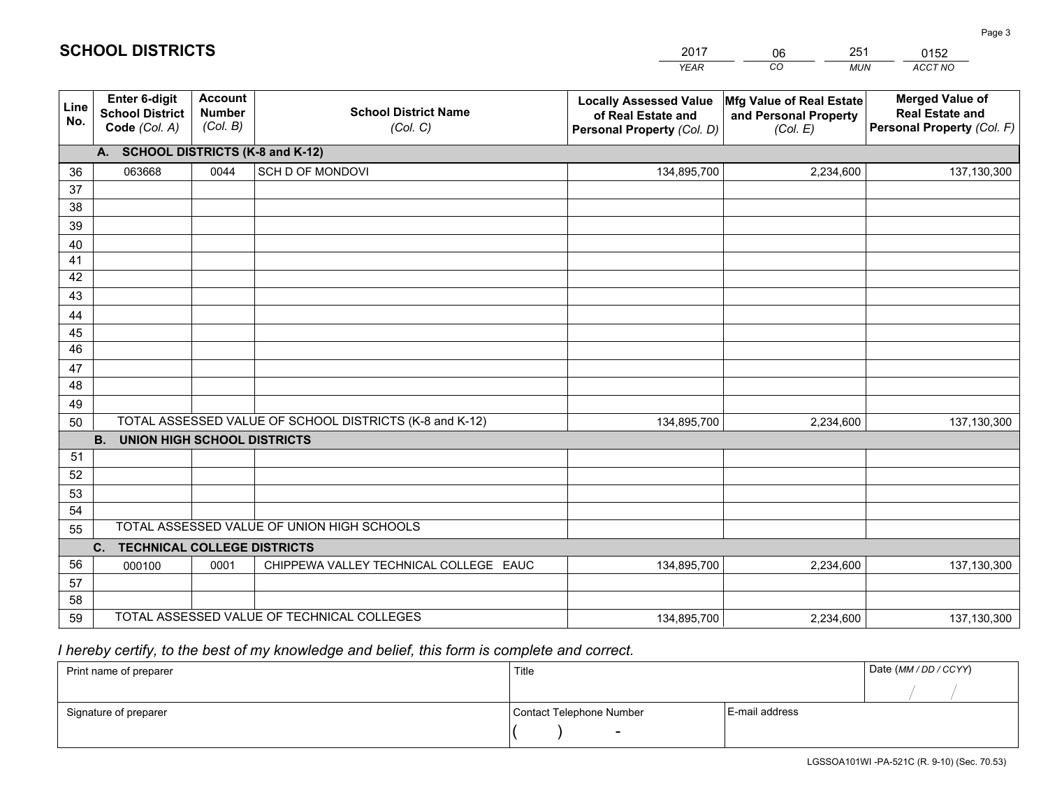# SCHOOL DISTRICTS

| 2017 | 06 | 251 | 0152 |
|---|---|---|---|
| *YEAR* | *CO* | *MUN* | *ACCT NO* |

| Line No. | Enter 6-digit School District Code *(Col. A)* | Account Number *(Col. B)* | School District Name *(Col. C)* | Locally Assessed Value of Real Estate and Personal Property *(Col. D)* | Mfg Value of Real Estate and Personal Property *(Col. E)* | Merged Value of Real Estate and Personal Property *(Col. F)* |
|---|---|---|---|---|---|---|
| **A. SCHOOL DISTRICTS (K-8 and K-12)** | | | | | | |
| 36 | 063668 | 0044 | SCH D OF MONDOVI | 134,895,700 | 2,234,600 | 137,130,300 |
| 37 | | | | | | |
| 38 | | | | | | |
| 39 | | | | | | |
| 40 | | | | | | |
| 41 | | | | | | |
| 42 | | | | | | |
| 43 | | | | | | |
| 44 | | | | | | |
| 45 | | | | | | |
| 46 | | | | | | |
| 47 | | | | | | |
| 48 | | | | | | |
| 49 | | | | | | |
| 50 | TOTAL ASSESSED VALUE OF SCHOOL DISTRICTS (K-8 and K-12) | | | 134,895,700 | 2,234,600 | 137,130,300 |
| **B. UNION HIGH SCHOOL DISTRICTS** | | | | | | |
| 51 | | | | | | |
| 52 | | | | | | |
| 53 | | | | | | |
| 54 | | | | | | |
| 55 | TOTAL ASSESSED VALUE OF UNION HIGH SCHOOLS | | | | | |
| **C. TECHNICAL COLLEGE DISTRICTS** | | | | | | |
| 56 | 000100 | 0001 | CHIPPEWA VALLEY TECHNICAL COLLEGE EAUC | 134,895,700 | 2,234,600 | 137,130,300 |
| 57 | | | | | | |
| 58 | | | | | | |
| 59 | TOTAL ASSESSED VALUE OF TECHNICAL COLLEGES | | | 134,895,700 | 2,234,600 | 137,130,300 |

*I hereby certify, to the best of my knowledge and belief, this form is complete and correct.*

| Print name of preparer | Title | | Date *(MM / DD / CCYY)* |
|---|---|---|---|
| | | | / / |
| Signature of preparer | Contact Telephone Number | E-mail address | |
| | ( ) - | | |

LGSSOA101WI -PA-521C (R. 9-10) (Sec. 70.53)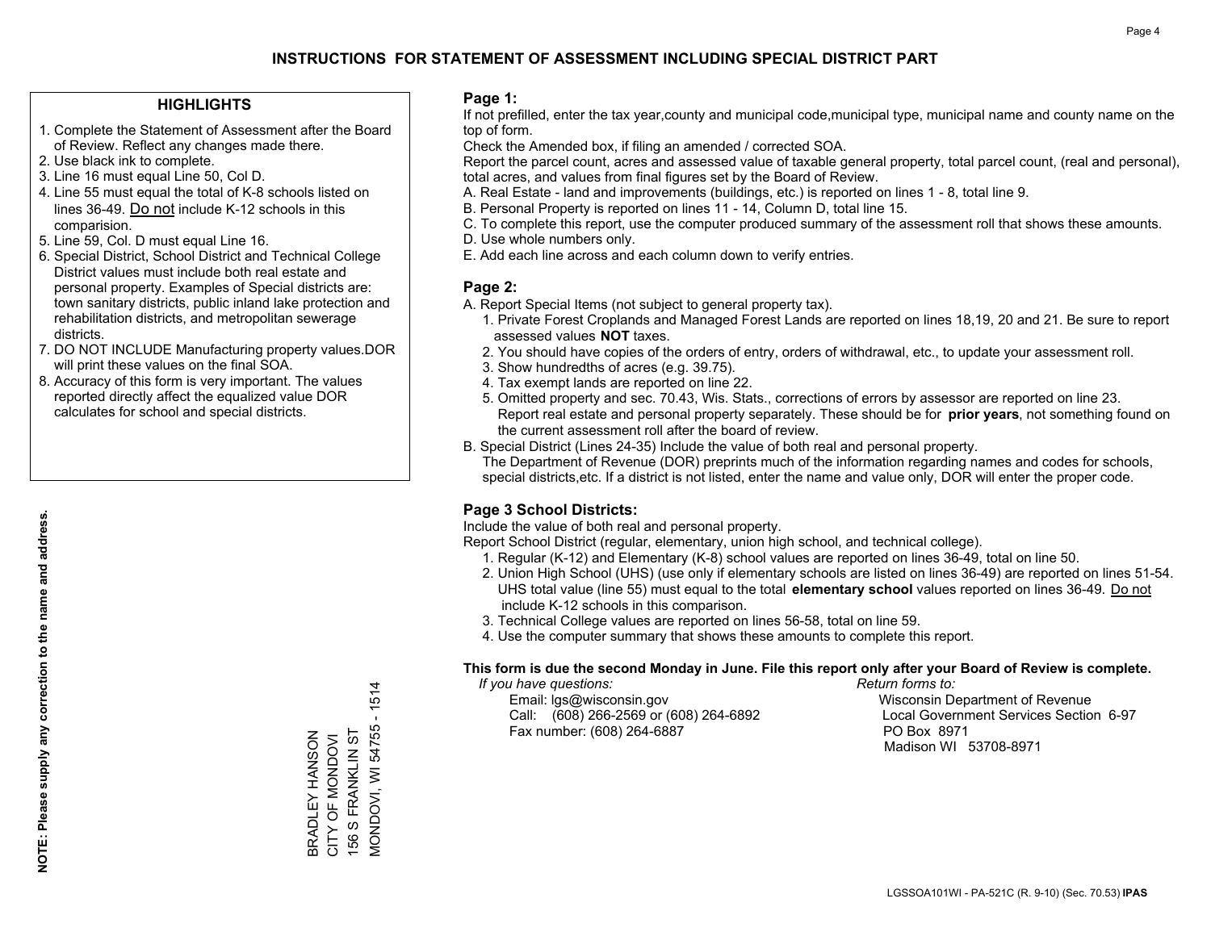# INSTRUCTIONS FOR STATEMENT OF ASSESSMENT INCLUDING SPECIAL DISTRICT PART

### HIGHLIGHTS

1. Complete the Statement of Assessment after the Board of Review. Reflect any changes made there.
2. Use black ink to complete.
3. Line 16 must equal Line 50, Col D.
4. Line 55 must equal the total of K-8 schools listed on lines 36-49. Do not include K-12 schools in this comparision.
5. Line 59, Col. D must equal Line 16.
6. Special District, School District and Technical College District values must include both real estate and personal property. Examples of Special districts are: town sanitary districts, public inland lake protection and rehabilitation districts, and metropolitan sewerage districts.
7. DO NOT INCLUDE Manufacturing property values.DOR will print these values on the final SOA.
8. Accuracy of this form is very important. The values reported directly affect the equalized value DOR calculates for school and special districts.

**NOTE: Please supply any correction to the name and address.**

BRADLEY HANSON
CITY OF MONDOVI
156 S FRANKLIN ST
MONDOVI, WI 54755 - 1514

### Page 1:

If not prefilled, enter the tax year,county and municipal code,municipal type, municipal name and county name on the top of form.

Check the Amended box, if filing an amended / corrected SOA.

Report the parcel count, acres and assessed value of taxable general property, total parcel count, (real and personal), total acres, and values from final figures set by the Board of Review.

A. Real Estate - land and improvements (buildings, etc.) is reported on lines 1 - 8, total line 9.
B. Personal Property is reported on lines 11 - 14, Column D, total line 15.
C. To complete this report, use the computer produced summary of the assessment roll that shows these amounts.
D. Use whole numbers only.
E. Add each line across and each column down to verify entries.

### Page 2:

A. Report Special Items (not subject to general property tax).
   1. Private Forest Croplands and Managed Forest Lands are reported on lines 18,19, 20 and 21. Be sure to report assessed values **NOT** taxes.
   2. You should have copies of the orders of entry, orders of withdrawal, etc., to update your assessment roll.
   3. Show hundredths of acres (e.g. 39.75).
   4. Tax exempt lands are reported on line 22.
   5. Omitted property and sec. 70.43, Wis. Stats., corrections of errors by assessor are reported on line 23. Report real estate and personal property separately. These should be for **prior years**, not something found on the current assessment roll after the board of review.
B. Special District (Lines 24-35) Include the value of both real and personal property.
   The Department of Revenue (DOR) preprints much of the information regarding names and codes for schools, special districts,etc. If a district is not listed, enter the name and value only, DOR will enter the proper code.

### Page 3 School Districts:

Include the value of both real and personal property.

Report School District (regular, elementary, union high school, and technical college).

1. Regular (K-12) and Elementary (K-8) school values are reported on lines 36-49, total on line 50.
2. Union High School (UHS) (use only if elementary schools are listed on lines 36-49) are reported on lines 51-54. UHS total value (line 55) must equal to the total **elementary school** values reported on lines 36-49. Do not include K-12 schools in this comparison.
3. Technical College values are reported on lines 56-58, total on line 59.
4. Use the computer summary that shows these amounts to complete this report.

**This form is due the second Monday in June. File this report only after your Board of Review is complete.**

*If you have questions:*
Email: lgs@wisconsin.gov
Call: (608) 266-2569 or (608) 264-6892
Fax number: (608) 264-6887

*Return forms to:*
Wisconsin Department of Revenue
Local Government Services Section 6-97
PO Box 8971
Madison WI 53708-8971

LGSSOA101WI - PA-521C (R. 9-10) (Sec. 70.53) **IPAS**